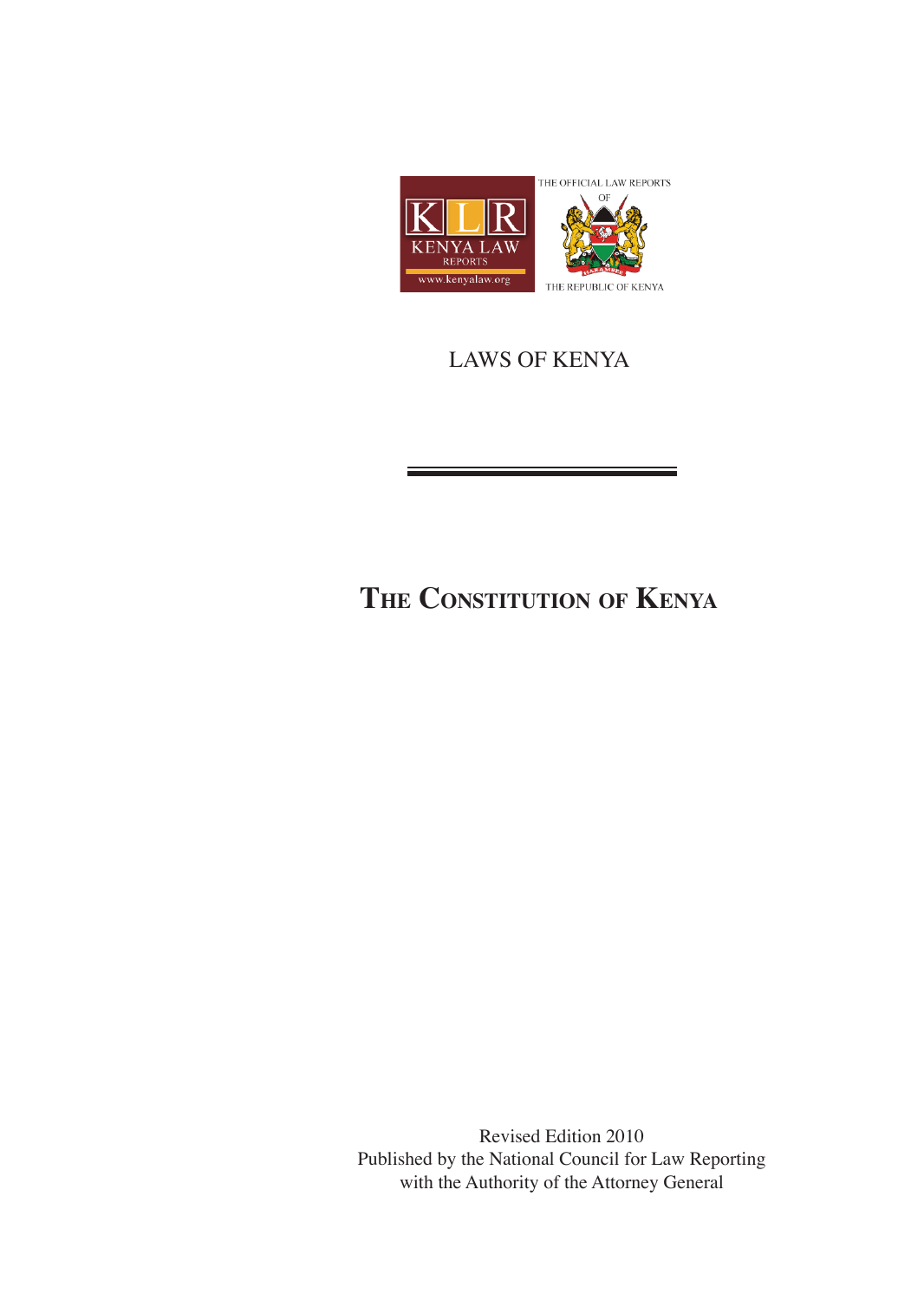KLR KENYA LAW REPORTS www.kenyalaw.org

THE OFFICIAL LAW REPORTS OF THE REPUBLIC OF KENYA

LAWS OF KENYA

---

# THE CONSTITUTION OF KENYA

Revised Edition 2010
Published by the National Council for Law Reporting
with the Authority of the Attorney General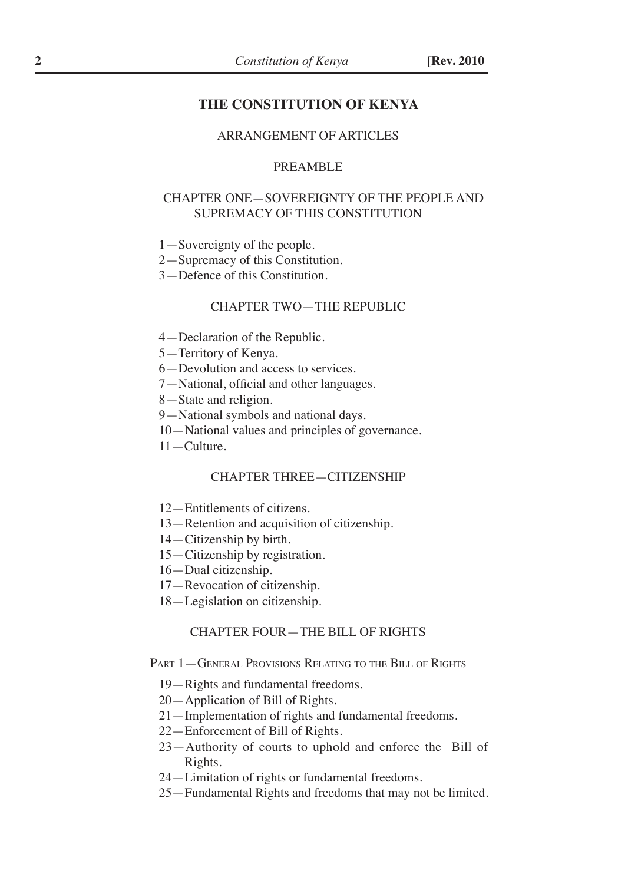# THE CONSTITUTION OF KENYA

## ARRANGEMENT OF ARTICLES

### PREAMBLE

### CHAPTER ONE—SOVEREIGNTY OF THE PEOPLE AND SUPREMACY OF THIS CONSTITUTION

1—Sovereignty of the people.
2—Supremacy of this Constitution.
3—Defence of this Constitution.

### CHAPTER TWO—THE REPUBLIC

4—Declaration of the Republic.
5—Territory of Kenya.
6—Devolution and access to services.
7—National, official and other languages.
8—State and religion.
9—National symbols and national days.
10—National values and principles of governance.
11—Culture.

### CHAPTER THREE—CITIZENSHIP

12—Entitlements of citizens.
13—Retention and acquisition of citizenship.
14—Citizenship by birth.
15—Citizenship by registration.
16—Dual citizenship.
17—Revocation of citizenship.
18—Legislation on citizenship.

### CHAPTER FOUR—THE BILL OF RIGHTS

#### PART 1—GENERAL PROVISIONS RELATING TO THE BILL OF RIGHTS

19—Rights and fundamental freedoms.
20—Application of Bill of Rights.
21—Implementation of rights and fundamental freedoms.
22—Enforcement of Bill of Rights.
23—Authority of courts to uphold and enforce the Bill of Rights.
24—Limitation of rights or fundamental freedoms.
25—Fundamental Rights and freedoms that may not be limited.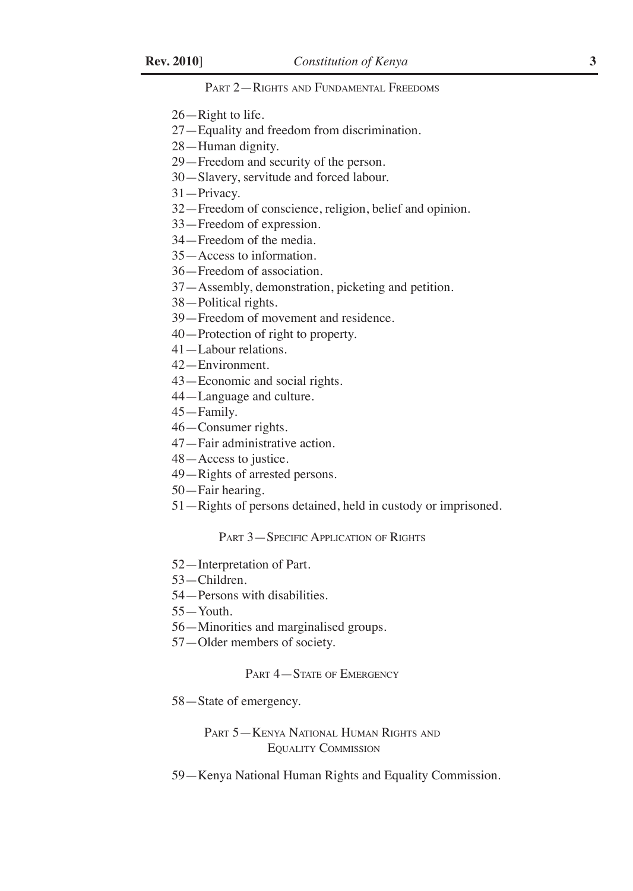PART 2—RIGHTS AND FUNDAMENTAL FREEDOMS

26—Right to life.
27—Equality and freedom from discrimination.
28—Human dignity.
29—Freedom and security of the person.
30—Slavery, servitude and forced labour.
31—Privacy.
32—Freedom of conscience, religion, belief and opinion.
33—Freedom of expression.
34—Freedom of the media.
35—Access to information.
36—Freedom of association.
37—Assembly, demonstration, picketing and petition.
38—Political rights.
39—Freedom of movement and residence.
40—Protection of right to property.
41—Labour relations.
42—Environment.
43—Economic and social rights.
44—Language and culture.
45—Family.
46—Consumer rights.
47—Fair administrative action.
48—Access to justice.
49—Rights of arrested persons.
50—Fair hearing.
51—Rights of persons detained, held in custody or imprisoned.

PART 3—SPECIFIC APPLICATION OF RIGHTS

52—Interpretation of Part.
53—Children.
54—Persons with disabilities.
55—Youth.
56—Minorities and marginalised groups.
57—Older members of society.

PART 4—STATE OF EMERGENCY

58—State of emergency.

PART 5—KENYA NATIONAL HUMAN RIGHTS AND EQUALITY COMMISSION

59—Kenya National Human Rights and Equality Commission.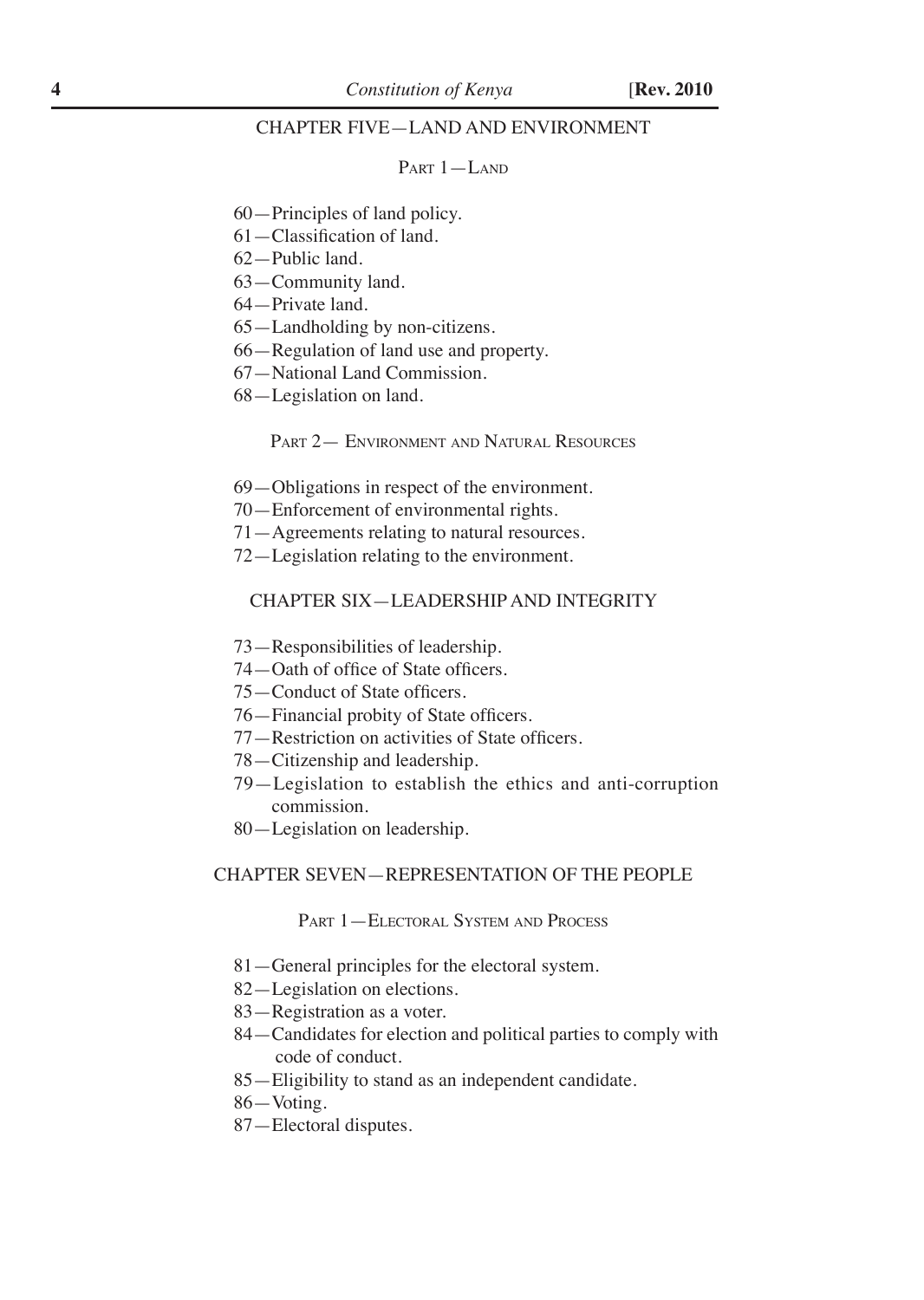## CHAPTER FIVE—LAND AND ENVIRONMENT

### Part 1—Land

60—Principles of land policy.
61—Classification of land.
62—Public land.
63—Community land.
64—Private land.
65—Landholding by non-citizens.
66—Regulation of land use and property.
67—National Land Commission.
68—Legislation on land.

### Part 2— Environment and Natural Resources

69—Obligations in respect of the environment.
70—Enforcement of environmental rights.
71—Agreements relating to natural resources.
72—Legislation relating to the environment.

## CHAPTER SIX—LEADERSHIP AND INTEGRITY

73—Responsibilities of leadership.
74—Oath of office of State officers.
75—Conduct of State officers.
76—Financial probity of State officers.
77—Restriction on activities of State officers.
78—Citizenship and leadership.
79—Legislation to establish the ethics and anti-corruption commission.
80—Legislation on leadership.

## CHAPTER SEVEN—REPRESENTATION OF THE PEOPLE

### Part 1—Electoral System and Process

81—General principles for the electoral system.
82—Legislation on elections.
83—Registration as a voter.
84—Candidates for election and political parties to comply with code of conduct.
85—Eligibility to stand as an independent candidate.
86—Voting.
87—Electoral disputes.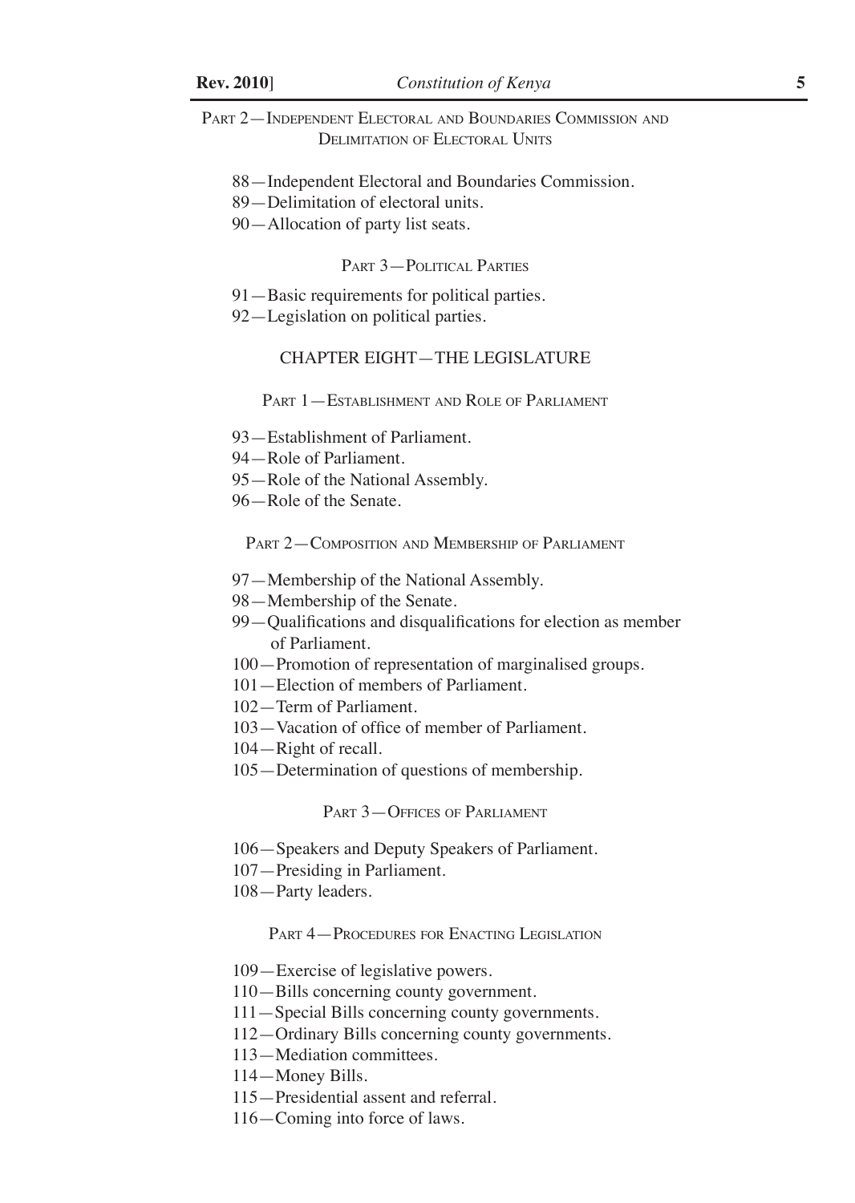Part 2—Independent Electoral and Boundaries Commission and Delimitation of Electoral Units

88—Independent Electoral and Boundaries Commission.
89—Delimitation of electoral units.
90—Allocation of party list seats.

Part 3—Political Parties

91—Basic requirements for political parties.
92—Legislation on political parties.

## CHAPTER EIGHT—THE LEGISLATURE

Part 1—Establishment and Role of Parliament

93—Establishment of Parliament.
94—Role of Parliament.
95—Role of the National Assembly.
96—Role of the Senate.

Part 2—Composition and Membership of Parliament

97—Membership of the National Assembly.
98—Membership of the Senate.
99—Qualifications and disqualifications for election as member of Parliament.
100—Promotion of representation of marginalised groups.
101—Election of members of Parliament.
102—Term of Parliament.
103—Vacation of office of member of Parliament.
104—Right of recall.
105—Determination of questions of membership.

Part 3—Offices of Parliament

106—Speakers and Deputy Speakers of Parliament.
107—Presiding in Parliament.
108—Party leaders.

Part 4—Procedures for Enacting Legislation

109—Exercise of legislative powers.
110—Bills concerning county government.
111—Special Bills concerning county governments.
112—Ordinary Bills concerning county governments.
113—Mediation committees.
114—Money Bills.
115—Presidential assent and referral.
116—Coming into force of laws.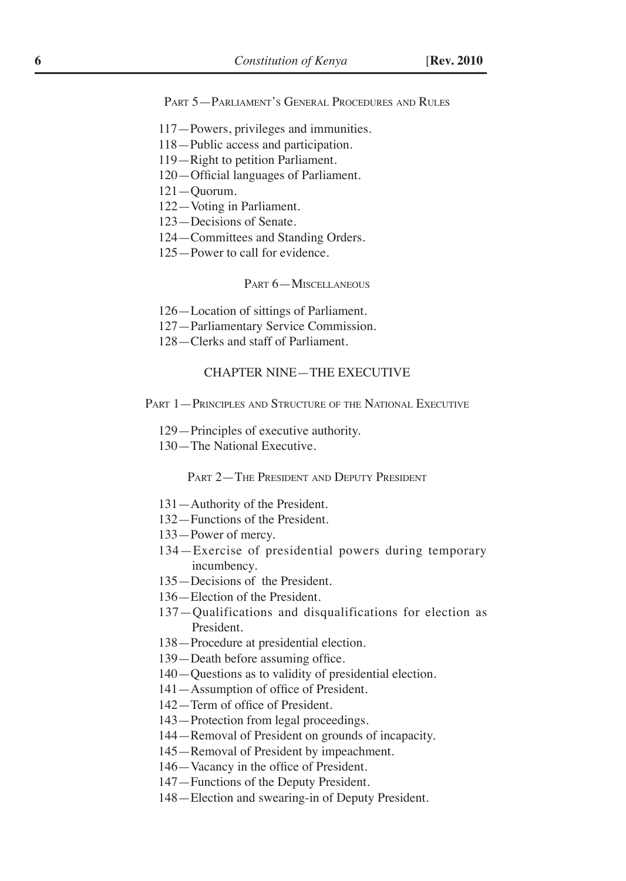Part 5—Parliament's General Procedures and Rules

117—Powers, privileges and immunities.
118—Public access and participation.
119—Right to petition Parliament.
120—Official languages of Parliament.
121—Quorum.
122—Voting in Parliament.
123—Decisions of Senate.
124—Committees and Standing Orders.
125—Power to call for evidence.

Part 6—Miscellaneous

126—Location of sittings of Parliament.
127—Parliamentary Service Commission.
128—Clerks and staff of Parliament.

## CHAPTER NINE—THE EXECUTIVE

Part 1—Principles and Structure of the National Executive

129—Principles of executive authority.
130—The National Executive.

Part 2—The President and Deputy President

131—Authority of the President.
132—Functions of the President.
133—Power of mercy.
134—Exercise of presidential powers during temporary incumbency.
135—Decisions of the President.
136—Election of the President.
137—Qualifications and disqualifications for election as President.
138—Procedure at presidential election.
139—Death before assuming office.
140—Questions as to validity of presidential election.
141—Assumption of office of President.
142—Term of office of President.
143—Protection from legal proceedings.
144—Removal of President on grounds of incapacity.
145—Removal of President by impeachment.
146—Vacancy in the office of President.
147—Functions of the Deputy President.
148—Election and swearing-in of Deputy President.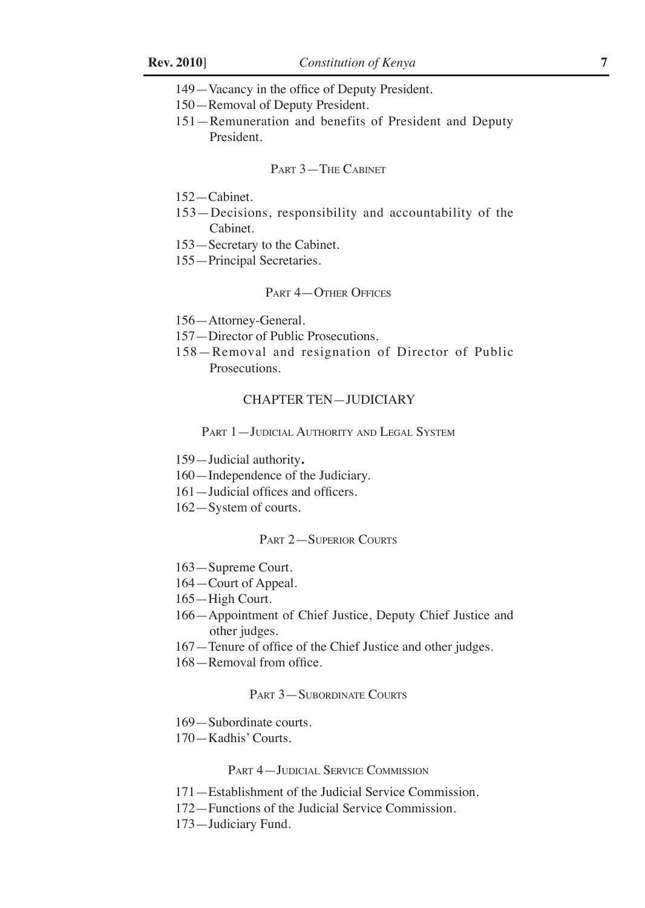149—Vacancy in the office of Deputy President.

150—Removal of Deputy President.

151—Remuneration and benefits of President and Deputy President.

PART 3—THE CABINET

152—Cabinet.

153—Decisions, responsibility and accountability of the Cabinet.

153—Secretary to the Cabinet.

155—Principal Secretaries.

PART 4—OTHER OFFICES

156—Attorney-General.

157—Director of Public Prosecutions.

158—Removal and resignation of Director of Public Prosecutions.

## CHAPTER TEN—JUDICIARY

PART 1—JUDICIAL AUTHORITY AND LEGAL SYSTEM

159—Judicial authority**.**

160—Independence of the Judiciary.

161—Judicial offices and officers.

162—System of courts.

PART 2—SUPERIOR COURTS

163—Supreme Court.

164—Court of Appeal.

165—High Court.

166—Appointment of Chief Justice, Deputy Chief Justice and other judges.

167—Tenure of office of the Chief Justice and other judges.

168—Removal from office.

PART 3—SUBORDINATE COURTS

169—Subordinate courts.

170—Kadhis' Courts.

PART 4—JUDICIAL SERVICE COMMISSION

171—Establishment of the Judicial Service Commission.

172—Functions of the Judicial Service Commission.

173—Judiciary Fund.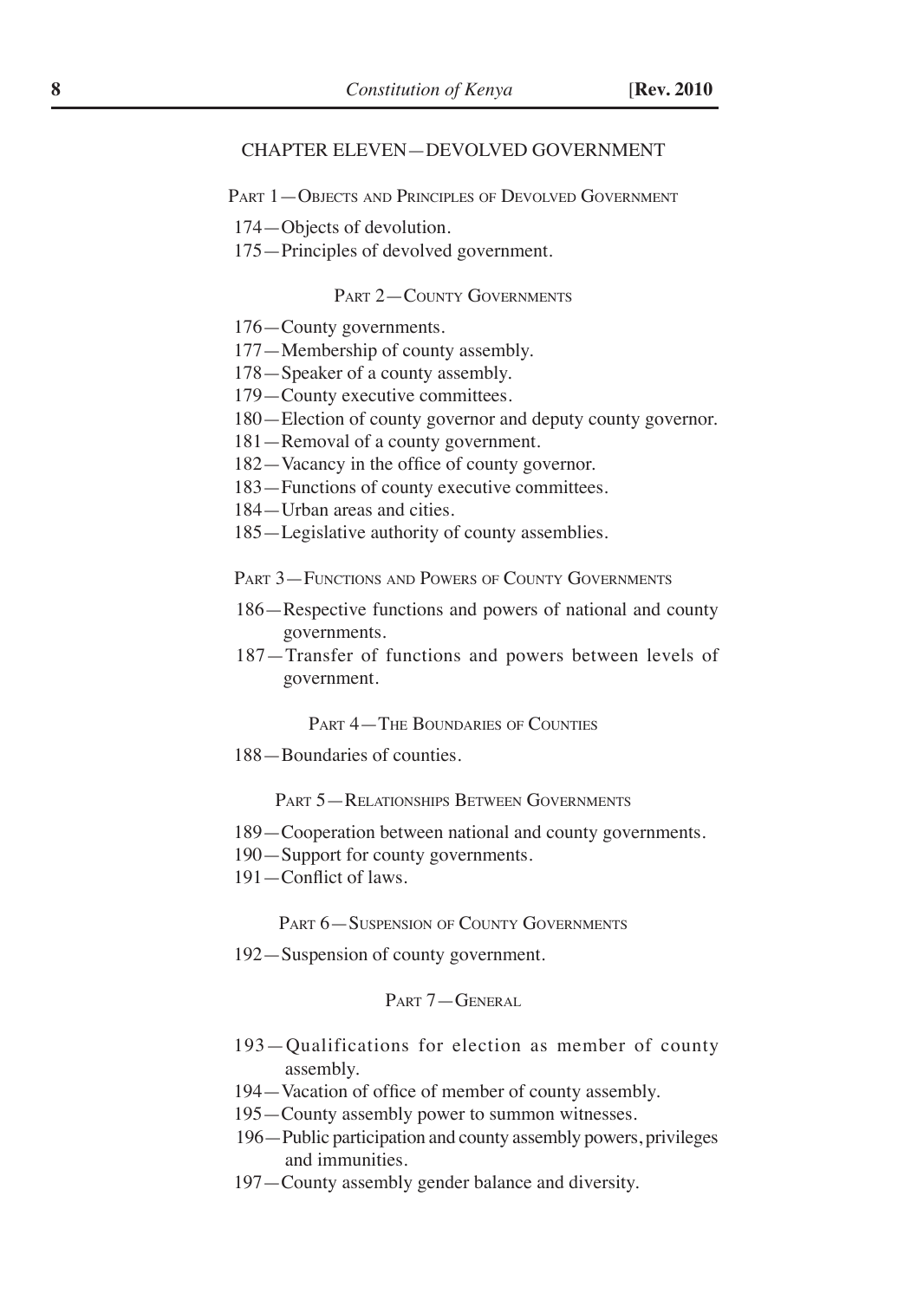## CHAPTER ELEVEN—DEVOLVED GOVERNMENT

### Part 1—Objects and Principles of Devolved Government

174—Objects of devolution.

175—Principles of devolved government.

### Part 2—County Governments

176—County governments.

177—Membership of county assembly.

178—Speaker of a county assembly.

179—County executive committees.

180—Election of county governor and deputy county governor.

181—Removal of a county government.

182—Vacancy in the office of county governor.

183—Functions of county executive committees.

184—Urban areas and cities.

185—Legislative authority of county assemblies.

### Part 3—Functions and Powers of County Governments

186—Respective functions and powers of national and county governments.

187—Transfer of functions and powers between levels of government.

### Part 4—The Boundaries of Counties

188—Boundaries of counties.

### Part 5—Relationships Between Governments

189—Cooperation between national and county governments.

190—Support for county governments.

191—Conflict of laws.

### Part 6—Suspension of County Governments

192—Suspension of county government.

### Part 7—General

193—Qualifications for election as member of county assembly.

194—Vacation of office of member of county assembly.

195—County assembly power to summon witnesses.

196—Public participation and county assembly powers, privileges and immunities.

197—County assembly gender balance and diversity.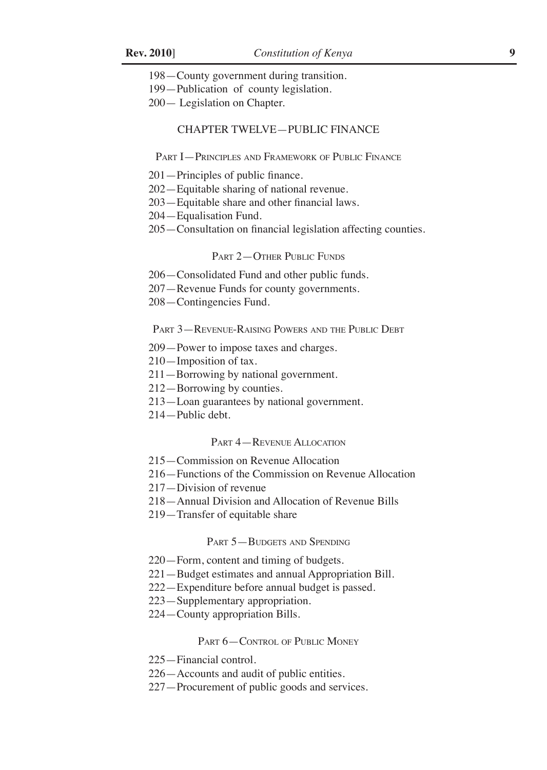198—County government during transition.

199—Publication of county legislation.

200— Legislation on Chapter.

## CHAPTER TWELVE—PUBLIC FINANCE

### PART I—PRINCIPLES AND FRAMEWORK OF PUBLIC FINANCE

201—Principles of public finance.

202—Equitable sharing of national revenue.

203—Equitable share and other financial laws.

204—Equalisation Fund.

205—Consultation on financial legislation affecting counties.

### PART 2—OTHER PUBLIC FUNDS

206—Consolidated Fund and other public funds.

207—Revenue Funds for county governments.

208—Contingencies Fund.

### PART 3—REVENUE-RAISING POWERS AND THE PUBLIC DEBT

209—Power to impose taxes and charges.

210—Imposition of tax.

211—Borrowing by national government.

212—Borrowing by counties.

213—Loan guarantees by national government.

214—Public debt.

### PART 4—REVENUE ALLOCATION

215—Commission on Revenue Allocation

216—Functions of the Commission on Revenue Allocation

217—Division of revenue

218—Annual Division and Allocation of Revenue Bills

219—Transfer of equitable share

### PART 5—BUDGETS AND SPENDING

220—Form, content and timing of budgets.

221—Budget estimates and annual Appropriation Bill.

222—Expenditure before annual budget is passed.

223—Supplementary appropriation.

224—County appropriation Bills.

### PART 6—CONTROL OF PUBLIC MONEY

225—Financial control.

226—Accounts and audit of public entities.

227—Procurement of public goods and services.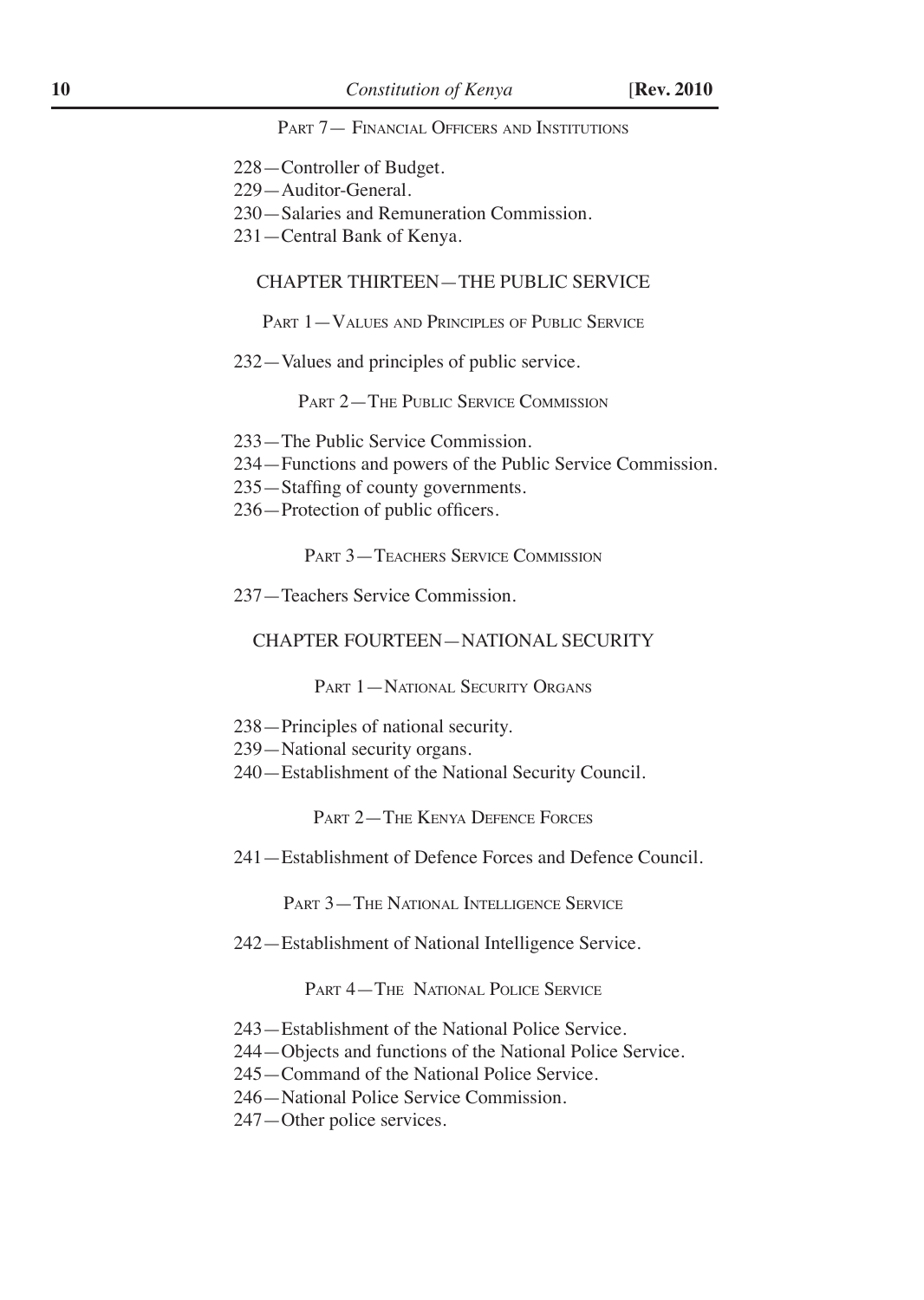Part 7— Financial Officers and Institutions

228—Controller of Budget.
229—Auditor-General.
230—Salaries and Remuneration Commission.
231—Central Bank of Kenya.

## CHAPTER THIRTEEN—THE PUBLIC SERVICE

Part 1—Values and Principles of Public Service

232—Values and principles of public service.

Part 2—The Public Service Commission

233—The Public Service Commission.
234—Functions and powers of the Public Service Commission.
235—Staffing of county governments.
236—Protection of public officers.

Part 3—Teachers Service Commission

237—Teachers Service Commission.

## CHAPTER FOURTEEN—NATIONAL SECURITY

Part 1—National Security Organs

238—Principles of national security.
239—National security organs.
240—Establishment of the National Security Council.

Part 2—The Kenya Defence Forces

241—Establishment of Defence Forces and Defence Council.

Part 3—The National Intelligence Service

242—Establishment of National Intelligence Service.

Part 4—The National Police Service

243—Establishment of the National Police Service.
244—Objects and functions of the National Police Service.
245—Command of the National Police Service.
246—National Police Service Commission.
247—Other police services.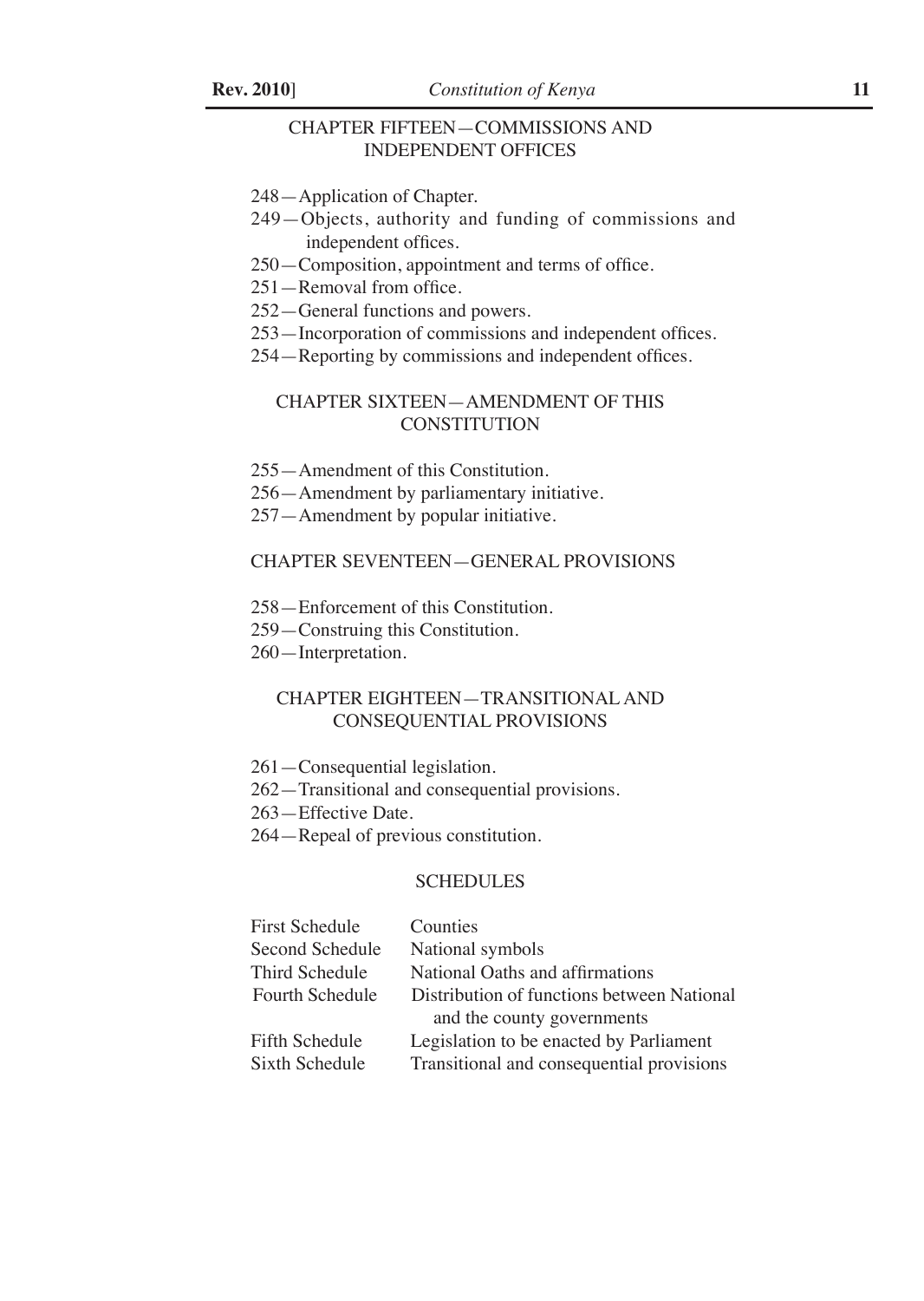## CHAPTER FIFTEEN—COMMISSIONS AND INDEPENDENT OFFICES

248—Application of Chapter.
249—Objects, authority and funding of commissions and independent offices.
250—Composition, appointment and terms of office.
251—Removal from office.
252—General functions and powers.
253—Incorporation of commissions and independent offices.
254—Reporting by commissions and independent offices.

## CHAPTER SIXTEEN—AMENDMENT OF THIS CONSTITUTION

255—Amendment of this Constitution.
256—Amendment by parliamentary initiative.
257—Amendment by popular initiative.

## CHAPTER SEVENTEEN—GENERAL PROVISIONS

258—Enforcement of this Constitution.
259—Construing this Constitution.
260—Interpretation.

## CHAPTER EIGHTEEN—TRANSITIONAL AND CONSEQUENTIAL PROVISIONS

261—Consequential legislation.
262—Transitional and consequential provisions.
263—Effective Date.
264—Repeal of previous constitution.

## SCHEDULES

| | |
|---|---|
| First Schedule | Counties |
| Second Schedule | National symbols |
| Third Schedule | National Oaths and affirmations |
| Fourth Schedule | Distribution of functions between National and the county governments |
| Fifth Schedule | Legislation to be enacted by Parliament |
| Sixth Schedule | Transitional and consequential provisions |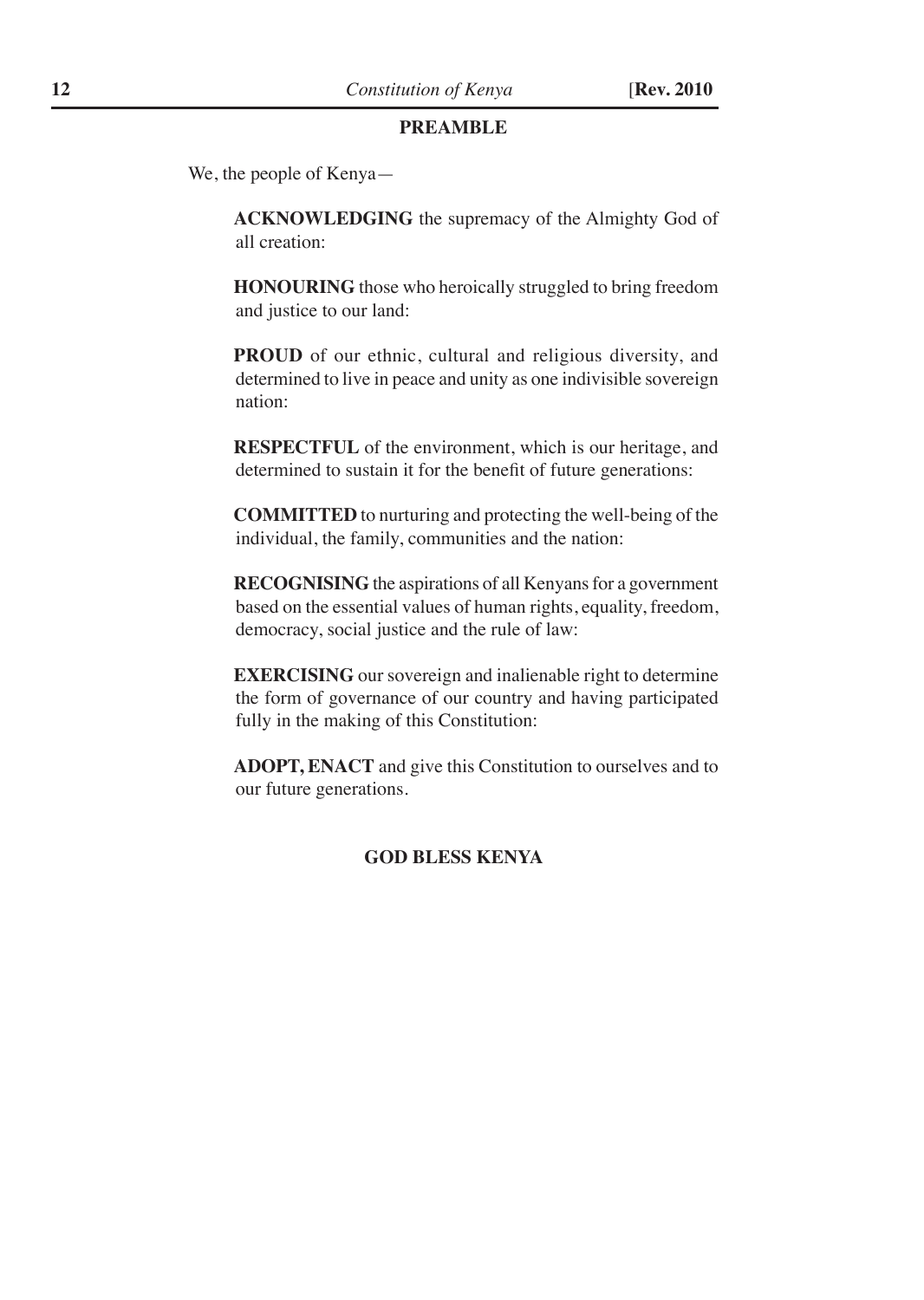## PREAMBLE

We, the people of Kenya—

**ACKNOWLEDGING** the supremacy of the Almighty God of all creation:

**HONOURING** those who heroically struggled to bring freedom and justice to our land:

**PROUD** of our ethnic, cultural and religious diversity, and determined to live in peace and unity as one indivisible sovereign nation:

**RESPECTFUL** of the environment, which is our heritage, and determined to sustain it for the benefit of future generations:

**COMMITTED** to nurturing and protecting the well-being of the individual, the family, communities and the nation:

**RECOGNISING** the aspirations of all Kenyans for a government based on the essential values of human rights, equality, freedom, democracy, social justice and the rule of law:

**EXERCISING** our sovereign and inalienable right to determine the form of governance of our country and having participated fully in the making of this Constitution:

**ADOPT, ENACT** and give this Constitution to ourselves and to our future generations.

**GOD BLESS KENYA**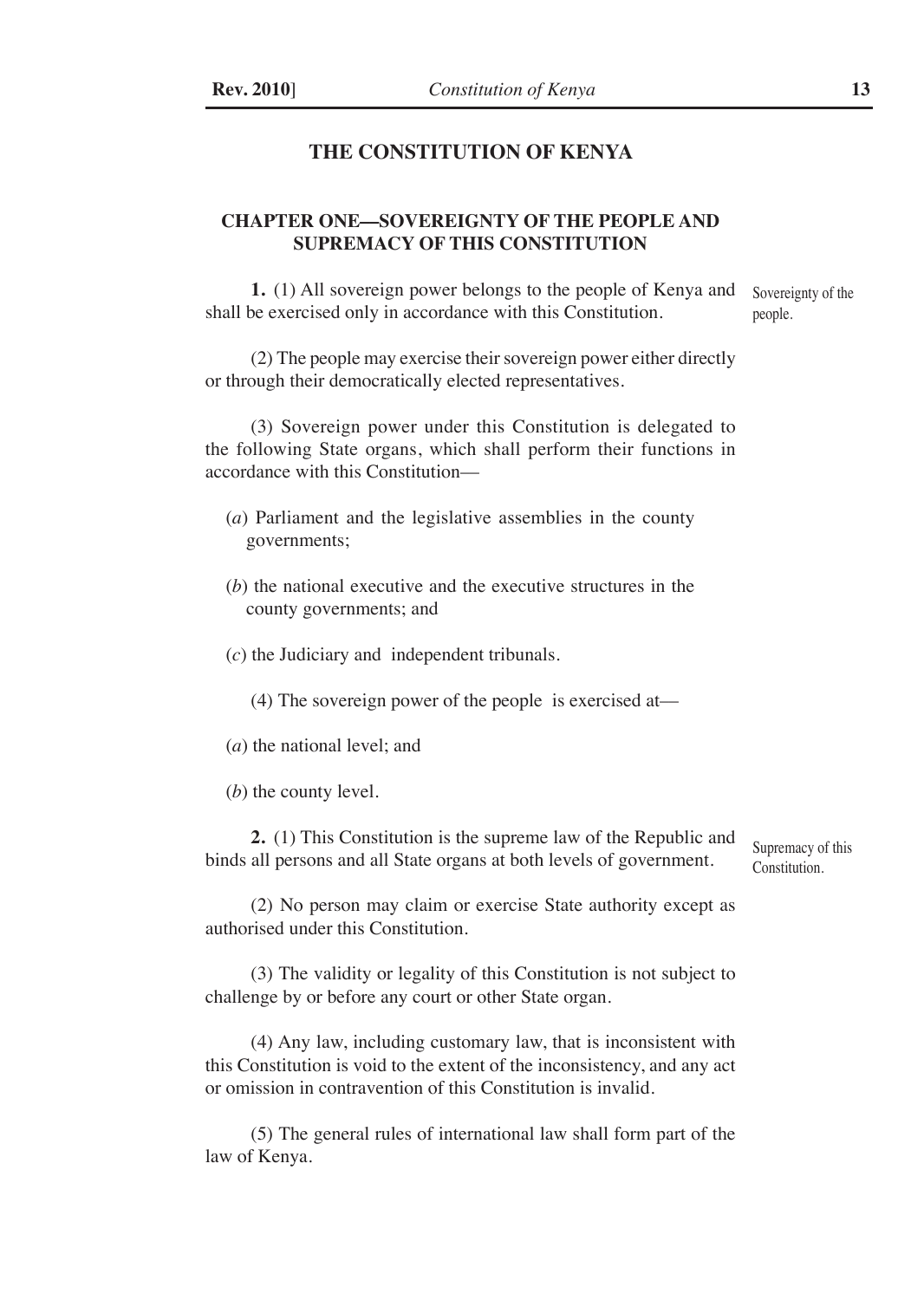# THE CONSTITUTION OF KENYA

## CHAPTER ONE—SOVEREIGNTY OF THE PEOPLE AND SUPREMACY OF THIS CONSTITUTION

*Sovereignty of the people.*

**1.** (1) All sovereign power belongs to the people of Kenya and shall be exercised only in accordance with this Constitution.

(2) The people may exercise their sovereign power either directly or through their democratically elected representatives.

(3) Sovereign power under this Constitution is delegated to the following State organs, which shall perform their functions in accordance with this Constitution—

(*a*) Parliament and the legislative assemblies in the county governments;

(*b*) the national executive and the executive structures in the county governments; and

(*c*) the Judiciary and independent tribunals.

(4) The sovereign power of the people is exercised at—

(*a*) the national level; and

(*b*) the county level.

*Supremacy of this Constitution.*

**2.** (1) This Constitution is the supreme law of the Republic and binds all persons and all State organs at both levels of government.

(2) No person may claim or exercise State authority except as authorised under this Constitution.

(3) The validity or legality of this Constitution is not subject to challenge by or before any court or other State organ.

(4) Any law, including customary law, that is inconsistent with this Constitution is void to the extent of the inconsistency, and any act or omission in contravention of this Constitution is invalid.

(5) The general rules of international law shall form part of the law of Kenya.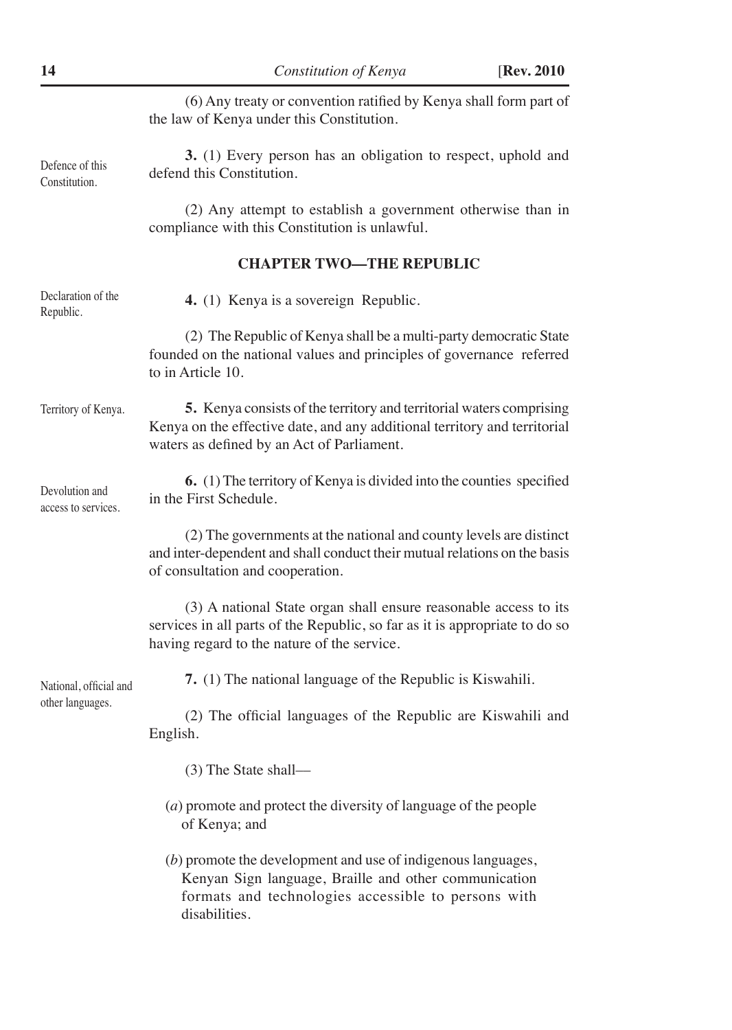(6) Any treaty or convention ratified by Kenya shall form part of the law of Kenya under this Constitution.

*Defence of this Constitution.*

**3.** (1) Every person has an obligation to respect, uphold and defend this Constitution.

(2) Any attempt to establish a government otherwise than in compliance with this Constitution is unlawful.

## CHAPTER TWO—THE REPUBLIC

*Declaration of the Republic.*

**4.** (1) Kenya is a sovereign Republic.

(2) The Republic of Kenya shall be a multi-party democratic State founded on the national values and principles of governance referred to in Article 10.

*Territory of Kenya.*

**5.** Kenya consists of the territory and territorial waters comprising Kenya on the effective date, and any additional territory and territorial waters as defined by an Act of Parliament.

*Devolution and access to services.*

**6.** (1) The territory of Kenya is divided into the counties specified in the First Schedule.

(2) The governments at the national and county levels are distinct and inter-dependent and shall conduct their mutual relations on the basis of consultation and cooperation.

(3) A national State organ shall ensure reasonable access to its services in all parts of the Republic, so far as it is appropriate to do so having regard to the nature of the service.

*National, official and other languages.*

**7.** (1) The national language of the Republic is Kiswahili.

(2) The official languages of the Republic are Kiswahili and English.

(3) The State shall—

(*a*) promote and protect the diversity of language of the people of Kenya; and

(*b*) promote the development and use of indigenous languages, Kenyan Sign language, Braille and other communication formats and technologies accessible to persons with disabilities.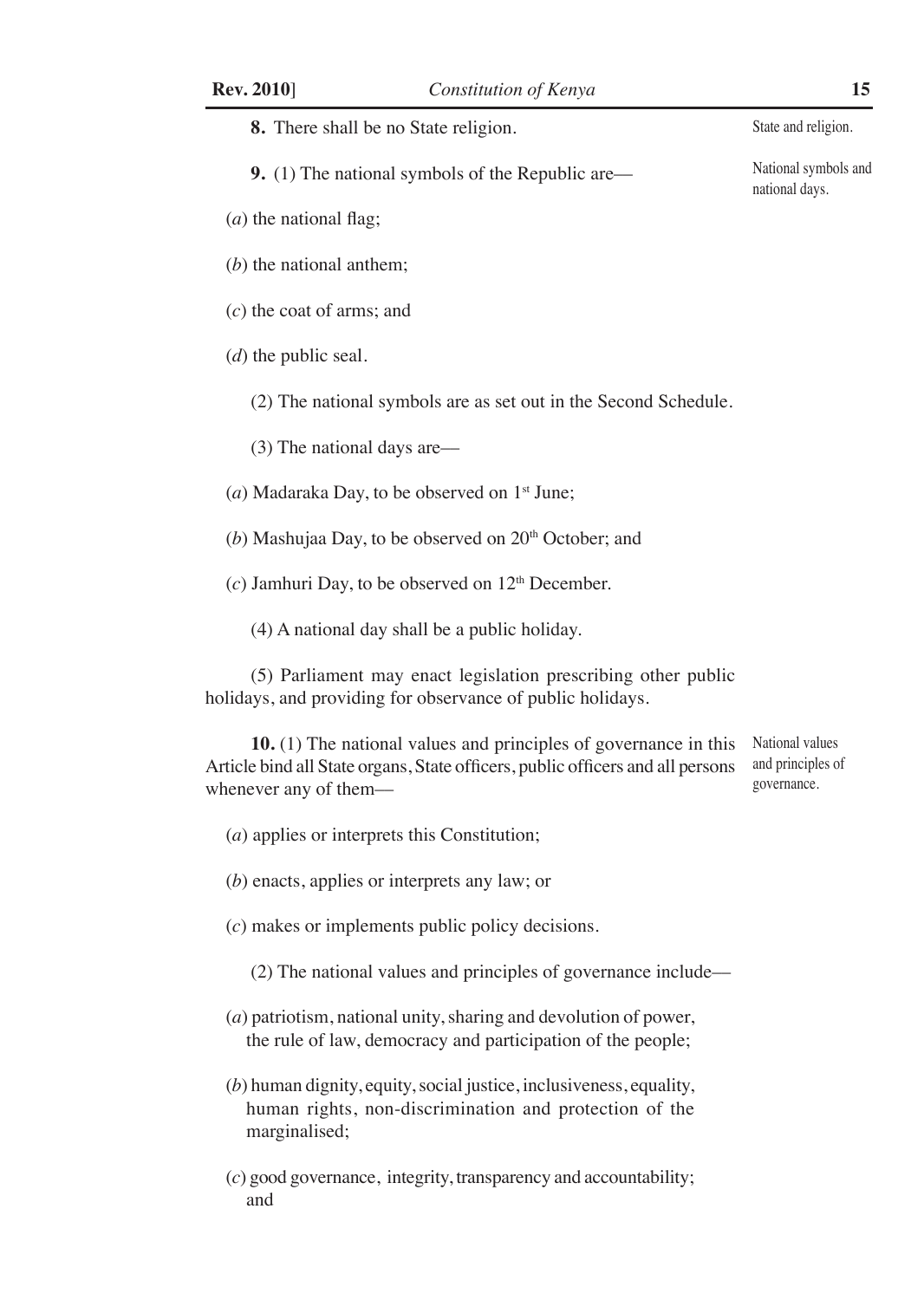**8.** There shall be no State religion.

State and religion.

**9.** (1) The national symbols of the Republic are—

National symbols and national days.

(*a*) the national flag;

(*b*) the national anthem;

(*c*) the coat of arms; and

(*d*) the public seal.

(2) The national symbols are as set out in the Second Schedule.

(3) The national days are—

(*a*) Madaraka Day, to be observed on 1st June;

(*b*) Mashujaa Day, to be observed on 20th October; and

(*c*) Jamhuri Day, to be observed on 12th December.

(4) A national day shall be a public holiday.

(5) Parliament may enact legislation prescribing other public holidays, and providing for observance of public holidays.

**10.** (1) The national values and principles of governance in this Article bind all State organs, State officers, public officers and all persons whenever any of them—

National values and principles of governance.

(*a*) applies or interprets this Constitution;

(*b*) enacts, applies or interprets any law; or

(*c*) makes or implements public policy decisions.

(2) The national values and principles of governance include—

(*a*) patriotism, national unity, sharing and devolution of power, the rule of law, democracy and participation of the people;

(*b*) human dignity, equity, social justice, inclusiveness, equality, human rights, non-discrimination and protection of the marginalised;

(*c*) good governance, integrity, transparency and accountability; and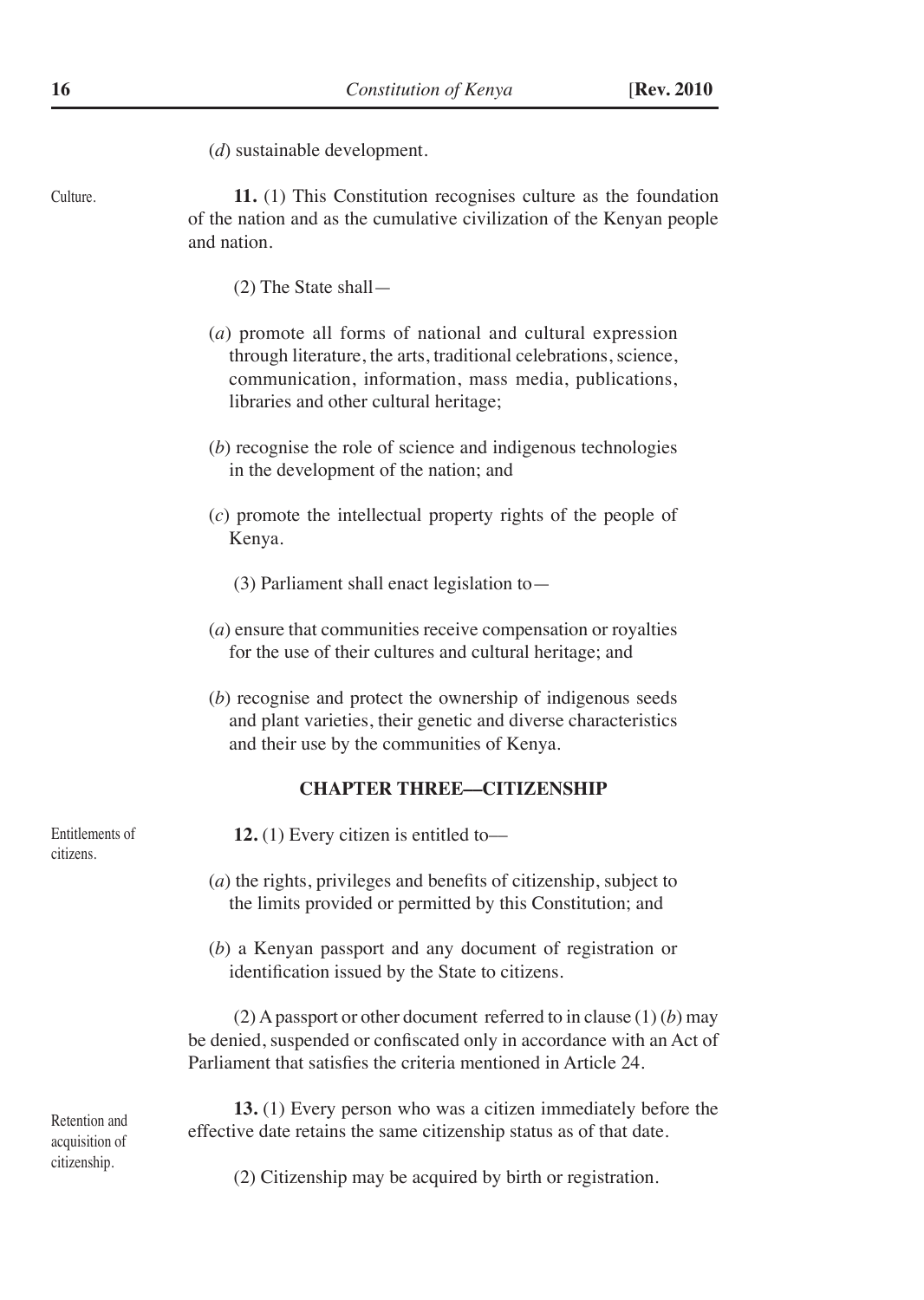(*d*) sustainable development.

Culture.

**11.** (1) This Constitution recognises culture as the foundation of the nation and as the cumulative civilization of the Kenyan people and nation.

(2) The State shall—

(*a*) promote all forms of national and cultural expression through literature, the arts, traditional celebrations, science, communication, information, mass media, publications, libraries and other cultural heritage;

(*b*) recognise the role of science and indigenous technologies in the development of the nation; and

(*c*) promote the intellectual property rights of the people of Kenya.

(3) Parliament shall enact legislation to—

(*a*) ensure that communities receive compensation or royalties for the use of their cultures and cultural heritage; and

(*b*) recognise and protect the ownership of indigenous seeds and plant varieties, their genetic and diverse characteristics and their use by the communities of Kenya.

## CHAPTER THREE—CITIZENSHIP

Entitlements of citizens.

**12.** (1) Every citizen is entitled to—

(*a*) the rights, privileges and benefits of citizenship, subject to the limits provided or permitted by this Constitution; and

(*b*) a Kenyan passport and any document of registration or identification issued by the State to citizens.

(2) A passport or other document referred to in clause (1) (*b*) may be denied, suspended or confiscated only in accordance with an Act of Parliament that satisfies the criteria mentioned in Article 24.

Retention and acquisition of citizenship.

**13.** (1) Every person who was a citizen immediately before the effective date retains the same citizenship status as of that date.

(2) Citizenship may be acquired by birth or registration.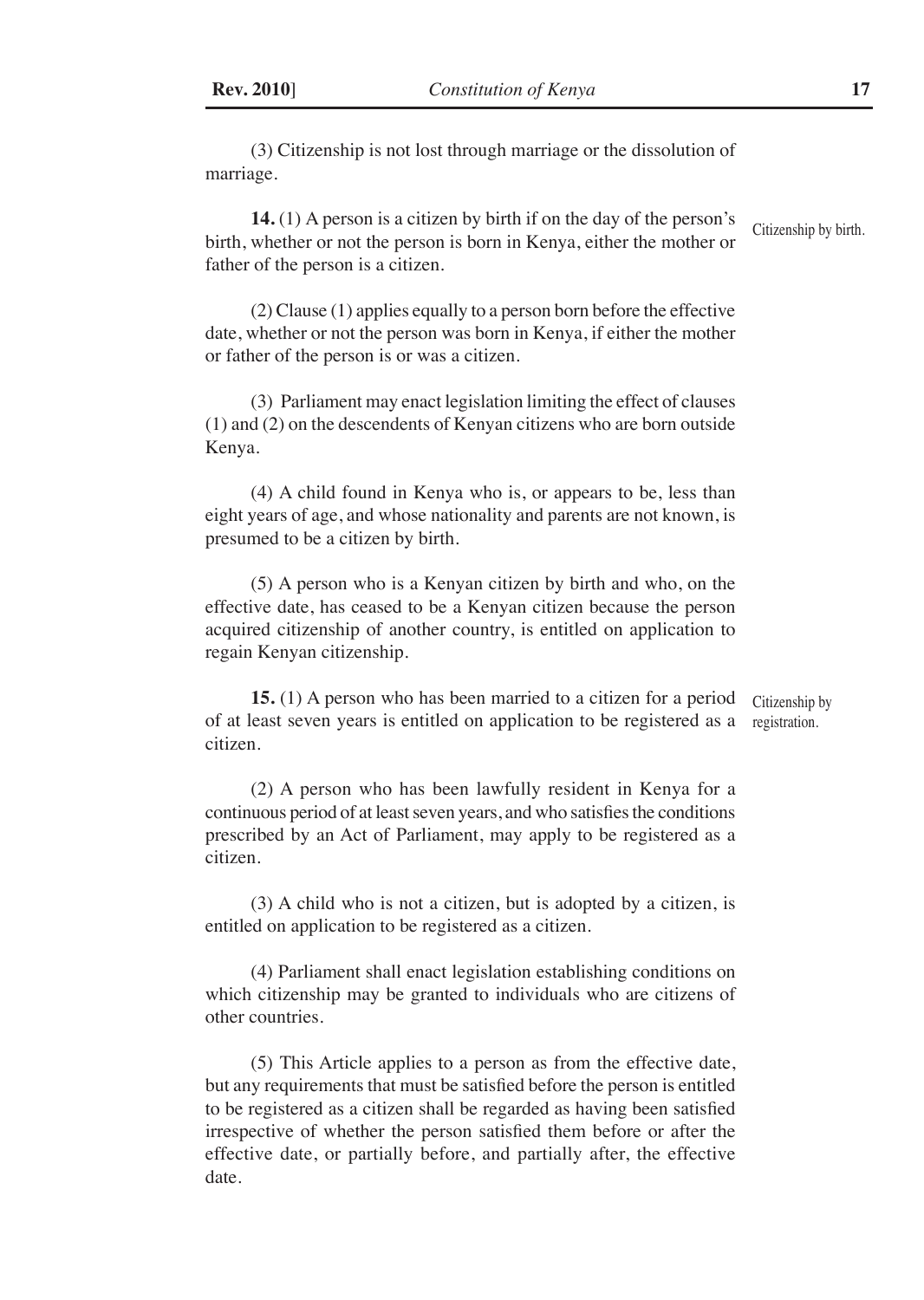(3) Citizenship is not lost through marriage or the dissolution of marriage.

Citizenship by birth.

**14.** (1) A person is a citizen by birth if on the day of the person's birth, whether or not the person is born in Kenya, either the mother or father of the person is a citizen.

(2) Clause (1) applies equally to a person born before the effective date, whether or not the person was born in Kenya, if either the mother or father of the person is or was a citizen.

(3) Parliament may enact legislation limiting the effect of clauses (1) and (2) on the descendents of Kenyan citizens who are born outside Kenya.

(4) A child found in Kenya who is, or appears to be, less than eight years of age, and whose nationality and parents are not known, is presumed to be a citizen by birth.

(5) A person who is a Kenyan citizen by birth and who, on the effective date, has ceased to be a Kenyan citizen because the person acquired citizenship of another country, is entitled on application to regain Kenyan citizenship.

Citizenship by registration.

**15.** (1) A person who has been married to a citizen for a period of at least seven years is entitled on application to be registered as a citizen.

(2) A person who has been lawfully resident in Kenya for a continuous period of at least seven years, and who satisfies the conditions prescribed by an Act of Parliament, may apply to be registered as a citizen.

(3) A child who is not a citizen, but is adopted by a citizen, is entitled on application to be registered as a citizen.

(4) Parliament shall enact legislation establishing conditions on which citizenship may be granted to individuals who are citizens of other countries.

(5) This Article applies to a person as from the effective date, but any requirements that must be satisfied before the person is entitled to be registered as a citizen shall be regarded as having been satisfied irrespective of whether the person satisfied them before or after the effective date, or partially before, and partially after, the effective date.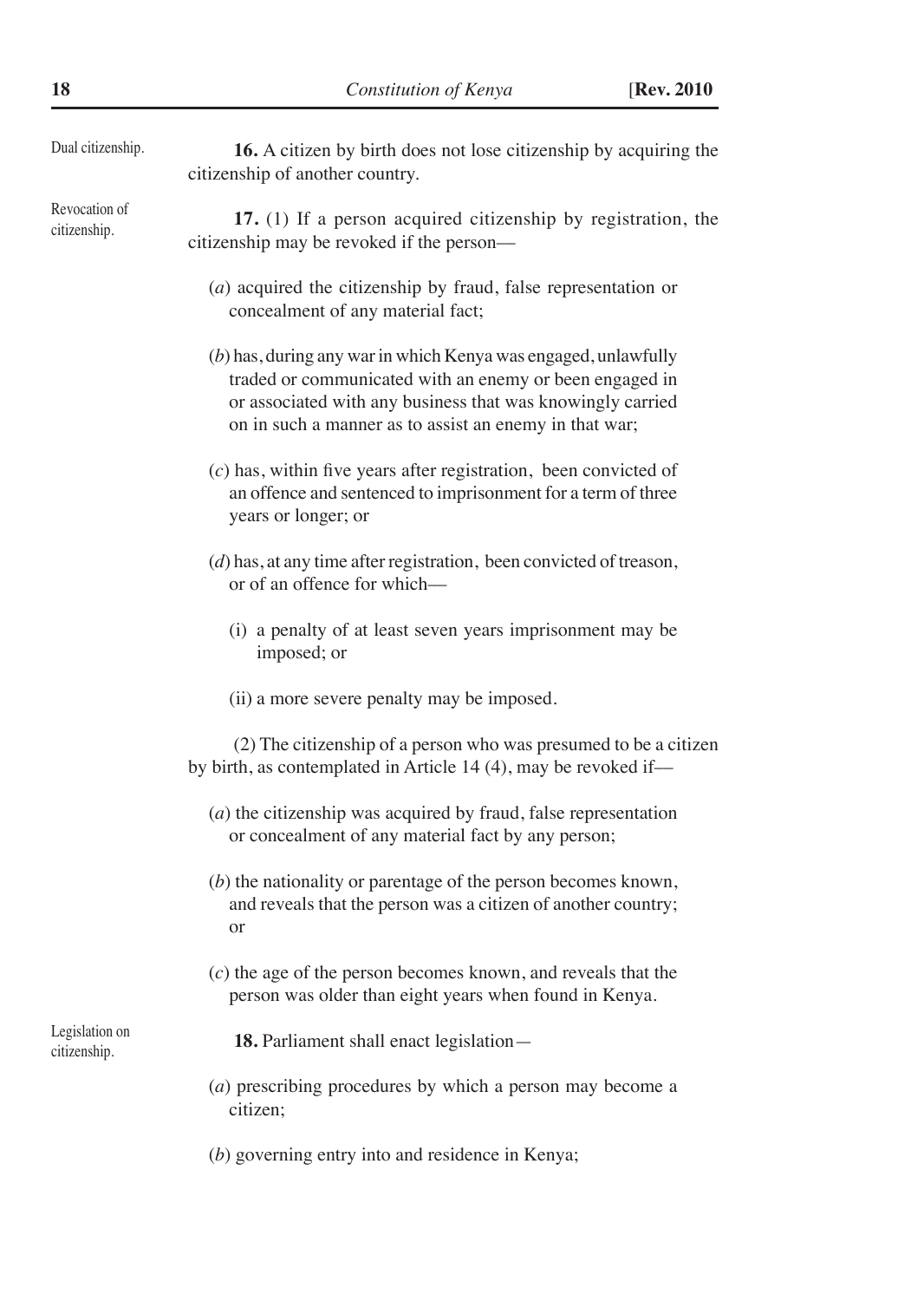Dual citizenship.

**16.** A citizen by birth does not lose citizenship by acquiring the citizenship of another country.

Revocation of citizenship.

**17.** (1) If a person acquired citizenship by registration, the citizenship may be revoked if the person—

(*a*) acquired the citizenship by fraud, false representation or concealment of any material fact;

(*b*) has, during any war in which Kenya was engaged, unlawfully traded or communicated with an enemy or been engaged in or associated with any business that was knowingly carried on in such a manner as to assist an enemy in that war;

(*c*) has, within five years after registration, been convicted of an offence and sentenced to imprisonment for a term of three years or longer; or

(*d*) has, at any time after registration, been convicted of treason, or of an offence for which—

(i) a penalty of at least seven years imprisonment may be imposed; or

(ii) a more severe penalty may be imposed.

(2) The citizenship of a person who was presumed to be a citizen by birth, as contemplated in Article 14 (4), may be revoked if—

(*a*) the citizenship was acquired by fraud, false representation or concealment of any material fact by any person;

(*b*) the nationality or parentage of the person becomes known, and reveals that the person was a citizen of another country; or

(*c*) the age of the person becomes known, and reveals that the person was older than eight years when found in Kenya.

Legislation on citizenship.

**18.** Parliament shall enact legislation—

(*a*) prescribing procedures by which a person may become a citizen;

(*b*) governing entry into and residence in Kenya;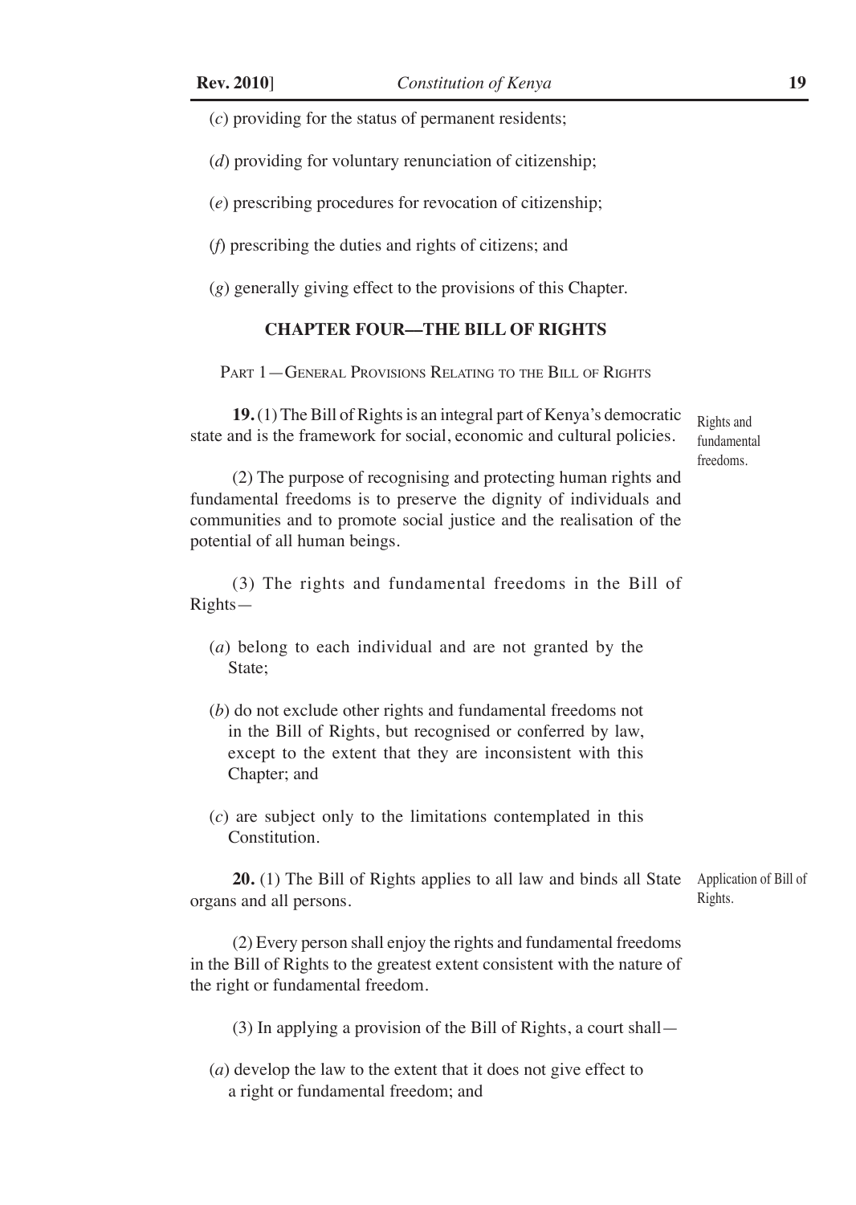(*c*) providing for the status of permanent residents;

(*d*) providing for voluntary renunciation of citizenship;

(*e*) prescribing procedures for revocation of citizenship;

(*f*) prescribing the duties and rights of citizens; and

(*g*) generally giving effect to the provisions of this Chapter.

## CHAPTER FOUR—THE BILL OF RIGHTS

### Part 1—General Provisions Relating to the Bill of Rights

*Rights and fundamental freedoms.*

**19.** (1) The Bill of Rights is an integral part of Kenya's democratic state and is the framework for social, economic and cultural policies.

(2) The purpose of recognising and protecting human rights and fundamental freedoms is to preserve the dignity of individuals and communities and to promote social justice and the realisation of the potential of all human beings.

(3) The rights and fundamental freedoms in the Bill of Rights—

(*a*) belong to each individual and are not granted by the State;

(*b*) do not exclude other rights and fundamental freedoms not in the Bill of Rights, but recognised or conferred by law, except to the extent that they are inconsistent with this Chapter; and

(*c*) are subject only to the limitations contemplated in this Constitution.

*Application of Bill of Rights.*

**20.** (1) The Bill of Rights applies to all law and binds all State organs and all persons.

(2) Every person shall enjoy the rights and fundamental freedoms in the Bill of Rights to the greatest extent consistent with the nature of the right or fundamental freedom.

(3) In applying a provision of the Bill of Rights, a court shall—

(*a*) develop the law to the extent that it does not give effect to a right or fundamental freedom; and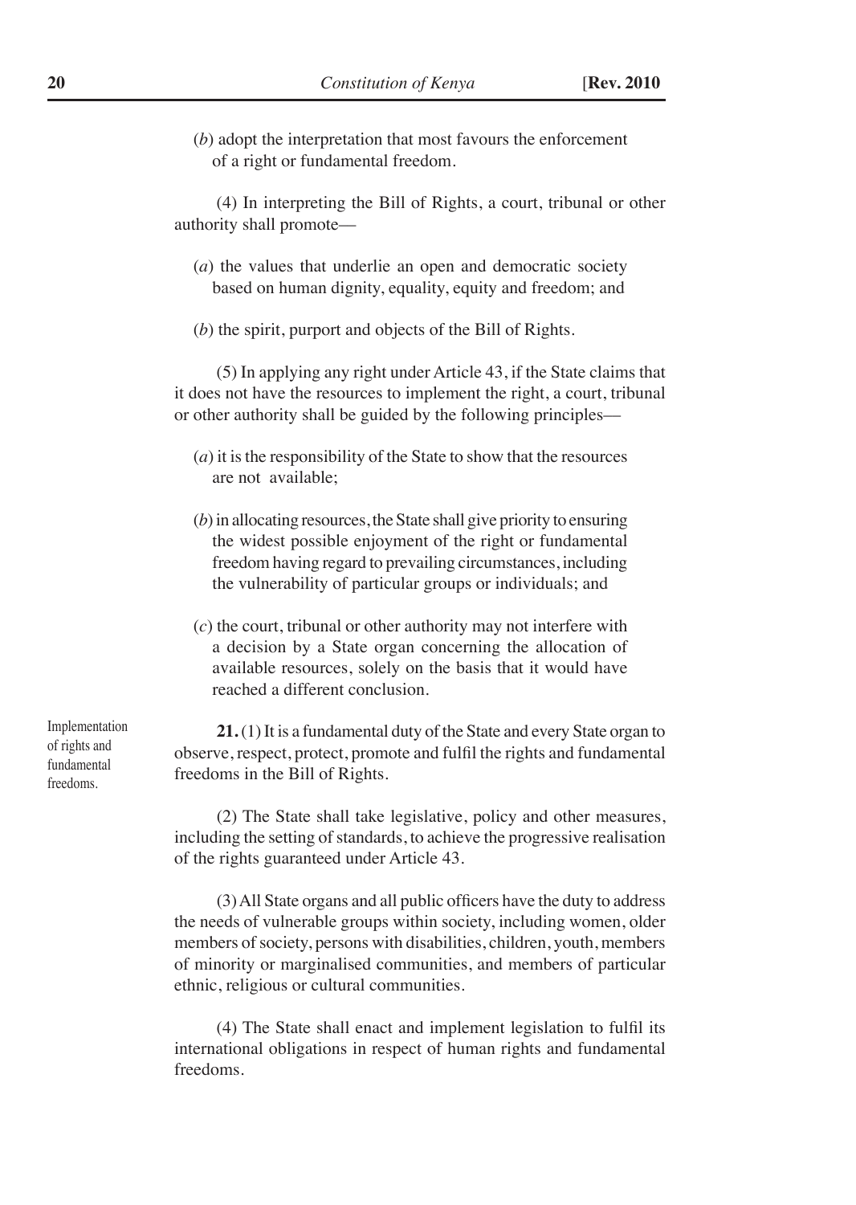(*b*) adopt the interpretation that most favours the enforcement of a right or fundamental freedom.

(4) In interpreting the Bill of Rights, a court, tribunal or other authority shall promote—

(*a*) the values that underlie an open and democratic society based on human dignity, equality, equity and freedom; and

(*b*) the spirit, purport and objects of the Bill of Rights.

(5) In applying any right under Article 43, if the State claims that it does not have the resources to implement the right, a court, tribunal or other authority shall be guided by the following principles—

(*a*) it is the responsibility of the State to show that the resources are not available;

(*b*) in allocating resources, the State shall give priority to ensuring the widest possible enjoyment of the right or fundamental freedom having regard to prevailing circumstances, including the vulnerability of particular groups or individuals; and

(*c*) the court, tribunal or other authority may not interfere with a decision by a State organ concerning the allocation of available resources, solely on the basis that it would have reached a different conclusion.

Implementation of rights and fundamental freedoms.

**21.** (1) It is a fundamental duty of the State and every State organ to observe, respect, protect, promote and fulfil the rights and fundamental freedoms in the Bill of Rights.

(2) The State shall take legislative, policy and other measures, including the setting of standards, to achieve the progressive realisation of the rights guaranteed under Article 43.

(3) All State organs and all public officers have the duty to address the needs of vulnerable groups within society, including women, older members of society, persons with disabilities, children, youth, members of minority or marginalised communities, and members of particular ethnic, religious or cultural communities.

(4) The State shall enact and implement legislation to fulfil its international obligations in respect of human rights and fundamental freedoms.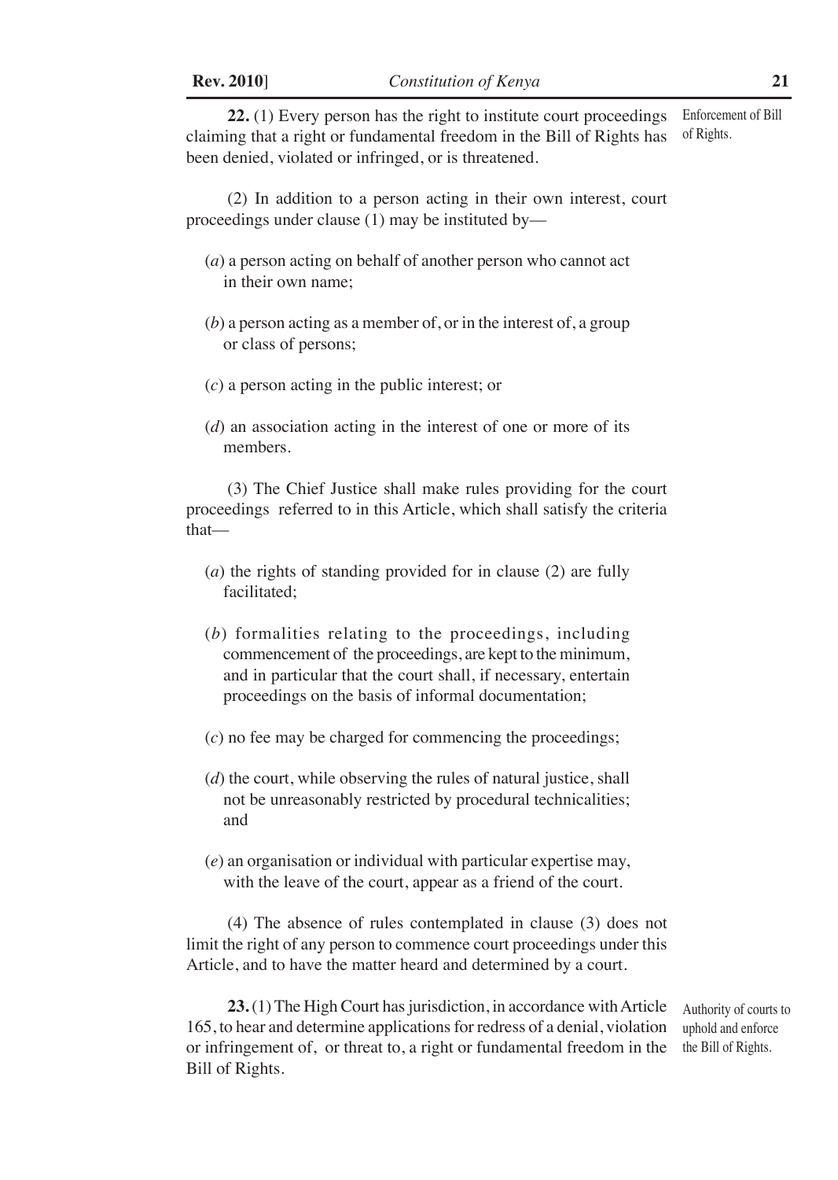**22.** (1) Every person has the right to institute court proceedings claiming that a right or fundamental freedom in the Bill of Rights has been denied, violated or infringed, or is threatened.

Enforcement of Bill of Rights.

(2) In addition to a person acting in their own interest, court proceedings under clause (1) may be instituted by—

(*a*) a person acting on behalf of another person who cannot act in their own name;

(*b*) a person acting as a member of, or in the interest of, a group or class of persons;

(*c*) a person acting in the public interest; or

(*d*) an association acting in the interest of one or more of its members.

(3) The Chief Justice shall make rules providing for the court proceedings referred to in this Article, which shall satisfy the criteria that—

(*a*) the rights of standing provided for in clause (2) are fully facilitated;

(*b*) formalities relating to the proceedings, including commencement of the proceedings, are kept to the minimum, and in particular that the court shall, if necessary, entertain proceedings on the basis of informal documentation;

(*c*) no fee may be charged for commencing the proceedings;

(*d*) the court, while observing the rules of natural justice, shall not be unreasonably restricted by procedural technicalities; and

(*e*) an organisation or individual with particular expertise may, with the leave of the court, appear as a friend of the court.

(4) The absence of rules contemplated in clause (3) does not limit the right of any person to commence court proceedings under this Article, and to have the matter heard and determined by a court.

**23.** (1) The High Court has jurisdiction, in accordance with Article 165, to hear and determine applications for redress of a denial, violation or infringement of, or threat to, a right or fundamental freedom in the Bill of Rights.

Authority of courts to uphold and enforce the Bill of Rights.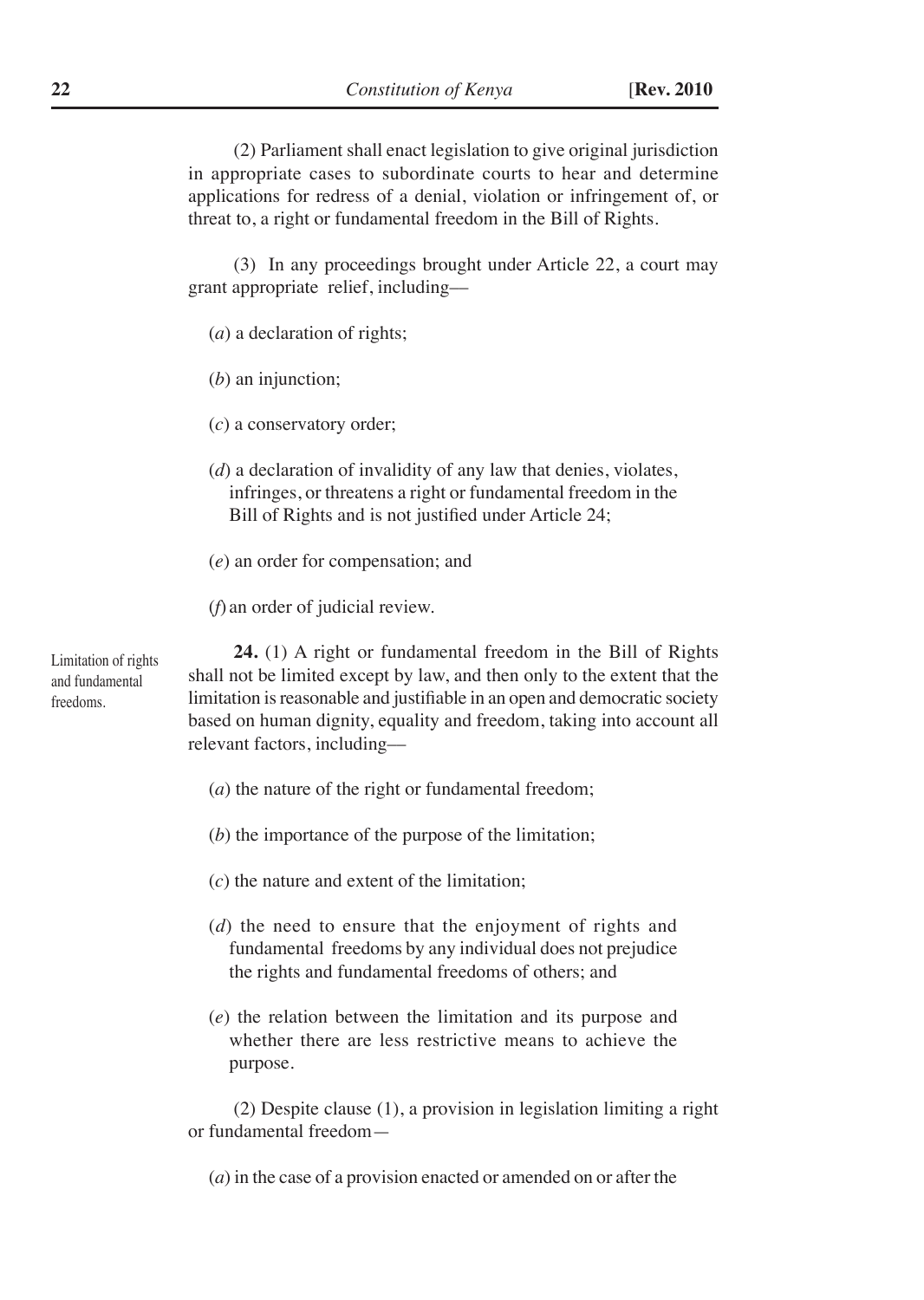(2) Parliament shall enact legislation to give original jurisdiction in appropriate cases to subordinate courts to hear and determine applications for redress of a denial, violation or infringement of, or threat to, a right or fundamental freedom in the Bill of Rights.

(3) In any proceedings brought under Article 22, a court may grant appropriate relief, including—

(*a*) a declaration of rights;

(*b*) an injunction;

(*c*) a conservatory order;

(*d*) a declaration of invalidity of any law that denies, violates, infringes, or threatens a right or fundamental freedom in the Bill of Rights and is not justified under Article 24;

(*e*) an order for compensation; and

(*f*) an order of judicial review.

Limitation of rights and fundamental freedoms.

**24.** (1) A right or fundamental freedom in the Bill of Rights shall not be limited except by law, and then only to the extent that the limitation is reasonable and justifiable in an open and democratic society based on human dignity, equality and freedom, taking into account all relevant factors, including—

(*a*) the nature of the right or fundamental freedom;

(*b*) the importance of the purpose of the limitation;

(*c*) the nature and extent of the limitation;

(*d*) the need to ensure that the enjoyment of rights and fundamental freedoms by any individual does not prejudice the rights and fundamental freedoms of others; and

(*e*) the relation between the limitation and its purpose and whether there are less restrictive means to achieve the purpose.

(2) Despite clause (1), a provision in legislation limiting a right or fundamental freedom—

(*a*) in the case of a provision enacted or amended on or after the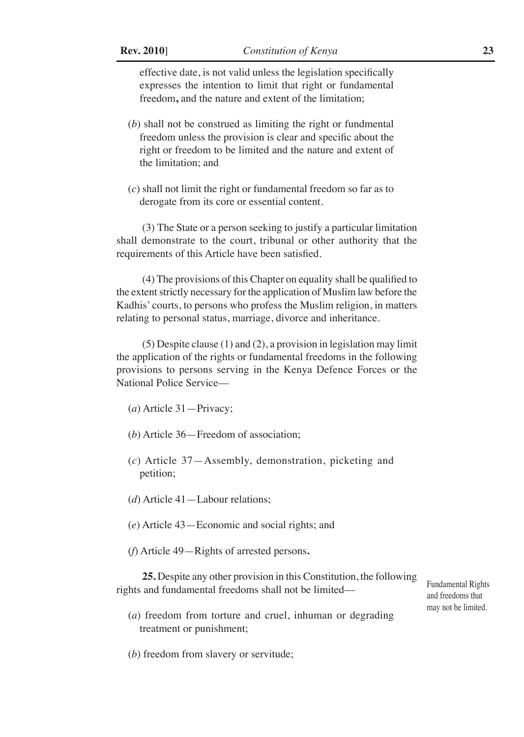effective date, is not valid unless the legislation specifically expresses the intention to limit that right or fundamental freedom**,** and the nature and extent of the limitation;

(*b*) shall not be construed as limiting the right or fundmental freedom unless the provision is clear and specific about the right or freedom to be limited and the nature and extent of the limitation; and

(*c*) shall not limit the right or fundamental freedom so far as to derogate from its core or essential content.

(3) The State or a person seeking to justify a particular limitation shall demonstrate to the court, tribunal or other authority that the requirements of this Article have been satisfied.

(4) The provisions of this Chapter on equality shall be qualified to the extent strictly necessary for the application of Muslim law before the Kadhis' courts, to persons who profess the Muslim religion, in matters relating to personal status, marriage, divorce and inheritance.

(5) Despite clause (1) and (2), a provision in legislation may limit the application of the rights or fundamental freedoms in the following provisions to persons serving in the Kenya Defence Forces or the National Police Service—

(*a*) Article 31—Privacy;

(*b*) Article 36—Freedom of association;

(*c*) Article 37—Assembly, demonstration, picketing and petition;

(*d*) Article 41—Labour relations;

(*e*) Article 43—Economic and social rights; and

(*f*) Article 49—Rights of arrested persons**.**

Fundamental Rights and freedoms that may not be limited.

**25.** Despite any other provision in this Constitution, the following rights and fundamental freedoms shall not be limited—

(*a*) freedom from torture and cruel, inhuman or degrading treatment or punishment;

(*b*) freedom from slavery or servitude;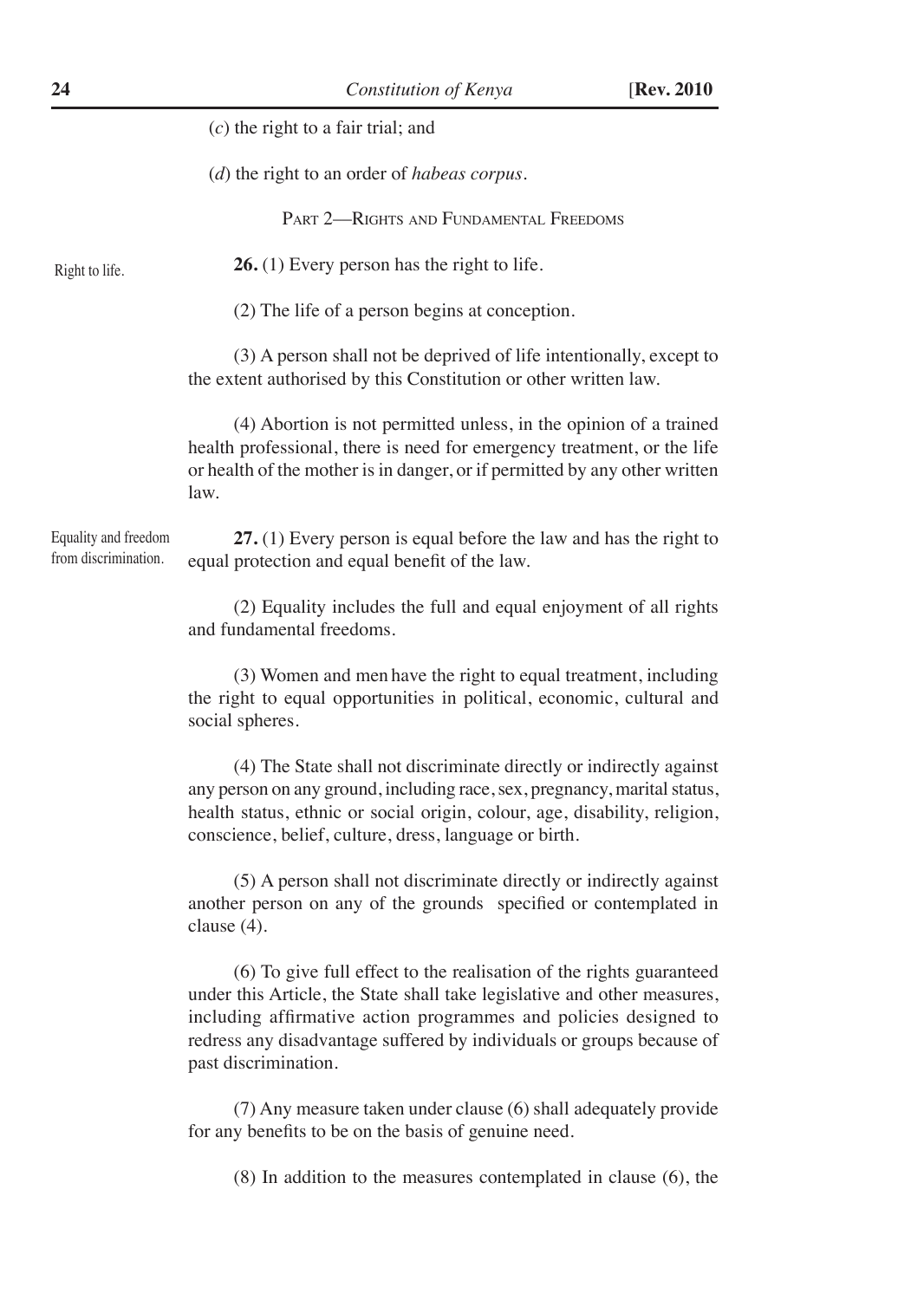(*c*) the right to a fair trial; and

(*d*) the right to an order of *habeas corpus*.

## Part 2—Rights and Fundamental Freedoms

Right to life.

**26.** (1) Every person has the right to life.

(2) The life of a person begins at conception.

(3) A person shall not be deprived of life intentionally, except to the extent authorised by this Constitution or other written law.

(4) Abortion is not permitted unless, in the opinion of a trained health professional, there is need for emergency treatment, or the life or health of the mother is in danger, or if permitted by any other written law.

Equality and freedom from discrimination.

**27.** (1) Every person is equal before the law and has the right to equal protection and equal benefit of the law.

(2) Equality includes the full and equal enjoyment of all rights and fundamental freedoms.

(3) Women and men have the right to equal treatment, including the right to equal opportunities in political, economic, cultural and social spheres.

(4) The State shall not discriminate directly or indirectly against any person on any ground, including race, sex, pregnancy, marital status, health status, ethnic or social origin, colour, age, disability, religion, conscience, belief, culture, dress, language or birth.

(5) A person shall not discriminate directly or indirectly against another person on any of the grounds specified or contemplated in clause (4).

(6) To give full effect to the realisation of the rights guaranteed under this Article, the State shall take legislative and other measures, including affirmative action programmes and policies designed to redress any disadvantage suffered by individuals or groups because of past discrimination.

(7) Any measure taken under clause (6) shall adequately provide for any benefits to be on the basis of genuine need.

(8) In addition to the measures contemplated in clause (6), the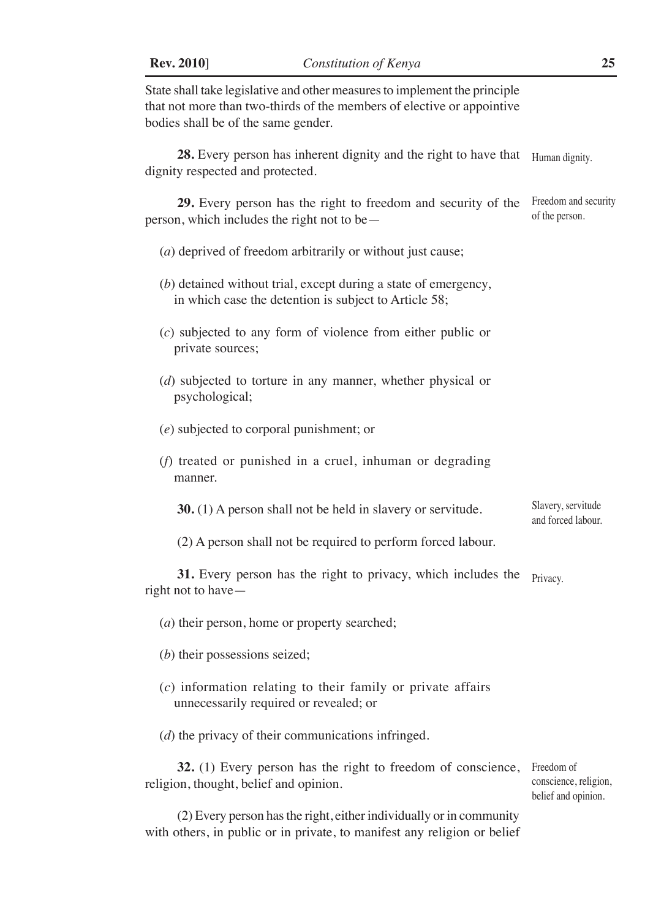State shall take legislative and other measures to implement the principle that not more than two-thirds of the members of elective or appointive bodies shall be of the same gender.

Human dignity.

**28.** Every person has inherent dignity and the right to have that dignity respected and protected.

Freedom and security of the person.

**29.** Every person has the right to freedom and security of the person, which includes the right not to be—

(*a*) deprived of freedom arbitrarily or without just cause;

(*b*) detained without trial, except during a state of emergency, in which case the detention is subject to Article 58;

(*c*) subjected to any form of violence from either public or private sources;

(*d*) subjected to torture in any manner, whether physical or psychological;

(*e*) subjected to corporal punishment; or

(*f*) treated or punished in a cruel, inhuman or degrading manner.

Slavery, servitude and forced labour.

**30.** (1) A person shall not be held in slavery or servitude.

(2) A person shall not be required to perform forced labour.

Privacy.

**31.** Every person has the right to privacy, which includes the right not to have—

(*a*) their person, home or property searched;

(*b*) their possessions seized;

(*c*) information relating to their family or private affairs unnecessarily required or revealed; or

(*d*) the privacy of their communications infringed.

Freedom of conscience, religion, belief and opinion.

**32.** (1) Every person has the right to freedom of conscience, religion, thought, belief and opinion.

(2) Every person has the right, either individually or in community with others, in public or in private, to manifest any religion or belief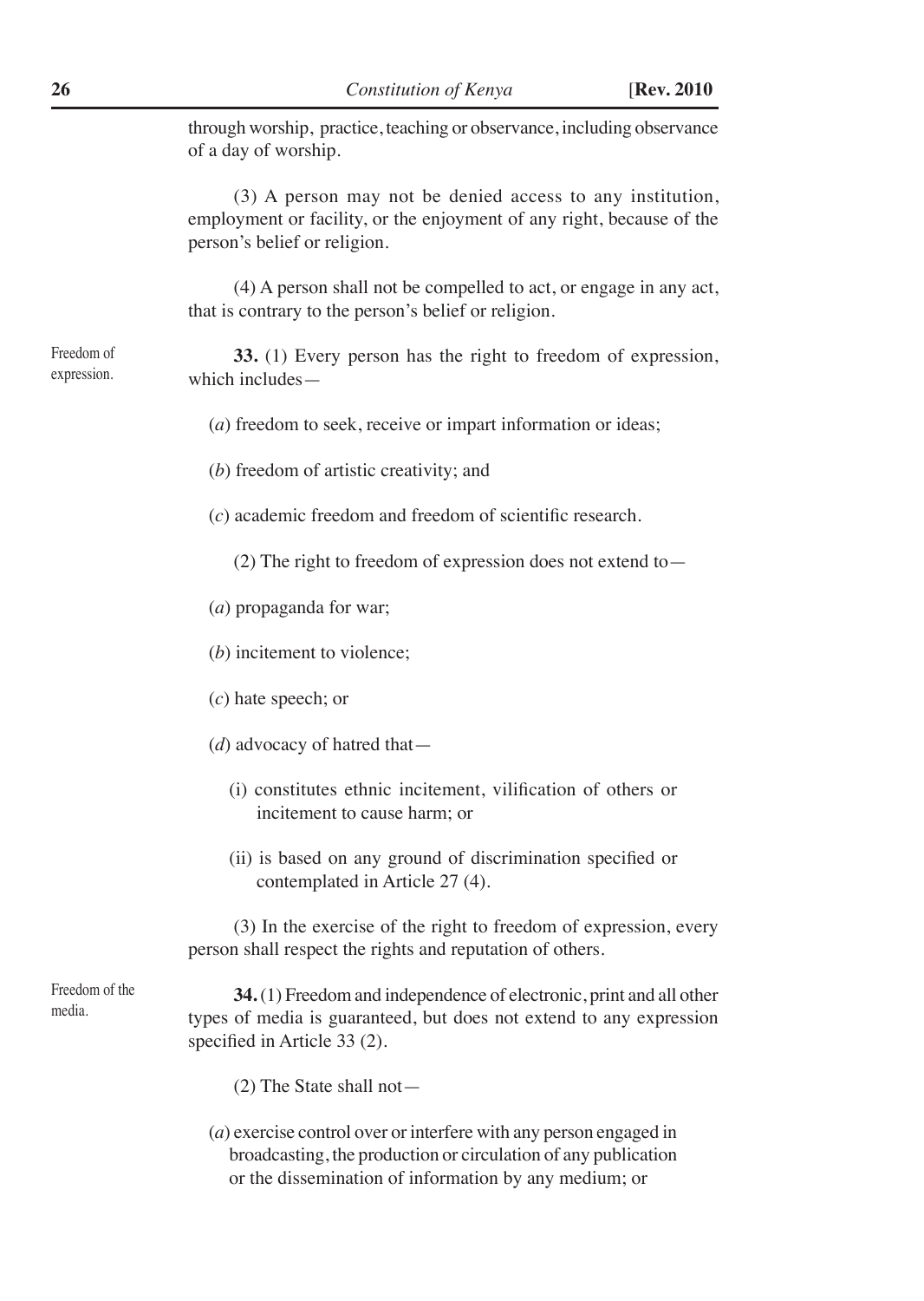through worship, practice, teaching or observance, including observance of a day of worship.

(3) A person may not be denied access to any institution, employment or facility, or the enjoyment of any right, because of the person's belief or religion.

(4) A person shall not be compelled to act, or engage in any act, that is contrary to the person's belief or religion.

Freedom of expression.

**33.** (1) Every person has the right to freedom of expression, which includes—

(*a*) freedom to seek, receive or impart information or ideas;

(*b*) freedom of artistic creativity; and

(*c*) academic freedom and freedom of scientific research.

(2) The right to freedom of expression does not extend to—

(*a*) propaganda for war;

(*b*) incitement to violence;

(*c*) hate speech; or

(*d*) advocacy of hatred that—

(i) constitutes ethnic incitement, vilification of others or incitement to cause harm; or

(ii) is based on any ground of discrimination specified or contemplated in Article 27 (4).

(3) In the exercise of the right to freedom of expression, every person shall respect the rights and reputation of others.

Freedom of the media.

**34.** (1) Freedom and independence of electronic, print and all other types of media is guaranteed, but does not extend to any expression specified in Article 33 (2).

(2) The State shall not—

(*a*) exercise control over or interfere with any person engaged in broadcasting, the production or circulation of any publication or the dissemination of information by any medium; or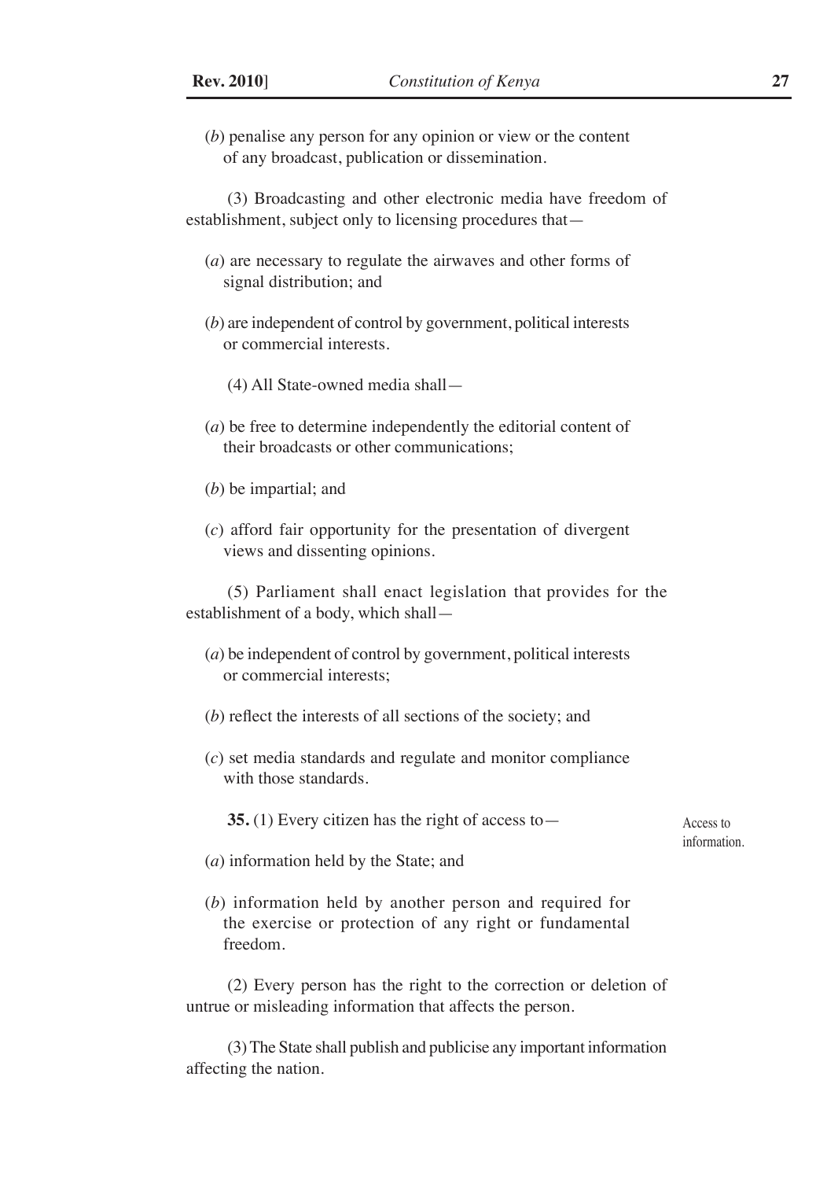(*b*) penalise any person for any opinion or view or the content of any broadcast, publication or dissemination.

(3) Broadcasting and other electronic media have freedom of establishment, subject only to licensing procedures that—

(*a*) are necessary to regulate the airwaves and other forms of signal distribution; and

(*b*) are independent of control by government, political interests or commercial interests.

(4) All State-owned media shall—

(*a*) be free to determine independently the editorial content of their broadcasts or other communications;

(*b*) be impartial; and

(*c*) afford fair opportunity for the presentation of divergent views and dissenting opinions.

(5) Parliament shall enact legislation that provides for the establishment of a body, which shall—

(*a*) be independent of control by government, political interests or commercial interests;

(*b*) reflect the interests of all sections of the society; and

(*c*) set media standards and regulate and monitor compliance with those standards.

Access to information.

**35.** (1) Every citizen has the right of access to—

(*a*) information held by the State; and

(*b*) information held by another person and required for the exercise or protection of any right or fundamental freedom.

(2) Every person has the right to the correction or deletion of untrue or misleading information that affects the person.

(3) The State shall publish and publicise any important information affecting the nation.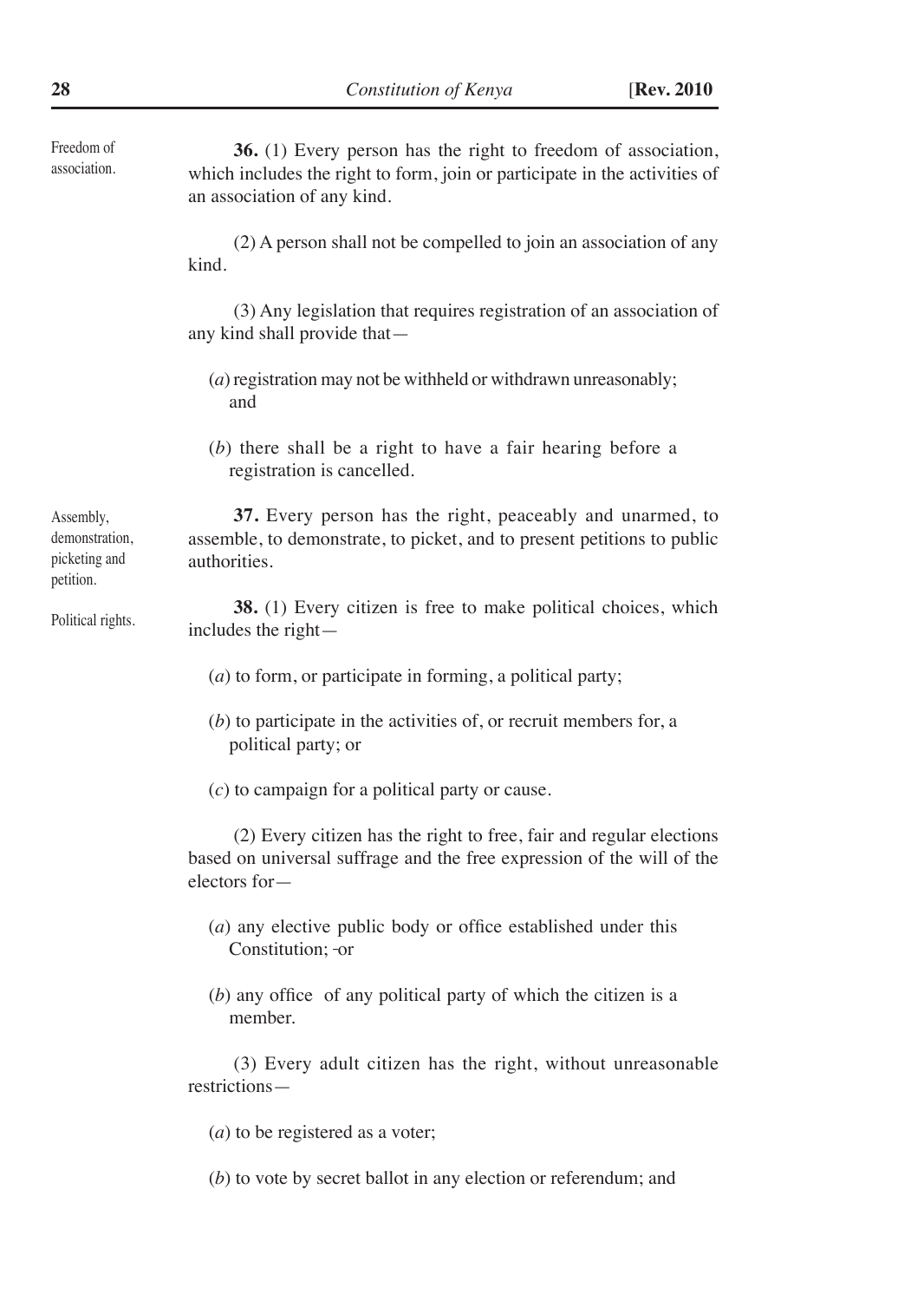Freedom of association.

**36.** (1) Every person has the right to freedom of association, which includes the right to form, join or participate in the activities of an association of any kind.

(2) A person shall not be compelled to join an association of any kind.

(3) Any legislation that requires registration of an association of any kind shall provide that—

(*a*) registration may not be withheld or withdrawn unreasonably; and

(*b*) there shall be a right to have a fair hearing before a registration is cancelled.

Assembly, demonstration, picketing and petition.

**37.** Every person has the right, peaceably and unarmed, to assemble, to demonstrate, to picket, and to present petitions to public authorities.

Political rights.

**38.** (1) Every citizen is free to make political choices, which includes the right—

(*a*) to form, or participate in forming, a political party;

(*b*) to participate in the activities of, or recruit members for, a political party; or

(*c*) to campaign for a political party or cause.

(2) Every citizen has the right to free, fair and regular elections based on universal suffrage and the free expression of the will of the electors for—

(*a*) any elective public body or office established under this Constitution; or

(*b*) any office of any political party of which the citizen is a member.

(3) Every adult citizen has the right, without unreasonable restrictions—

(*a*) to be registered as a voter;

(*b*) to vote by secret ballot in any election or referendum; and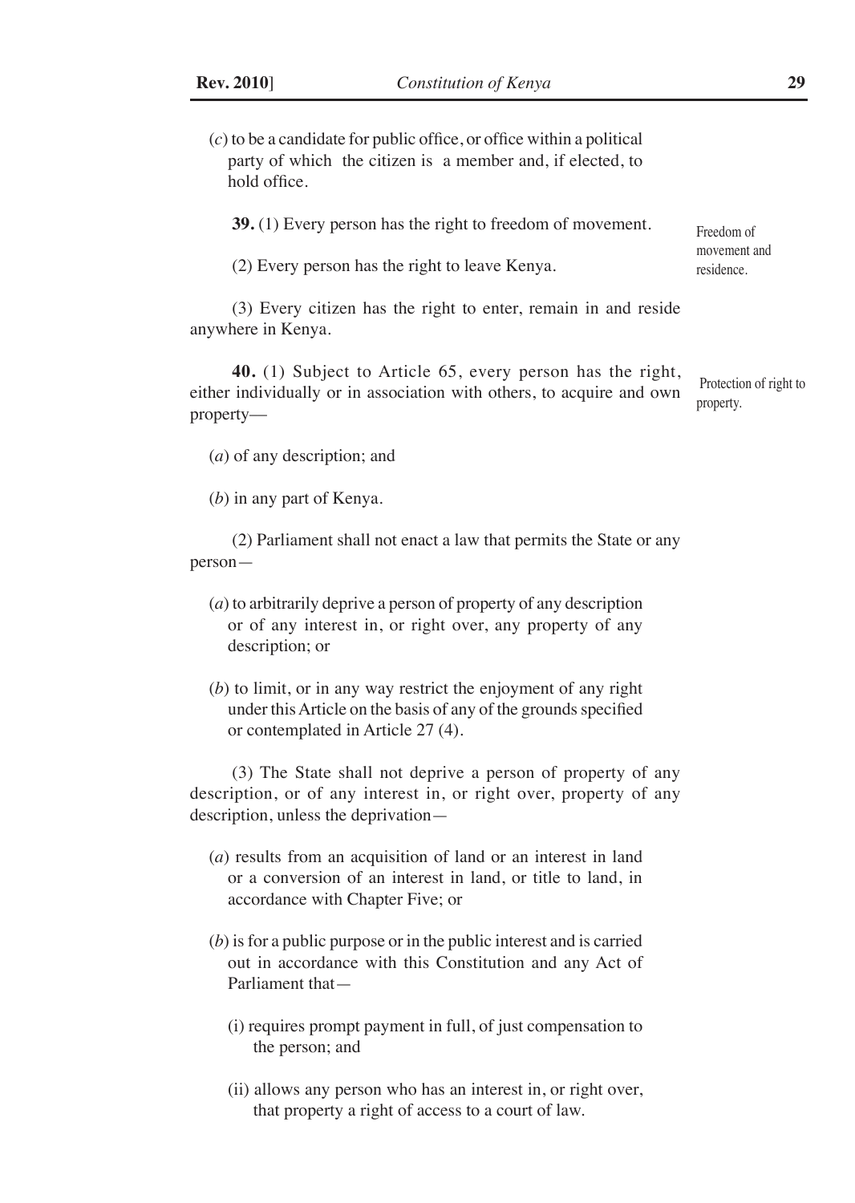(*c*) to be a candidate for public office, or office within a political party of which the citizen is a member and, if elected, to hold office.

Freedom of movement and residence.

**39.** (1) Every person has the right to freedom of movement.

(2) Every person has the right to leave Kenya.

(3) Every citizen has the right to enter, remain in and reside anywhere in Kenya.

Protection of right to property.

**40.** (1) Subject to Article 65, every person has the right, either individually or in association with others, to acquire and own property—

(*a*) of any description; and

(*b*) in any part of Kenya.

(2) Parliament shall not enact a law that permits the State or any person—

(*a*) to arbitrarily deprive a person of property of any description or of any interest in, or right over, any property of any description; or

(*b*) to limit, or in any way restrict the enjoyment of any right under this Article on the basis of any of the grounds specified or contemplated in Article 27 (4).

(3) The State shall not deprive a person of property of any description, or of any interest in, or right over, property of any description, unless the deprivation—

(*a*) results from an acquisition of land or an interest in land or a conversion of an interest in land, or title to land, in accordance with Chapter Five; or

(*b*) is for a public purpose or in the public interest and is carried out in accordance with this Constitution and any Act of Parliament that—

(i) requires prompt payment in full, of just compensation to the person; and

(ii) allows any person who has an interest in, or right over, that property a right of access to a court of law.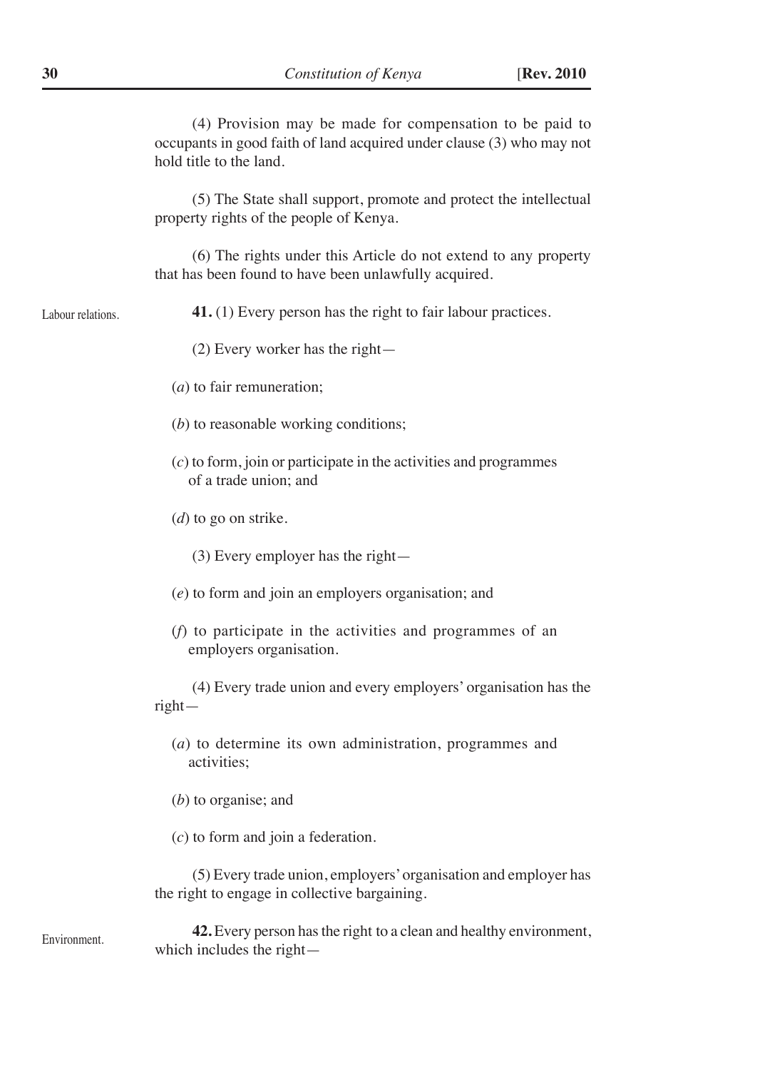(4) Provision may be made for compensation to be paid to occupants in good faith of land acquired under clause (3) who may not hold title to the land.

(5) The State shall support, promote and protect the intellectual property rights of the people of Kenya.

(6) The rights under this Article do not extend to any property that has been found to have been unlawfully acquired.

Labour relations.

**41.** (1) Every person has the right to fair labour practices.

(2) Every worker has the right—

(*a*) to fair remuneration;

(*b*) to reasonable working conditions;

(*c*) to form, join or participate in the activities and programmes of a trade union; and

(*d*) to go on strike.

(3) Every employer has the right—

(*e*) to form and join an employers organisation; and

(*f*) to participate in the activities and programmes of an employers organisation.

(4) Every trade union and every employers' organisation has the right—

(*a*) to determine its own administration, programmes and activities;

(*b*) to organise; and

(*c*) to form and join a federation.

(5) Every trade union, employers' organisation and employer has the right to engage in collective bargaining.

Environment.

**42.** Every person has the right to a clean and healthy environment, which includes the right—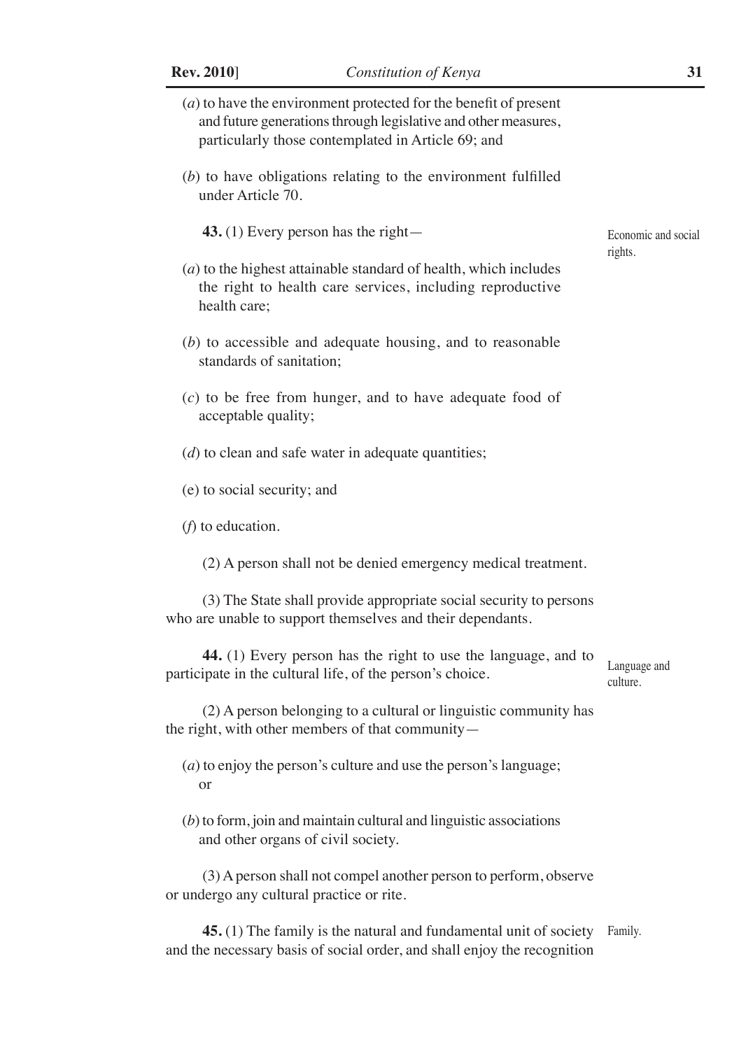(*a*) to have the environment protected for the benefit of present and future generations through legislative and other measures, particularly those contemplated in Article 69; and

(*b*) to have obligations relating to the environment fulfilled under Article 70.

*Economic and social rights.*

**43.** (1) Every person has the right—

(*a*) to the highest attainable standard of health, which includes the right to health care services, including reproductive health care;

(*b*) to accessible and adequate housing, and to reasonable standards of sanitation;

(*c*) to be free from hunger, and to have adequate food of acceptable quality;

(*d*) to clean and safe water in adequate quantities;

(e) to social security; and

(*f*) to education.

(2) A person shall not be denied emergency medical treatment.

(3) The State shall provide appropriate social security to persons who are unable to support themselves and their dependants.

*Language and culture.*

**44.** (1) Every person has the right to use the language, and to participate in the cultural life, of the person's choice.

(2) A person belonging to a cultural or linguistic community has the right, with other members of that community—

(*a*) to enjoy the person's culture and use the person's language; or

(*b*) to form, join and maintain cultural and linguistic associations and other organs of civil society.

(3) A person shall not compel another person to perform, observe or undergo any cultural practice or rite.

*Family.*

**45.** (1) The family is the natural and fundamental unit of society and the necessary basis of social order, and shall enjoy the recognition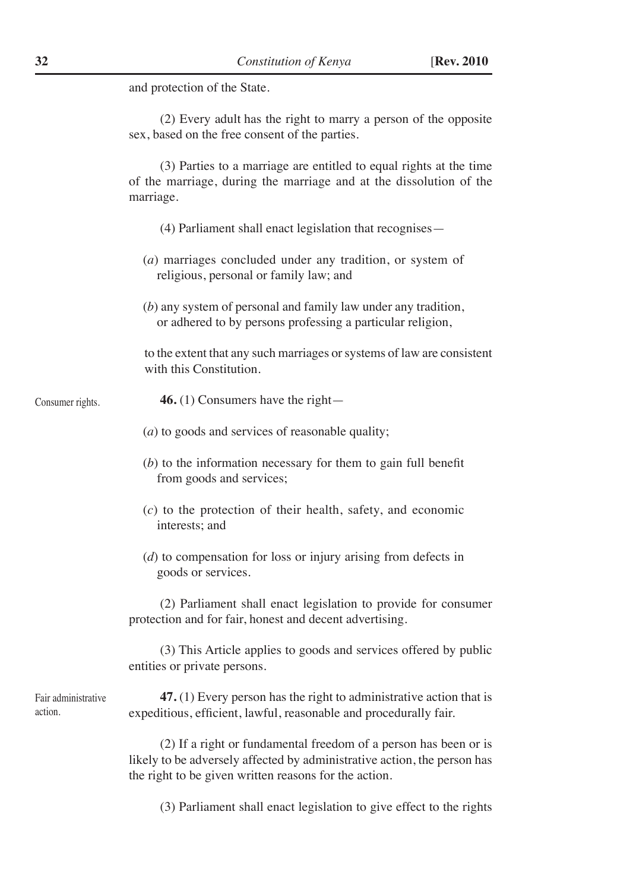and protection of the State.

(2) Every adult has the right to marry a person of the opposite sex, based on the free consent of the parties.

(3) Parties to a marriage are entitled to equal rights at the time of the marriage, during the marriage and at the dissolution of the marriage.

(4) Parliament shall enact legislation that recognises—

(*a*) marriages concluded under any tradition, or system of religious, personal or family law; and

(*b*) any system of personal and family law under any tradition, or adhered to by persons professing a particular religion,

to the extent that any such marriages or systems of law are consistent with this Constitution.

Consumer rights.

**46.** (1) Consumers have the right—

(*a*) to goods and services of reasonable quality;

(*b*) to the information necessary for them to gain full benefit from goods and services;

(*c*) to the protection of their health, safety, and economic interests; and

(*d*) to compensation for loss or injury arising from defects in goods or services.

(2) Parliament shall enact legislation to provide for consumer protection and for fair, honest and decent advertising.

(3) This Article applies to goods and services offered by public entities or private persons.

Fair administrative action.

**47.** (1) Every person has the right to administrative action that is expeditious, efficient, lawful, reasonable and procedurally fair.

(2) If a right or fundamental freedom of a person has been or is likely to be adversely affected by administrative action, the person has the right to be given written reasons for the action.

(3) Parliament shall enact legislation to give effect to the rights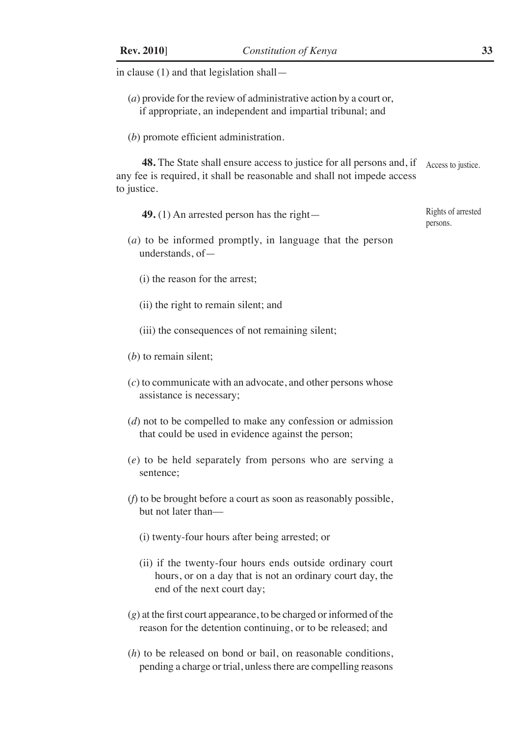in clause (1) and that legislation shall—

(*a*) provide for the review of administrative action by a court or, if appropriate, an independent and impartial tribunal; and

(*b*) promote efficient administration.

Access to justice.

**48.** The State shall ensure access to justice for all persons and, if any fee is required, it shall be reasonable and shall not impede access to justice.

Rights of arrested persons.

**49.** (1) An arrested person has the right—

(*a*) to be informed promptly, in language that the person understands, of—

(i) the reason for the arrest;

(ii) the right to remain silent; and

(iii) the consequences of not remaining silent;

(*b*) to remain silent;

(*c*) to communicate with an advocate, and other persons whose assistance is necessary;

(*d*) not to be compelled to make any confession or admission that could be used in evidence against the person;

(*e*) to be held separately from persons who are serving a sentence;

(*f*) to be brought before a court as soon as reasonably possible, but not later than—

(i) twenty-four hours after being arrested; or

(ii) if the twenty-four hours ends outside ordinary court hours, or on a day that is not an ordinary court day, the end of the next court day;

(*g*) at the first court appearance, to be charged or informed of the reason for the detention continuing, or to be released; and

(*h*) to be released on bond or bail, on reasonable conditions, pending a charge or trial, unless there are compelling reasons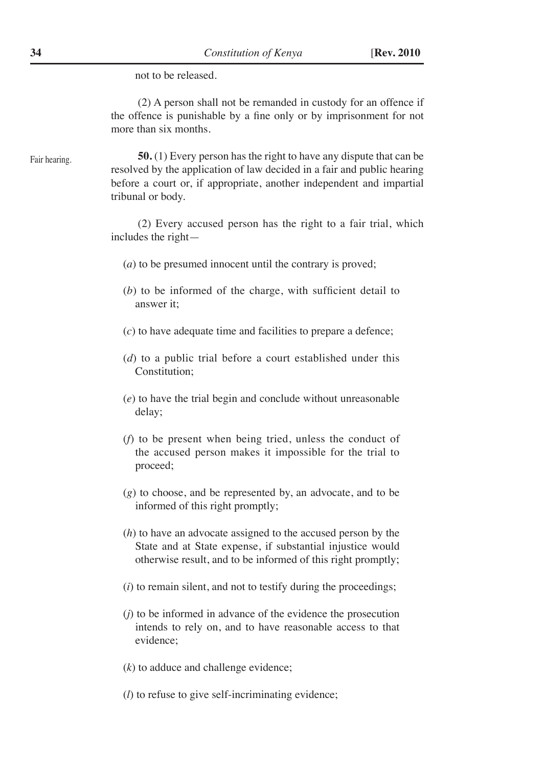not to be released.

(2) A person shall not be remanded in custody for an offence if the offence is punishable by a fine only or by imprisonment for not more than six months.

Fair hearing.

**50.** (1) Every person has the right to have any dispute that can be resolved by the application of law decided in a fair and public hearing before a court or, if appropriate, another independent and impartial tribunal or body.

(2) Every accused person has the right to a fair trial, which includes the right—

(*a*) to be presumed innocent until the contrary is proved;

(*b*) to be informed of the charge, with sufficient detail to answer it;

(*c*) to have adequate time and facilities to prepare a defence;

(*d*) to a public trial before a court established under this Constitution;

(*e*) to have the trial begin and conclude without unreasonable delay;

(*f*) to be present when being tried, unless the conduct of the accused person makes it impossible for the trial to proceed;

(*g*) to choose, and be represented by, an advocate, and to be informed of this right promptly;

(*h*) to have an advocate assigned to the accused person by the State and at State expense, if substantial injustice would otherwise result, and to be informed of this right promptly;

(*i*) to remain silent, and not to testify during the proceedings;

(*j*) to be informed in advance of the evidence the prosecution intends to rely on, and to have reasonable access to that evidence;

(*k*) to adduce and challenge evidence;

(*l*) to refuse to give self-incriminating evidence;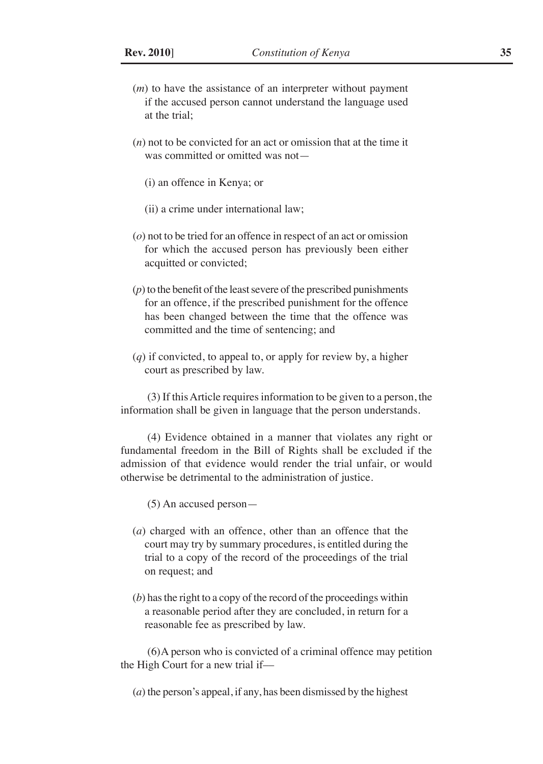(*m*) to have the assistance of an interpreter without payment if the accused person cannot understand the language used at the trial;

(*n*) not to be convicted for an act or omission that at the time it was committed or omitted was not—

(i) an offence in Kenya; or

(ii) a crime under international law;

(*o*) not to be tried for an offence in respect of an act or omission for which the accused person has previously been either acquitted or convicted;

(*p*) to the benefit of the least severe of the prescribed punishments for an offence, if the prescribed punishment for the offence has been changed between the time that the offence was committed and the time of sentencing; and

(*q*) if convicted, to appeal to, or apply for review by, a higher court as prescribed by law.

(3) If this Article requires information to be given to a person, the information shall be given in language that the person understands.

(4) Evidence obtained in a manner that violates any right or fundamental freedom in the Bill of Rights shall be excluded if the admission of that evidence would render the trial unfair, or would otherwise be detrimental to the administration of justice.

(5) An accused person—

(*a*) charged with an offence, other than an offence that the court may try by summary procedures, is entitled during the trial to a copy of the record of the proceedings of the trial on request; and

(*b*) has the right to a copy of the record of the proceedings within a reasonable period after they are concluded, in return for a reasonable fee as prescribed by law.

(6) A person who is convicted of a criminal offence may petition the High Court for a new trial if—

(*a*) the person's appeal, if any, has been dismissed by the highest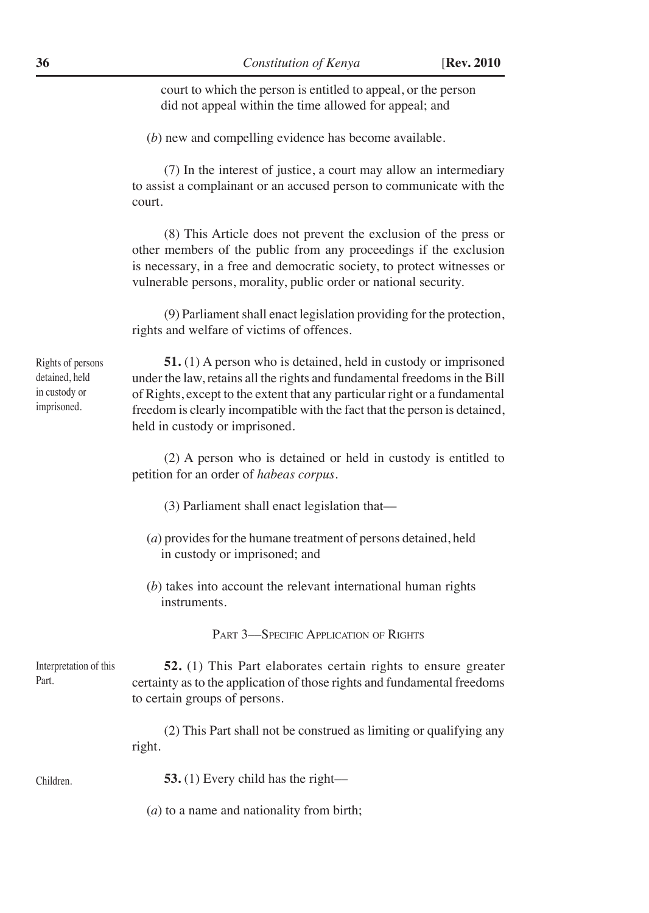court to which the person is entitled to appeal, or the person did not appeal within the time allowed for appeal; and

(*b*) new and compelling evidence has become available.

(7) In the interest of justice, a court may allow an intermediary to assist a complainant or an accused person to communicate with the court.

(8) This Article does not prevent the exclusion of the press or other members of the public from any proceedings if the exclusion is necessary, in a free and democratic society, to protect witnesses or vulnerable persons, morality, public order or national security.

(9) Parliament shall enact legislation providing for the protection, rights and welfare of victims of offences.

Rights of persons detained, held in custody or imprisoned.

**51.** (1) A person who is detained, held in custody or imprisoned under the law, retains all the rights and fundamental freedoms in the Bill of Rights, except to the extent that any particular right or a fundamental freedom is clearly incompatible with the fact that the person is detained, held in custody or imprisoned.

(2) A person who is detained or held in custody is entitled to petition for an order of *habeas corpus*.

(3) Parliament shall enact legislation that—

(*a*) provides for the humane treatment of persons detained, held in custody or imprisoned; and

(*b*) takes into account the relevant international human rights instruments.

## Part 3—Specific Application of Rights

Interpretation of this Part.

**52.** (1) This Part elaborates certain rights to ensure greater certainty as to the application of those rights and fundamental freedoms to certain groups of persons.

(2) This Part shall not be construed as limiting or qualifying any right.

Children.

**53.** (1) Every child has the right—

(*a*) to a name and nationality from birth;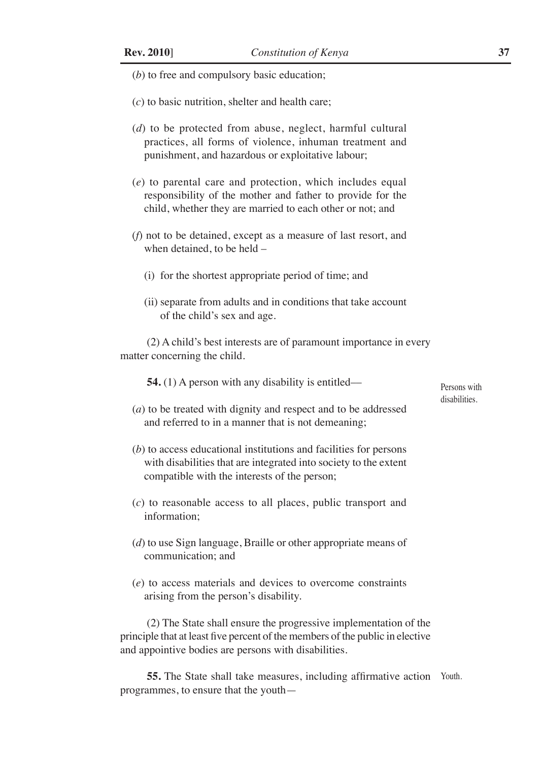(*b*) to free and compulsory basic education;

(*c*) to basic nutrition, shelter and health care;

(*d*) to be protected from abuse, neglect, harmful cultural practices, all forms of violence, inhuman treatment and punishment, and hazardous or exploitative labour;

(*e*) to parental care and protection, which includes equal responsibility of the mother and father to provide for the child, whether they are married to each other or not; and

(*f*) not to be detained, except as a measure of last resort, and when detained, to be held –

(i) for the shortest appropriate period of time; and

(ii) separate from adults and in conditions that take account of the child's sex and age.

(2) A child's best interests are of paramount importance in every matter concerning the child.

Persons with disabilities.

**54.** (1) A person with any disability is entitled—

(*a*) to be treated with dignity and respect and to be addressed and referred to in a manner that is not demeaning;

(*b*) to access educational institutions and facilities for persons with disabilities that are integrated into society to the extent compatible with the interests of the person;

(*c*) to reasonable access to all places, public transport and information;

(*d*) to use Sign language, Braille or other appropriate means of communication; and

(*e*) to access materials and devices to overcome constraints arising from the person's disability.

(2) The State shall ensure the progressive implementation of the principle that at least five percent of the members of the public in elective and appointive bodies are persons with disabilities.

Youth.

**55.** The State shall take measures, including affirmative action programmes, to ensure that the youth—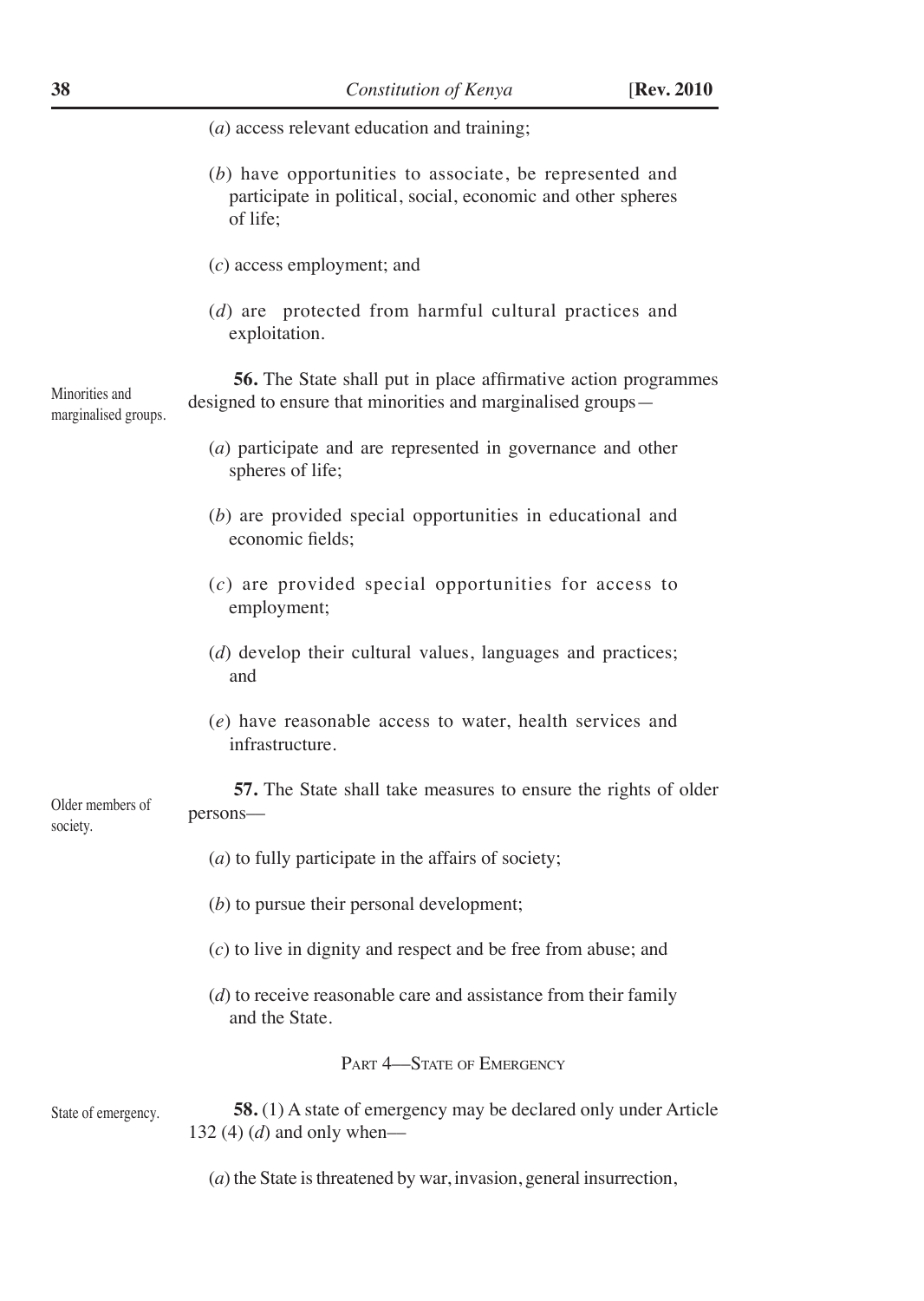(*a*) access relevant education and training;

(*b*) have opportunities to associate, be represented and participate in political, social, economic and other spheres of life;

(*c*) access employment; and

(*d*) are protected from harmful cultural practices and exploitation.

Minorities and marginalised groups.

**56.** The State shall put in place affirmative action programmes designed to ensure that minorities and marginalised groups—

(*a*) participate and are represented in governance and other spheres of life;

(*b*) are provided special opportunities in educational and economic fields;

(*c*) are provided special opportunities for access to employment;

(*d*) develop their cultural values, languages and practices; and

(*e*) have reasonable access to water, health services and infrastructure.

Older members of society.

**57.** The State shall take measures to ensure the rights of older persons—

(*a*) to fully participate in the affairs of society;

(*b*) to pursue their personal development;

(*c*) to live in dignity and respect and be free from abuse; and

(*d*) to receive reasonable care and assistance from their family and the State.

## Part 4—State of Emergency

State of emergency.

**58.** (1) A state of emergency may be declared only under Article 132 (4) (*d*) and only when—

(*a*) the State is threatened by war, invasion, general insurrection,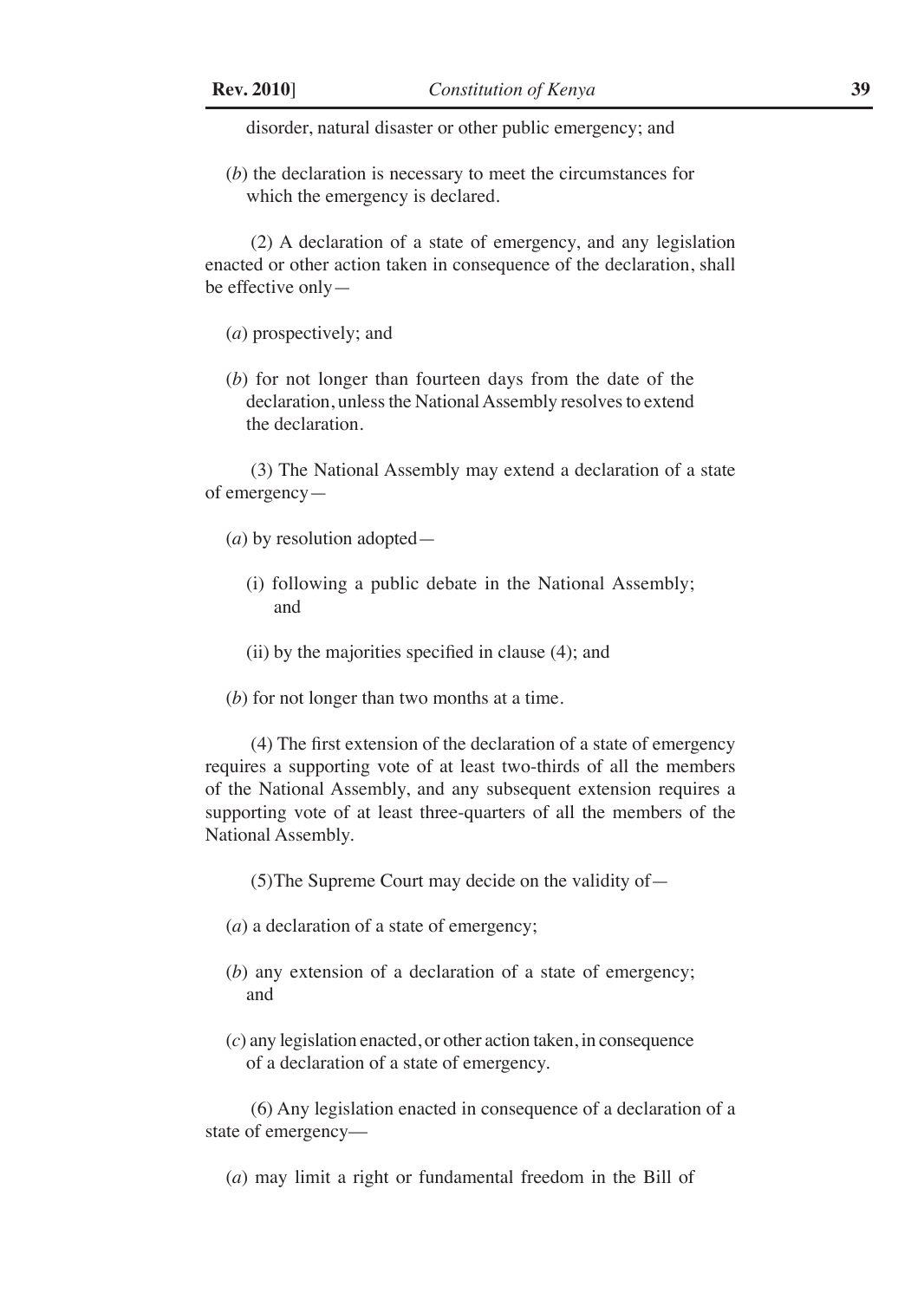disorder, natural disaster or other public emergency; and

(*b*) the declaration is necessary to meet the circumstances for which the emergency is declared.

(2) A declaration of a state of emergency, and any legislation enacted or other action taken in consequence of the declaration, shall be effective only—

(*a*) prospectively; and

(*b*) for not longer than fourteen days from the date of the declaration, unless the National Assembly resolves to extend the declaration.

(3) The National Assembly may extend a declaration of a state of emergency—

(*a*) by resolution adopted—

(i) following a public debate in the National Assembly; and

(ii) by the majorities specified in clause (4); and

(*b*) for not longer than two months at a time.

(4) The first extension of the declaration of a state of emergency requires a supporting vote of at least two-thirds of all the members of the National Assembly, and any subsequent extension requires a supporting vote of at least three-quarters of all the members of the National Assembly.

(5)The Supreme Court may decide on the validity of—

(*a*) a declaration of a state of emergency;

(*b*) any extension of a declaration of a state of emergency; and

(*c*) any legislation enacted, or other action taken, in consequence of a declaration of a state of emergency.

(6) Any legislation enacted in consequence of a declaration of a state of emergency—

(*a*) may limit a right or fundamental freedom in the Bill of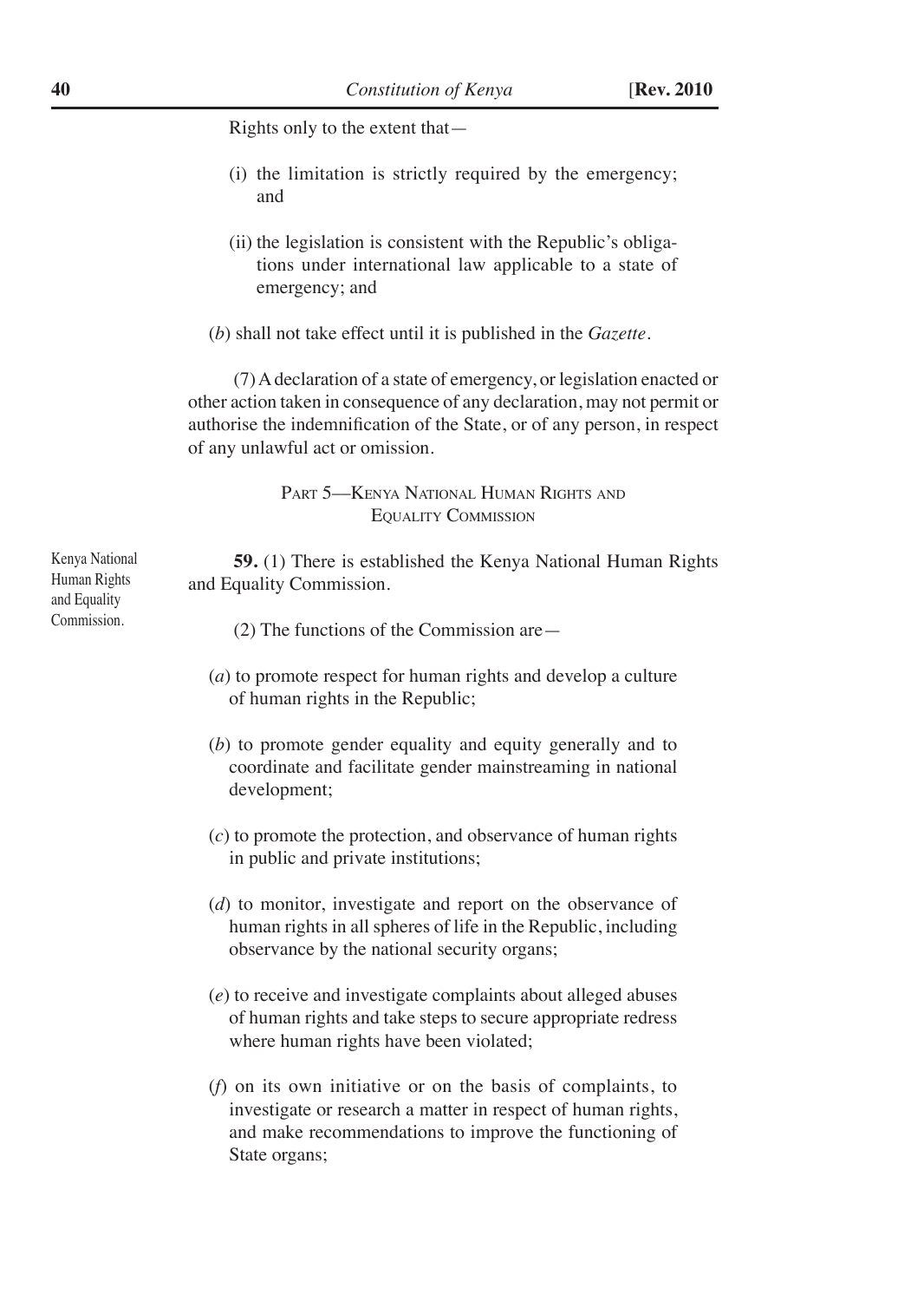Rights only to the extent that—

(i) the limitation is strictly required by the emergency; and

(ii) the legislation is consistent with the Republic's obligations under international law applicable to a state of emergency; and

(*b*) shall not take effect until it is published in the *Gazette*.

(7) A declaration of a state of emergency, or legislation enacted or other action taken in consequence of any declaration, may not permit or authorise the indemnification of the State, or of any person, in respect of any unlawful act or omission.

## Part 5—Kenya National Human Rights and Equality Commission

Kenya National Human Rights and Equality Commission.

**59.** (1) There is established the Kenya National Human Rights and Equality Commission.

(2) The functions of the Commission are—

(*a*) to promote respect for human rights and develop a culture of human rights in the Republic;

(*b*) to promote gender equality and equity generally and to coordinate and facilitate gender mainstreaming in national development;

(*c*) to promote the protection, and observance of human rights in public and private institutions;

(*d*) to monitor, investigate and report on the observance of human rights in all spheres of life in the Republic, including observance by the national security organs;

(*e*) to receive and investigate complaints about alleged abuses of human rights and take steps to secure appropriate redress where human rights have been violated;

(*f*) on its own initiative or on the basis of complaints, to investigate or research a matter in respect of human rights, and make recommendations to improve the functioning of State organs;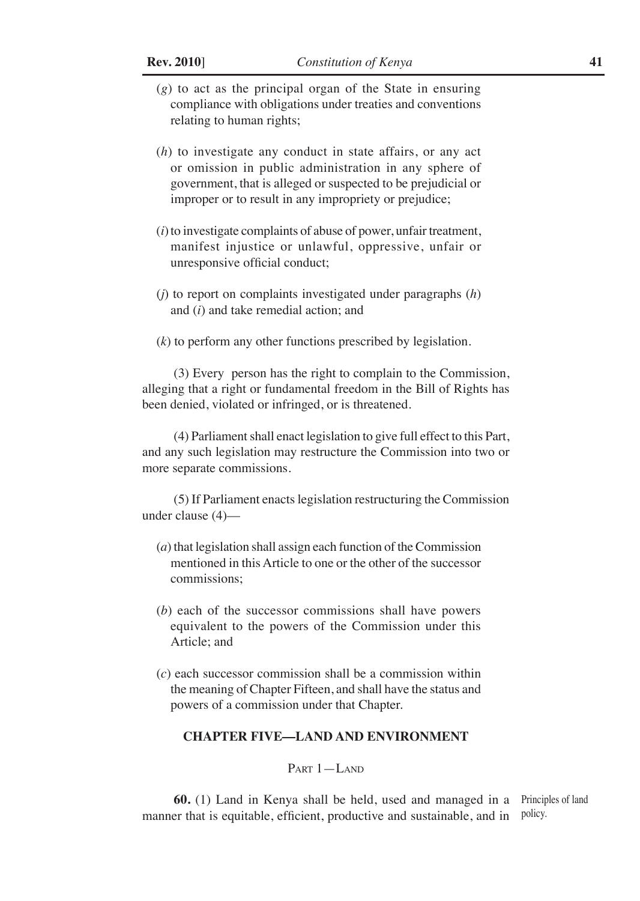(*g*) to act as the principal organ of the State in ensuring compliance with obligations under treaties and conventions relating to human rights;

(*h*) to investigate any conduct in state affairs, or any act or omission in public administration in any sphere of government, that is alleged or suspected to be prejudicial or improper or to result in any impropriety or prejudice;

(*i*) to investigate complaints of abuse of power, unfair treatment, manifest injustice or unlawful, oppressive, unfair or unresponsive official conduct;

(*j*) to report on complaints investigated under paragraphs (*h*) and (*i*) and take remedial action; and

(*k*) to perform any other functions prescribed by legislation.

(3) Every person has the right to complain to the Commission, alleging that a right or fundamental freedom in the Bill of Rights has been denied, violated or infringed, or is threatened.

(4) Parliament shall enact legislation to give full effect to this Part, and any such legislation may restructure the Commission into two or more separate commissions.

(5) If Parliament enacts legislation restructuring the Commission under clause (4)—

(*a*) that legislation shall assign each function of the Commission mentioned in this Article to one or the other of the successor commissions;

(*b*) each of the successor commissions shall have powers equivalent to the powers of the Commission under this Article; and

(*c*) each successor commission shall be a commission within the meaning of Chapter Fifteen, and shall have the status and powers of a commission under that Chapter.

## CHAPTER FIVE—LAND AND ENVIRONMENT

### PART 1—LAND

Principles of land policy.

**60.** (1) Land in Kenya shall be held, used and managed in a manner that is equitable, efficient, productive and sustainable, and in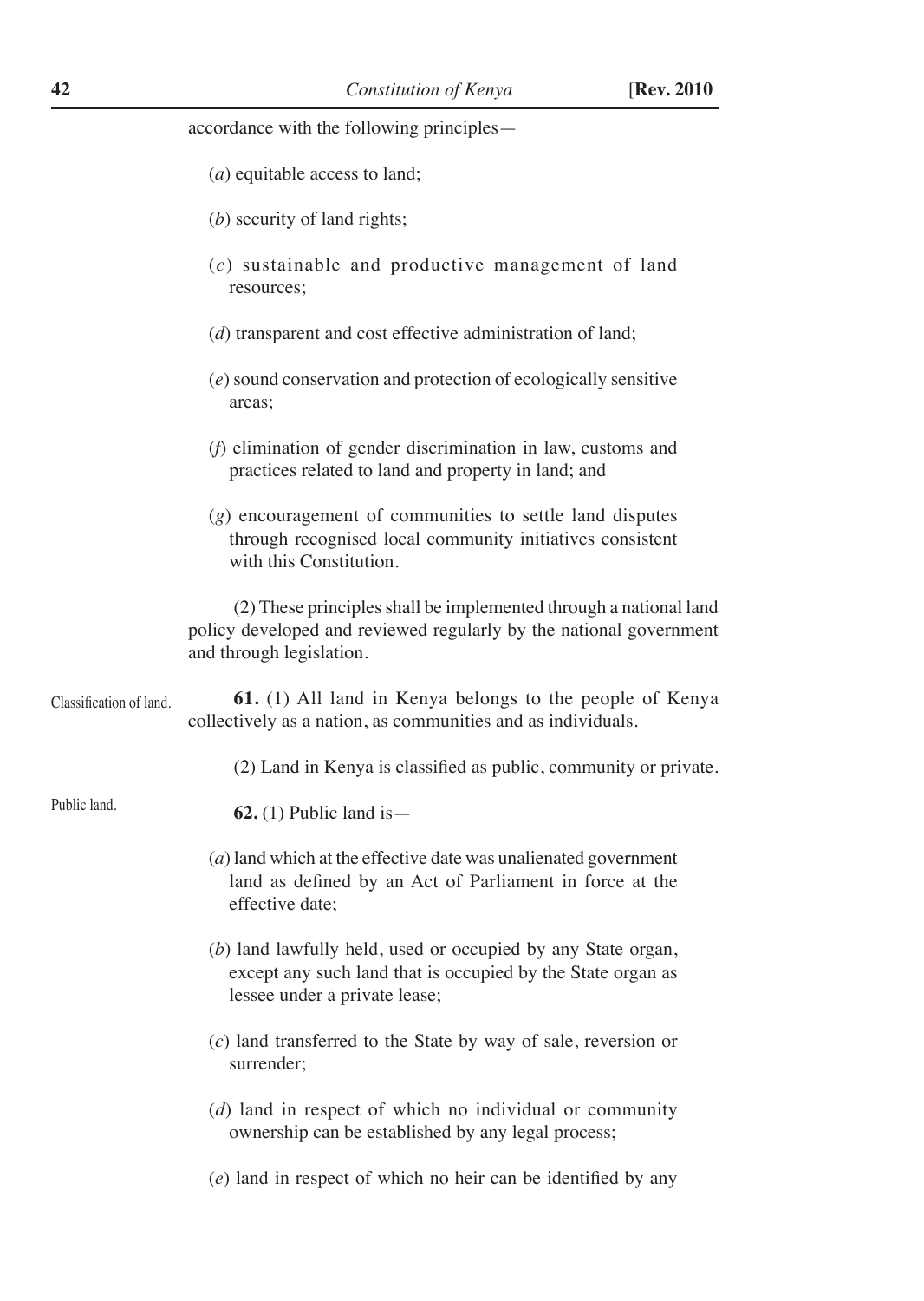accordance with the following principles—

(*a*) equitable access to land;

(*b*) security of land rights;

(*c*) sustainable and productive management of land resources;

(*d*) transparent and cost effective administration of land;

(*e*) sound conservation and protection of ecologically sensitive areas;

(*f*) elimination of gender discrimination in law, customs and practices related to land and property in land; and

(*g*) encouragement of communities to settle land disputes through recognised local community initiatives consistent with this Constitution.

(2) These principles shall be implemented through a national land policy developed and reviewed regularly by the national government and through legislation.

Classification of land.

**61.** (1) All land in Kenya belongs to the people of Kenya collectively as a nation, as communities and as individuals.

(2) Land in Kenya is classified as public, community or private.

Public land.

**62.** (1) Public land is—

(*a*) land which at the effective date was unalienated government land as defined by an Act of Parliament in force at the effective date;

(*b*) land lawfully held, used or occupied by any State organ, except any such land that is occupied by the State organ as lessee under a private lease;

(*c*) land transferred to the State by way of sale, reversion or surrender;

(*d*) land in respect of which no individual or community ownership can be established by any legal process;

(*e*) land in respect of which no heir can be identified by any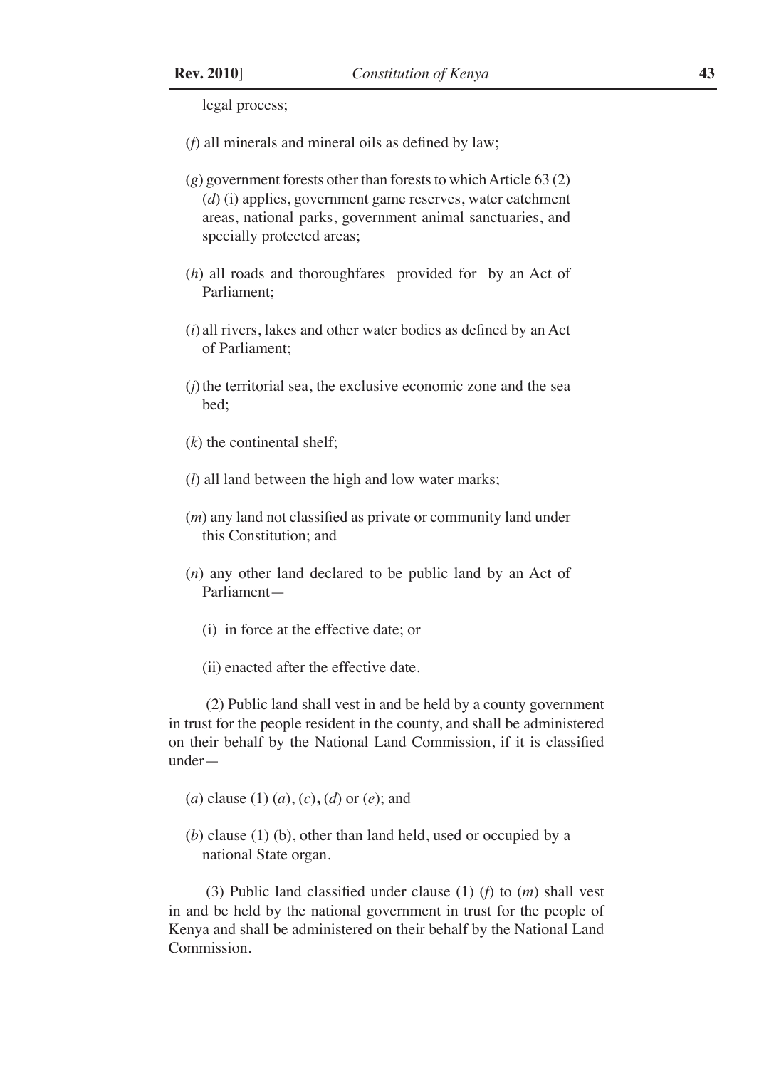legal process;

(*f*) all minerals and mineral oils as defined by law;

(*g*) government forests other than forests to which Article 63 (2) (*d*) (i) applies, government game reserves, water catchment areas, national parks, government animal sanctuaries, and specially protected areas;

(*h*) all roads and thoroughfares provided for by an Act of Parliament;

(*i*) all rivers, lakes and other water bodies as defined by an Act of Parliament;

(*j*) the territorial sea, the exclusive economic zone and the sea bed;

(*k*) the continental shelf;

(*l*) all land between the high and low water marks;

(*m*) any land not classified as private or community land under this Constitution; and

(*n*) any other land declared to be public land by an Act of Parliament—

(i) in force at the effective date; or

(ii) enacted after the effective date.

(2) Public land shall vest in and be held by a county government in trust for the people resident in the county, and shall be administered on their behalf by the National Land Commission, if it is classified under—

(*a*) clause (1) (*a*), (*c*)**,** (*d*) or (*e*); and

(*b*) clause (1) (b), other than land held, used or occupied by a national State organ.

(3) Public land classified under clause (1) (*f*) to (*m*) shall vest in and be held by the national government in trust for the people of Kenya and shall be administered on their behalf by the National Land Commission.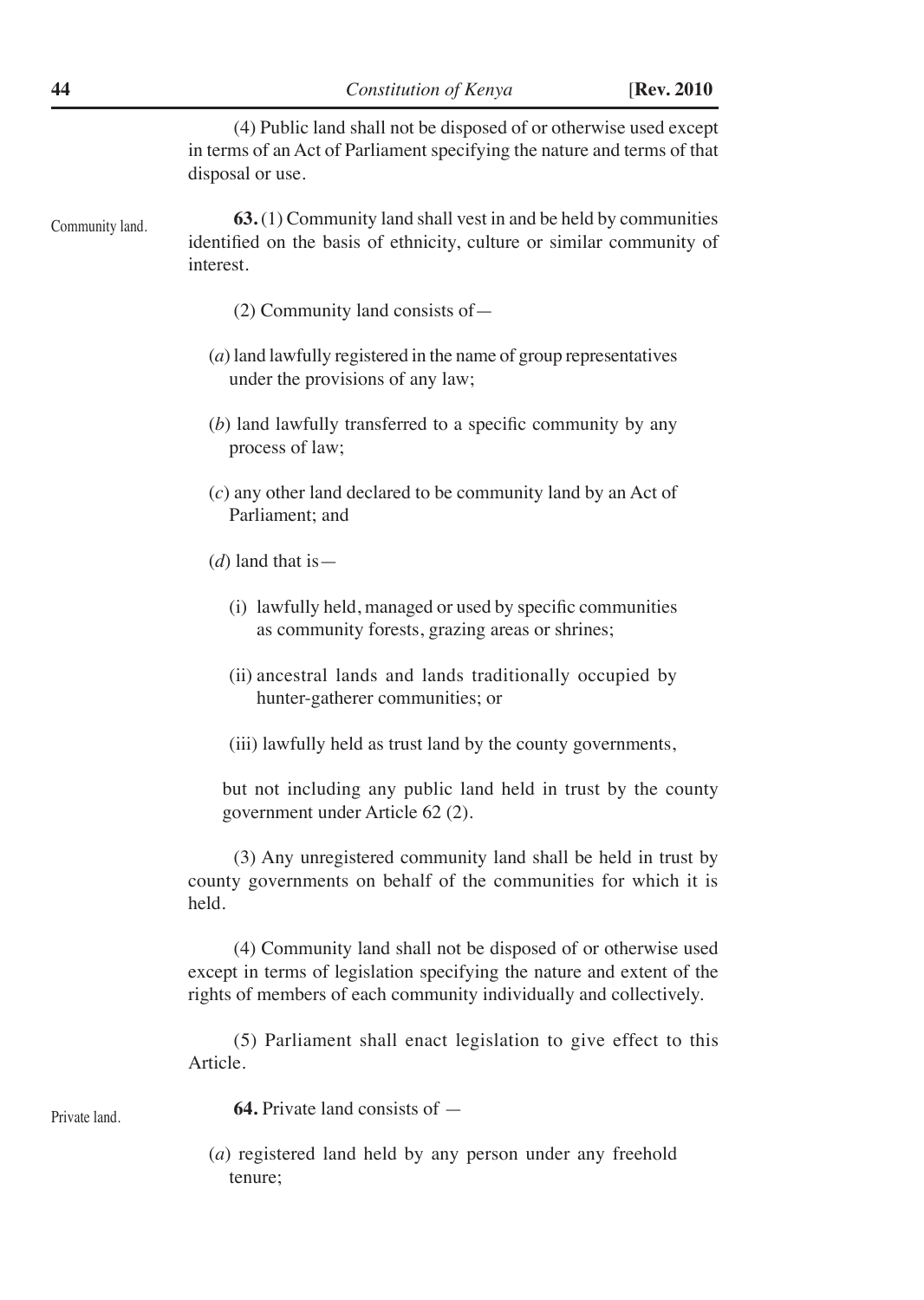(4) Public land shall not be disposed of or otherwise used except in terms of an Act of Parliament specifying the nature and terms of that disposal or use.

Community land.

**63.** (1) Community land shall vest in and be held by communities identified on the basis of ethnicity, culture or similar community of interest.

(2) Community land consists of—

(*a*) land lawfully registered in the name of group representatives under the provisions of any law;

(*b*) land lawfully transferred to a specific community by any process of law;

(*c*) any other land declared to be community land by an Act of Parliament; and

(*d*) land that is—

(i) lawfully held, managed or used by specific communities as community forests, grazing areas or shrines;

(ii) ancestral lands and lands traditionally occupied by hunter-gatherer communities; or

(iii) lawfully held as trust land by the county governments,

but not including any public land held in trust by the county government under Article 62 (2).

(3) Any unregistered community land shall be held in trust by county governments on behalf of the communities for which it is held.

(4) Community land shall not be disposed of or otherwise used except in terms of legislation specifying the nature and extent of the rights of members of each community individually and collectively.

(5) Parliament shall enact legislation to give effect to this Article.

Private land.

**64.** Private land consists of —

(*a*) registered land held by any person under any freehold tenure;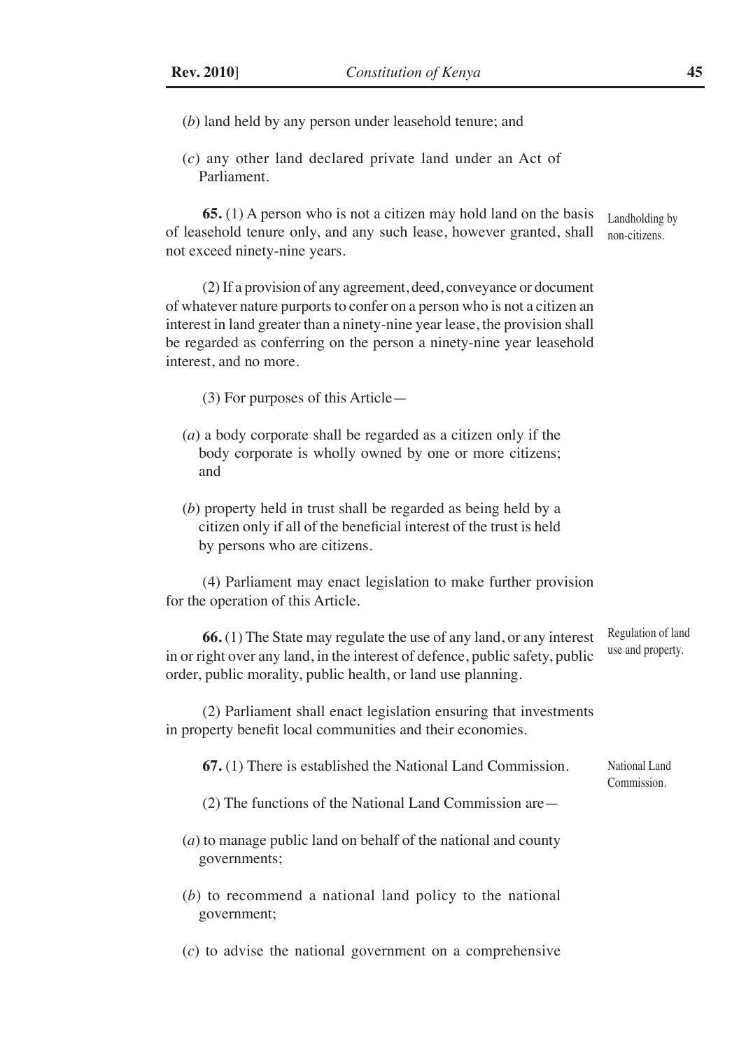(*b*) land held by any person under leasehold tenure; and

(*c*) any other land declared private land under an Act of Parliament.

Landholding by non-citizens.

**65.** (1) A person who is not a citizen may hold land on the basis of leasehold tenure only, and any such lease, however granted, shall not exceed ninety-nine years.

(2) If a provision of any agreement, deed, conveyance or document of whatever nature purports to confer on a person who is not a citizen an interest in land greater than a ninety-nine year lease, the provision shall be regarded as conferring on the person a ninety-nine year leasehold interest, and no more.

(3) For purposes of this Article—

(*a*) a body corporate shall be regarded as a citizen only if the body corporate is wholly owned by one or more citizens; and

(*b*) property held in trust shall be regarded as being held by a citizen only if all of the beneficial interest of the trust is held by persons who are citizens.

(4) Parliament may enact legislation to make further provision for the operation of this Article.

Regulation of land use and property.

**66.** (1) The State may regulate the use of any land, or any interest in or right over any land, in the interest of defence, public safety, public order, public morality, public health, or land use planning.

(2) Parliament shall enact legislation ensuring that investments in property benefit local communities and their economies.

National Land Commission.

**67.** (1) There is established the National Land Commission.

(2) The functions of the National Land Commission are—

(*a*) to manage public land on behalf of the national and county governments;

(*b*) to recommend a national land policy to the national government;

(*c*) to advise the national government on a comprehensive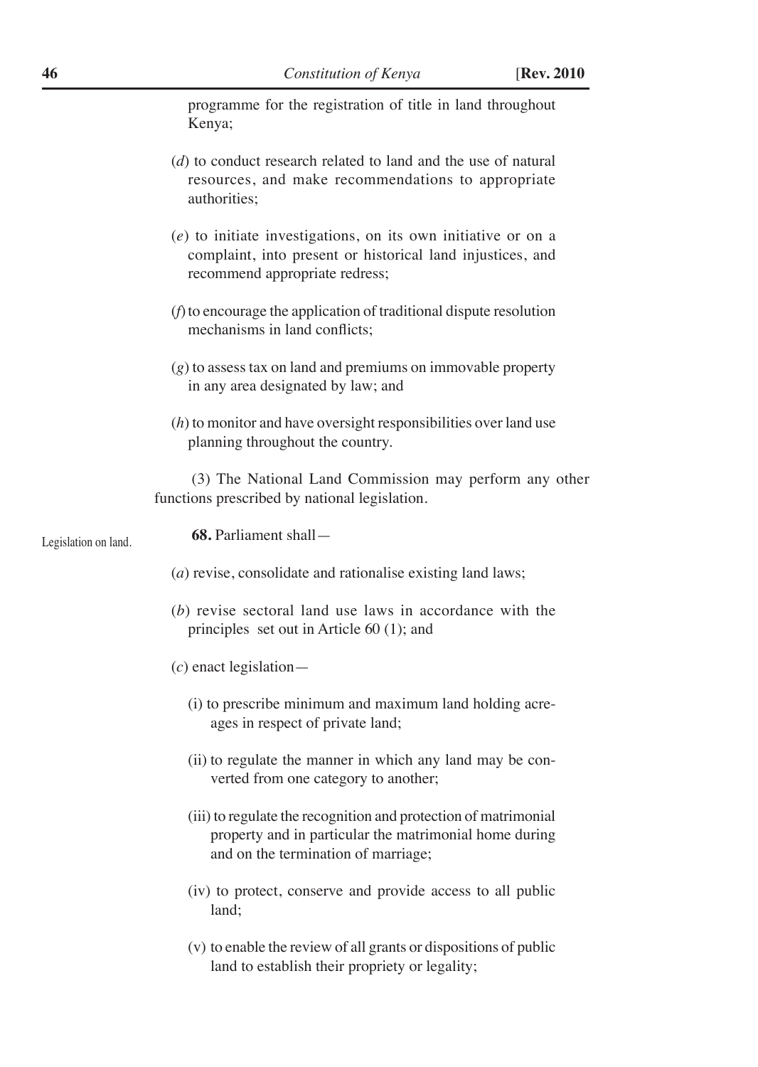programme for the registration of title in land throughout Kenya;

(*d*) to conduct research related to land and the use of natural resources, and make recommendations to appropriate authorities;

(*e*) to initiate investigations, on its own initiative or on a complaint, into present or historical land injustices, and recommend appropriate redress;

(*f*) to encourage the application of traditional dispute resolution mechanisms in land conflicts;

(*g*) to assess tax on land and premiums on immovable property in any area designated by law; and

(*h*) to monitor and have oversight responsibilities over land use planning throughout the country.

(3) The National Land Commission may perform any other functions prescribed by national legislation.

Legislation on land.

**68.** Parliament shall—

(*a*) revise, consolidate and rationalise existing land laws;

(*b*) revise sectoral land use laws in accordance with the principles set out in Article 60 (1); and

(*c*) enact legislation—

(i) to prescribe minimum and maximum land holding acreages in respect of private land;

(ii) to regulate the manner in which any land may be converted from one category to another;

(iii) to regulate the recognition and protection of matrimonial property and in particular the matrimonial home during and on the termination of marriage;

(iv) to protect, conserve and provide access to all public land;

(v) to enable the review of all grants or dispositions of public land to establish their propriety or legality;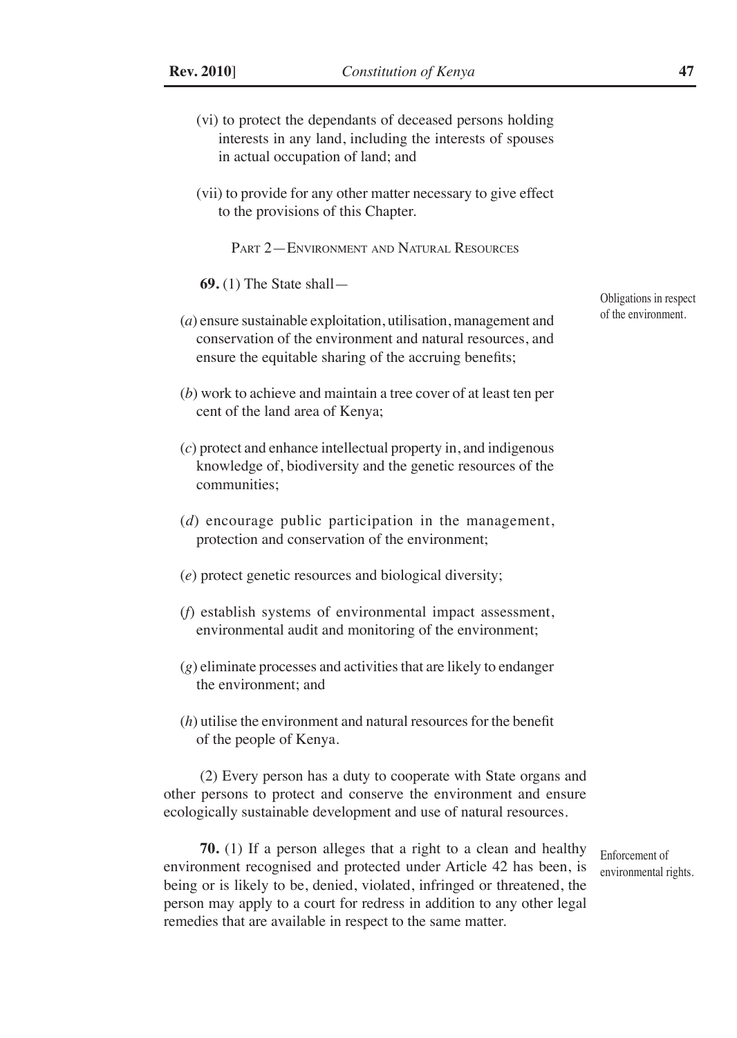(vi) to protect the dependants of deceased persons holding interests in any land, including the interests of spouses in actual occupation of land; and

(vii) to provide for any other matter necessary to give effect to the provisions of this Chapter.

## Part 2—Environment and Natural Resources

Obligations in respect of the environment.

**69.** (1) The State shall—

(*a*) ensure sustainable exploitation, utilisation, management and conservation of the environment and natural resources, and ensure the equitable sharing of the accruing benefits;

(*b*) work to achieve and maintain a tree cover of at least ten per cent of the land area of Kenya;

(*c*) protect and enhance intellectual property in, and indigenous knowledge of, biodiversity and the genetic resources of the communities;

(*d*) encourage public participation in the management, protection and conservation of the environment;

(*e*) protect genetic resources and biological diversity;

(*f*) establish systems of environmental impact assessment, environmental audit and monitoring of the environment;

(*g*) eliminate processes and activities that are likely to endanger the environment; and

(*h*) utilise the environment and natural resources for the benefit of the people of Kenya.

(2) Every person has a duty to cooperate with State organs and other persons to protect and conserve the environment and ensure ecologically sustainable development and use of natural resources.

Enforcement of environmental rights.

**70.** (1) If a person alleges that a right to a clean and healthy environment recognised and protected under Article 42 has been, is being or is likely to be, denied, violated, infringed or threatened, the person may apply to a court for redress in addition to any other legal remedies that are available in respect to the same matter.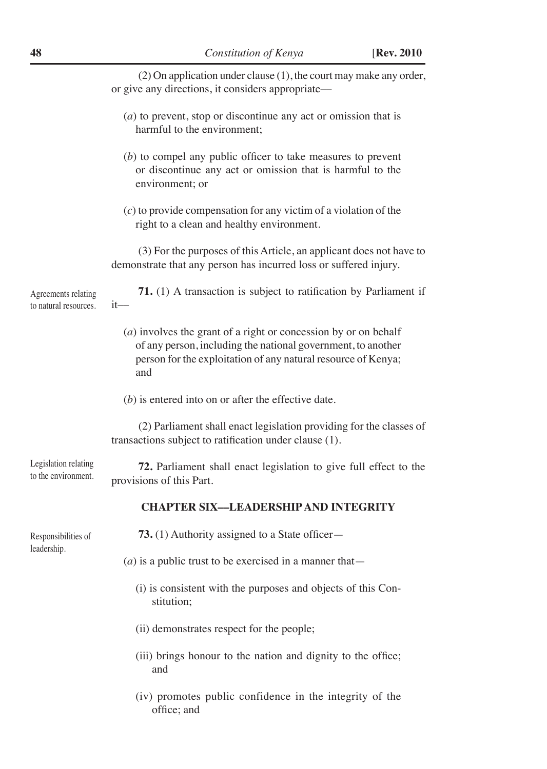(2) On application under clause (1), the court may make any order, or give any directions, it considers appropriate—

(*a*) to prevent, stop or discontinue any act or omission that is harmful to the environment;

(*b*) to compel any public officer to take measures to prevent or discontinue any act or omission that is harmful to the environment; or

(*c*) to provide compensation for any victim of a violation of the right to a clean and healthy environment.

(3) For the purposes of this Article, an applicant does not have to demonstrate that any person has incurred loss or suffered injury.

Agreements relating to natural resources.

**71.** (1) A transaction is subject to ratification by Parliament if it—

(*a*) involves the grant of a right or concession by or on behalf of any person, including the national government, to another person for the exploitation of any natural resource of Kenya; and

(*b*) is entered into on or after the effective date.

(2) Parliament shall enact legislation providing for the classes of transactions subject to ratification under clause (1).

Legislation relating to the environment.

**72.** Parliament shall enact legislation to give full effect to the provisions of this Part.

## CHAPTER SIX—LEADERSHIP AND INTEGRITY

Responsibilities of leadership.

**73.** (1) Authority assigned to a State officer—

(*a*) is a public trust to be exercised in a manner that—

(i) is consistent with the purposes and objects of this Constitution;

(ii) demonstrates respect for the people;

(iii) brings honour to the nation and dignity to the office; and

(iv) promotes public confidence in the integrity of the office; and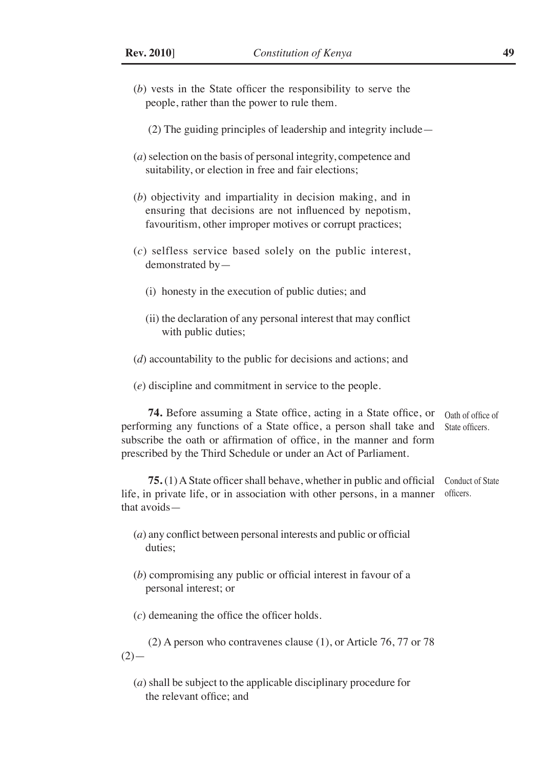(*b*) vests in the State officer the responsibility to serve the people, rather than the power to rule them.

(2) The guiding principles of leadership and integrity include—

(*a*) selection on the basis of personal integrity, competence and suitability, or election in free and fair elections;

(*b*) objectivity and impartiality in decision making, and in ensuring that decisions are not influenced by nepotism, favouritism, other improper motives or corrupt practices;

(*c*) selfless service based solely on the public interest, demonstrated by—

(i) honesty in the execution of public duties; and

(ii) the declaration of any personal interest that may conflict with public duties;

(*d*) accountability to the public for decisions and actions; and

(*e*) discipline and commitment in service to the people.

Oath of office of State officers.

**74.** Before assuming a State office, acting in a State office, or performing any functions of a State office, a person shall take and subscribe the oath or affirmation of office, in the manner and form prescribed by the Third Schedule or under an Act of Parliament.

Conduct of State officers.

**75.** (1) A State officer shall behave, whether in public and official life, in private life, or in association with other persons, in a manner that avoids—

(*a*) any conflict between personal interests and public or official duties;

(*b*) compromising any public or official interest in favour of a personal interest; or

(*c*) demeaning the office the officer holds.

(2) A person who contravenes clause (1), or Article 76, 77 or 78 (2)—

(*a*) shall be subject to the applicable disciplinary procedure for the relevant office; and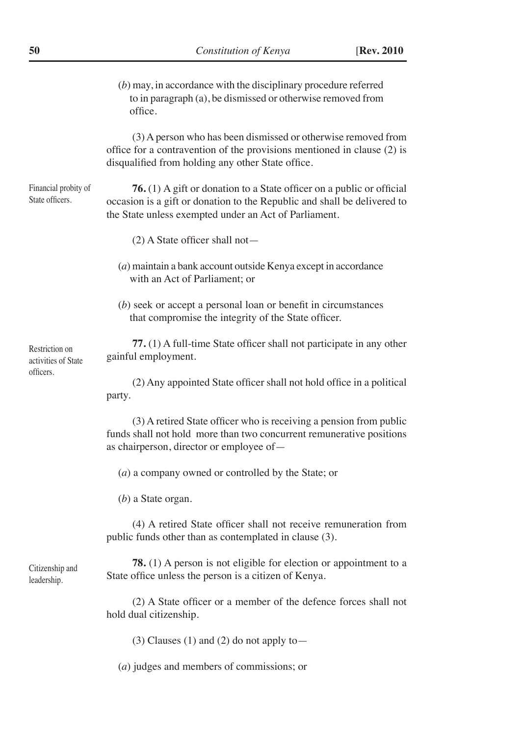(*b*) may, in accordance with the disciplinary procedure referred to in paragraph (a), be dismissed or otherwise removed from office.

(3) A person who has been dismissed or otherwise removed from office for a contravention of the provisions mentioned in clause (2) is disqualified from holding any other State office.

Financial probity of State officers.

**76.** (1) A gift or donation to a State officer on a public or official occasion is a gift or donation to the Republic and shall be delivered to the State unless exempted under an Act of Parliament.

(2) A State officer shall not—

(*a*) maintain a bank account outside Kenya except in accordance with an Act of Parliament; or

(*b*) seek or accept a personal loan or benefit in circumstances that compromise the integrity of the State officer.

Restriction on activities of State officers.

**77.** (1) A full-time State officer shall not participate in any other gainful employment.

(2) Any appointed State officer shall not hold office in a political party.

(3) A retired State officer who is receiving a pension from public funds shall not hold more than two concurrent remunerative positions as chairperson, director or employee of—

(*a*) a company owned or controlled by the State; or

(*b*) a State organ.

(4) A retired State officer shall not receive remuneration from public funds other than as contemplated in clause (3).

Citizenship and leadership.

**78.** (1) A person is not eligible for election or appointment to a State office unless the person is a citizen of Kenya.

(2) A State officer or a member of the defence forces shall not hold dual citizenship.

(3) Clauses (1) and (2) do not apply to—

(*a*) judges and members of commissions; or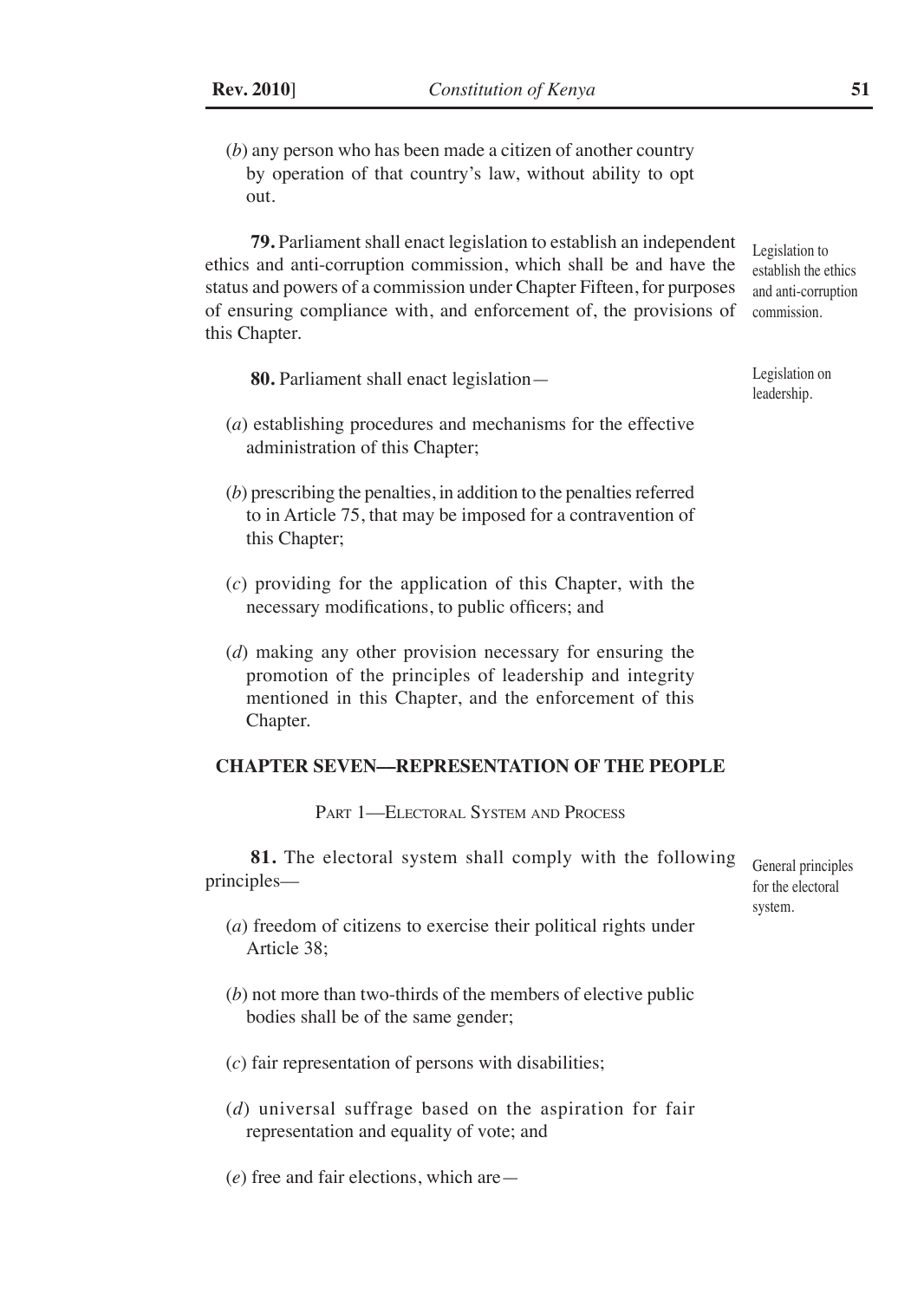(*b*) any person who has been made a citizen of another country by operation of that country's law, without ability to opt out.

Legislation to establish the ethics and anti-corruption commission.

**79.** Parliament shall enact legislation to establish an independent ethics and anti-corruption commission, which shall be and have the status and powers of a commission under Chapter Fifteen, for purposes of ensuring compliance with, and enforcement of, the provisions of this Chapter.

Legislation on leadership.

**80.** Parliament shall enact legislation—

(*a*) establishing procedures and mechanisms for the effective administration of this Chapter;

(*b*) prescribing the penalties, in addition to the penalties referred to in Article 75, that may be imposed for a contravention of this Chapter;

(*c*) providing for the application of this Chapter, with the necessary modifications, to public officers; and

(*d*) making any other provision necessary for ensuring the promotion of the principles of leadership and integrity mentioned in this Chapter, and the enforcement of this Chapter.

## CHAPTER SEVEN—REPRESENTATION OF THE PEOPLE

### Part 1—Electoral System and Process

General principles for the electoral system.

**81.** The electoral system shall comply with the following principles—

(*a*) freedom of citizens to exercise their political rights under Article 38;

(*b*) not more than two-thirds of the members of elective public bodies shall be of the same gender;

(*c*) fair representation of persons with disabilities;

(*d*) universal suffrage based on the aspiration for fair representation and equality of vote; and

(*e*) free and fair elections, which are—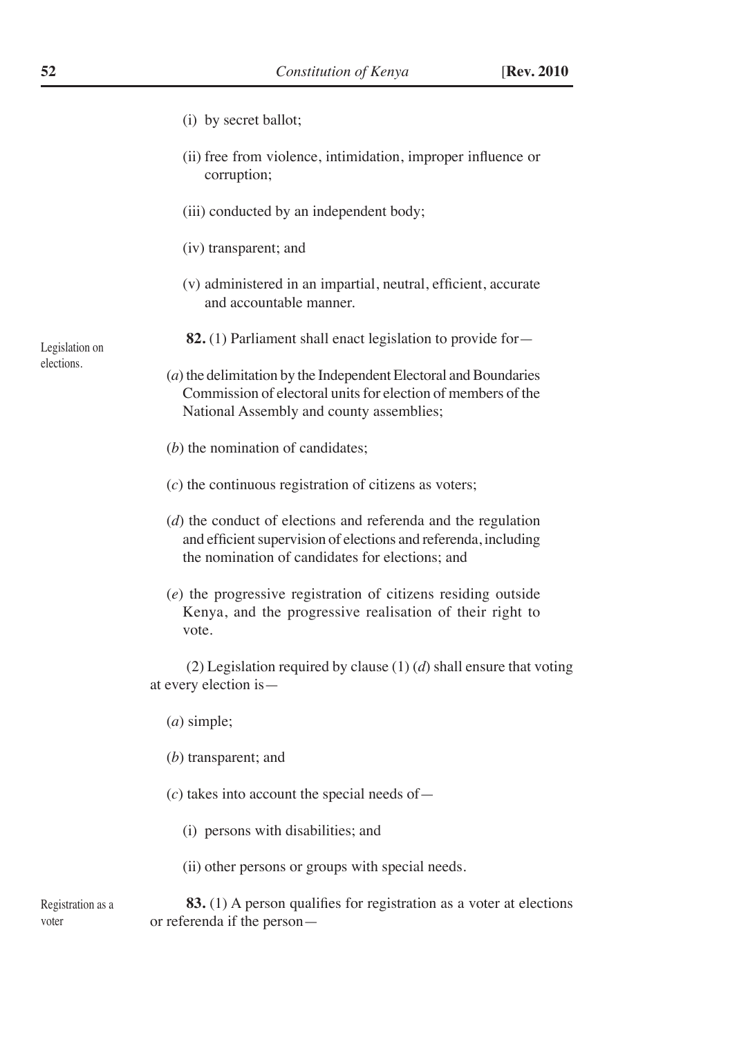(i) by secret ballot;

(ii) free from violence, intimidation, improper influence or corruption;

(iii) conducted by an independent body;

(iv) transparent; and

(v) administered in an impartial, neutral, efficient, accurate and accountable manner.

Legislation on elections.

**82.** (1) Parliament shall enact legislation to provide for—

(*a*) the delimitation by the Independent Electoral and Boundaries Commission of electoral units for election of members of the National Assembly and county assemblies;

(*b*) the nomination of candidates;

(*c*) the continuous registration of citizens as voters;

(*d*) the conduct of elections and referenda and the regulation and efficient supervision of elections and referenda, including the nomination of candidates for elections; and

(*e*) the progressive registration of citizens residing outside Kenya, and the progressive realisation of their right to vote.

(2) Legislation required by clause (1) (*d*) shall ensure that voting at every election is—

(*a*) simple;

(*b*) transparent; and

(*c*) takes into account the special needs of—

(i) persons with disabilities; and

(ii) other persons or groups with special needs.

Registration as a voter

**83.** (1) A person qualifies for registration as a voter at elections or referenda if the person—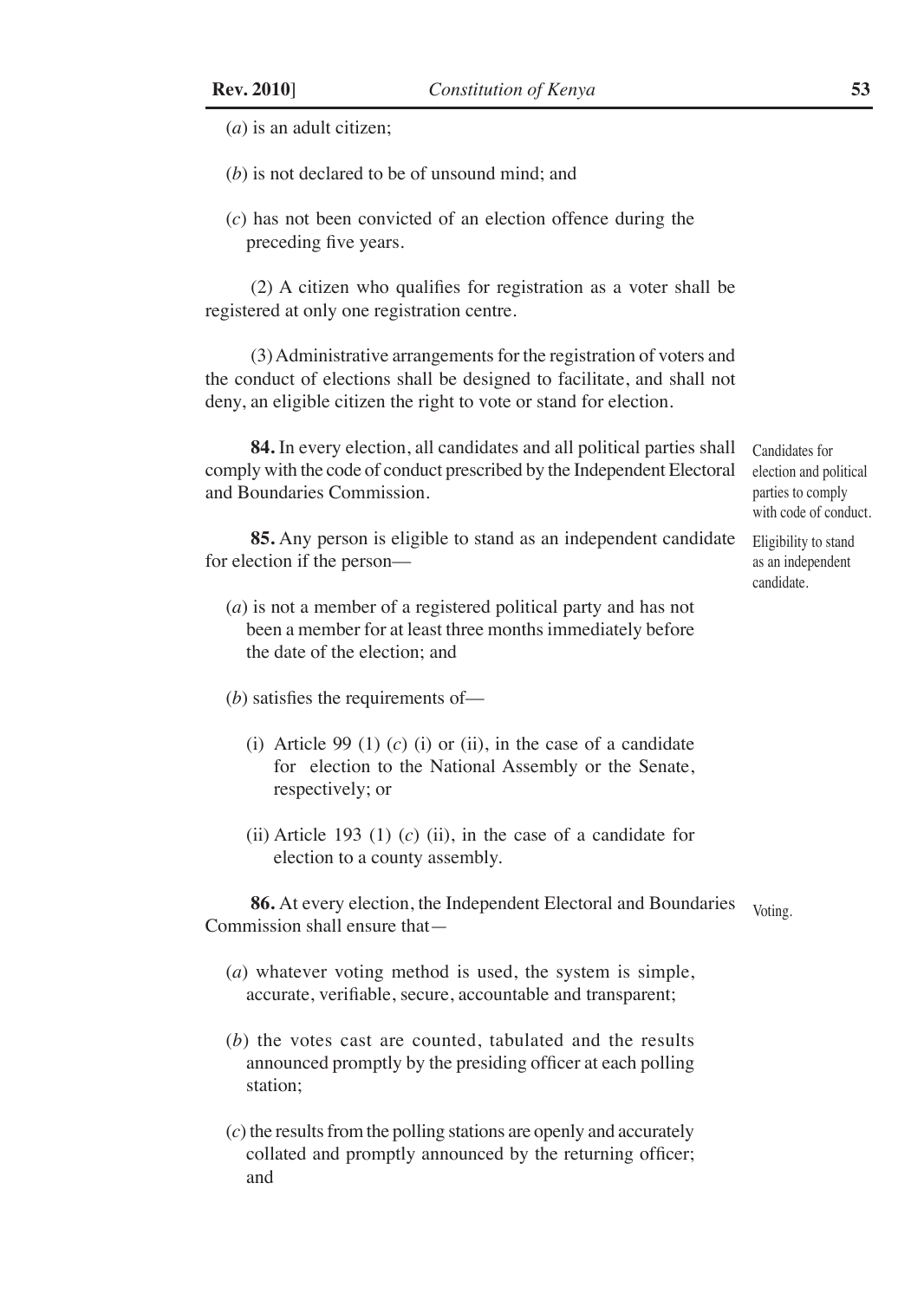(*a*) is an adult citizen;

(*b*) is not declared to be of unsound mind; and

(*c*) has not been convicted of an election offence during the preceding five years.

(2) A citizen who qualifies for registration as a voter shall be registered at only one registration centre.

(3) Administrative arrangements for the registration of voters and the conduct of elections shall be designed to facilitate, and shall not deny, an eligible citizen the right to vote or stand for election.

Candidates for election and political parties to comply with code of conduct.

**84.** In every election, all candidates and all political parties shall comply with the code of conduct prescribed by the Independent Electoral and Boundaries Commission.

Eligibility to stand as an independent candidate.

**85.** Any person is eligible to stand as an independent candidate for election if the person—

(*a*) is not a member of a registered political party and has not been a member for at least three months immediately before the date of the election; and

(*b*) satisfies the requirements of—

(i) Article 99 (1) (*c*) (i) or (ii), in the case of a candidate for election to the National Assembly or the Senate, respectively; or

(ii) Article 193 (1) (*c*) (ii), in the case of a candidate for election to a county assembly.

Voting.

**86.** At every election, the Independent Electoral and Boundaries Commission shall ensure that—

(*a*) whatever voting method is used, the system is simple, accurate, verifiable, secure, accountable and transparent;

(*b*) the votes cast are counted, tabulated and the results announced promptly by the presiding officer at each polling station;

(*c*) the results from the polling stations are openly and accurately collated and promptly announced by the returning officer; and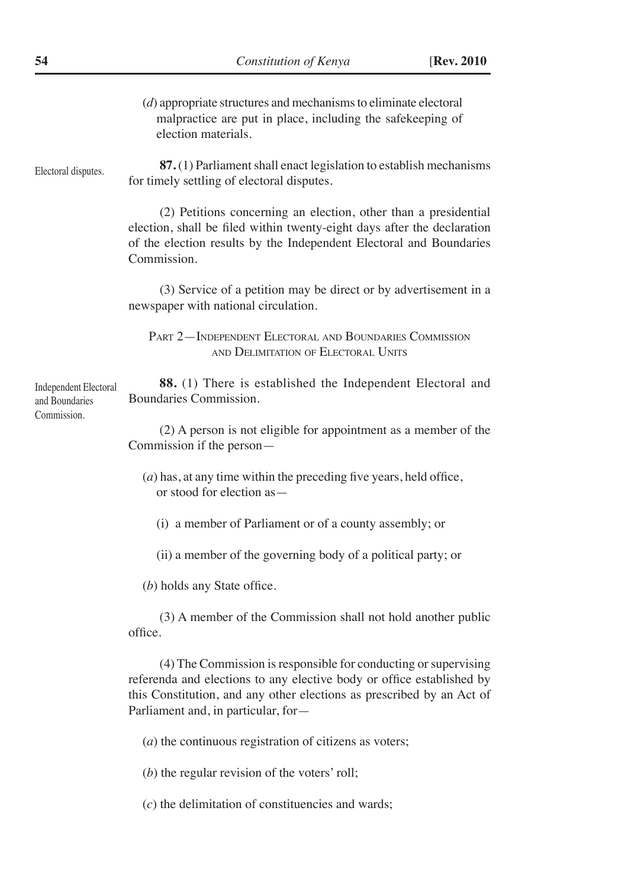(*d*) appropriate structures and mechanisms to eliminate electoral malpractice are put in place, including the safekeeping of election materials.

Electoral disputes.

**87.** (1) Parliament shall enact legislation to establish mechanisms for timely settling of electoral disputes.

(2) Petitions concerning an election, other than a presidential election, shall be filed within twenty-eight days after the declaration of the election results by the Independent Electoral and Boundaries Commission.

(3) Service of a petition may be direct or by advertisement in a newspaper with national circulation.

## PART 2—INDEPENDENT ELECTORAL AND BOUNDARIES COMMISSION AND DELIMITATION OF ELECTORAL UNITS

Independent Electoral and Boundaries Commission.

**88.** (1) There is established the Independent Electoral and Boundaries Commission.

(2) A person is not eligible for appointment as a member of the Commission if the person—

(*a*) has, at any time within the preceding five years, held office, or stood for election as—

(i) a member of Parliament or of a county assembly; or

(ii) a member of the governing body of a political party; or

(*b*) holds any State office.

(3) A member of the Commission shall not hold another public office.

(4) The Commission is responsible for conducting or supervising referenda and elections to any elective body or office established by this Constitution, and any other elections as prescribed by an Act of Parliament and, in particular, for—

(*a*) the continuous registration of citizens as voters;

(*b*) the regular revision of the voters' roll;

(*c*) the delimitation of constituencies and wards;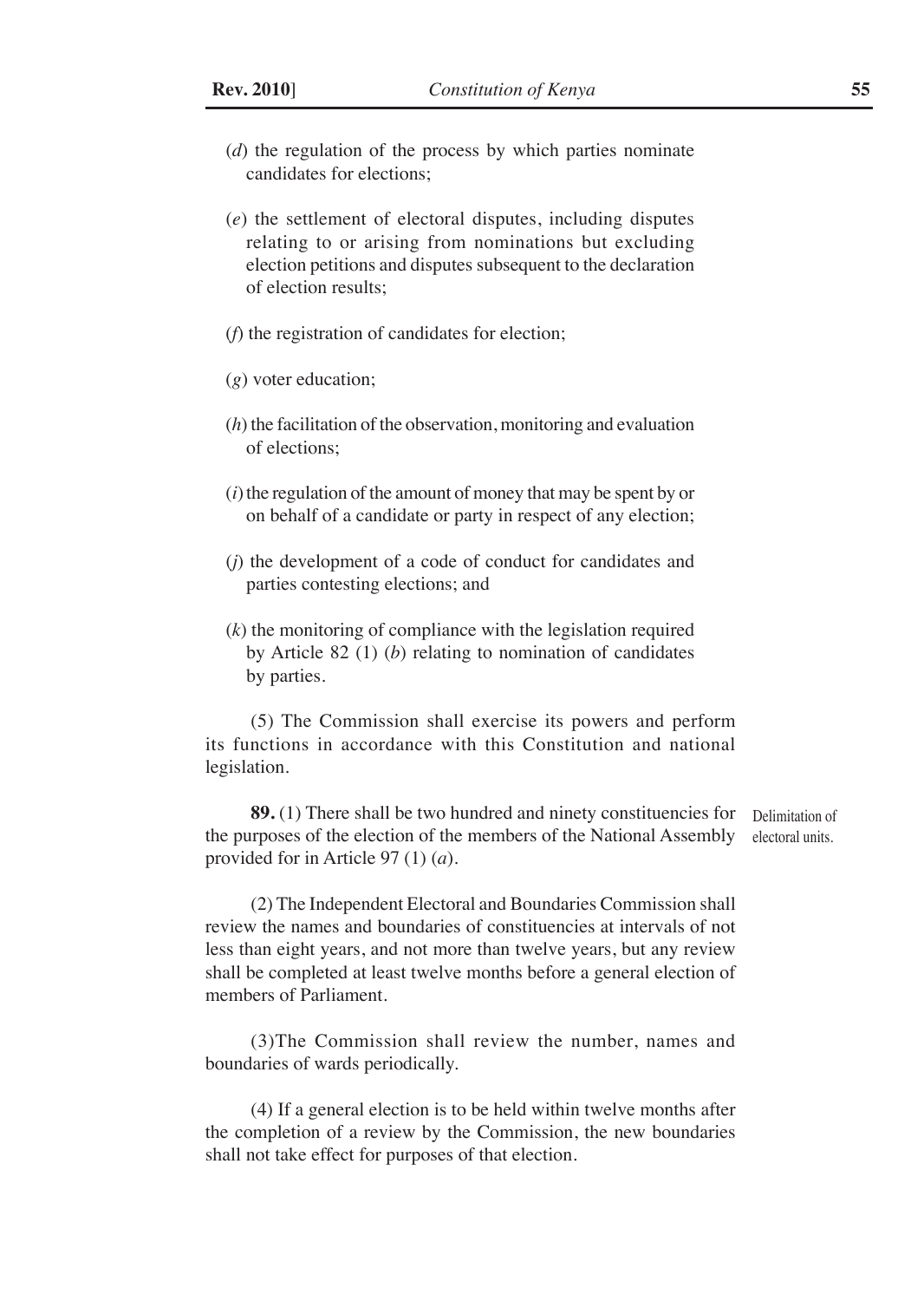(*d*) the regulation of the process by which parties nominate candidates for elections;

(*e*) the settlement of electoral disputes, including disputes relating to or arising from nominations but excluding election petitions and disputes subsequent to the declaration of election results;

(*f*) the registration of candidates for election;

(*g*) voter education;

(*h*) the facilitation of the observation, monitoring and evaluation of elections;

(*i*) the regulation of the amount of money that may be spent by or on behalf of a candidate or party in respect of any election;

(*j*) the development of a code of conduct for candidates and parties contesting elections; and

(*k*) the monitoring of compliance with the legislation required by Article 82 (1) (*b*) relating to nomination of candidates by parties.

(5) The Commission shall exercise its powers and perform its functions in accordance with this Constitution and national legislation.

Delimitation of electoral units.

**89.** (1) There shall be two hundred and ninety constituencies for the purposes of the election of the members of the National Assembly provided for in Article 97 (1) (*a*).

(2) The Independent Electoral and Boundaries Commission shall review the names and boundaries of constituencies at intervals of not less than eight years, and not more than twelve years, but any review shall be completed at least twelve months before a general election of members of Parliament.

(3)The Commission shall review the number, names and boundaries of wards periodically.

(4) If a general election is to be held within twelve months after the completion of a review by the Commission, the new boundaries shall not take effect for purposes of that election.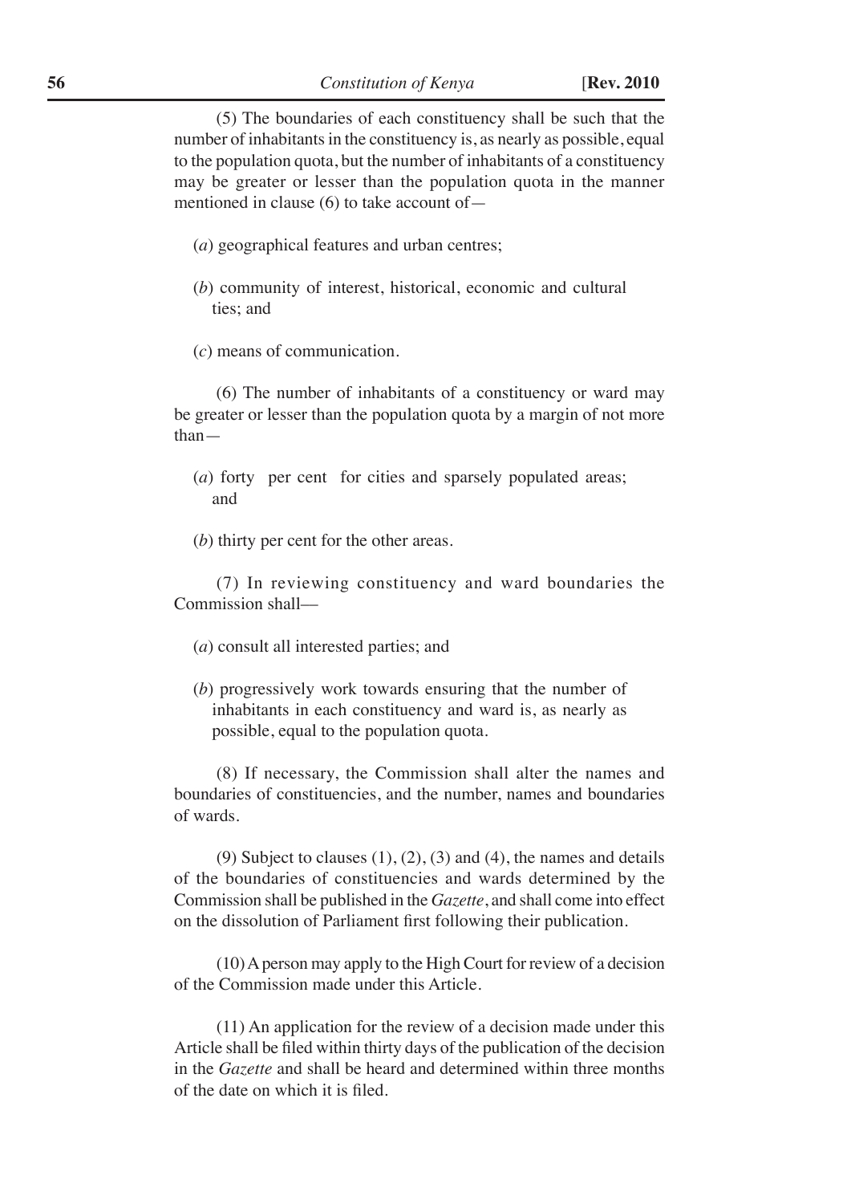(5) The boundaries of each constituency shall be such that the number of inhabitants in the constituency is, as nearly as possible, equal to the population quota, but the number of inhabitants of a constituency may be greater or lesser than the population quota in the manner mentioned in clause (6) to take account of—

(*a*) geographical features and urban centres;

(*b*) community of interest, historical, economic and cultural ties; and

(*c*) means of communication.

(6) The number of inhabitants of a constituency or ward may be greater or lesser than the population quota by a margin of not more than—

(*a*) forty per cent for cities and sparsely populated areas; and

(*b*) thirty per cent for the other areas.

(7) In reviewing constituency and ward boundaries the Commission shall—

(*a*) consult all interested parties; and

(*b*) progressively work towards ensuring that the number of inhabitants in each constituency and ward is, as nearly as possible, equal to the population quota.

(8) If necessary, the Commission shall alter the names and boundaries of constituencies, and the number, names and boundaries of wards.

(9) Subject to clauses (1), (2), (3) and (4), the names and details of the boundaries of constituencies and wards determined by the Commission shall be published in the *Gazette*, and shall come into effect on the dissolution of Parliament first following their publication.

(10) A person may apply to the High Court for review of a decision of the Commission made under this Article.

(11) An application for the review of a decision made under this Article shall be filed within thirty days of the publication of the decision in the *Gazette* and shall be heard and determined within three months of the date on which it is filed.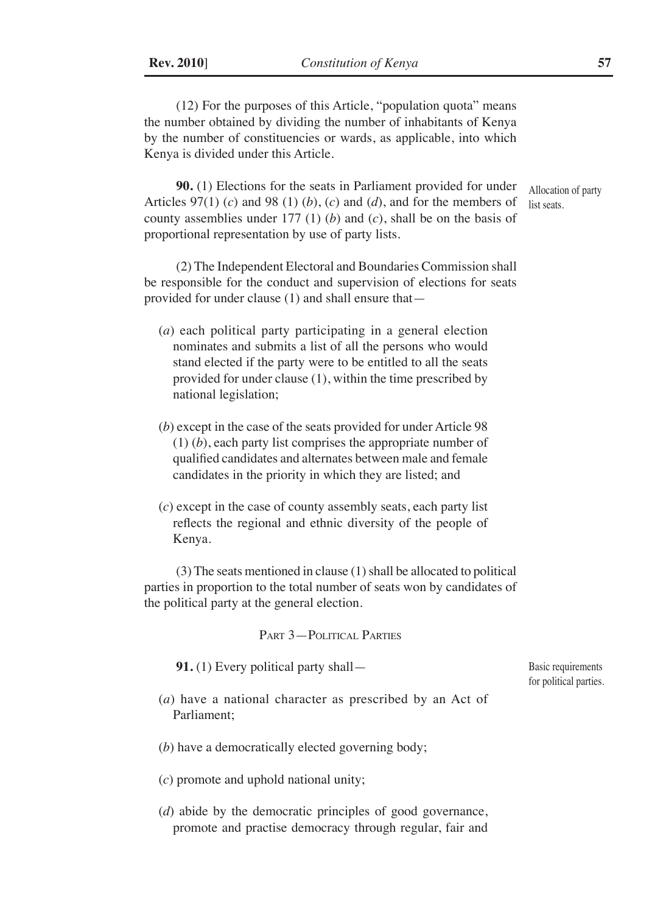(12) For the purposes of this Article, "population quota" means the number obtained by dividing the number of inhabitants of Kenya by the number of constituencies or wards, as applicable, into which Kenya is divided under this Article.

Allocation of party list seats.

**90.** (1) Elections for the seats in Parliament provided for under Articles 97(1) (*c*) and 98 (1) (*b*), (*c*) and (*d*), and for the members of county assemblies under 177 (1) (*b*) and (*c*), shall be on the basis of proportional representation by use of party lists.

(2) The Independent Electoral and Boundaries Commission shall be responsible for the conduct and supervision of elections for seats provided for under clause (1) and shall ensure that—

(*a*) each political party participating in a general election nominates and submits a list of all the persons who would stand elected if the party were to be entitled to all the seats provided for under clause (1), within the time prescribed by national legislation;

(*b*) except in the case of the seats provided for under Article 98 (1) (*b*), each party list comprises the appropriate number of qualified candidates and alternates between male and female candidates in the priority in which they are listed; and

(*c*) except in the case of county assembly seats, each party list reflects the regional and ethnic diversity of the people of Kenya.

(3) The seats mentioned in clause (1) shall be allocated to political parties in proportion to the total number of seats won by candidates of the political party at the general election.

## PART 3—POLITICAL PARTIES

Basic requirements for political parties.

**91.** (1) Every political party shall—

(*a*) have a national character as prescribed by an Act of Parliament;

(*b*) have a democratically elected governing body;

(*c*) promote and uphold national unity;

(*d*) abide by the democratic principles of good governance, promote and practise democracy through regular, fair and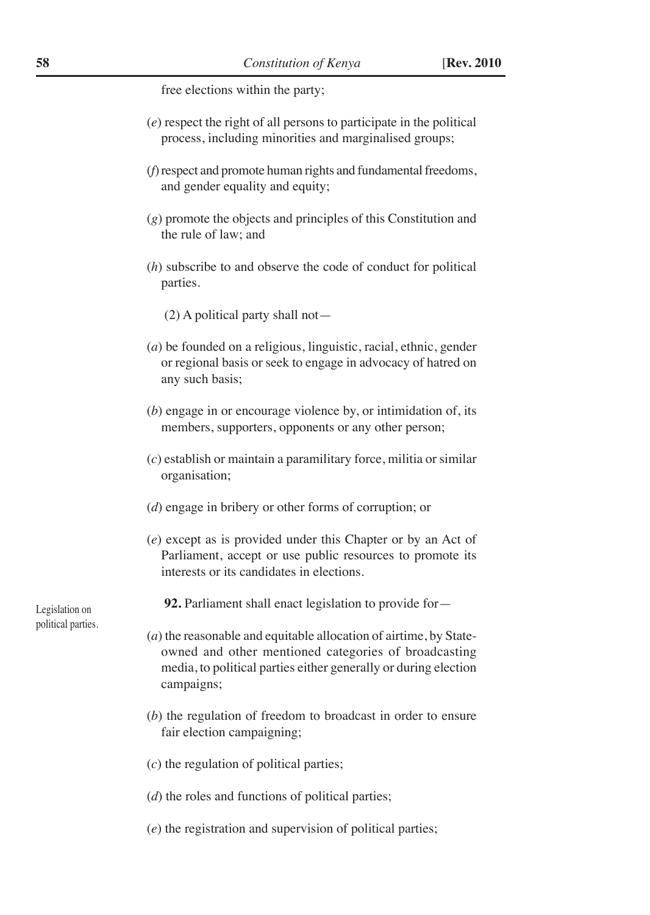free elections within the party;

(*e*) respect the right of all persons to participate in the political process, including minorities and marginalised groups;

(*f*) respect and promote human rights and fundamental freedoms, and gender equality and equity;

(*g*) promote the objects and principles of this Constitution and the rule of law; and

(*h*) subscribe to and observe the code of conduct for political parties.

(2) A political party shall not—

(*a*) be founded on a religious, linguistic, racial, ethnic, gender or regional basis or seek to engage in advocacy of hatred on any such basis;

(*b*) engage in or encourage violence by, or intimidation of, its members, supporters, opponents or any other person;

(*c*) establish or maintain a paramilitary force, militia or similar organisation;

(*d*) engage in bribery or other forms of corruption; or

(*e*) except as is provided under this Chapter or by an Act of Parliament, accept or use public resources to promote its interests or its candidates in elections.

Legislation on political parties.

**92.** Parliament shall enact legislation to provide for—

(*a*) the reasonable and equitable allocation of airtime, by State-owned and other mentioned categories of broadcasting media, to political parties either generally or during election campaigns;

(*b*) the regulation of freedom to broadcast in order to ensure fair election campaigning;

(*c*) the regulation of political parties;

(*d*) the roles and functions of political parties;

(*e*) the registration and supervision of political parties;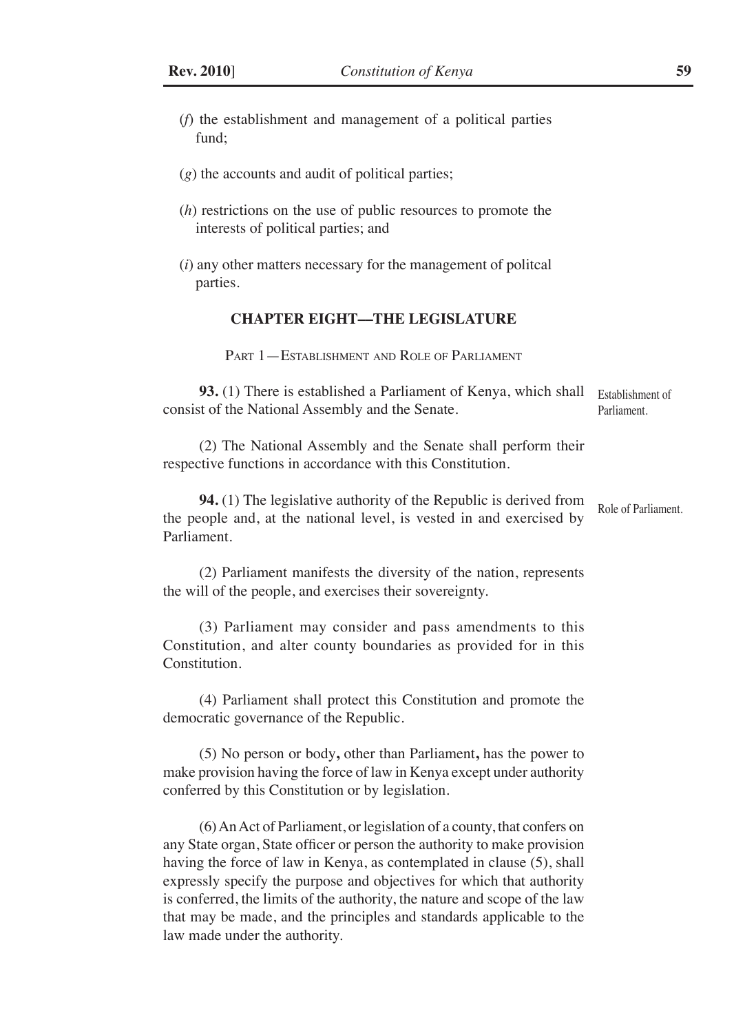(*f*) the establishment and management of a political parties fund;

(*g*) the accounts and audit of political parties;

(*h*) restrictions on the use of public resources to promote the interests of political parties; and

(*i*) any other matters necessary for the management of politcal parties.

## CHAPTER EIGHT—THE LEGISLATURE

### Part 1—Establishment and Role of Parliament

Establishment of Parliament.

**93.** (1) There is established a Parliament of Kenya, which shall consist of the National Assembly and the Senate.

(2) The National Assembly and the Senate shall perform their respective functions in accordance with this Constitution.

Role of Parliament.

**94.** (1) The legislative authority of the Republic is derived from the people and, at the national level, is vested in and exercised by Parliament.

(2) Parliament manifests the diversity of the nation, represents the will of the people, and exercises their sovereignty.

(3) Parliament may consider and pass amendments to this Constitution, and alter county boundaries as provided for in this Constitution.

(4) Parliament shall protect this Constitution and promote the democratic governance of the Republic.

(5) No person or body**,** other than Parliament**,** has the power to make provision having the force of law in Kenya except under authority conferred by this Constitution or by legislation.

(6) An Act of Parliament, or legislation of a county, that confers on any State organ, State officer or person the authority to make provision having the force of law in Kenya, as contemplated in clause (5), shall expressly specify the purpose and objectives for which that authority is conferred, the limits of the authority, the nature and scope of the law that may be made, and the principles and standards applicable to the law made under the authority.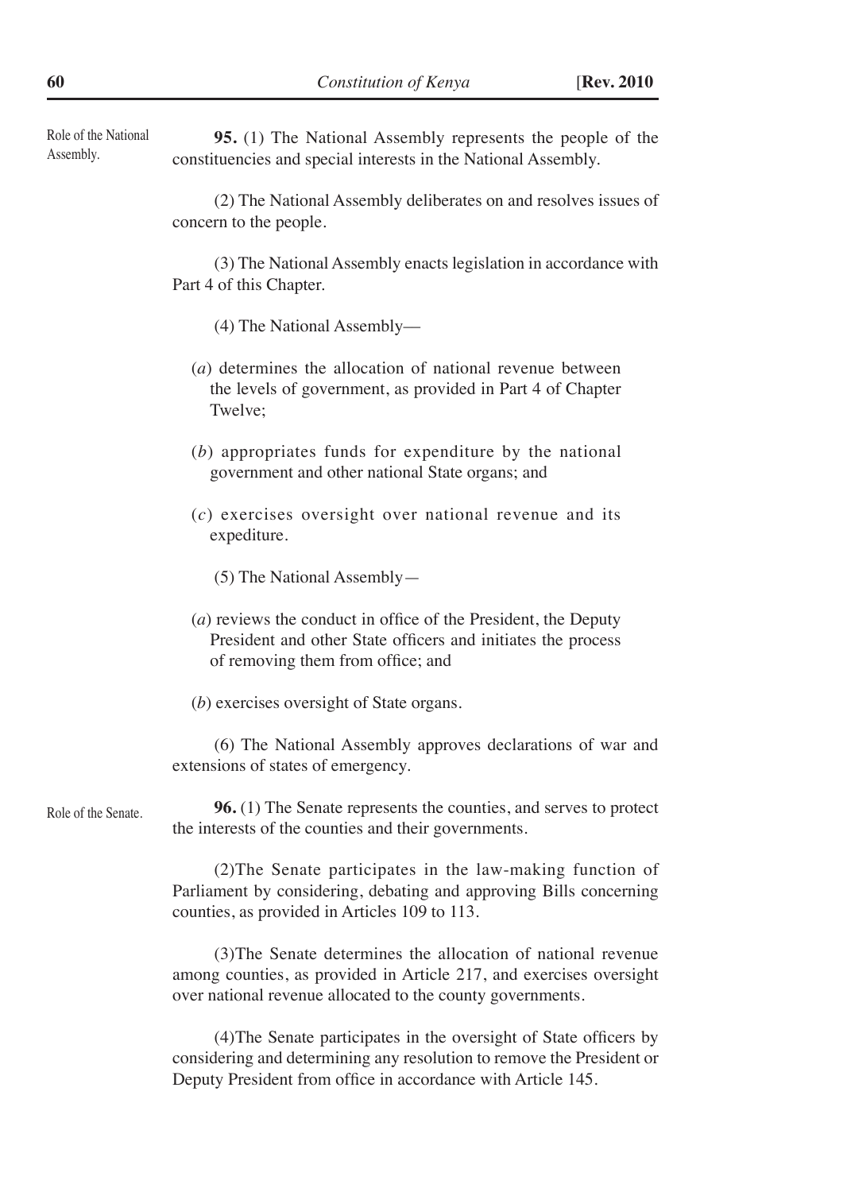Role of the National Assembly.

**95.** (1) The National Assembly represents the people of the constituencies and special interests in the National Assembly.

(2) The National Assembly deliberates on and resolves issues of concern to the people.

(3) The National Assembly enacts legislation in accordance with Part 4 of this Chapter.

(4) The National Assembly—

(*a*) determines the allocation of national revenue between the levels of government, as provided in Part 4 of Chapter Twelve;

(*b*) appropriates funds for expenditure by the national government and other national State organs; and

(*c*) exercises oversight over national revenue and its expediture.

(5) The National Assembly—

(*a*) reviews the conduct in office of the President, the Deputy President and other State officers and initiates the process of removing them from office; and

(*b*) exercises oversight of State organs.

(6) The National Assembly approves declarations of war and extensions of states of emergency.

Role of the Senate.

**96.** (1) The Senate represents the counties, and serves to protect the interests of the counties and their governments.

(2)The Senate participates in the law-making function of Parliament by considering, debating and approving Bills concerning counties, as provided in Articles 109 to 113.

(3)The Senate determines the allocation of national revenue among counties, as provided in Article 217, and exercises oversight over national revenue allocated to the county governments.

(4)The Senate participates in the oversight of State officers by considering and determining any resolution to remove the President or Deputy President from office in accordance with Article 145.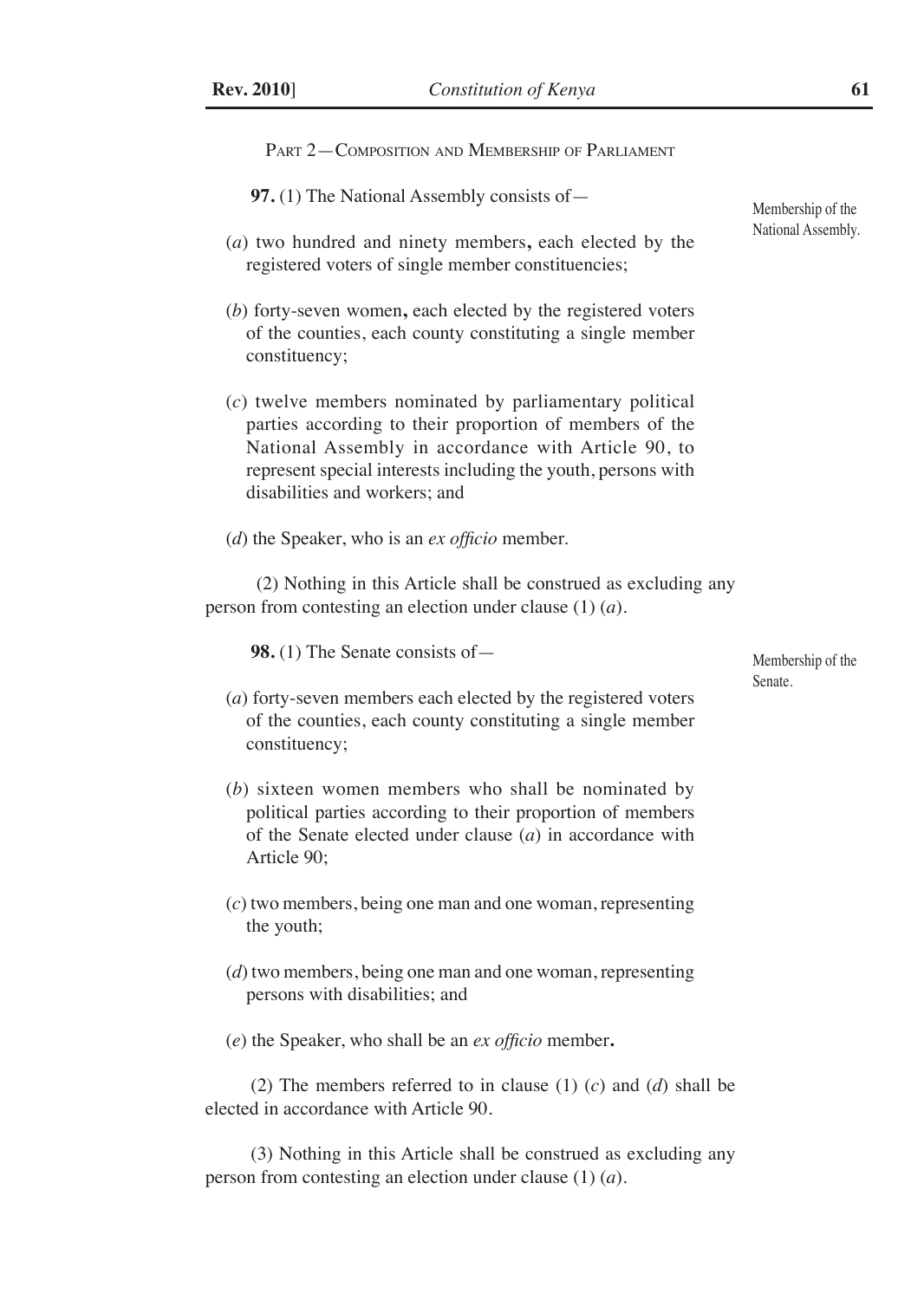Part 2—Composition and Membership of Parliament

Membership of the National Assembly.

**97.** (1) The National Assembly consists of—

(*a*) two hundred and ninety members**,** each elected by the registered voters of single member constituencies;

(*b*) forty-seven women**,** each elected by the registered voters of the counties, each county constituting a single member constituency;

(*c*) twelve members nominated by parliamentary political parties according to their proportion of members of the National Assembly in accordance with Article 90, to represent special interests including the youth, persons with disabilities and workers; and

(*d*) the Speaker, who is an *ex officio* member.

(2) Nothing in this Article shall be construed as excluding any person from contesting an election under clause (1) (*a*).

Membership of the Senate.

**98.** (1) The Senate consists of—

(*a*) forty-seven members each elected by the registered voters of the counties, each county constituting a single member constituency;

(*b*) sixteen women members who shall be nominated by political parties according to their proportion of members of the Senate elected under clause (*a*) in accordance with Article 90;

(*c*) two members, being one man and one woman, representing the youth;

(*d*) two members, being one man and one woman, representing persons with disabilities; and

(*e*) the Speaker, who shall be an *ex officio* member**.**

(2) The members referred to in clause (1) (*c*) and (*d*) shall be elected in accordance with Article 90.

(3) Nothing in this Article shall be construed as excluding any person from contesting an election under clause (1) (*a*).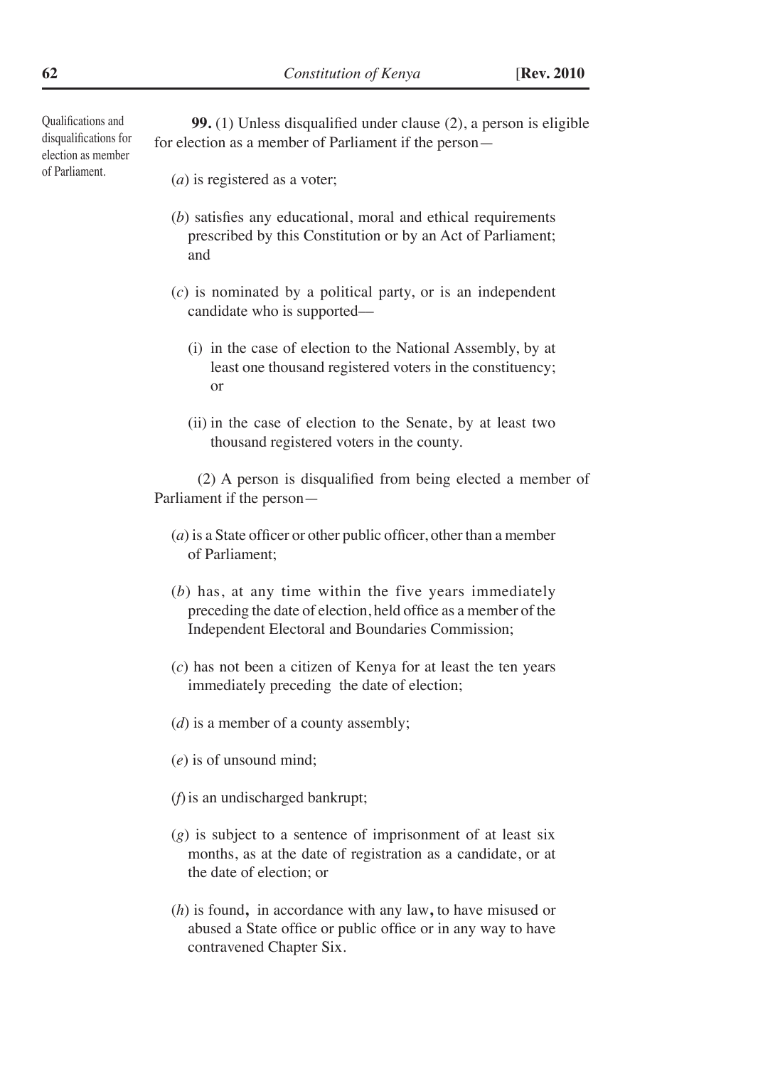Qualifications and disqualifications for election as member of Parliament.

**99.** (1) Unless disqualified under clause (2), a person is eligible for election as a member of Parliament if the person—

(*a*) is registered as a voter;

(*b*) satisfies any educational, moral and ethical requirements prescribed by this Constitution or by an Act of Parliament; and

(*c*) is nominated by a political party, or is an independent candidate who is supported—

(i) in the case of election to the National Assembly, by at least one thousand registered voters in the constituency; or

(ii) in the case of election to the Senate, by at least two thousand registered voters in the county.

(2) A person is disqualified from being elected a member of Parliament if the person—

(*a*) is a State officer or other public officer, other than a member of Parliament;

(*b*) has, at any time within the five years immediately preceding the date of election, held office as a member of the Independent Electoral and Boundaries Commission;

(*c*) has not been a citizen of Kenya for at least the ten years immediately preceding the date of election;

(*d*) is a member of a county assembly;

(*e*) is of unsound mind;

(*f*) is an undischarged bankrupt;

(*g*) is subject to a sentence of imprisonment of at least six months, as at the date of registration as a candidate, or at the date of election; or

(*h*) is found**,** in accordance with any law**,** to have misused or abused a State office or public office or in any way to have contravened Chapter Six.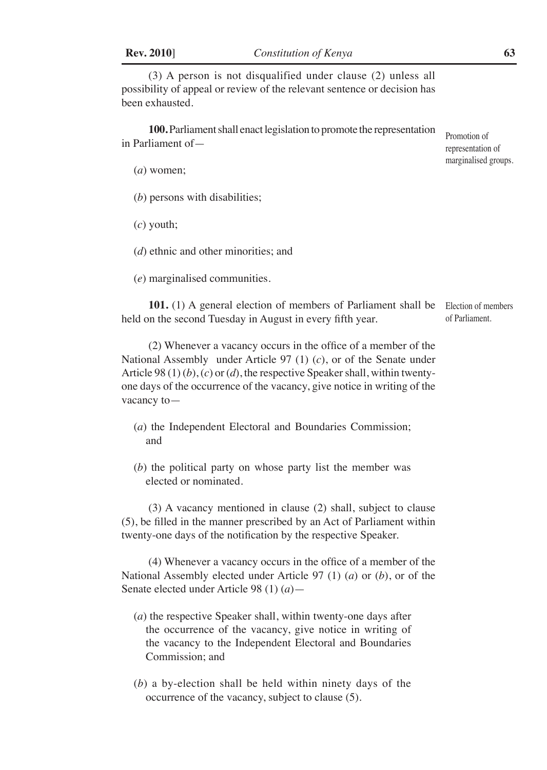(3) A person is not disqualified under clause (2) unless all possibility of appeal or review of the relevant sentence or decision has been exhausted.

Promotion of representation of marginalised groups.

**100.** Parliament shall enact legislation to promote the representation in Parliament of—

(*a*) women;

(*b*) persons with disabilities;

(*c*) youth;

(*d*) ethnic and other minorities; and

(*e*) marginalised communities.

Election of members of Parliament.

**101.** (1) A general election of members of Parliament shall be held on the second Tuesday in August in every fifth year.

(2) Whenever a vacancy occurs in the office of a member of the National Assembly under Article 97 (1) (*c*), or of the Senate under Article 98 (1) (*b*), (*c*) or (*d*), the respective Speaker shall, within twenty-one days of the occurrence of the vacancy, give notice in writing of the vacancy to—

(*a*) the Independent Electoral and Boundaries Commission; and

(*b*) the political party on whose party list the member was elected or nominated.

(3) A vacancy mentioned in clause (2) shall, subject to clause (5), be filled in the manner prescribed by an Act of Parliament within twenty-one days of the notification by the respective Speaker.

(4) Whenever a vacancy occurs in the office of a member of the National Assembly elected under Article 97 (1) (*a*) or (*b*), or of the Senate elected under Article 98 (1) (*a*)—

(*a*) the respective Speaker shall, within twenty-one days after the occurrence of the vacancy, give notice in writing of the vacancy to the Independent Electoral and Boundaries Commission; and

(*b*) a by-election shall be held within ninety days of the occurrence of the vacancy, subject to clause (5).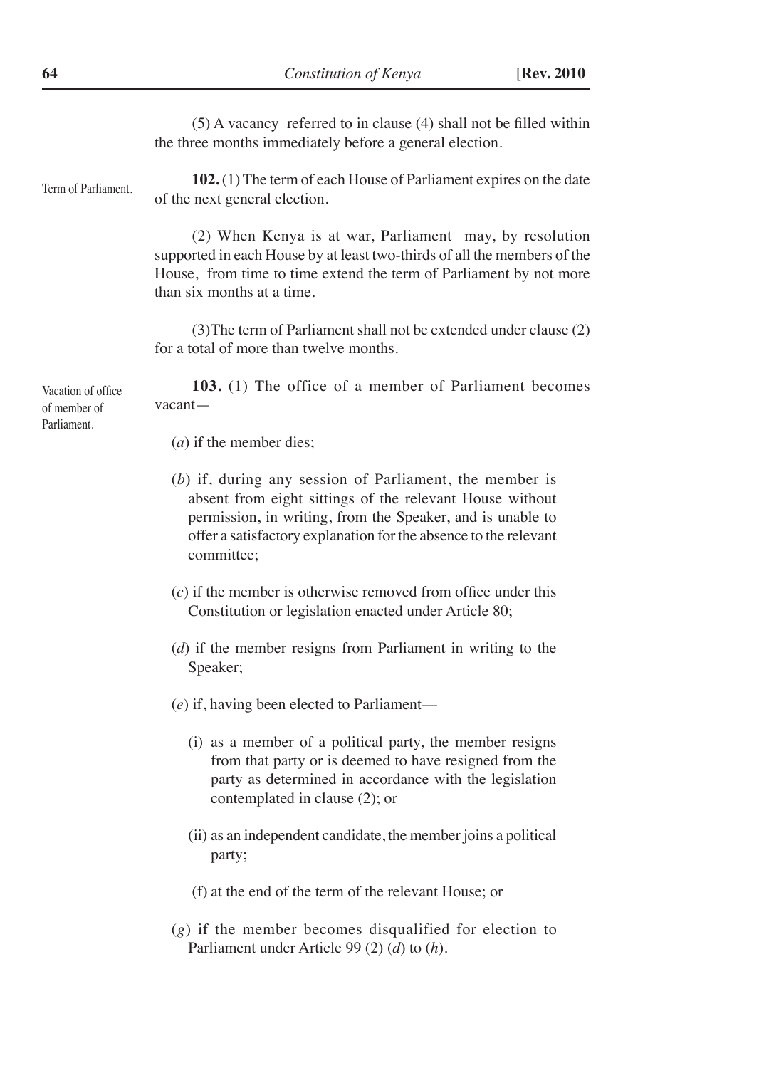(5) A vacancy referred to in clause (4) shall not be filled within the three months immediately before a general election.

Term of Parliament.

**102.** (1) The term of each House of Parliament expires on the date of the next general election.

(2) When Kenya is at war, Parliament may, by resolution supported in each House by at least two-thirds of all the members of the House, from time to time extend the term of Parliament by not more than six months at a time.

(3)The term of Parliament shall not be extended under clause (2) for a total of more than twelve months.

Vacation of office of member of Parliament.

**103.** (1) The office of a member of Parliament becomes vacant—

(*a*) if the member dies;

(*b*) if, during any session of Parliament, the member is absent from eight sittings of the relevant House without permission, in writing, from the Speaker, and is unable to offer a satisfactory explanation for the absence to the relevant committee;

(*c*) if the member is otherwise removed from office under this Constitution or legislation enacted under Article 80;

(*d*) if the member resigns from Parliament in writing to the Speaker;

(*e*) if, having been elected to Parliament—

(i) as a member of a political party, the member resigns from that party or is deemed to have resigned from the party as determined in accordance with the legislation contemplated in clause (2); or

(ii) as an independent candidate, the member joins a political party;

(f) at the end of the term of the relevant House; or

(*g*) if the member becomes disqualified for election to Parliament under Article 99 (2) (*d*) to (*h*).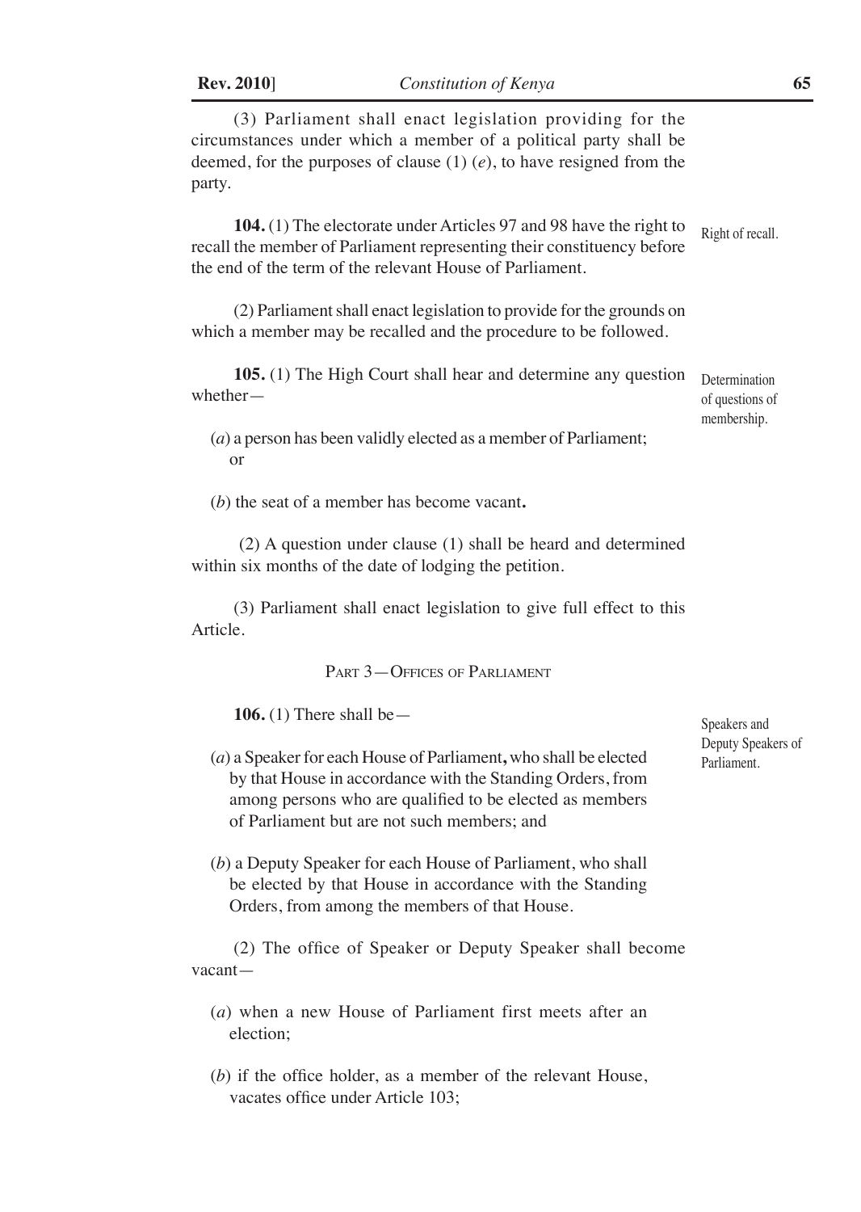(3) Parliament shall enact legislation providing for the circumstances under which a member of a political party shall be deemed, for the purposes of clause (1) (*e*), to have resigned from the party.

Right of recall.

**104.** (1) The electorate under Articles 97 and 98 have the right to recall the member of Parliament representing their constituency before the end of the term of the relevant House of Parliament.

(2) Parliament shall enact legislation to provide for the grounds on which a member may be recalled and the procedure to be followed.

Determination of questions of membership.

**105.** (1) The High Court shall hear and determine any question whether—

(*a*) a person has been validly elected as a member of Parliament; or

(*b*) the seat of a member has become vacant**.**

(2) A question under clause (1) shall be heard and determined within six months of the date of lodging the petition.

(3) Parliament shall enact legislation to give full effect to this Article.

## PART 3—OFFICES OF PARLIAMENT

Speakers and Deputy Speakers of Parliament.

**106.** (1) There shall be—

(*a*) a Speaker for each House of Parliament**,** who shall be elected by that House in accordance with the Standing Orders, from among persons who are qualified to be elected as members of Parliament but are not such members; and

(*b*) a Deputy Speaker for each House of Parliament, who shall be elected by that House in accordance with the Standing Orders, from among the members of that House.

(2) The office of Speaker or Deputy Speaker shall become vacant—

(*a*) when a new House of Parliament first meets after an election;

(*b*) if the office holder, as a member of the relevant House, vacates office under Article 103;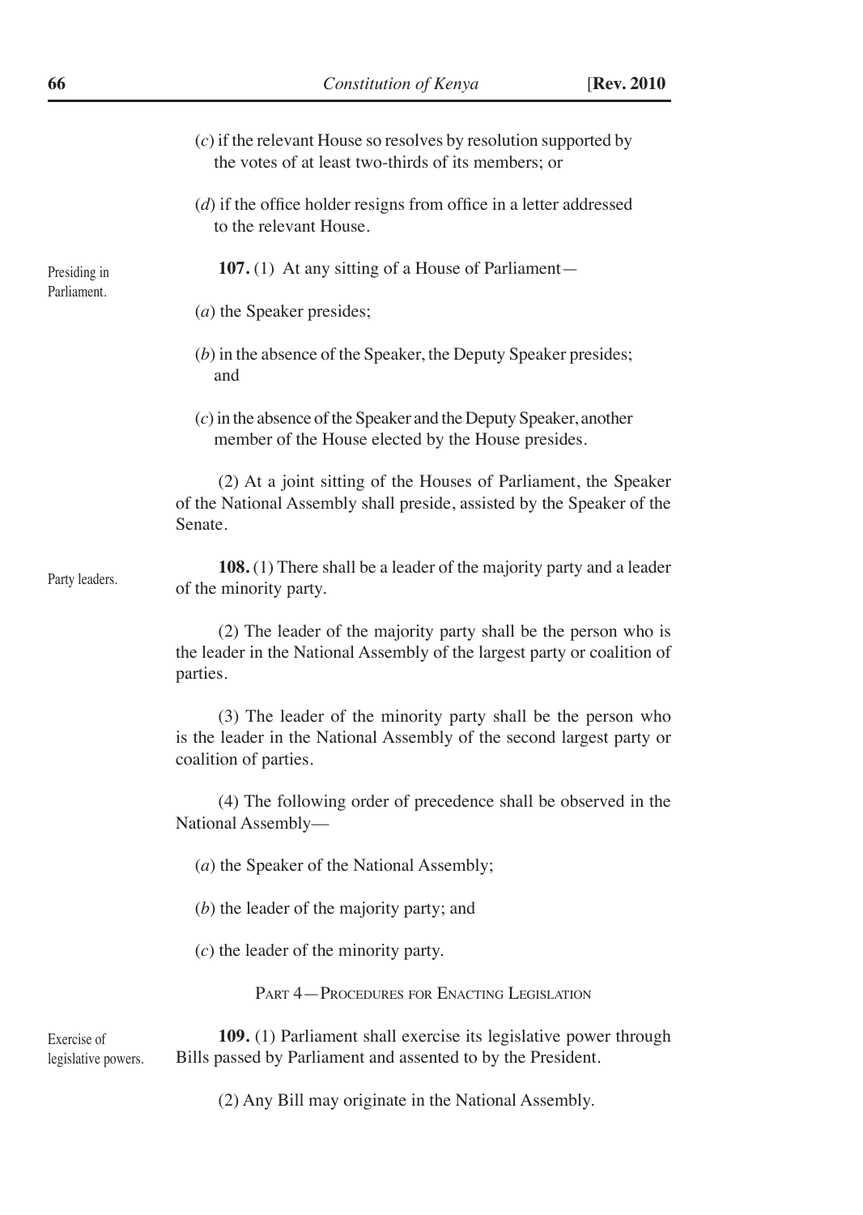(*c*) if the relevant House so resolves by resolution supported by the votes of at least two-thirds of its members; or

(*d*) if the office holder resigns from office in a letter addressed to the relevant House.

Presiding in Parliament.

**107.** (1) At any sitting of a House of Parliament—

(*a*) the Speaker presides;

(*b*) in the absence of the Speaker, the Deputy Speaker presides; and

(*c*) in the absence of the Speaker and the Deputy Speaker, another member of the House elected by the House presides.

(2) At a joint sitting of the Houses of Parliament, the Speaker of the National Assembly shall preside, assisted by the Speaker of the Senate.

Party leaders.

**108.** (1) There shall be a leader of the majority party and a leader of the minority party.

(2) The leader of the majority party shall be the person who is the leader in the National Assembly of the largest party or coalition of parties.

(3) The leader of the minority party shall be the person who is the leader in the National Assembly of the second largest party or coalition of parties.

(4) The following order of precedence shall be observed in the National Assembly—

(*a*) the Speaker of the National Assembly;

(*b*) the leader of the majority party; and

(*c*) the leader of the minority party.

## Part 4—Procedures for Enacting Legislation

Exercise of legislative powers.

**109.** (1) Parliament shall exercise its legislative power through Bills passed by Parliament and assented to by the President.

(2) Any Bill may originate in the National Assembly.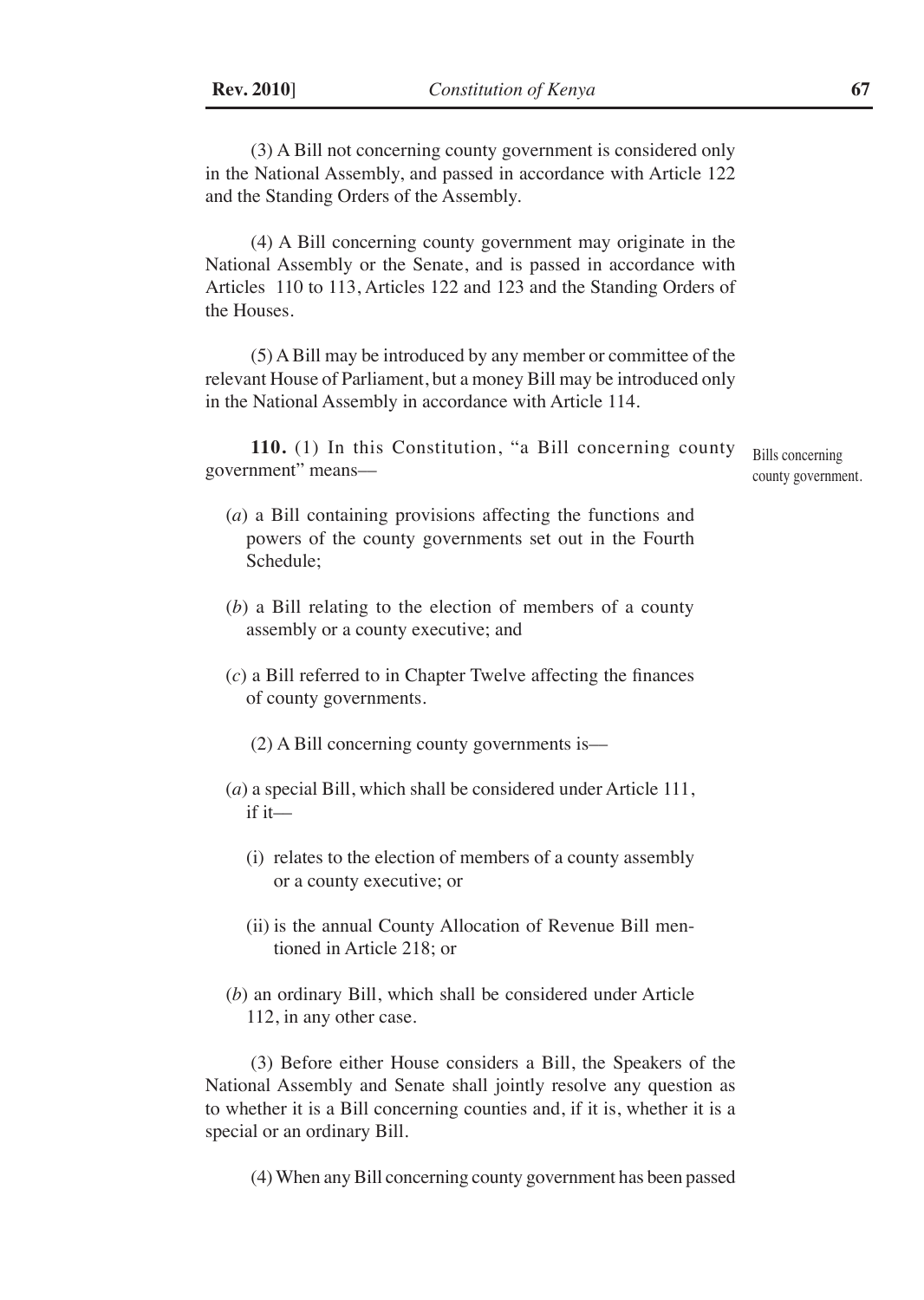(3) A Bill not concerning county government is considered only in the National Assembly, and passed in accordance with Article 122 and the Standing Orders of the Assembly.

(4) A Bill concerning county government may originate in the National Assembly or the Senate, and is passed in accordance with Articles 110 to 113, Articles 122 and 123 and the Standing Orders of the Houses.

(5) A Bill may be introduced by any member or committee of the relevant House of Parliament, but a money Bill may be introduced only in the National Assembly in accordance with Article 114.

Bills concerning county government.

**110.** (1) In this Constitution, "a Bill concerning county government" means—

(*a*) a Bill containing provisions affecting the functions and powers of the county governments set out in the Fourth Schedule;

(*b*) a Bill relating to the election of members of a county assembly or a county executive; and

(*c*) a Bill referred to in Chapter Twelve affecting the finances of county governments.

(2) A Bill concerning county governments is—

(*a*) a special Bill, which shall be considered under Article 111, if it—

(i) relates to the election of members of a county assembly or a county executive; or

(ii) is the annual County Allocation of Revenue Bill mentioned in Article 218; or

(*b*) an ordinary Bill, which shall be considered under Article 112, in any other case.

(3) Before either House considers a Bill, the Speakers of the National Assembly and Senate shall jointly resolve any question as to whether it is a Bill concerning counties and, if it is, whether it is a special or an ordinary Bill.

(4) When any Bill concerning county government has been passed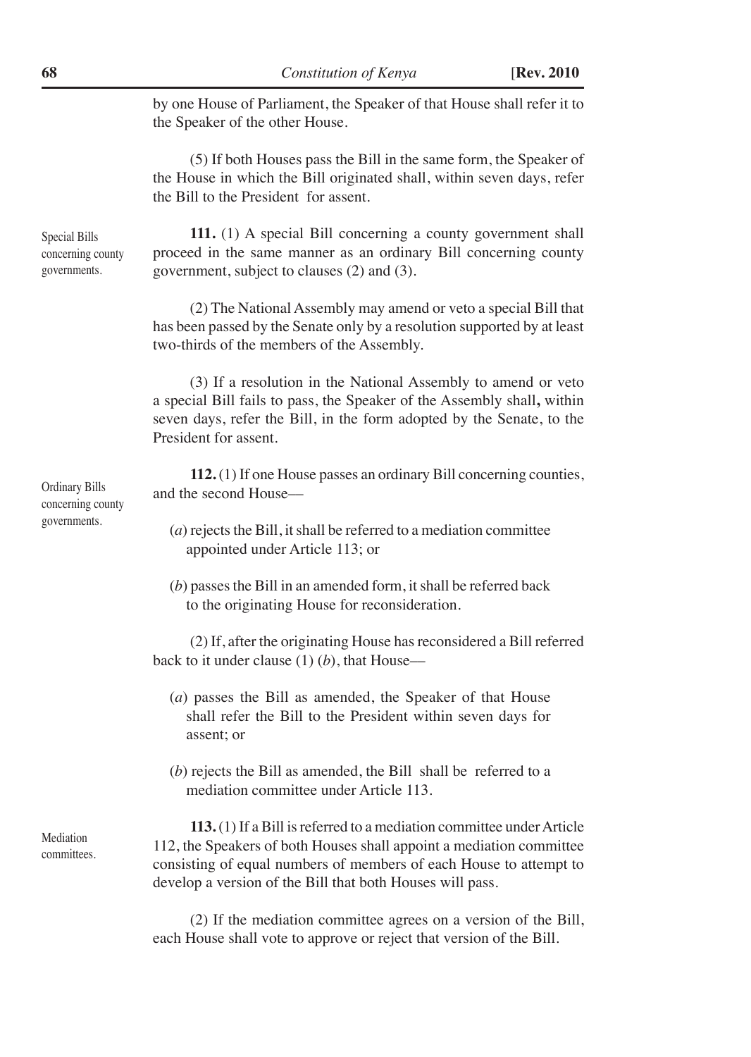by one House of Parliament, the Speaker of that House shall refer it to the Speaker of the other House.

(5) If both Houses pass the Bill in the same form, the Speaker of the House in which the Bill originated shall, within seven days, refer the Bill to the President for assent.

Special Bills concerning county governments.

**111.** (1) A special Bill concerning a county government shall proceed in the same manner as an ordinary Bill concerning county government, subject to clauses (2) and (3).

(2) The National Assembly may amend or veto a special Bill that has been passed by the Senate only by a resolution supported by at least two-thirds of the members of the Assembly.

(3) If a resolution in the National Assembly to amend or veto a special Bill fails to pass, the Speaker of the Assembly shall**,** within seven days, refer the Bill, in the form adopted by the Senate, to the President for assent.

Ordinary Bills concerning county governments.

**112.** (1) If one House passes an ordinary Bill concerning counties, and the second House—

(*a*) rejects the Bill, it shall be referred to a mediation committee appointed under Article 113; or

(*b*) passes the Bill in an amended form, it shall be referred back to the originating House for reconsideration.

(2) If, after the originating House has reconsidered a Bill referred back to it under clause (1) (*b*), that House—

(*a*) passes the Bill as amended, the Speaker of that House shall refer the Bill to the President within seven days for assent; or

(*b*) rejects the Bill as amended, the Bill shall be referred to a mediation committee under Article 113.

Mediation committees.

**113.** (1) If a Bill is referred to a mediation committee under Article 112, the Speakers of both Houses shall appoint a mediation committee consisting of equal numbers of members of each House to attempt to develop a version of the Bill that both Houses will pass.

(2) If the mediation committee agrees on a version of the Bill, each House shall vote to approve or reject that version of the Bill.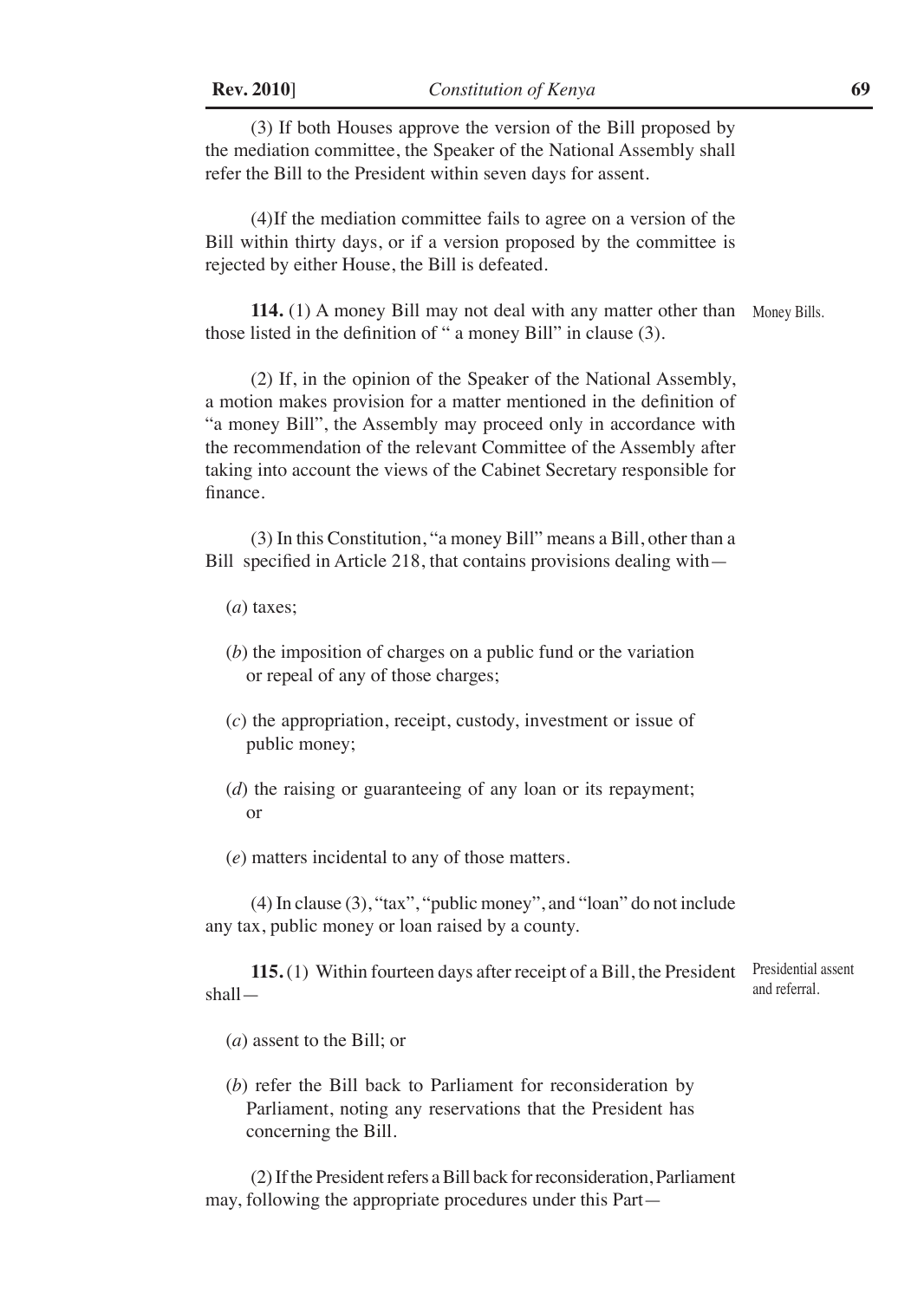(3) If both Houses approve the version of the Bill proposed by the mediation committee, the Speaker of the National Assembly shall refer the Bill to the President within seven days for assent.

(4)If the mediation committee fails to agree on a version of the Bill within thirty days, or if a version proposed by the committee is rejected by either House, the Bill is defeated.

Money Bills.

**114.** (1) A money Bill may not deal with any matter other than those listed in the definition of " a money Bill" in clause (3).

(2) If, in the opinion of the Speaker of the National Assembly, a motion makes provision for a matter mentioned in the definition of "a money Bill", the Assembly may proceed only in accordance with the recommendation of the relevant Committee of the Assembly after taking into account the views of the Cabinet Secretary responsible for finance.

(3) In this Constitution, "a money Bill" means a Bill, other than a Bill specified in Article 218, that contains provisions dealing with—

(*a*) taxes;

(*b*) the imposition of charges on a public fund or the variation or repeal of any of those charges;

(*c*) the appropriation, receipt, custody, investment or issue of public money;

(*d*) the raising or guaranteeing of any loan or its repayment; or

(*e*) matters incidental to any of those matters.

(4) In clause (3), "tax", "public money", and "loan" do not include any tax, public money or loan raised by a county.

Presidential assent and referral.

**115.** (1) Within fourteen days after receipt of a Bill, the President shall—

(*a*) assent to the Bill; or

(*b*) refer the Bill back to Parliament for reconsideration by Parliament, noting any reservations that the President has concerning the Bill.

(2) If the President refers a Bill back for reconsideration, Parliament may, following the appropriate procedures under this Part—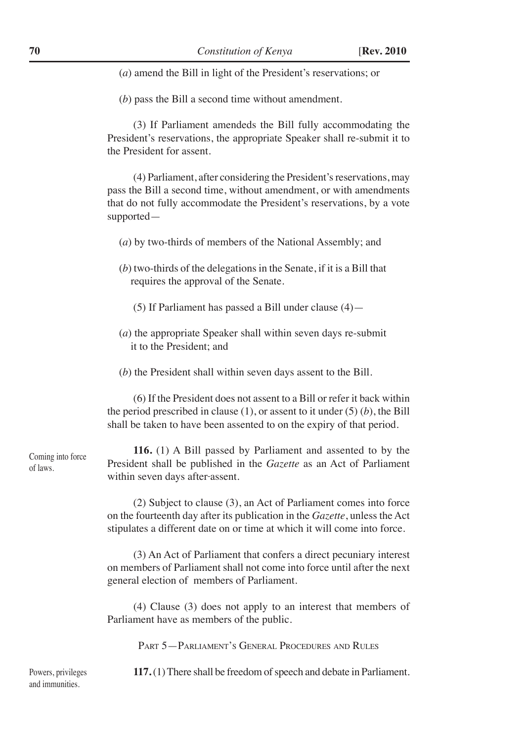(*a*) amend the Bill in light of the President's reservations; or

(*b*) pass the Bill a second time without amendment.

(3) If Parliament amendeds the Bill fully accommodating the President's reservations, the appropriate Speaker shall re-submit it to the President for assent.

(4) Parliament, after considering the President's reservations, may pass the Bill a second time, without amendment, or with amendments that do not fully accommodate the President's reservations, by a vote supported—

(*a*) by two-thirds of members of the National Assembly; and

(*b*) two-thirds of the delegations in the Senate, if it is a Bill that requires the approval of the Senate.

(5) If Parliament has passed a Bill under clause (4)—

(*a*) the appropriate Speaker shall within seven days re-submit it to the President; and

(*b*) the President shall within seven days assent to the Bill.

(6) If the President does not assent to a Bill or refer it back within the period prescribed in clause (1), or assent to it under (5) (*b*), the Bill shall be taken to have been assented to on the expiry of that period.

Coming into force of laws.

**116.** (1) A Bill passed by Parliament and assented to by the President shall be published in the *Gazette* as an Act of Parliament within seven days after-assent.

(2) Subject to clause (3), an Act of Parliament comes into force on the fourteenth day after its publication in the *Gazette*, unless the Act stipulates a different date on or time at which it will come into force.

(3) An Act of Parliament that confers a direct pecuniary interest on members of Parliament shall not come into force until after the next general election of members of Parliament.

(4) Clause (3) does not apply to an interest that members of Parliament have as members of the public.

## PART 5—PARLIAMENT'S GENERAL PROCEDURES AND RULES

Powers, privileges and immunities.

**117.** (1) There shall be freedom of speech and debate in Parliament.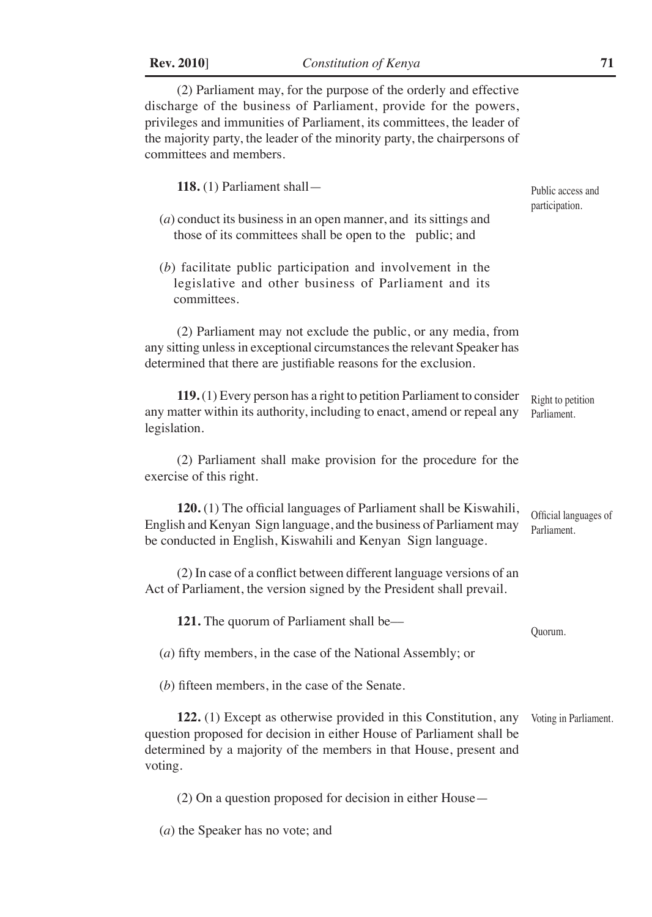(2) Parliament may, for the purpose of the orderly and effective discharge of the business of Parliament, provide for the powers, privileges and immunities of Parliament, its committees, the leader of the majority party, the leader of the minority party, the chairpersons of committees and members.

Public access and participation.

**118.** (1) Parliament shall—

(*a*) conduct its business in an open manner, and its sittings and those of its committees shall be open to the public; and

(*b*) facilitate public participation and involvement in the legislative and other business of Parliament and its committees.

(2) Parliament may not exclude the public, or any media, from any sitting unless in exceptional circumstances the relevant Speaker has determined that there are justifiable reasons for the exclusion.

Right to petition Parliament.

**119.** (1) Every person has a right to petition Parliament to consider any matter within its authority, including to enact, amend or repeal any legislation.

(2) Parliament shall make provision for the procedure for the exercise of this right.

Official languages of Parliament.

**120.** (1) The official languages of Parliament shall be Kiswahili, English and Kenyan Sign language, and the business of Parliament may be conducted in English, Kiswahili and Kenyan Sign language.

(2) In case of a conflict between different language versions of an Act of Parliament, the version signed by the President shall prevail.

Quorum.

**121.** The quorum of Parliament shall be—

(*a*) fifty members, in the case of the National Assembly; or

(*b*) fifteen members, in the case of the Senate.

Voting in Parliament.

**122.** (1) Except as otherwise provided in this Constitution, any question proposed for decision in either House of Parliament shall be determined by a majority of the members in that House, present and voting.

(2) On a question proposed for decision in either House—

(*a*) the Speaker has no vote; and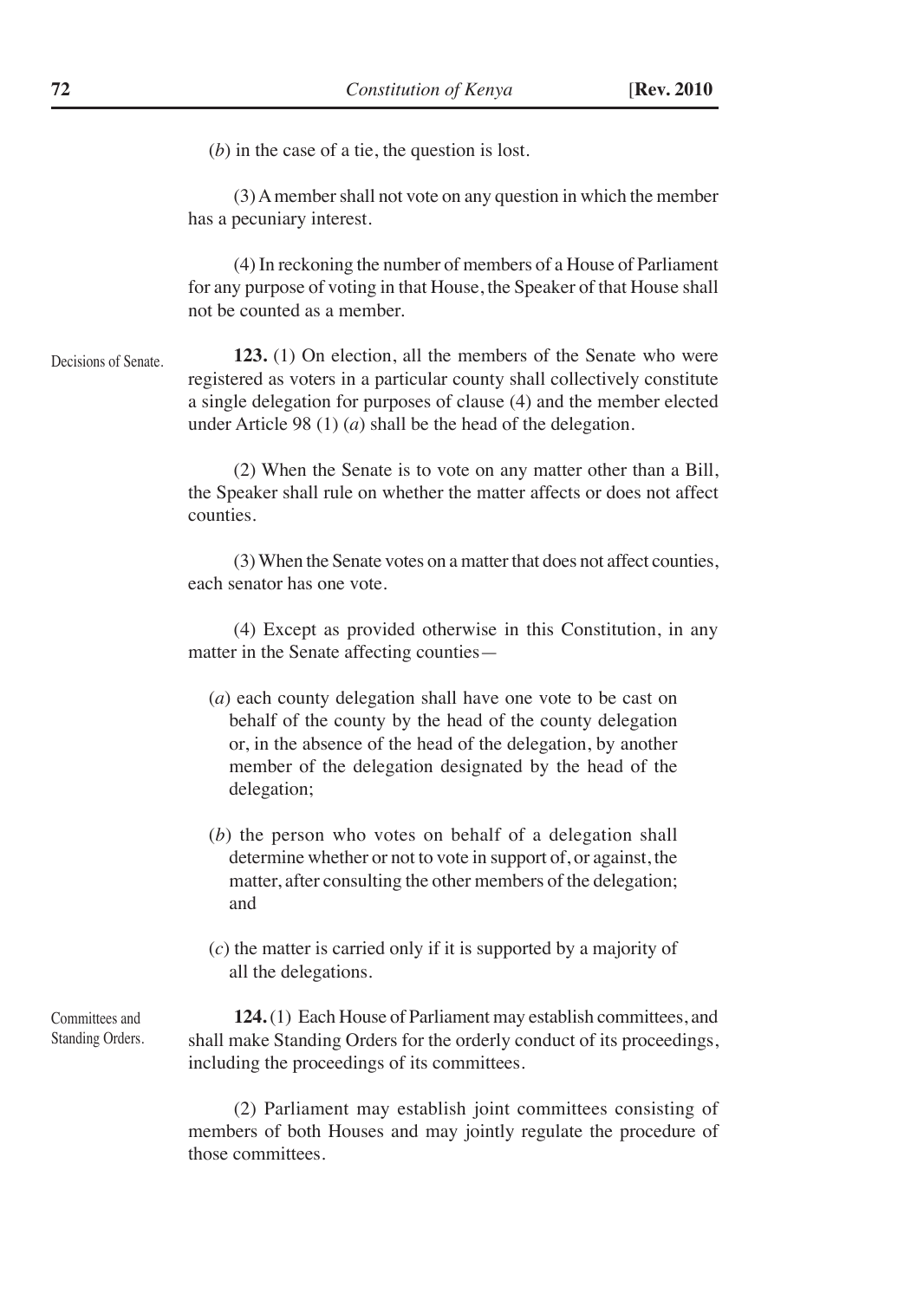(*b*) in the case of a tie, the question is lost.

(3) A member shall not vote on any question in which the member has a pecuniary interest.

(4) In reckoning the number of members of a House of Parliament for any purpose of voting in that House, the Speaker of that House shall not be counted as a member.

Decisions of Senate.

**123.** (1) On election, all the members of the Senate who were registered as voters in a particular county shall collectively constitute a single delegation for purposes of clause (4) and the member elected under Article 98 (1) (*a*) shall be the head of the delegation.

(2) When the Senate is to vote on any matter other than a Bill, the Speaker shall rule on whether the matter affects or does not affect counties.

(3) When the Senate votes on a matter that does not affect counties, each senator has one vote.

(4) Except as provided otherwise in this Constitution, in any matter in the Senate affecting counties—

(*a*) each county delegation shall have one vote to be cast on behalf of the county by the head of the county delegation or, in the absence of the head of the delegation, by another member of the delegation designated by the head of the delegation;

(*b*) the person who votes on behalf of a delegation shall determine whether or not to vote in support of, or against, the matter, after consulting the other members of the delegation; and

(*c*) the matter is carried only if it is supported by a majority of all the delegations.

Committees and Standing Orders.

**124.** (1) Each House of Parliament may establish committees, and shall make Standing Orders for the orderly conduct of its proceedings, including the proceedings of its committees.

(2) Parliament may establish joint committees consisting of members of both Houses and may jointly regulate the procedure of those committees.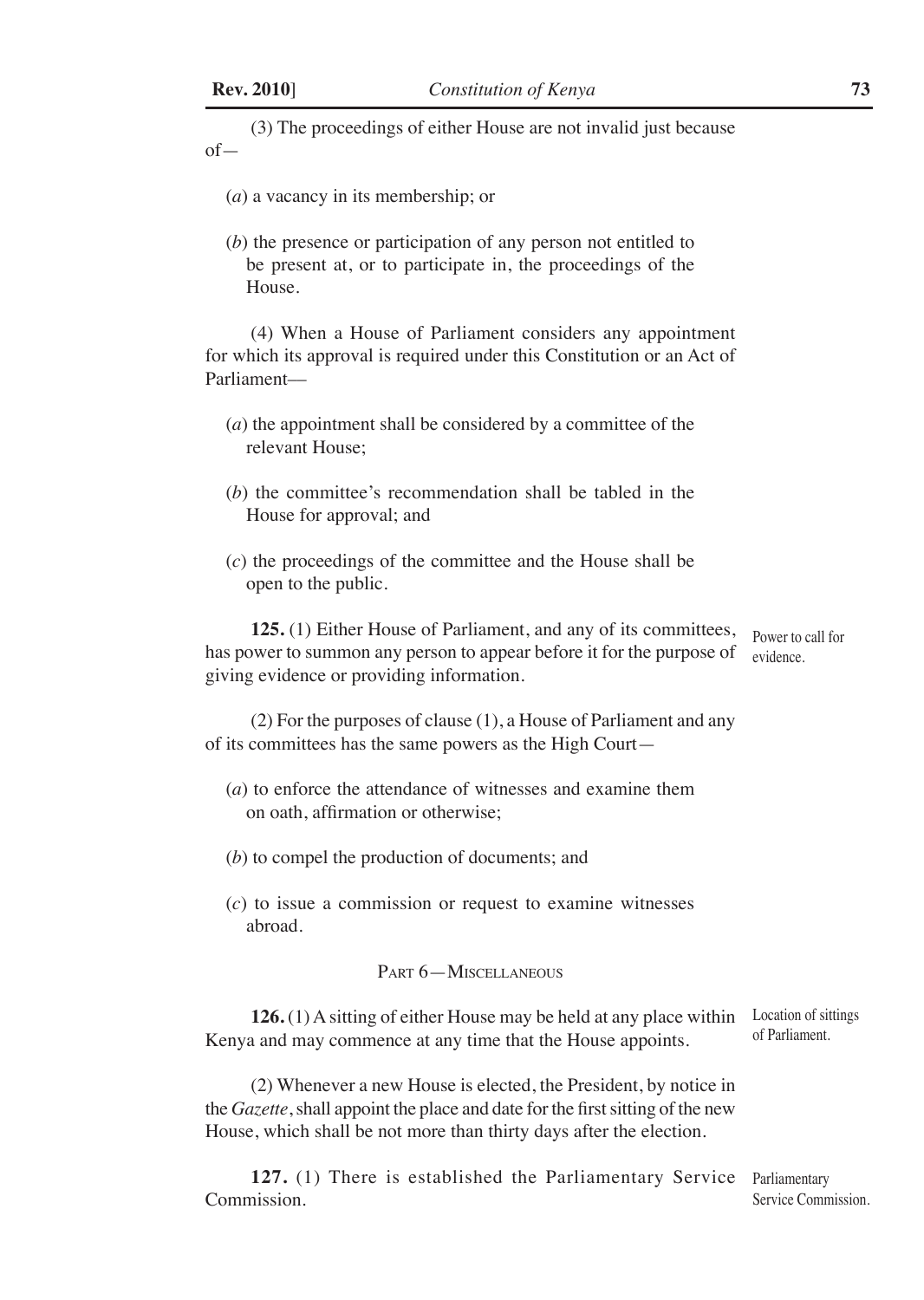(3) The proceedings of either House are not invalid just because of—

(*a*) a vacancy in its membership; or

(*b*) the presence or participation of any person not entitled to be present at, or to participate in, the proceedings of the House.

(4) When a House of Parliament considers any appointment for which its approval is required under this Constitution or an Act of Parliament—

(*a*) the appointment shall be considered by a committee of the relevant House;

(*b*) the committee's recommendation shall be tabled in the House for approval; and

(*c*) the proceedings of the committee and the House shall be open to the public.

Power to call for evidence.

**125.** (1) Either House of Parliament, and any of its committees, has power to summon any person to appear before it for the purpose of giving evidence or providing information.

(2) For the purposes of clause (1), a House of Parliament and any of its committees has the same powers as the High Court—

(*a*) to enforce the attendance of witnesses and examine them on oath, affirmation or otherwise;

(*b*) to compel the production of documents; and

(*c*) to issue a commission or request to examine witnesses abroad.

## PART 6—MISCELLANEOUS

Location of sittings of Parliament.

**126.** (1) A sitting of either House may be held at any place within Kenya and may commence at any time that the House appoints.

(2) Whenever a new House is elected, the President, by notice in the *Gazette*, shall appoint the place and date for the first sitting of the new House, which shall be not more than thirty days after the election.

Parliamentary Service Commission.

**127.** (1) There is established the Parliamentary Service Commission.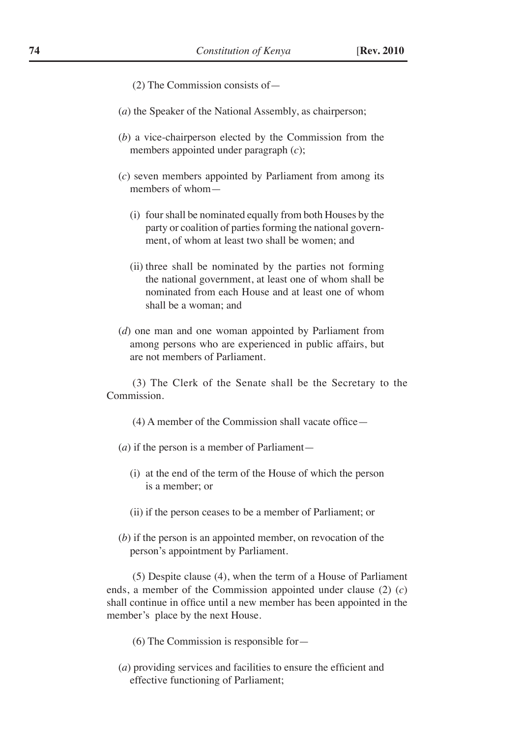(2) The Commission consists of—

(*a*) the Speaker of the National Assembly, as chairperson;

(*b*) a vice-chairperson elected by the Commission from the members appointed under paragraph (*c*);

(*c*) seven members appointed by Parliament from among its members of whom—

(i) four shall be nominated equally from both Houses by the party or coalition of parties forming the national government, of whom at least two shall be women; and

(ii) three shall be nominated by the parties not forming the national government, at least one of whom shall be nominated from each House and at least one of whom shall be a woman; and

(*d*) one man and one woman appointed by Parliament from among persons who are experienced in public affairs, but are not members of Parliament.

(3) The Clerk of the Senate shall be the Secretary to the Commission.

(4) A member of the Commission shall vacate office—

(*a*) if the person is a member of Parliament—

(i) at the end of the term of the House of which the person is a member; or

(ii) if the person ceases to be a member of Parliament; or

(*b*) if the person is an appointed member, on revocation of the person's appointment by Parliament.

(5) Despite clause (4), when the term of a House of Parliament ends, a member of the Commission appointed under clause (2) (*c*) shall continue in office until a new member has been appointed in the member's place by the next House.

(6) The Commission is responsible for—

(*a*) providing services and facilities to ensure the efficient and effective functioning of Parliament;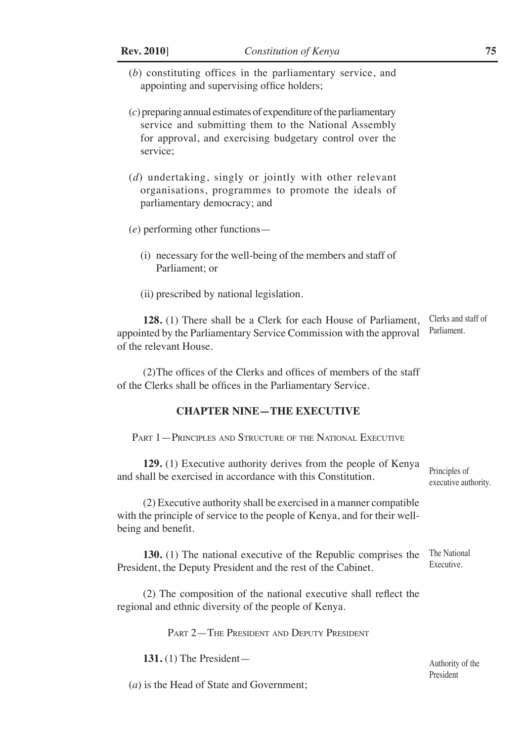(*b*) constituting offices in the parliamentary service, and appointing and supervising office holders;

(*c*) preparing annual estimates of expenditure of the parliamentary service and submitting them to the National Assembly for approval, and exercising budgetary control over the service;

(*d*) undertaking, singly or jointly with other relevant organisations, programmes to promote the ideals of parliamentary democracy; and

(*e*) performing other functions—

(i) necessary for the well-being of the members and staff of Parliament; or

(ii) prescribed by national legislation.

Clerks and staff of Parliament.

**128.** (1) There shall be a Clerk for each House of Parliament, appointed by the Parliamentary Service Commission with the approval of the relevant House.

(2)The offices of the Clerks and offices of members of the staff of the Clerks shall be offices in the Parliamentary Service.

## CHAPTER NINE—THE EXECUTIVE

### Part 1—Principles and Structure of the National Executive

Principles of executive authority.

**129.** (1) Executive authority derives from the people of Kenya and shall be exercised in accordance with this Constitution.

(2) Executive authority shall be exercised in a manner compatible with the principle of service to the people of Kenya, and for their well-being and benefit.

The National Executive.

**130.** (1) The national executive of the Republic comprises the President, the Deputy President and the rest of the Cabinet.

(2) The composition of the national executive shall reflect the regional and ethnic diversity of the people of Kenya.

### Part 2—The President and Deputy President

Authority of the President

**131.** (1) The President—

(*a*) is the Head of State and Government;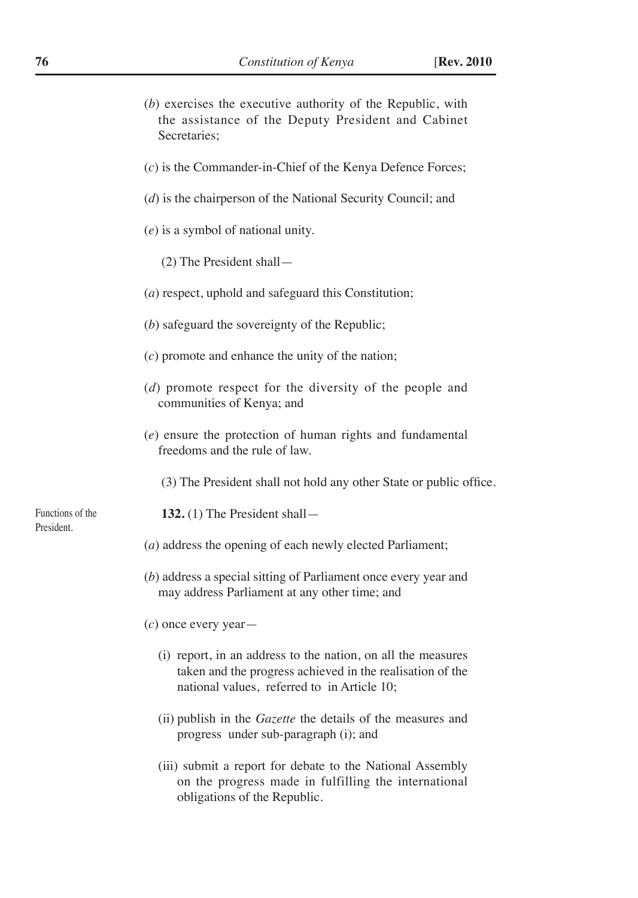(*b*) exercises the executive authority of the Republic, with the assistance of the Deputy President and Cabinet Secretaries;

(*c*) is the Commander-in-Chief of the Kenya Defence Forces;

(*d*) is the chairperson of the National Security Council; and

(*e*) is a symbol of national unity.

(2) The President shall—

(*a*) respect, uphold and safeguard this Constitution;

(*b*) safeguard the sovereignty of the Republic;

(*c*) promote and enhance the unity of the nation;

(*d*) promote respect for the diversity of the people and communities of Kenya; and

(*e*) ensure the protection of human rights and fundamental freedoms and the rule of law.

(3) The President shall not hold any other State or public office.

Functions of the President.

**132.** (1) The President shall—

(*a*) address the opening of each newly elected Parliament;

(*b*) address a special sitting of Parliament once every year and may address Parliament at any other time; and

(*c*) once every year—

(i) report, in an address to the nation, on all the measures taken and the progress achieved in the realisation of the national values, referred to in Article 10;

(ii) publish in the *Gazette* the details of the measures and progress under sub-paragraph (i); and

(iii) submit a report for debate to the National Assembly on the progress made in fulfilling the international obligations of the Republic.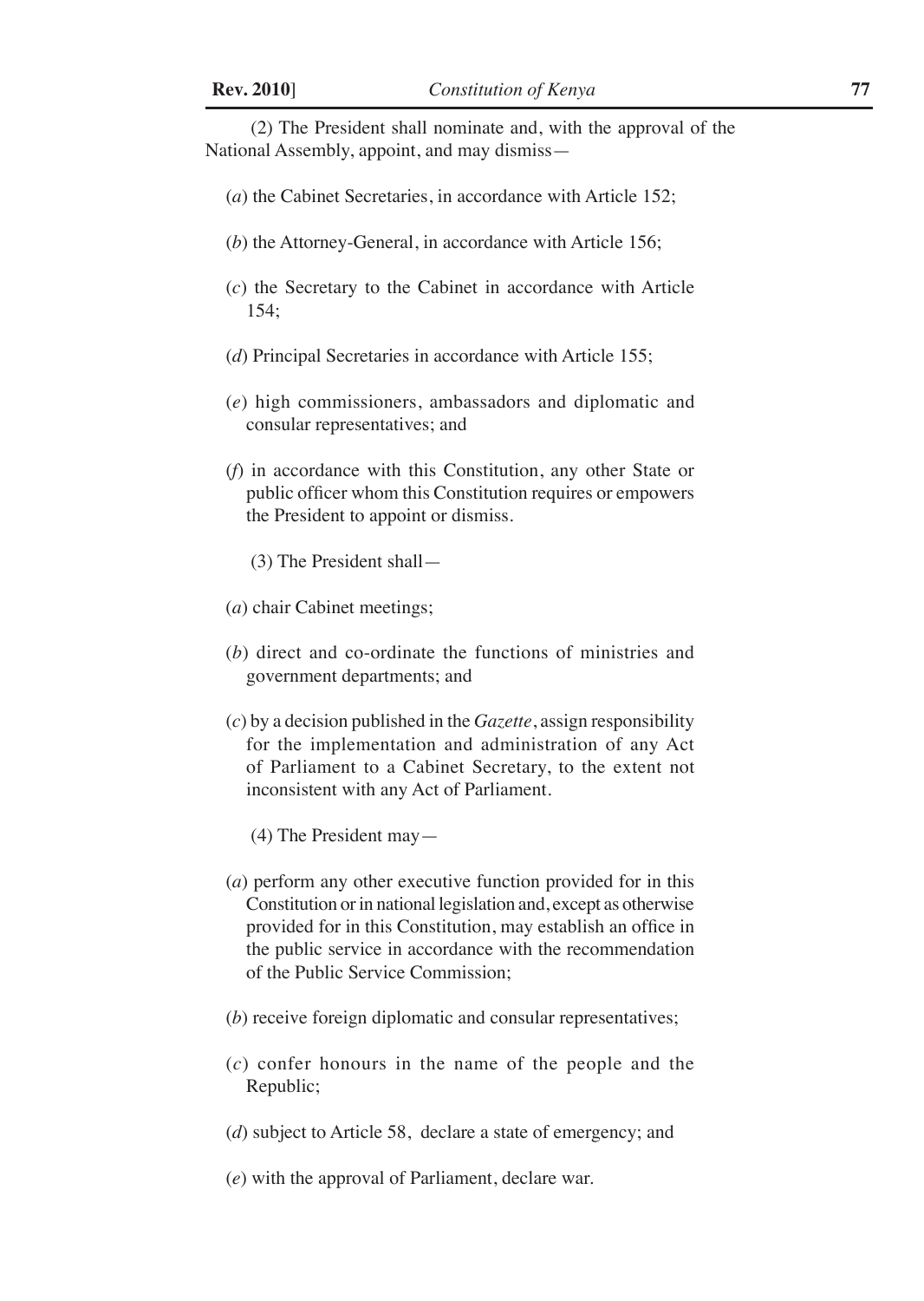(2) The President shall nominate and, with the approval of the National Assembly, appoint, and may dismiss—

(*a*) the Cabinet Secretaries, in accordance with Article 152;

(*b*) the Attorney-General, in accordance with Article 156;

(*c*) the Secretary to the Cabinet in accordance with Article 154;

(*d*) Principal Secretaries in accordance with Article 155;

(*e*) high commissioners, ambassadors and diplomatic and consular representatives; and

(*f*) in accordance with this Constitution, any other State or public officer whom this Constitution requires or empowers the President to appoint or dismiss.

(3) The President shall—

(*a*) chair Cabinet meetings;

(*b*) direct and co-ordinate the functions of ministries and government departments; and

(*c*) by a decision published in the *Gazette*, assign responsibility for the implementation and administration of any Act of Parliament to a Cabinet Secretary, to the extent not inconsistent with any Act of Parliament.

(4) The President may—

(*a*) perform any other executive function provided for in this Constitution or in national legislation and, except as otherwise provided for in this Constitution, may establish an office in the public service in accordance with the recommendation of the Public Service Commission;

(*b*) receive foreign diplomatic and consular representatives;

(*c*) confer honours in the name of the people and the Republic;

(*d*) subject to Article 58, declare a state of emergency; and

(*e*) with the approval of Parliament, declare war.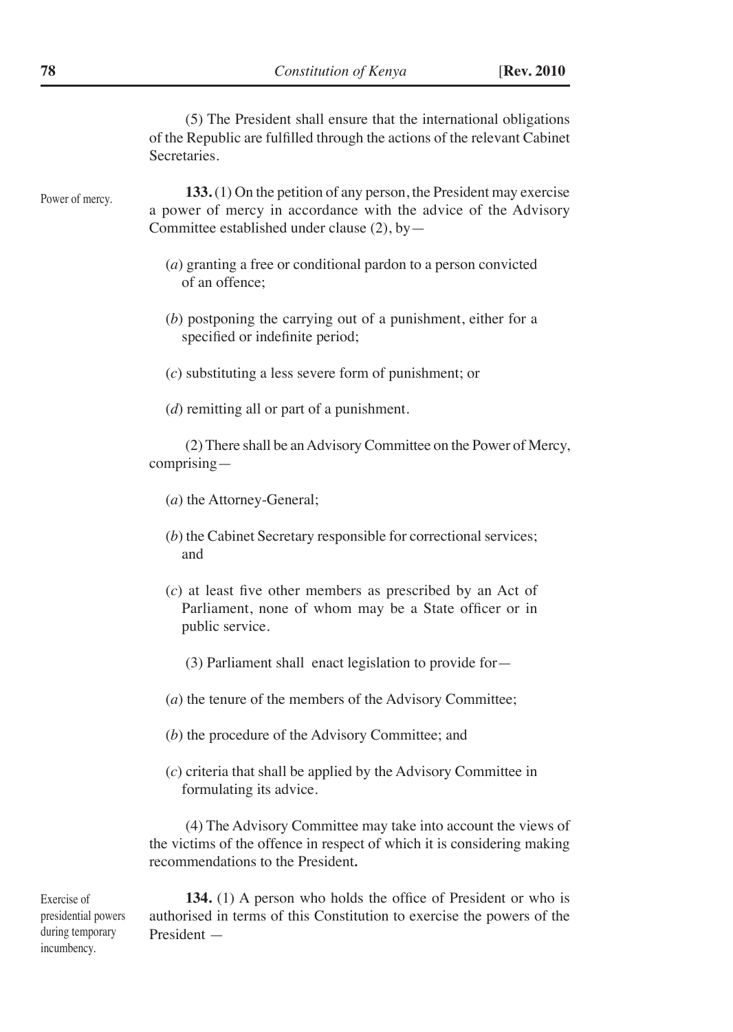(5) The President shall ensure that the international obligations of the Republic are fulfilled through the actions of the relevant Cabinet Secretaries.

Power of mercy.

**133.** (1) On the petition of any person, the President may exercise a power of mercy in accordance with the advice of the Advisory Committee established under clause (2), by—

(*a*) granting a free or conditional pardon to a person convicted of an offence;

(*b*) postponing the carrying out of a punishment, either for a specified or indefinite period;

(*c*) substituting a less severe form of punishment; or

(*d*) remitting all or part of a punishment.

(2) There shall be an Advisory Committee on the Power of Mercy, comprising—

(*a*) the Attorney-General;

(*b*) the Cabinet Secretary responsible for correctional services; and

(*c*) at least five other members as prescribed by an Act of Parliament, none of whom may be a State officer or in public service.

(3) Parliament shall enact legislation to provide for—

(*a*) the tenure of the members of the Advisory Committee;

(*b*) the procedure of the Advisory Committee; and

(*c*) criteria that shall be applied by the Advisory Committee in formulating its advice.

(4) The Advisory Committee may take into account the views of the victims of the offence in respect of which it is considering making recommendations to the President.

Exercise of presidential powers during temporary incumbency.

**134.** (1) A person who holds the office of President or who is authorised in terms of this Constitution to exercise the powers of the President —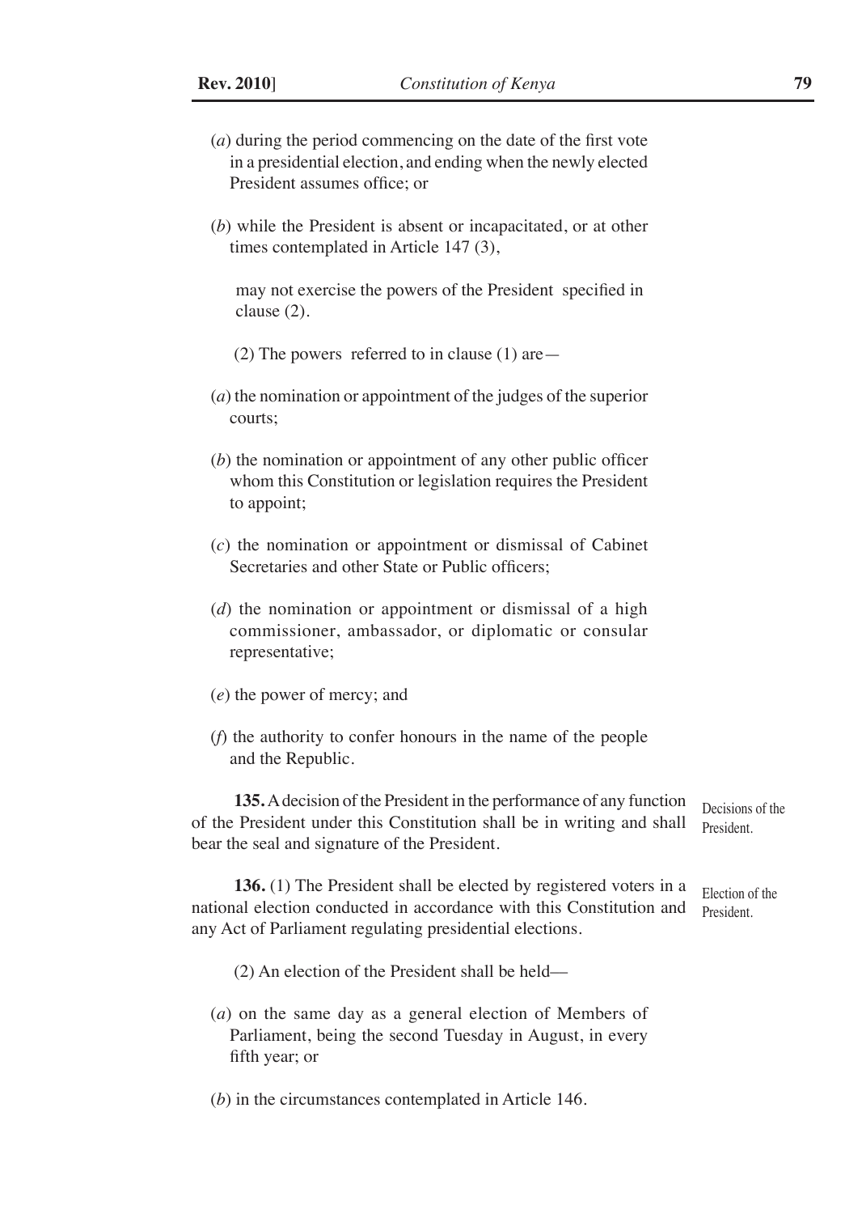(*a*) during the period commencing on the date of the first vote in a presidential election, and ending when the newly elected President assumes office; or

(*b*) while the President is absent or incapacitated, or at other times contemplated in Article 147 (3),

may not exercise the powers of the President specified in clause (2).

(2) The powers referred to in clause (1) are—

(*a*) the nomination or appointment of the judges of the superior courts;

(*b*) the nomination or appointment of any other public officer whom this Constitution or legislation requires the President to appoint;

(*c*) the nomination or appointment or dismissal of Cabinet Secretaries and other State or Public officers;

(*d*) the nomination or appointment or dismissal of a high commissioner, ambassador, or diplomatic or consular representative;

(*e*) the power of mercy; and

(*f*) the authority to confer honours in the name of the people and the Republic.

Decisions of the President.

**135.** A decision of the President in the performance of any function of the President under this Constitution shall be in writing and shall bear the seal and signature of the President.

Election of the President.

**136.** (1) The President shall be elected by registered voters in a national election conducted in accordance with this Constitution and any Act of Parliament regulating presidential elections.

(2) An election of the President shall be held—

(*a*) on the same day as a general election of Members of Parliament, being the second Tuesday in August, in every fifth year; or

(*b*) in the circumstances contemplated in Article 146.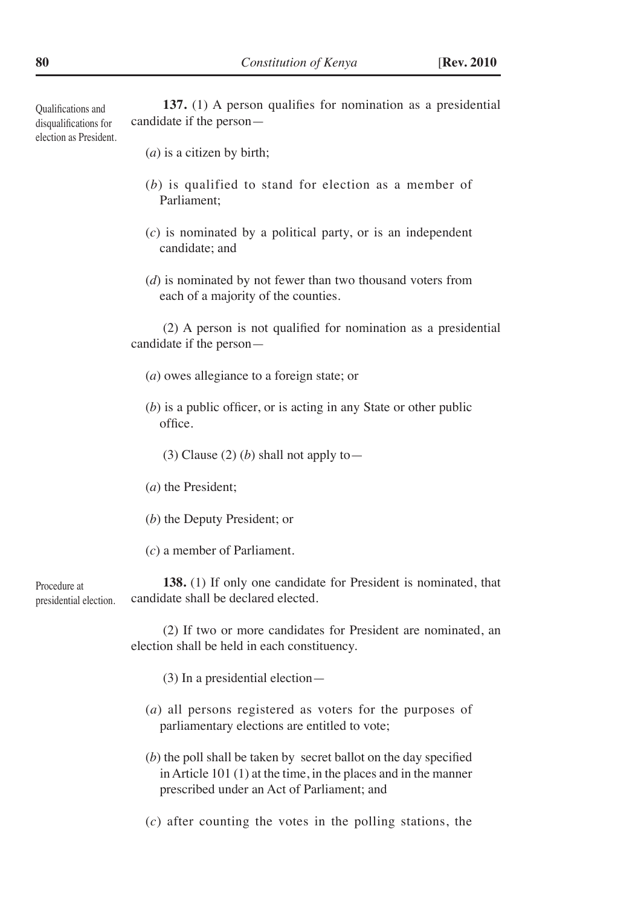*Qualifications and disqualifications for election as President.*

**137.** (1) A person qualifies for nomination as a presidential candidate if the person—

(*a*) is a citizen by birth;

(*b*) is qualified to stand for election as a member of Parliament;

(*c*) is nominated by a political party, or is an independent candidate; and

(*d*) is nominated by not fewer than two thousand voters from each of a majority of the counties.

(2) A person is not qualified for nomination as a presidential candidate if the person—

(*a*) owes allegiance to a foreign state; or

(*b*) is a public officer, or is acting in any State or other public office.

(3) Clause (2) (*b*) shall not apply to—

(*a*) the President;

(*b*) the Deputy President; or

(*c*) a member of Parliament.

*Procedure at presidential election.*

**138.** (1) If only one candidate for President is nominated, that candidate shall be declared elected.

(2) If two or more candidates for President are nominated, an election shall be held in each constituency.

(3) In a presidential election—

(*a*) all persons registered as voters for the purposes of parliamentary elections are entitled to vote;

(*b*) the poll shall be taken by secret ballot on the day specified in Article 101 (1) at the time, in the places and in the manner prescribed under an Act of Parliament; and

(*c*) after counting the votes in the polling stations, the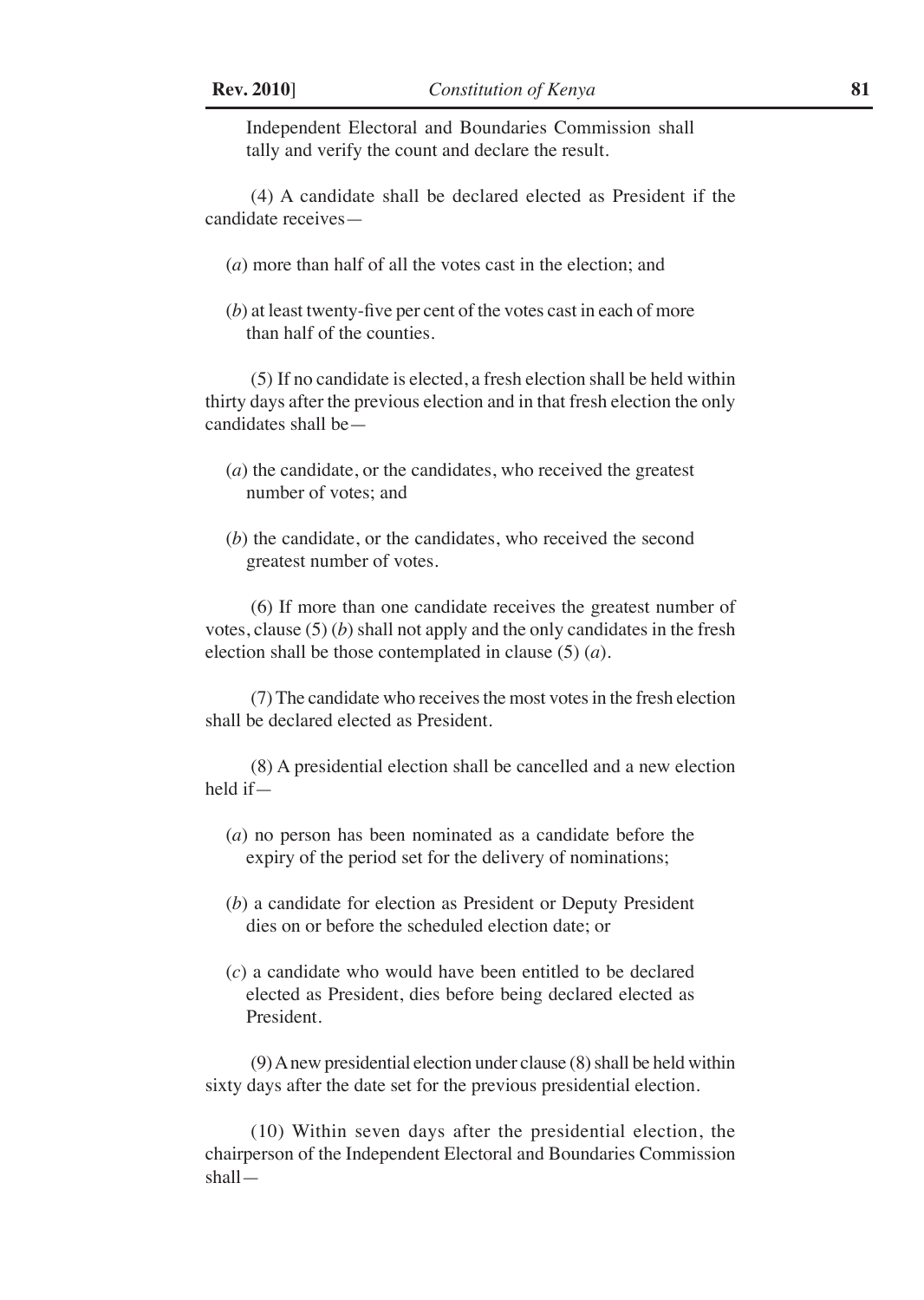Independent Electoral and Boundaries Commission shall tally and verify the count and declare the result.

(4) A candidate shall be declared elected as President if the candidate receives—

(*a*) more than half of all the votes cast in the election; and

(*b*) at least twenty-five per cent of the votes cast in each of more than half of the counties.

(5) If no candidate is elected, a fresh election shall be held within thirty days after the previous election and in that fresh election the only candidates shall be—

(*a*) the candidate, or the candidates, who received the greatest number of votes; and

(*b*) the candidate, or the candidates, who received the second greatest number of votes.

(6) If more than one candidate receives the greatest number of votes, clause (5) (*b*) shall not apply and the only candidates in the fresh election shall be those contemplated in clause (5) (*a*).

(7) The candidate who receives the most votes in the fresh election shall be declared elected as President.

(8) A presidential election shall be cancelled and a new election held if—

(*a*) no person has been nominated as a candidate before the expiry of the period set for the delivery of nominations;

(*b*) a candidate for election as President or Deputy President dies on or before the scheduled election date; or

(*c*) a candidate who would have been entitled to be declared elected as President, dies before being declared elected as President.

(9) A new presidential election under clause (8) shall be held within sixty days after the date set for the previous presidential election.

(10) Within seven days after the presidential election, the chairperson of the Independent Electoral and Boundaries Commission shall—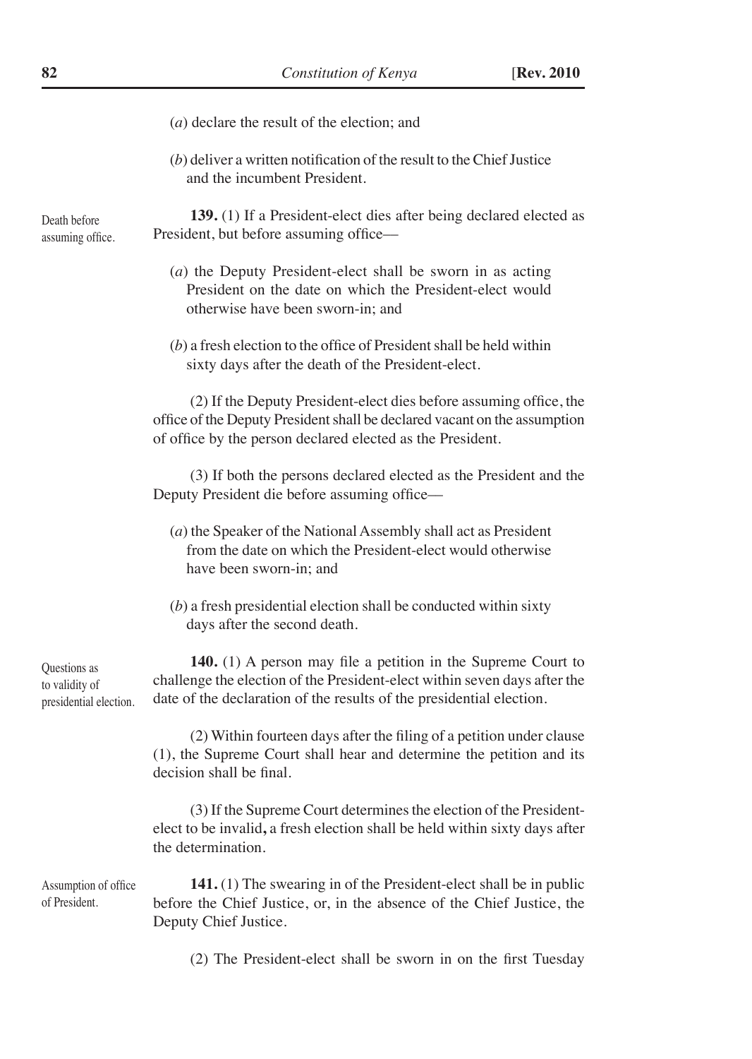(*a*) declare the result of the election; and

(*b*) deliver a written notification of the result to the Chief Justice and the incumbent President.

Death before assuming office.

**139.** (1) If a President-elect dies after being declared elected as President, but before assuming office—

(*a*) the Deputy President-elect shall be sworn in as acting President on the date on which the President-elect would otherwise have been sworn-in; and

(*b*) a fresh election to the office of President shall be held within sixty days after the death of the President-elect.

(2) If the Deputy President-elect dies before assuming office, the office of the Deputy President shall be declared vacant on the assumption of office by the person declared elected as the President.

(3) If both the persons declared elected as the President and the Deputy President die before assuming office—

(*a*) the Speaker of the National Assembly shall act as President from the date on which the President-elect would otherwise have been sworn-in; and

(*b*) a fresh presidential election shall be conducted within sixty days after the second death.

Questions as to validity of presidential election.

**140.** (1) A person may file a petition in the Supreme Court to challenge the election of the President-elect within seven days after the date of the declaration of the results of the presidential election.

(2) Within fourteen days after the filing of a petition under clause (1), the Supreme Court shall hear and determine the petition and its decision shall be final.

(3) If the Supreme Court determines the election of the President-elect to be invalid**,** a fresh election shall be held within sixty days after the determination.

Assumption of office of President.

**141.** (1) The swearing in of the President-elect shall be in public before the Chief Justice, or, in the absence of the Chief Justice, the Deputy Chief Justice.

(2) The President-elect shall be sworn in on the first Tuesday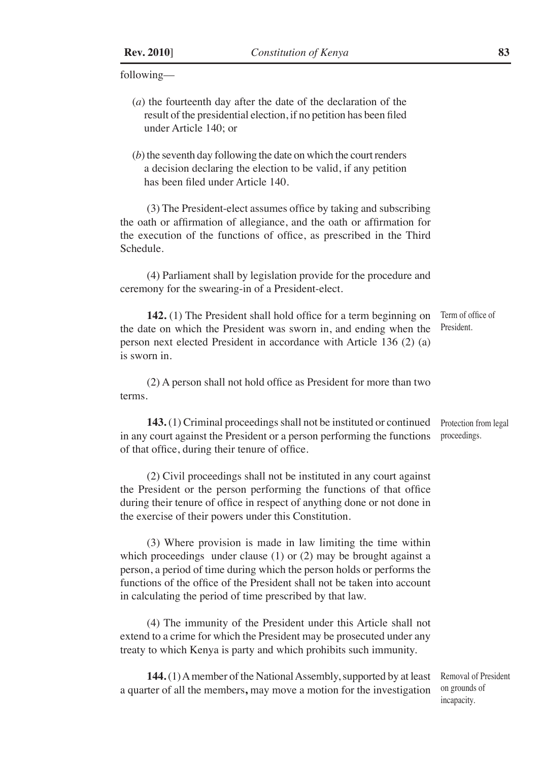following—

(*a*) the fourteenth day after the date of the declaration of the result of the presidential election, if no petition has been filed under Article 140; or

(*b*) the seventh day following the date on which the court renders a decision declaring the election to be valid, if any petition has been filed under Article 140.

(3) The President-elect assumes office by taking and subscribing the oath or affirmation of allegiance, and the oath or affirmation for the execution of the functions of office, as prescribed in the Third Schedule.

(4) Parliament shall by legislation provide for the procedure and ceremony for the swearing-in of a President-elect.

*Term of office of President.*

**142.** (1) The President shall hold office for a term beginning on the date on which the President was sworn in, and ending when the person next elected President in accordance with Article 136 (2) (a) is sworn in.

(2) A person shall not hold office as President for more than two terms.

*Protection from legal proceedings.*

**143.** (1) Criminal proceedings shall not be instituted or continued in any court against the President or a person performing the functions of that office, during their tenure of office.

(2) Civil proceedings shall not be instituted in any court against the President or the person performing the functions of that office during their tenure of office in respect of anything done or not done in the exercise of their powers under this Constitution.

(3) Where provision is made in law limiting the time within which proceedings under clause (1) or (2) may be brought against a person, a period of time during which the person holds or performs the functions of the office of the President shall not be taken into account in calculating the period of time prescribed by that law.

(4) The immunity of the President under this Article shall not extend to a crime for which the President may be prosecuted under any treaty to which Kenya is party and which prohibits such immunity.

*Removal of President on grounds of incapacity.*

**144.** (1) A member of the National Assembly, supported by at least a quarter of all the members, may move a motion for the investigation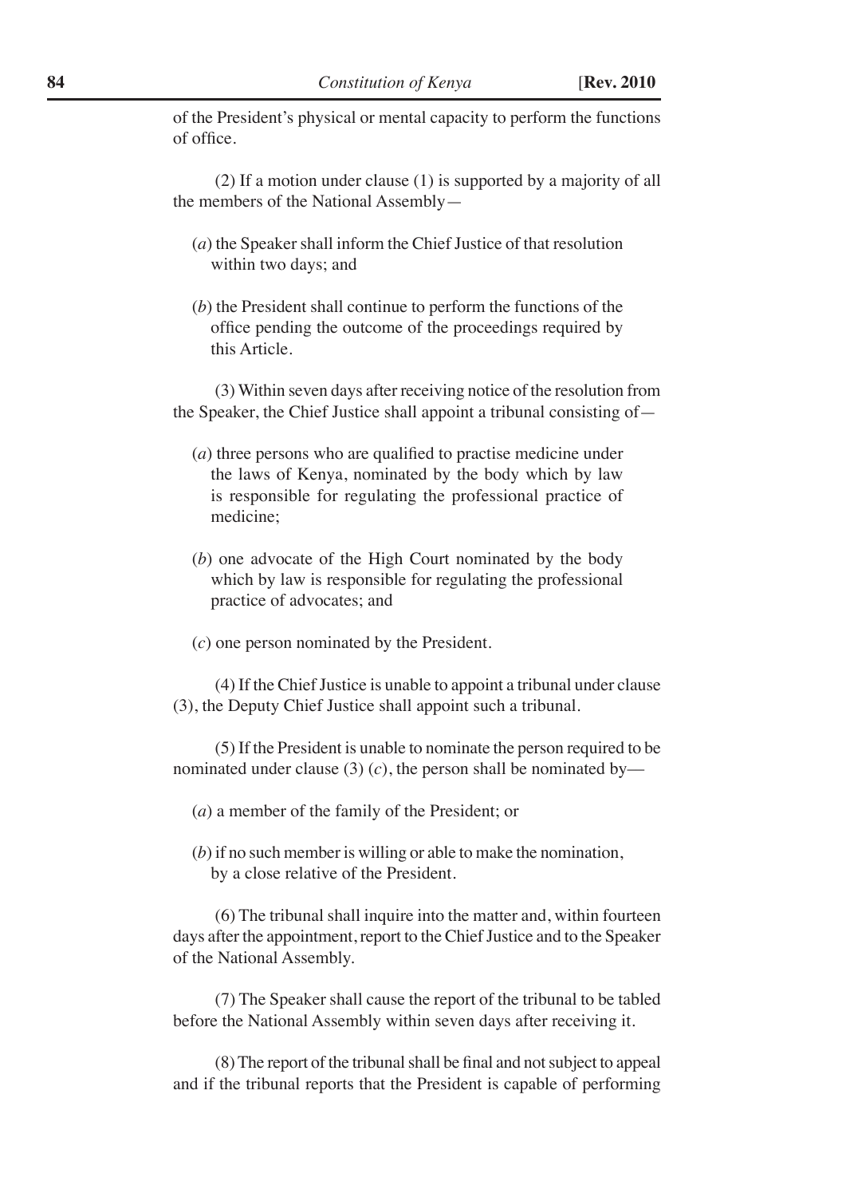of the President's physical or mental capacity to perform the functions of office.

(2) If a motion under clause (1) is supported by a majority of all the members of the National Assembly—

(*a*) the Speaker shall inform the Chief Justice of that resolution within two days; and

(*b*) the President shall continue to perform the functions of the office pending the outcome of the proceedings required by this Article.

(3) Within seven days after receiving notice of the resolution from the Speaker, the Chief Justice shall appoint a tribunal consisting of—

(*a*) three persons who are qualified to practise medicine under the laws of Kenya, nominated by the body which by law is responsible for regulating the professional practice of medicine;

(*b*) one advocate of the High Court nominated by the body which by law is responsible for regulating the professional practice of advocates; and

(*c*) one person nominated by the President.

(4) If the Chief Justice is unable to appoint a tribunal under clause (3), the Deputy Chief Justice shall appoint such a tribunal.

(5) If the President is unable to nominate the person required to be nominated under clause (3) (*c*), the person shall be nominated by—

(*a*) a member of the family of the President; or

(*b*) if no such member is willing or able to make the nomination, by a close relative of the President.

(6) The tribunal shall inquire into the matter and, within fourteen days after the appointment, report to the Chief Justice and to the Speaker of the National Assembly.

(7) The Speaker shall cause the report of the tribunal to be tabled before the National Assembly within seven days after receiving it.

(8) The report of the tribunal shall be final and not subject to appeal and if the tribunal reports that the President is capable of performing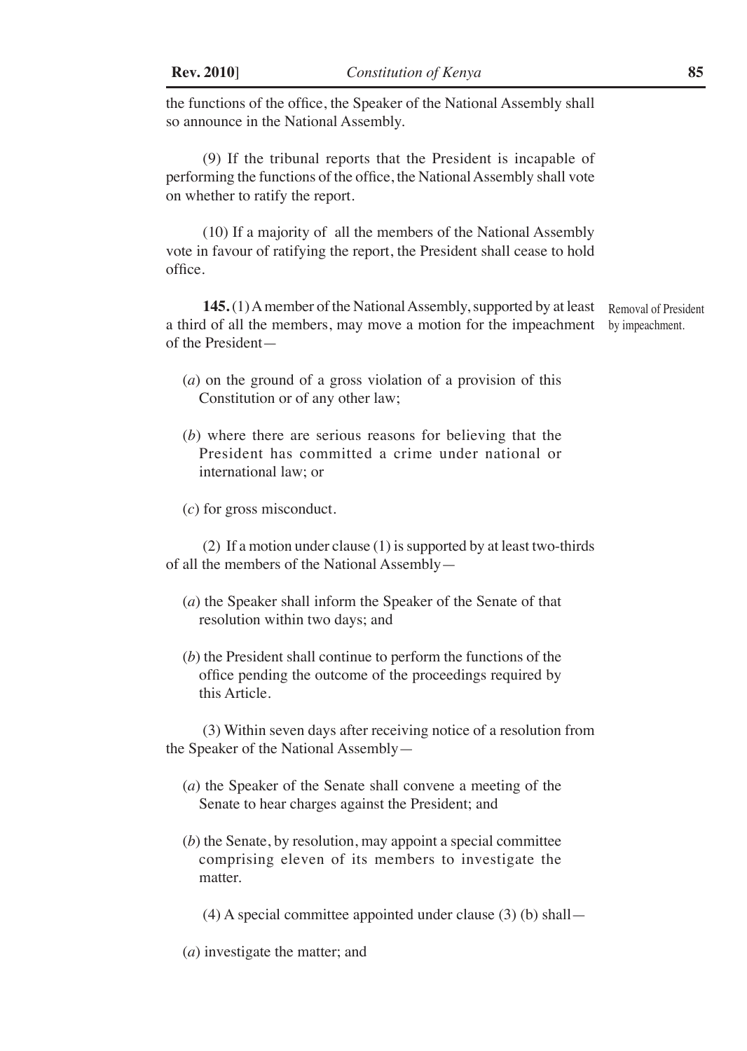the functions of the office, the Speaker of the National Assembly shall so announce in the National Assembly.

(9) If the tribunal reports that the President is incapable of performing the functions of the office, the National Assembly shall vote on whether to ratify the report.

(10) If a majority of all the members of the National Assembly vote in favour of ratifying the report, the President shall cease to hold office.

Removal of President by impeachment.

**145.** (1) A member of the National Assembly, supported by at least a third of all the members, may move a motion for the impeachment of the President—

(*a*) on the ground of a gross violation of a provision of this Constitution or of any other law;

(*b*) where there are serious reasons for believing that the President has committed a crime under national or international law; or

(*c*) for gross misconduct.

(2) If a motion under clause (1) is supported by at least two-thirds of all the members of the National Assembly—

(*a*) the Speaker shall inform the Speaker of the Senate of that resolution within two days; and

(*b*) the President shall continue to perform the functions of the office pending the outcome of the proceedings required by this Article.

(3) Within seven days after receiving notice of a resolution from the Speaker of the National Assembly—

(*a*) the Speaker of the Senate shall convene a meeting of the Senate to hear charges against the President; and

(*b*) the Senate, by resolution, may appoint a special committee comprising eleven of its members to investigate the matter.

(4) A special committee appointed under clause (3) (b) shall—

(*a*) investigate the matter; and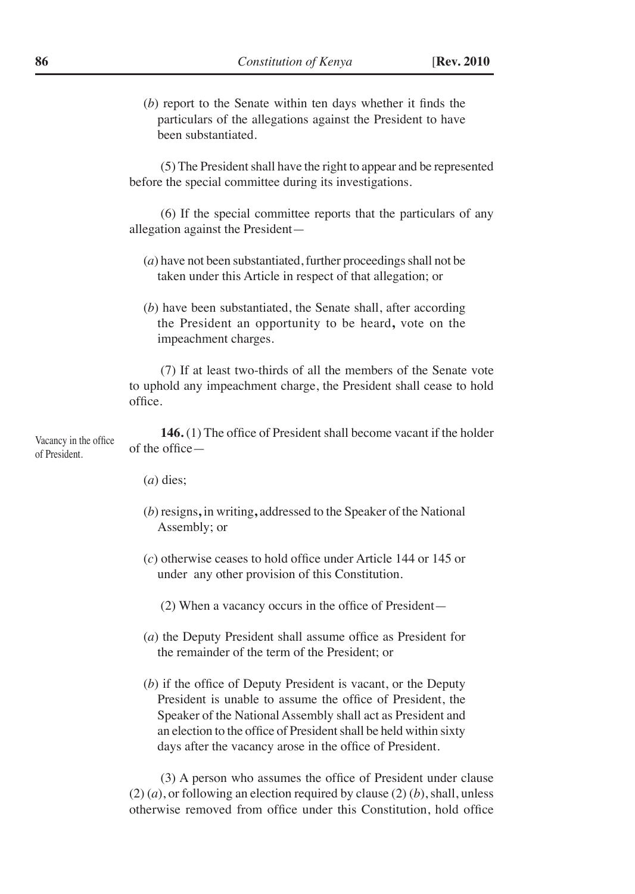(*b*) report to the Senate within ten days whether it finds the particulars of the allegations against the President to have been substantiated.

(5) The President shall have the right to appear and be represented before the special committee during its investigations.

(6) If the special committee reports that the particulars of any allegation against the President—

(*a*) have not been substantiated, further proceedings shall not be taken under this Article in respect of that allegation; or

(*b*) have been substantiated, the Senate shall, after according the President an opportunity to be heard**,** vote on the impeachment charges.

(7) If at least two-thirds of all the members of the Senate vote to uphold any impeachment charge, the President shall cease to hold office.

Vacancy in the office of President.

**146.** (1) The office of President shall become vacant if the holder of the office—

(*a*) dies;

(*b*) resigns**,** in writing**,** addressed to the Speaker of the National Assembly; or

(*c*) otherwise ceases to hold office under Article 144 or 145 or under any other provision of this Constitution.

(2) When a vacancy occurs in the office of President—

(*a*) the Deputy President shall assume office as President for the remainder of the term of the President; or

(*b*) if the office of Deputy President is vacant, or the Deputy President is unable to assume the office of President, the Speaker of the National Assembly shall act as President and an election to the office of President shall be held within sixty days after the vacancy arose in the office of President.

(3) A person who assumes the office of President under clause (2) (*a*), or following an election required by clause (2) (*b*), shall, unless otherwise removed from office under this Constitution, hold office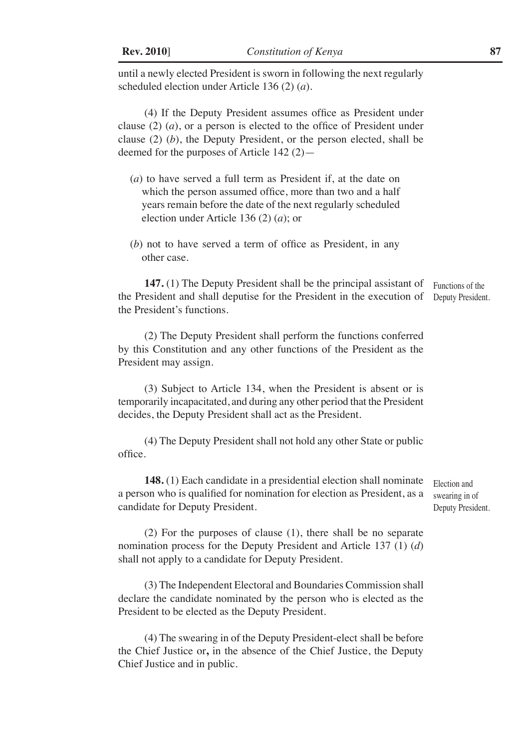until a newly elected President is sworn in following the next regularly scheduled election under Article 136 (2) (*a*).

(4) If the Deputy President assumes office as President under clause (2) (*a*), or a person is elected to the office of President under clause (2) (*b*), the Deputy President, or the person elected, shall be deemed for the purposes of Article 142 (2)—

(*a*) to have served a full term as President if, at the date on which the person assumed office, more than two and a half years remain before the date of the next regularly scheduled election under Article 136 (2) (*a*); or

(*b*) not to have served a term of office as President, in any other case.

*Functions of the Deputy President.*

**147.** (1) The Deputy President shall be the principal assistant of the President and shall deputise for the President in the execution of the President's functions.

(2) The Deputy President shall perform the functions conferred by this Constitution and any other functions of the President as the President may assign.

(3) Subject to Article 134, when the President is absent or is temporarily incapacitated, and during any other period that the President decides, the Deputy President shall act as the President.

(4) The Deputy President shall not hold any other State or public office.

*Election and swearing in of Deputy President.*

**148.** (1) Each candidate in a presidential election shall nominate a person who is qualified for nomination for election as President, as a candidate for Deputy President.

(2) For the purposes of clause (1), there shall be no separate nomination process for the Deputy President and Article 137 (1) (*d*) shall not apply to a candidate for Deputy President.

(3) The Independent Electoral and Boundaries Commission shall declare the candidate nominated by the person who is elected as the President to be elected as the Deputy President.

(4) The swearing in of the Deputy President-elect shall be before the Chief Justice or**,** in the absence of the Chief Justice, the Deputy Chief Justice and in public.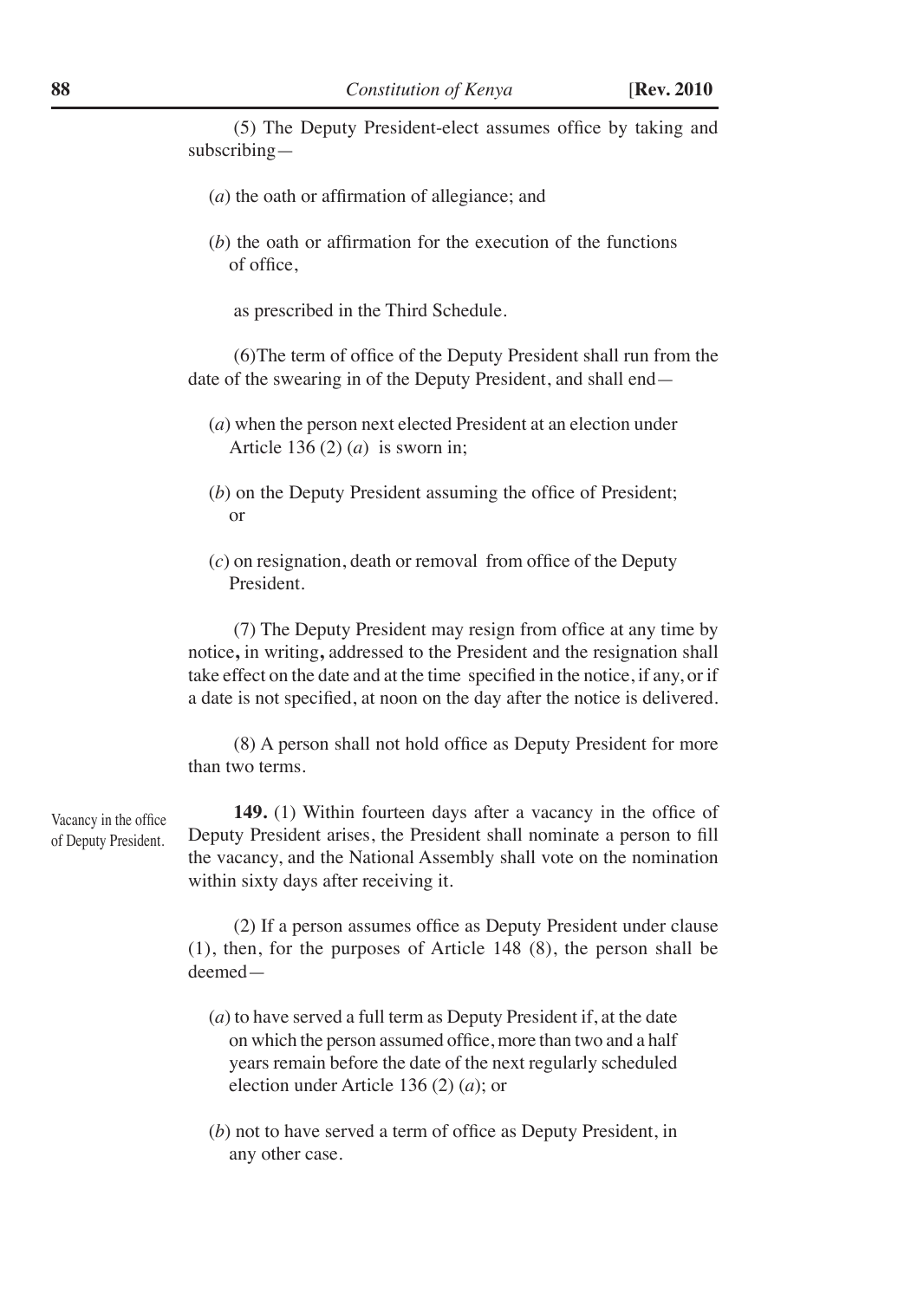(5) The Deputy President-elect assumes office by taking and subscribing—

(*a*) the oath or affirmation of allegiance; and

(*b*) the oath or affirmation for the execution of the functions of office,

as prescribed in the Third Schedule.

(6)The term of office of the Deputy President shall run from the date of the swearing in of the Deputy President, and shall end—

(*a*) when the person next elected President at an election under Article 136 (2) (*a*) is sworn in;

(*b*) on the Deputy President assuming the office of President; or

(*c*) on resignation, death or removal from office of the Deputy President.

(7) The Deputy President may resign from office at any time by notice**,** in writing**,** addressed to the President and the resignation shall take effect on the date and at the time specified in the notice, if any, or if a date is not specified, at noon on the day after the notice is delivered.

(8) A person shall not hold office as Deputy President for more than two terms.

Vacancy in the office of Deputy President.

**149.** (1) Within fourteen days after a vacancy in the office of Deputy President arises, the President shall nominate a person to fill the vacancy, and the National Assembly shall vote on the nomination within sixty days after receiving it.

(2) If a person assumes office as Deputy President under clause (1), then, for the purposes of Article 148 (8), the person shall be deemed—

(*a*) to have served a full term as Deputy President if, at the date on which the person assumed office, more than two and a half years remain before the date of the next regularly scheduled election under Article 136 (2) (*a*); or

(*b*) not to have served a term of office as Deputy President, in any other case.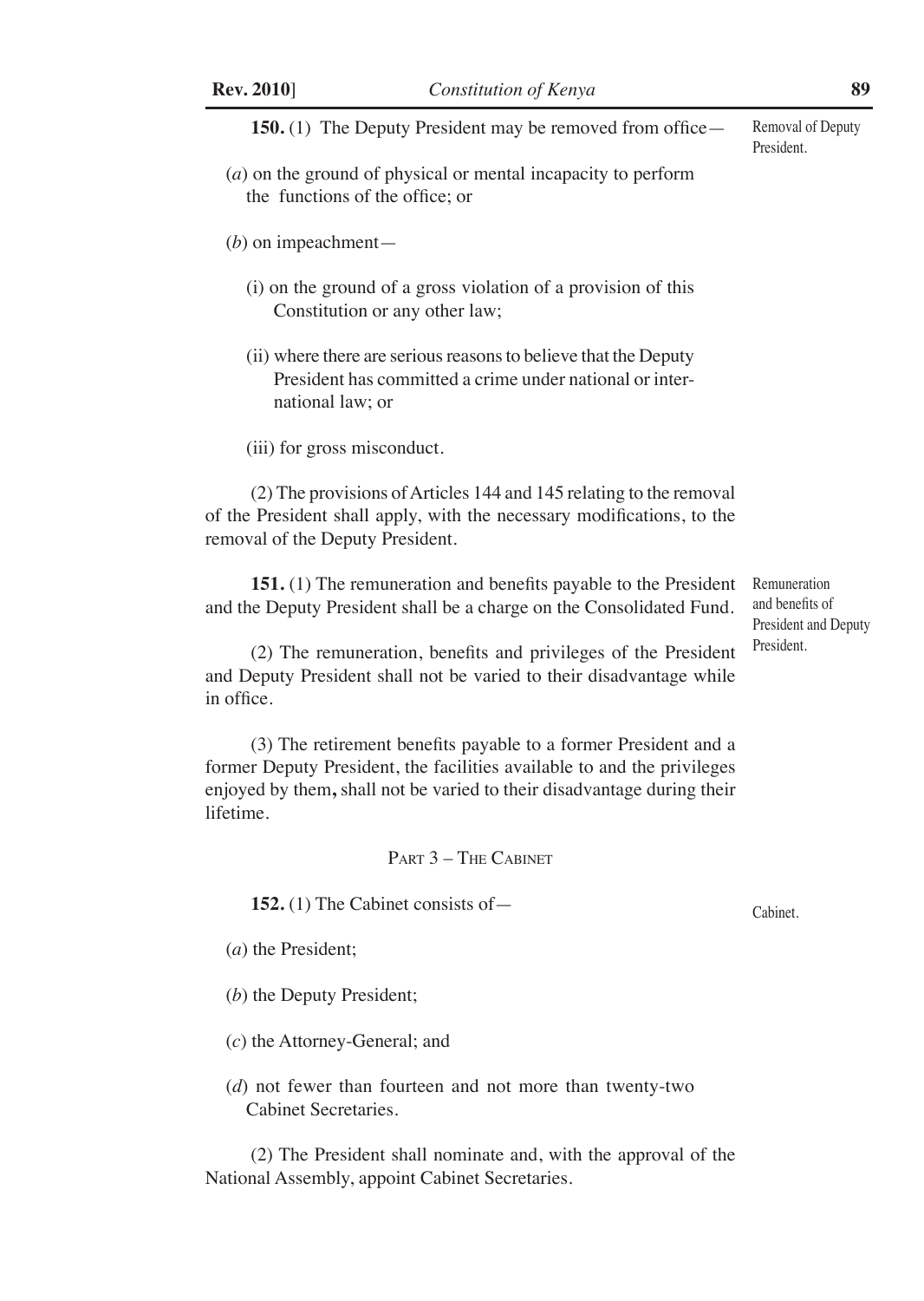**150.** (1) The Deputy President may be removed from office—

Removal of Deputy President.

(*a*) on the ground of physical or mental incapacity to perform the functions of the office; or

(*b*) on impeachment—

(i) on the ground of a gross violation of a provision of this Constitution or any other law;

(ii) where there are serious reasons to believe that the Deputy President has committed a crime under national or international law; or

(iii) for gross misconduct.

(2) The provisions of Articles 144 and 145 relating to the removal of the President shall apply, with the necessary modifications, to the removal of the Deputy President.

**151.** (1) The remuneration and benefits payable to the President and the Deputy President shall be a charge on the Consolidated Fund.

Remuneration and benefits of President and Deputy President.

(2) The remuneration, benefits and privileges of the President and Deputy President shall not be varied to their disadvantage while in office.

(3) The retirement benefits payable to a former President and a former Deputy President, the facilities available to and the privileges enjoyed by them**,** shall not be varied to their disadvantage during their lifetime.

## Part 3 – The Cabinet

**152.** (1) The Cabinet consists of—

Cabinet.

(*a*) the President;

(*b*) the Deputy President;

(*c*) the Attorney-General; and

(*d*) not fewer than fourteen and not more than twenty-two Cabinet Secretaries.

(2) The President shall nominate and, with the approval of the National Assembly, appoint Cabinet Secretaries.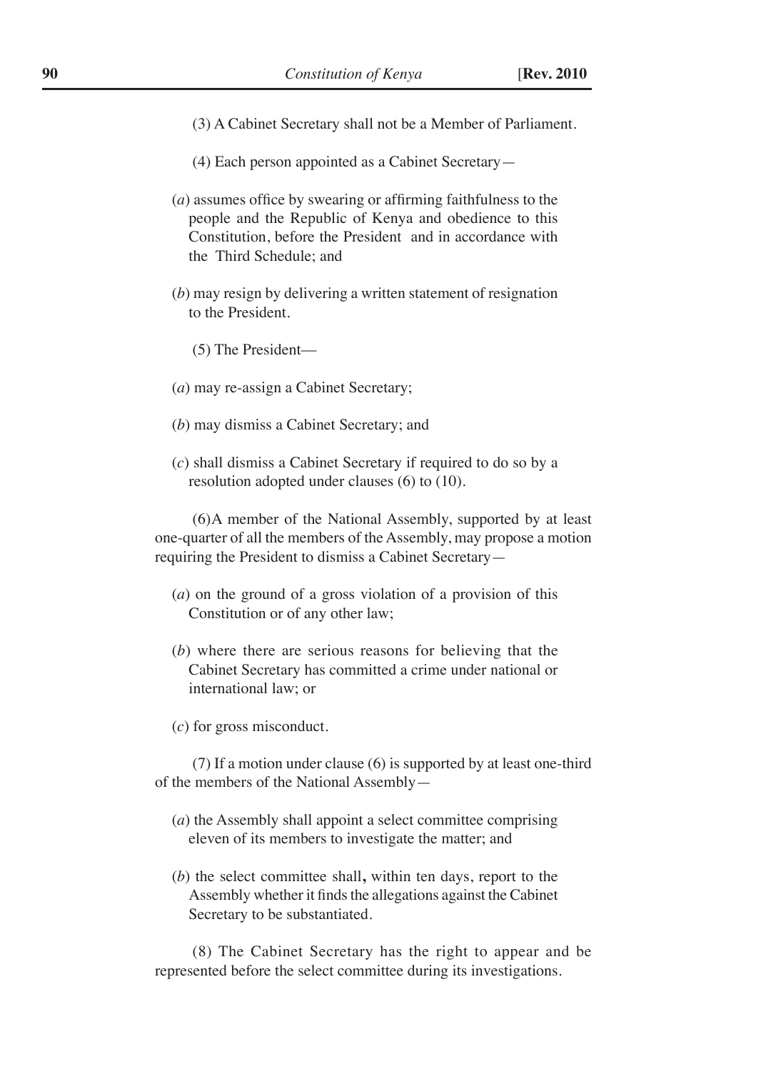(3) A Cabinet Secretary shall not be a Member of Parliament.

(4) Each person appointed as a Cabinet Secretary—

(*a*) assumes office by swearing or affirming faithfulness to the people and the Republic of Kenya and obedience to this Constitution, before the President and in accordance with the Third Schedule; and

(*b*) may resign by delivering a written statement of resignation to the President.

(5) The President—

(*a*) may re-assign a Cabinet Secretary;

(*b*) may dismiss a Cabinet Secretary; and

(*c*) shall dismiss a Cabinet Secretary if required to do so by a resolution adopted under clauses (6) to (10).

(6)A member of the National Assembly, supported by at least one-quarter of all the members of the Assembly, may propose a motion requiring the President to dismiss a Cabinet Secretary—

(*a*) on the ground of a gross violation of a provision of this Constitution or of any other law;

(*b*) where there are serious reasons for believing that the Cabinet Secretary has committed a crime under national or international law; or

(*c*) for gross misconduct.

(7) If a motion under clause (6) is supported by at least one-third of the members of the National Assembly—

(*a*) the Assembly shall appoint a select committee comprising eleven of its members to investigate the matter; and

(*b*) the select committee shall**,** within ten days, report to the Assembly whether it finds the allegations against the Cabinet Secretary to be substantiated.

(8) The Cabinet Secretary has the right to appear and be represented before the select committee during its investigations.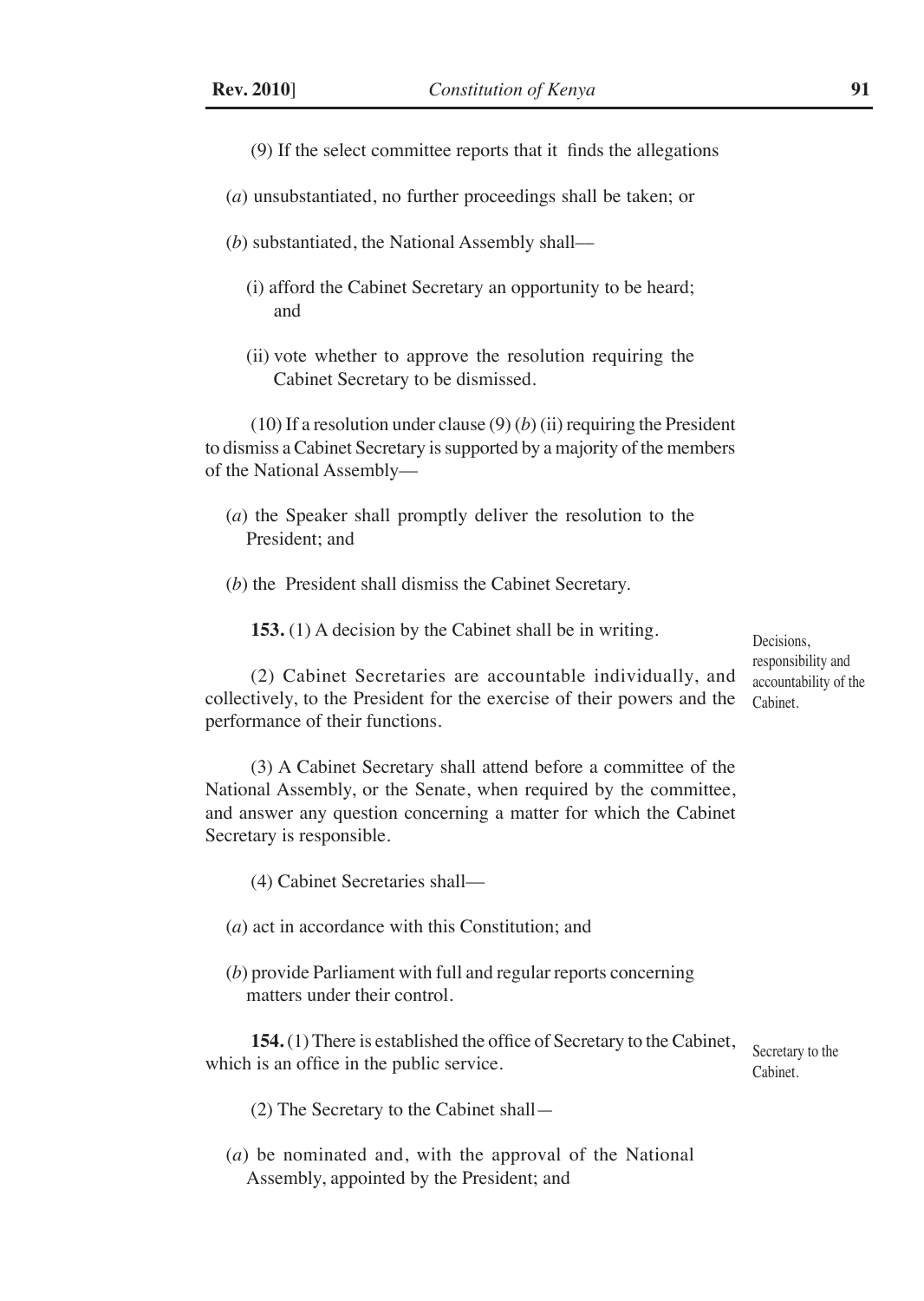(9) If the select committee reports that it finds the allegations

(*a*) unsubstantiated, no further proceedings shall be taken; or

(*b*) substantiated, the National Assembly shall—

(i) afford the Cabinet Secretary an opportunity to be heard; and

(ii) vote whether to approve the resolution requiring the Cabinet Secretary to be dismissed.

(10) If a resolution under clause (9) (*b*) (ii) requiring the President to dismiss a Cabinet Secretary is supported by a majority of the members of the National Assembly—

(*a*) the Speaker shall promptly deliver the resolution to the President; and

(*b*) the President shall dismiss the Cabinet Secretary.

Decisions, responsibility and accountability of the Cabinet.

**153.** (1) A decision by the Cabinet shall be in writing.

(2) Cabinet Secretaries are accountable individually, and collectively, to the President for the exercise of their powers and the performance of their functions.

(3) A Cabinet Secretary shall attend before a committee of the National Assembly, or the Senate, when required by the committee, and answer any question concerning a matter for which the Cabinet Secretary is responsible.

(4) Cabinet Secretaries shall—

(*a*) act in accordance with this Constitution; and

(*b*) provide Parliament with full and regular reports concerning matters under their control.

Secretary to the Cabinet.

**154.** (1) There is established the office of Secretary to the Cabinet, which is an office in the public service.

(2) The Secretary to the Cabinet shall—

(*a*) be nominated and, with the approval of the National Assembly, appointed by the President; and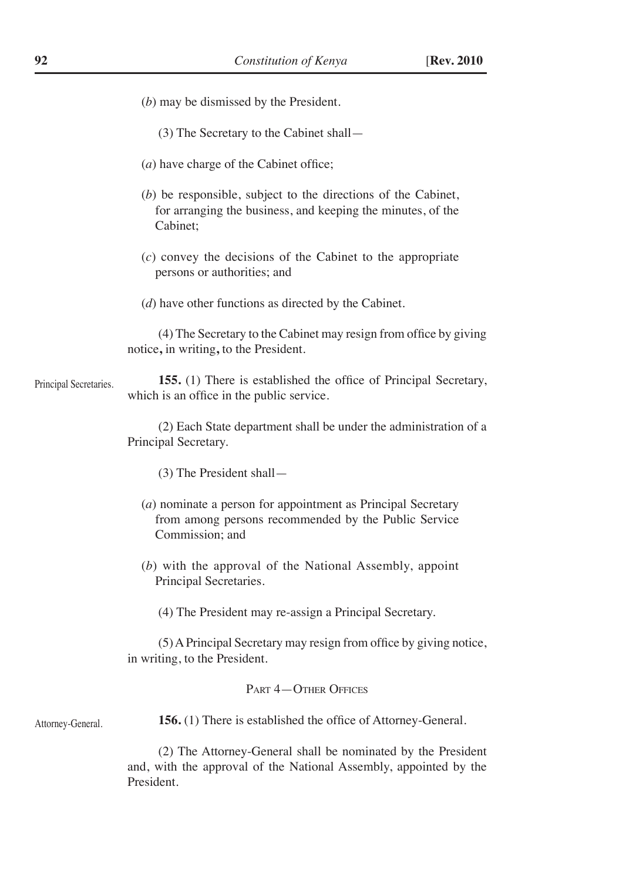(*b*) may be dismissed by the President.

(3) The Secretary to the Cabinet shall—

(*a*) have charge of the Cabinet office;

(*b*) be responsible, subject to the directions of the Cabinet, for arranging the business, and keeping the minutes, of the Cabinet;

(*c*) convey the decisions of the Cabinet to the appropriate persons or authorities; and

(*d*) have other functions as directed by the Cabinet.

(4) The Secretary to the Cabinet may resign from office by giving notice**,** in writing**,** to the President.

Principal Secretaries.

**155.** (1) There is established the office of Principal Secretary, which is an office in the public service.

(2) Each State department shall be under the administration of a Principal Secretary.

(3) The President shall—

(*a*) nominate a person for appointment as Principal Secretary from among persons recommended by the Public Service Commission; and

(*b*) with the approval of the National Assembly, appoint Principal Secretaries.

(4) The President may re-assign a Principal Secretary.

(5) A Principal Secretary may resign from office by giving notice, in writing, to the President.

## PART 4—OTHER OFFICES

Attorney-General.

**156.** (1) There is established the office of Attorney-General.

(2) The Attorney-General shall be nominated by the President and, with the approval of the National Assembly, appointed by the President.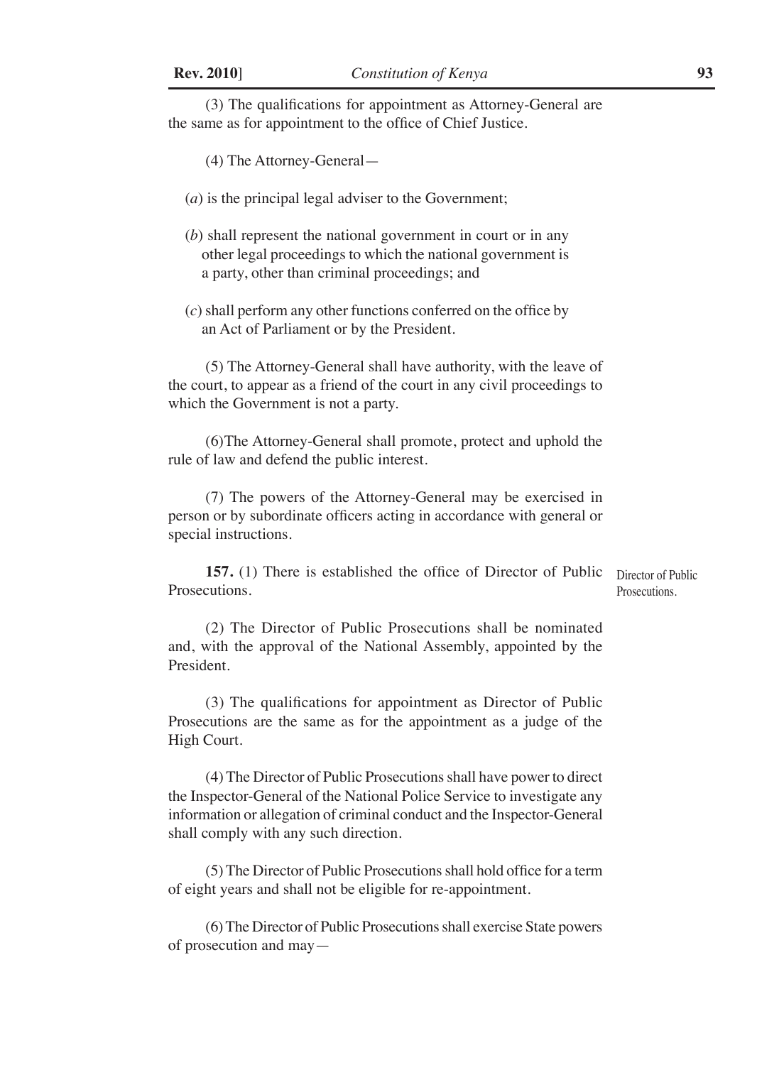(3) The qualifications for appointment as Attorney-General are the same as for appointment to the office of Chief Justice.

(4) The Attorney-General—

(*a*) is the principal legal adviser to the Government;

(*b*) shall represent the national government in court or in any other legal proceedings to which the national government is a party, other than criminal proceedings; and

(*c*) shall perform any other functions conferred on the office by an Act of Parliament or by the President.

(5) The Attorney-General shall have authority, with the leave of the court, to appear as a friend of the court in any civil proceedings to which the Government is not a party.

(6)The Attorney-General shall promote, protect and uphold the rule of law and defend the public interest.

(7) The powers of the Attorney-General may be exercised in person or by subordinate officers acting in accordance with general or special instructions.

Director of Public Prosecutions.

**157.** (1) There is established the office of Director of Public Prosecutions.

(2) The Director of Public Prosecutions shall be nominated and, with the approval of the National Assembly, appointed by the President.

(3) The qualifications for appointment as Director of Public Prosecutions are the same as for the appointment as a judge of the High Court.

(4) The Director of Public Prosecutions shall have power to direct the Inspector-General of the National Police Service to investigate any information or allegation of criminal conduct and the Inspector-General shall comply with any such direction.

(5) The Director of Public Prosecutions shall hold office for a term of eight years and shall not be eligible for re-appointment.

(6) The Director of Public Prosecutions shall exercise State powers of prosecution and may—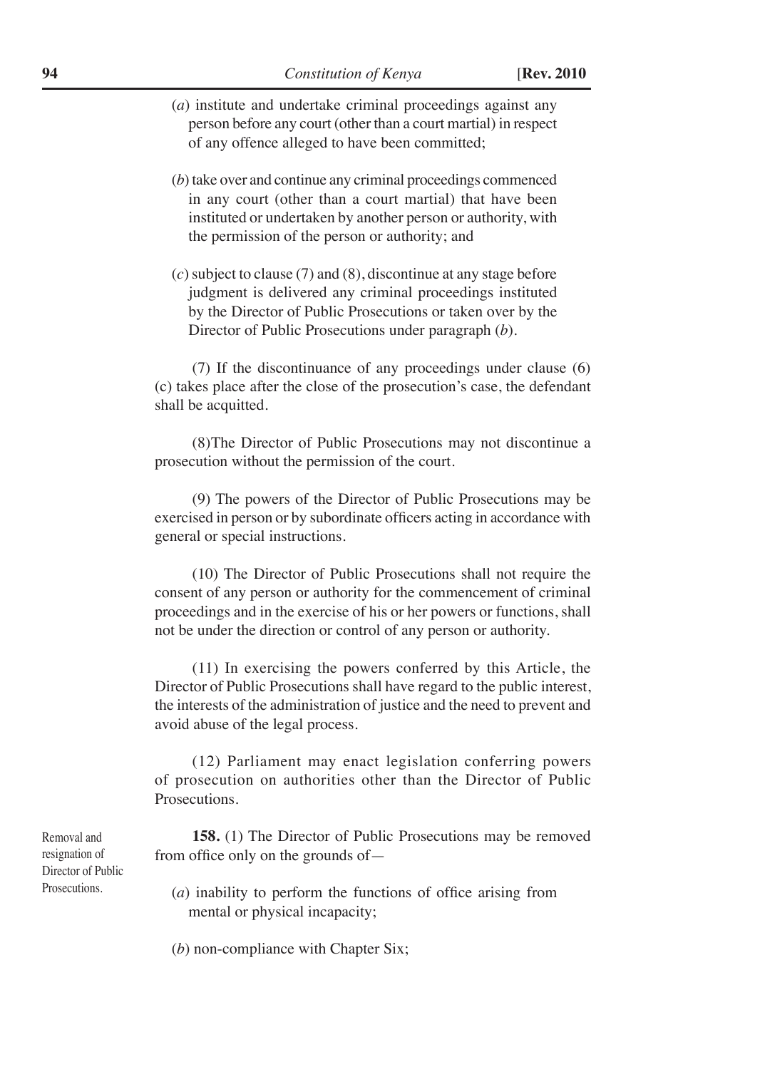(*a*) institute and undertake criminal proceedings against any person before any court (other than a court martial) in respect of any offence alleged to have been committed;

(*b*) take over and continue any criminal proceedings commenced in any court (other than a court martial) that have been instituted or undertaken by another person or authority, with the permission of the person or authority; and

(*c*) subject to clause (7) and (8), discontinue at any stage before judgment is delivered any criminal proceedings instituted by the Director of Public Prosecutions or taken over by the Director of Public Prosecutions under paragraph (*b*).

(7) If the discontinuance of any proceedings under clause (6) (c) takes place after the close of the prosecution's case, the defendant shall be acquitted.

(8)The Director of Public Prosecutions may not discontinue a prosecution without the permission of the court.

(9) The powers of the Director of Public Prosecutions may be exercised in person or by subordinate officers acting in accordance with general or special instructions.

(10) The Director of Public Prosecutions shall not require the consent of any person or authority for the commencement of criminal proceedings and in the exercise of his or her powers or functions, shall not be under the direction or control of any person or authority.

(11) In exercising the powers conferred by this Article, the Director of Public Prosecutions shall have regard to the public interest, the interests of the administration of justice and the need to prevent and avoid abuse of the legal process.

(12) Parliament may enact legislation conferring powers of prosecution on authorities other than the Director of Public Prosecutions.

Removal and resignation of Director of Public Prosecutions.

**158.** (1) The Director of Public Prosecutions may be removed from office only on the grounds of—

(*a*) inability to perform the functions of office arising from mental or physical incapacity;

(*b*) non-compliance with Chapter Six;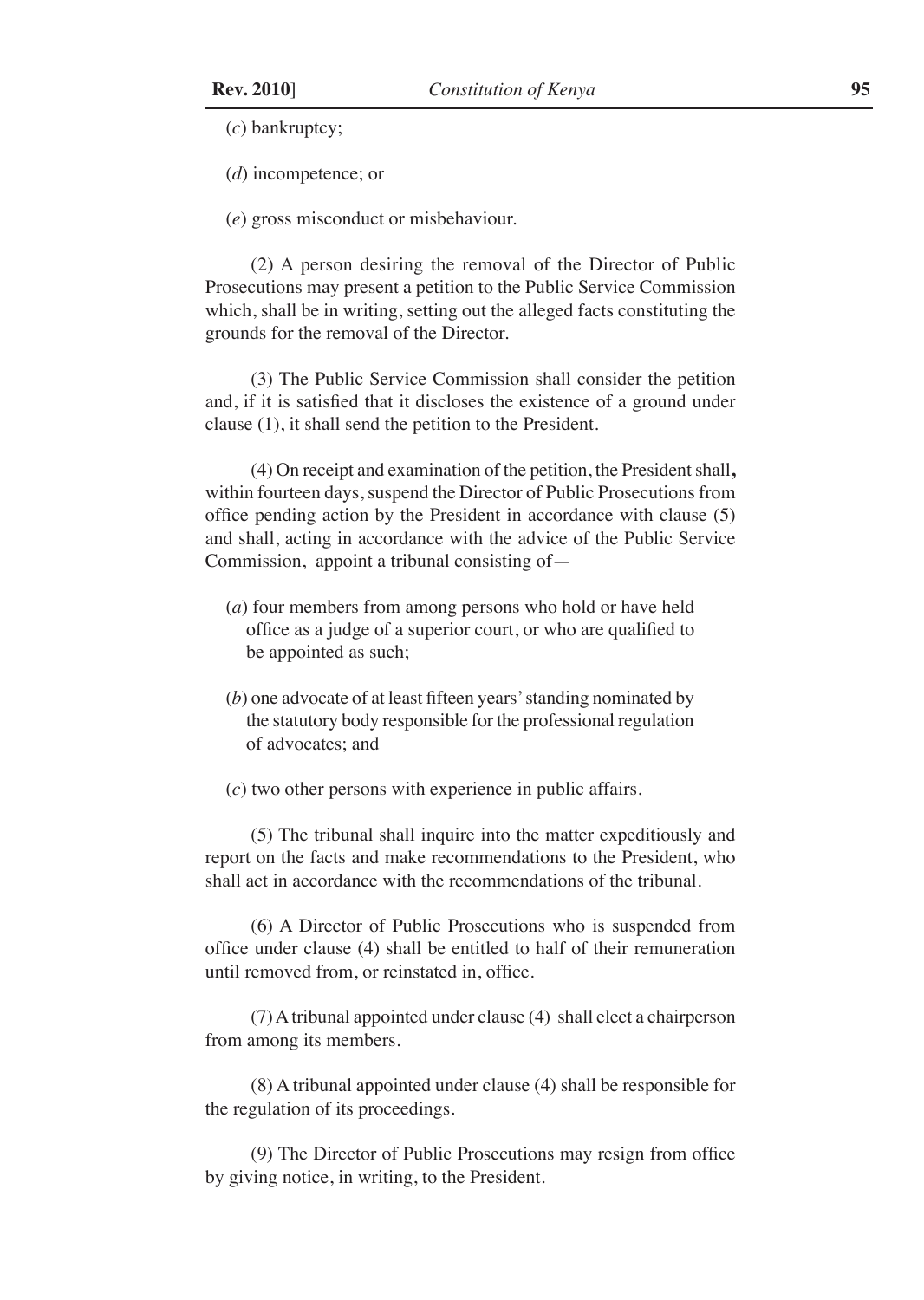(*c*) bankruptcy;

(*d*) incompetence; or

(*e*) gross misconduct or misbehaviour.

(2) A person desiring the removal of the Director of Public Prosecutions may present a petition to the Public Service Commission which, shall be in writing, setting out the alleged facts constituting the grounds for the removal of the Director.

(3) The Public Service Commission shall consider the petition and, if it is satisfied that it discloses the existence of a ground under clause (1), it shall send the petition to the President.

(4) On receipt and examination of the petition, the President shall**,** within fourteen days, suspend the Director of Public Prosecutions from office pending action by the President in accordance with clause (5) and shall, acting in accordance with the advice of the Public Service Commission, appoint a tribunal consisting of—

(*a*) four members from among persons who hold or have held office as a judge of a superior court, or who are qualified to be appointed as such;

(*b*) one advocate of at least fifteen years' standing nominated by the statutory body responsible for the professional regulation of advocates; and

(*c*) two other persons with experience in public affairs.

(5) The tribunal shall inquire into the matter expeditiously and report on the facts and make recommendations to the President, who shall act in accordance with the recommendations of the tribunal.

(6) A Director of Public Prosecutions who is suspended from office under clause (4) shall be entitled to half of their remuneration until removed from, or reinstated in, office.

(7) A tribunal appointed under clause (4) shall elect a chairperson from among its members.

(8) A tribunal appointed under clause (4) shall be responsible for the regulation of its proceedings.

(9) The Director of Public Prosecutions may resign from office by giving notice, in writing, to the President.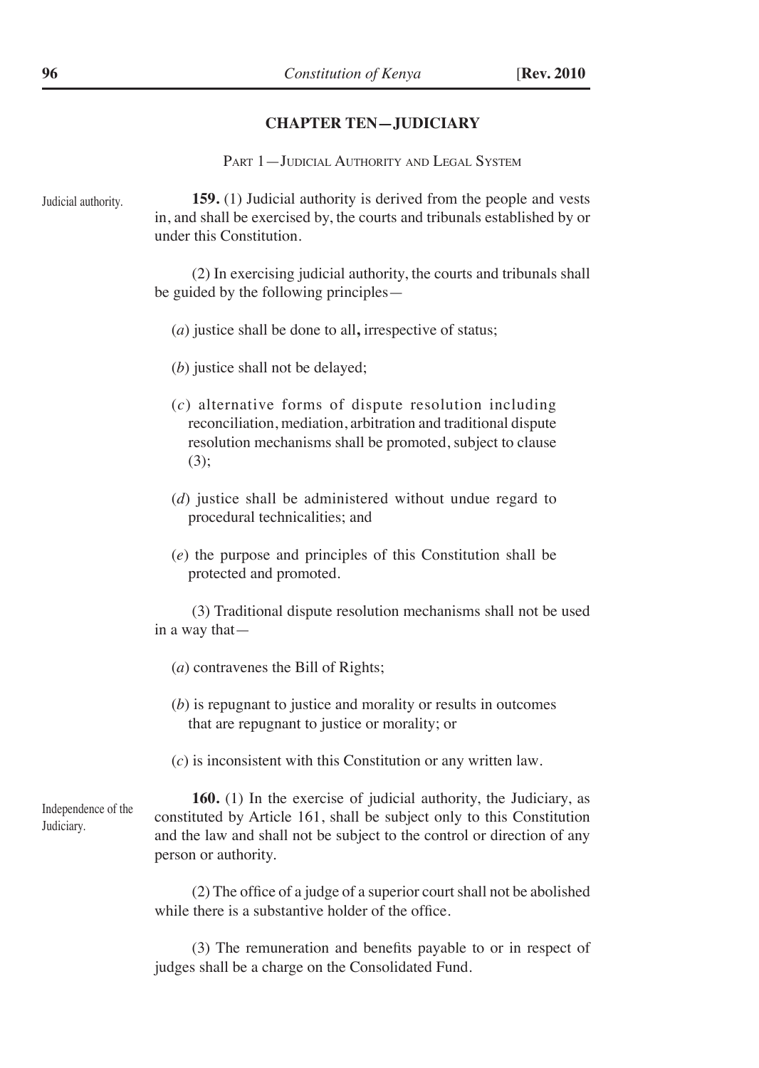## CHAPTER TEN—JUDICIARY

### Part 1—Judicial Authority and Legal System

Judicial authority.

**159.** (1) Judicial authority is derived from the people and vests in, and shall be exercised by, the courts and tribunals established by or under this Constitution.

(2) In exercising judicial authority, the courts and tribunals shall be guided by the following principles—

(*a*) justice shall be done to all**,** irrespective of status;

(*b*) justice shall not be delayed;

(*c*) alternative forms of dispute resolution including reconciliation, mediation, arbitration and traditional dispute resolution mechanisms shall be promoted, subject to clause (3);

(*d*) justice shall be administered without undue regard to procedural technicalities; and

(*e*) the purpose and principles of this Constitution shall be protected and promoted.

(3) Traditional dispute resolution mechanisms shall not be used in a way that—

(*a*) contravenes the Bill of Rights;

(*b*) is repugnant to justice and morality or results in outcomes that are repugnant to justice or morality; or

(*c*) is inconsistent with this Constitution or any written law.

Independence of the Judiciary.

**160.** (1) In the exercise of judicial authority, the Judiciary, as constituted by Article 161, shall be subject only to this Constitution and the law and shall not be subject to the control or direction of any person or authority.

(2) The office of a judge of a superior court shall not be abolished while there is a substantive holder of the office.

(3) The remuneration and benefits payable to or in respect of judges shall be a charge on the Consolidated Fund.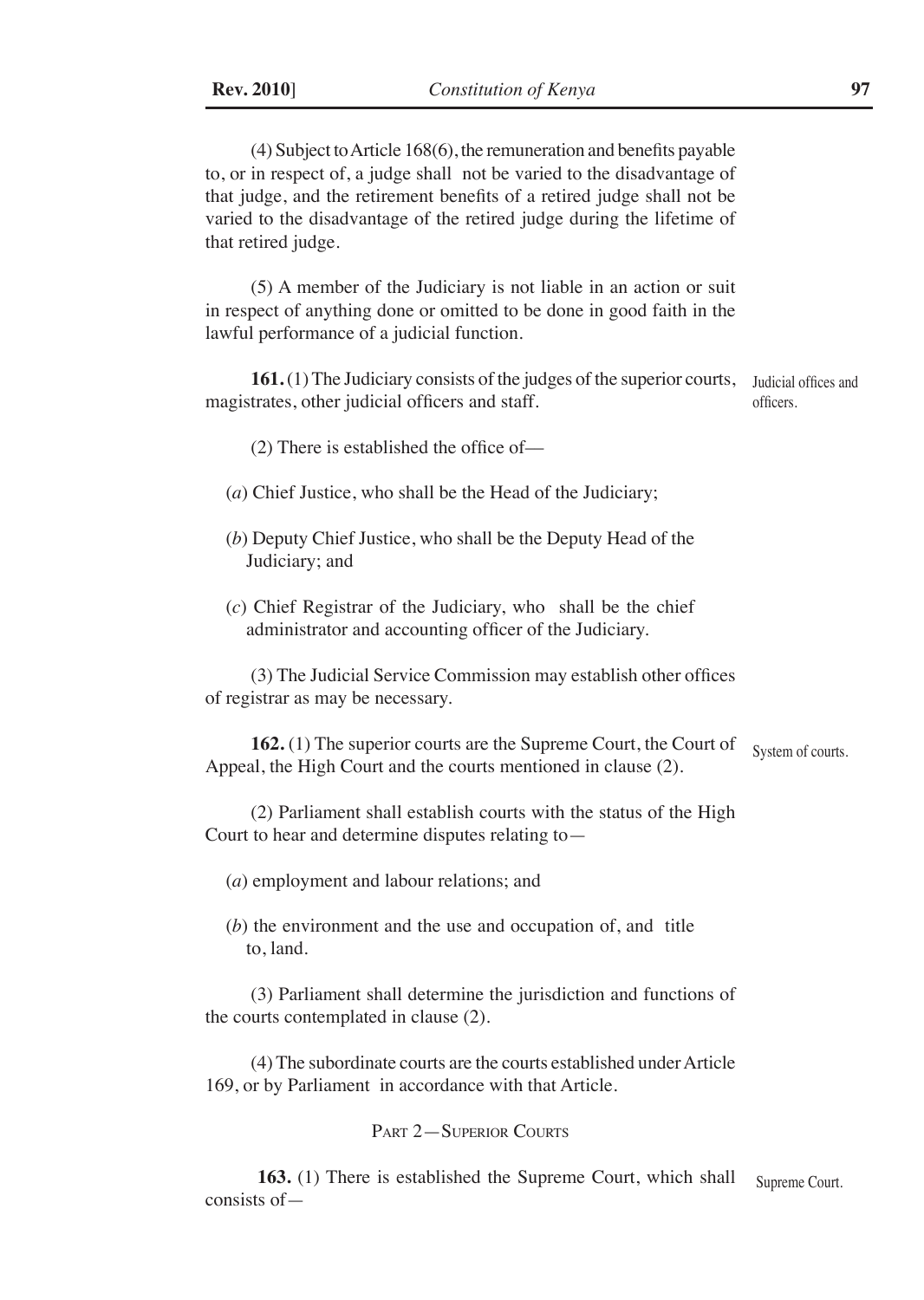(4) Subject to Article 168(6), the remuneration and benefits payable to, or in respect of, a judge shall not be varied to the disadvantage of that judge, and the retirement benefits of a retired judge shall not be varied to the disadvantage of the retired judge during the lifetime of that retired judge.

(5) A member of the Judiciary is not liable in an action or suit in respect of anything done or omitted to be done in good faith in the lawful performance of a judicial function.

Judicial offices and officers.

**161.** (1) The Judiciary consists of the judges of the superior courts, magistrates, other judicial officers and staff.

(2) There is established the office of—

(*a*) Chief Justice, who shall be the Head of the Judiciary;

(*b*) Deputy Chief Justice, who shall be the Deputy Head of the Judiciary; and

(*c*) Chief Registrar of the Judiciary, who shall be the chief administrator and accounting officer of the Judiciary.

(3) The Judicial Service Commission may establish other offices of registrar as may be necessary.

System of courts.

**162.** (1) The superior courts are the Supreme Court, the Court of Appeal, the High Court and the courts mentioned in clause (2).

(2) Parliament shall establish courts with the status of the High Court to hear and determine disputes relating to—

(*a*) employment and labour relations; and

(*b*) the environment and the use and occupation of, and title to, land.

(3) Parliament shall determine the jurisdiction and functions of the courts contemplated in clause (2).

(4) The subordinate courts are the courts established under Article 169, or by Parliament in accordance with that Article.

## Part 2—Superior Courts

Supreme Court.

**163.** (1) There is established the Supreme Court, which shall consists of—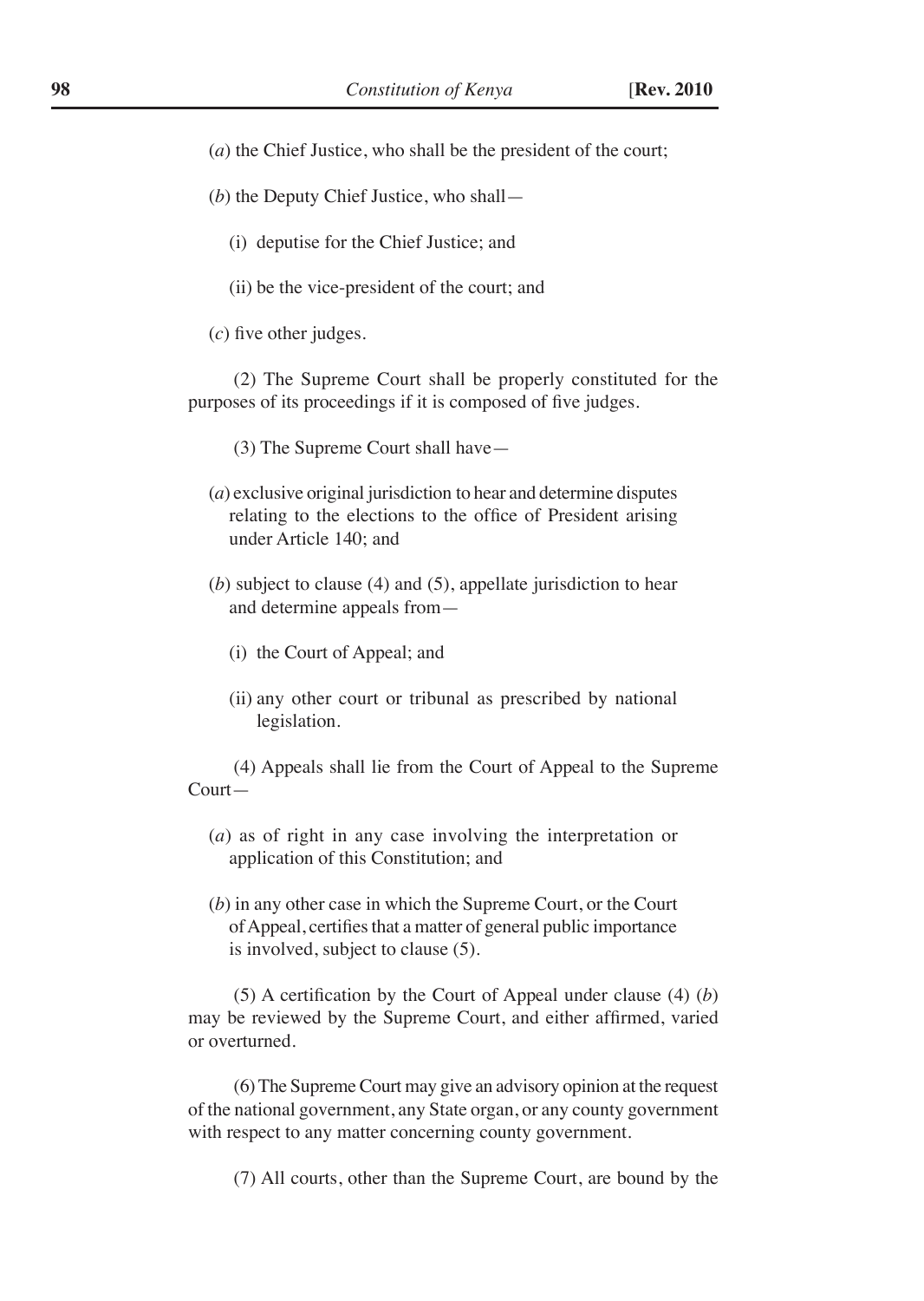(*a*) the Chief Justice, who shall be the president of the court;

(*b*) the Deputy Chief Justice, who shall—

(i) deputise for the Chief Justice; and

(ii) be the vice-president of the court; and

(*c*) five other judges.

(2) The Supreme Court shall be properly constituted for the purposes of its proceedings if it is composed of five judges.

(3) The Supreme Court shall have—

(*a*) exclusive original jurisdiction to hear and determine disputes relating to the elections to the office of President arising under Article 140; and

(*b*) subject to clause (4) and (5), appellate jurisdiction to hear and determine appeals from—

(i) the Court of Appeal; and

(ii) any other court or tribunal as prescribed by national legislation.

(4) Appeals shall lie from the Court of Appeal to the Supreme Court—

(*a*) as of right in any case involving the interpretation or application of this Constitution; and

(*b*) in any other case in which the Supreme Court, or the Court of Appeal, certifies that a matter of general public importance is involved, subject to clause (5).

(5) A certification by the Court of Appeal under clause (4) (*b*) may be reviewed by the Supreme Court, and either affirmed, varied or overturned.

(6) The Supreme Court may give an advisory opinion at the request of the national government, any State organ, or any county government with respect to any matter concerning county government.

(7) All courts, other than the Supreme Court, are bound by the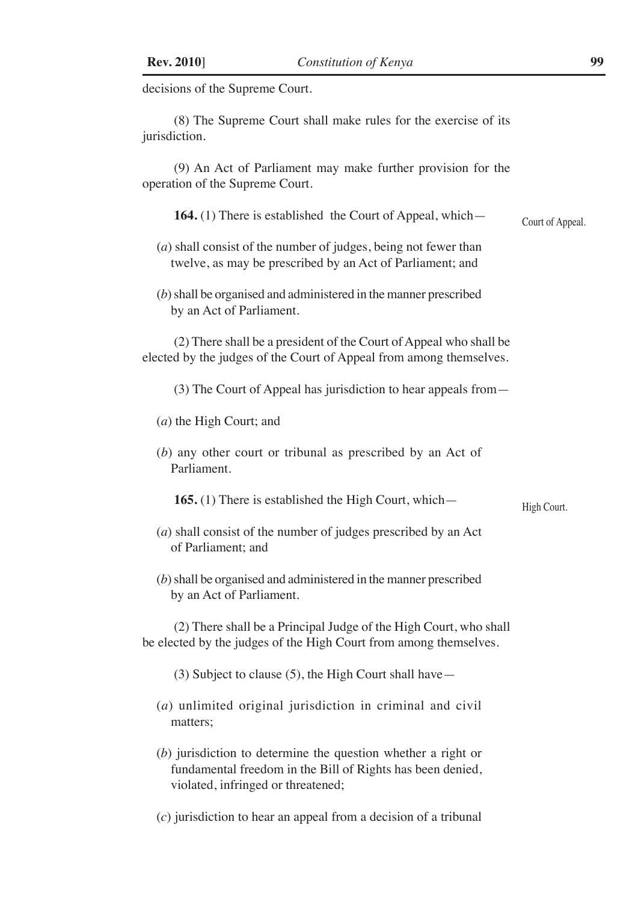decisions of the Supreme Court.

(8) The Supreme Court shall make rules for the exercise of its jurisdiction.

(9) An Act of Parliament may make further provision for the operation of the Supreme Court.

Court of Appeal.

**164.** (1) There is established the Court of Appeal, which—

(*a*) shall consist of the number of judges, being not fewer than twelve, as may be prescribed by an Act of Parliament; and

(*b*) shall be organised and administered in the manner prescribed by an Act of Parliament.

(2) There shall be a president of the Court of Appeal who shall be elected by the judges of the Court of Appeal from among themselves.

(3) The Court of Appeal has jurisdiction to hear appeals from—

(*a*) the High Court; and

(*b*) any other court or tribunal as prescribed by an Act of Parliament.

High Court.

**165.** (1) There is established the High Court, which—

(*a*) shall consist of the number of judges prescribed by an Act of Parliament; and

(*b*) shall be organised and administered in the manner prescribed by an Act of Parliament.

(2) There shall be a Principal Judge of the High Court, who shall be elected by the judges of the High Court from among themselves.

(3) Subject to clause (5), the High Court shall have—

(*a*) unlimited original jurisdiction in criminal and civil matters;

(*b*) jurisdiction to determine the question whether a right or fundamental freedom in the Bill of Rights has been denied, violated, infringed or threatened;

(*c*) jurisdiction to hear an appeal from a decision of a tribunal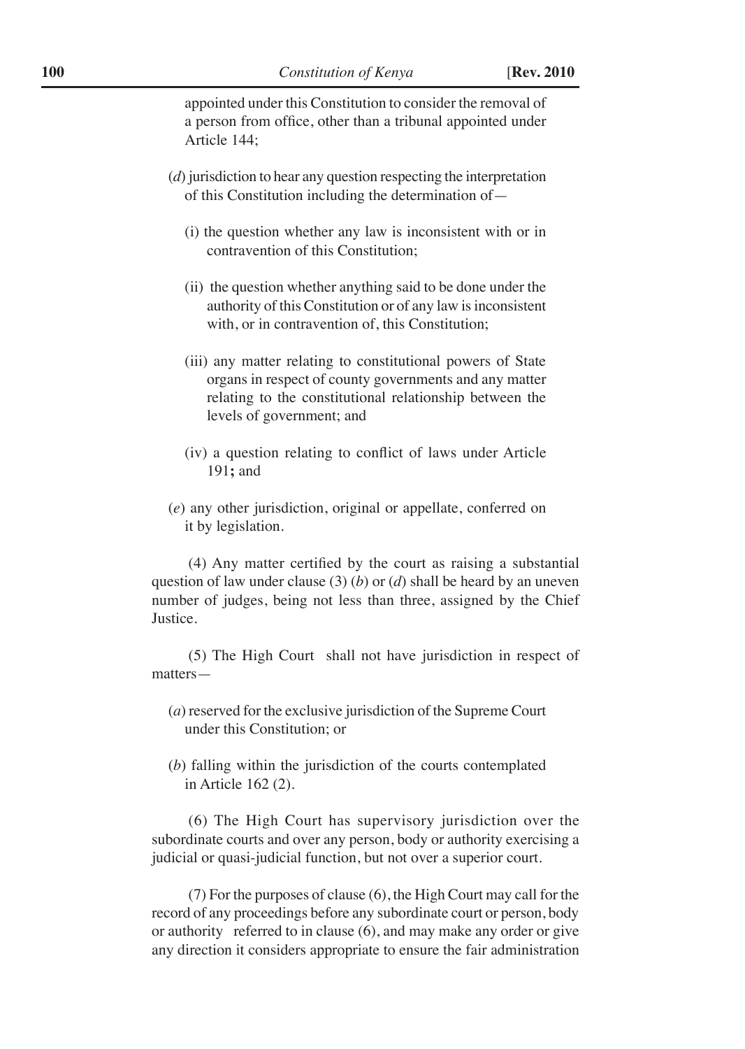appointed under this Constitution to consider the removal of a person from office, other than a tribunal appointed under Article 144;

(*d*) jurisdiction to hear any question respecting the interpretation of this Constitution including the determination of—

(i) the question whether any law is inconsistent with or in contravention of this Constitution;

(ii) the question whether anything said to be done under the authority of this Constitution or of any law is inconsistent with, or in contravention of, this Constitution;

(iii) any matter relating to constitutional powers of State organs in respect of county governments and any matter relating to the constitutional relationship between the levels of government; and

(iv) a question relating to conflict of laws under Article 191**;** and

(*e*) any other jurisdiction, original or appellate, conferred on it by legislation.

(4) Any matter certified by the court as raising a substantial question of law under clause (3) (*b*) or (*d*) shall be heard by an uneven number of judges, being not less than three, assigned by the Chief Justice.

(5) The High Court shall not have jurisdiction in respect of matters—

(*a*) reserved for the exclusive jurisdiction of the Supreme Court under this Constitution; or

(*b*) falling within the jurisdiction of the courts contemplated in Article 162 (2).

(6) The High Court has supervisory jurisdiction over the subordinate courts and over any person, body or authority exercising a judicial or quasi-judicial function, but not over a superior court.

(7) For the purposes of clause (6), the High Court may call for the record of any proceedings before any subordinate court or person, body or authority referred to in clause (6), and may make any order or give any direction it considers appropriate to ensure the fair administration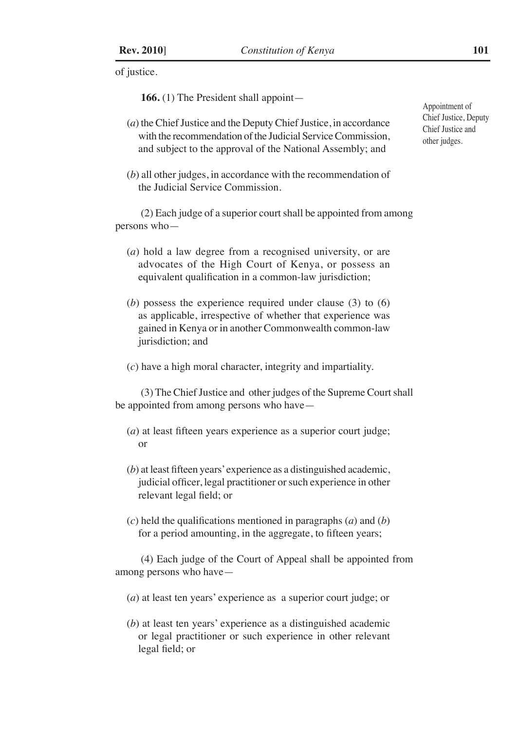of justice.

Appointment of Chief Justice, Deputy Chief Justice and other judges.

**166.** (1) The President shall appoint—

(*a*) the Chief Justice and the Deputy Chief Justice, in accordance with the recommendation of the Judicial Service Commission, and subject to the approval of the National Assembly; and

(*b*) all other judges, in accordance with the recommendation of the Judicial Service Commission.

(2) Each judge of a superior court shall be appointed from among persons who—

(*a*) hold a law degree from a recognised university, or are advocates of the High Court of Kenya, or possess an equivalent qualification in a common-law jurisdiction;

(*b*) possess the experience required under clause (3) to (6) as applicable, irrespective of whether that experience was gained in Kenya or in another Commonwealth common-law jurisdiction; and

(*c*) have a high moral character, integrity and impartiality.

(3) The Chief Justice and other judges of the Supreme Court shall be appointed from among persons who have—

(*a*) at least fifteen years experience as a superior court judge; or

(*b*) at least fifteen years' experience as a distinguished academic, judicial officer, legal practitioner or such experience in other relevant legal field; or

(*c*) held the qualifications mentioned in paragraphs (*a*) and (*b*) for a period amounting, in the aggregate, to fifteen years;

(4) Each judge of the Court of Appeal shall be appointed from among persons who have—

(*a*) at least ten years' experience as a superior court judge; or

(*b*) at least ten years' experience as a distinguished academic or legal practitioner or such experience in other relevant legal field; or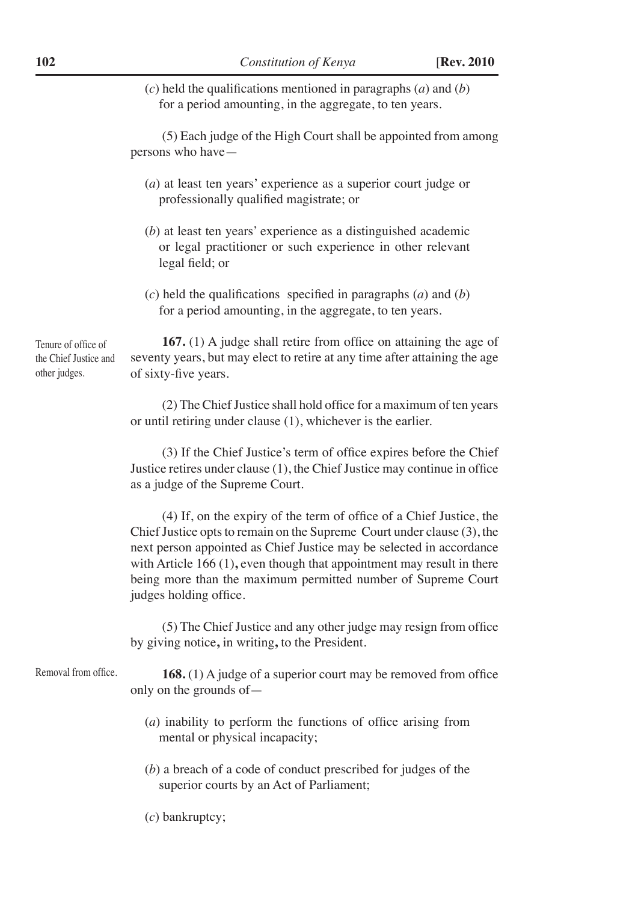(*c*) held the qualifications mentioned in paragraphs (*a*) and (*b*) for a period amounting, in the aggregate, to ten years.

(5) Each judge of the High Court shall be appointed from among persons who have—

(*a*) at least ten years' experience as a superior court judge or professionally qualified magistrate; or

(*b*) at least ten years' experience as a distinguished academic or legal practitioner or such experience in other relevant legal field; or

(*c*) held the qualifications specified in paragraphs (*a*) and (*b*) for a period amounting, in the aggregate, to ten years.

Tenure of office of the Chief Justice and other judges.

**167.** (1) A judge shall retire from office on attaining the age of seventy years, but may elect to retire at any time after attaining the age of sixty-five years.

(2) The Chief Justice shall hold office for a maximum of ten years or until retiring under clause (1), whichever is the earlier.

(3) If the Chief Justice's term of office expires before the Chief Justice retires under clause (1), the Chief Justice may continue in office as a judge of the Supreme Court.

(4) If, on the expiry of the term of office of a Chief Justice, the Chief Justice opts to remain on the Supreme Court under clause (3), the next person appointed as Chief Justice may be selected in accordance with Article 166 (1), even though that appointment may result in there being more than the maximum permitted number of Supreme Court judges holding office.

(5) The Chief Justice and any other judge may resign from office by giving notice, in writing, to the President.

Removal from office.

**168.** (1) A judge of a superior court may be removed from office only on the grounds of—

(*a*) inability to perform the functions of office arising from mental or physical incapacity;

(*b*) a breach of a code of conduct prescribed for judges of the superior courts by an Act of Parliament;

(*c*) bankruptcy;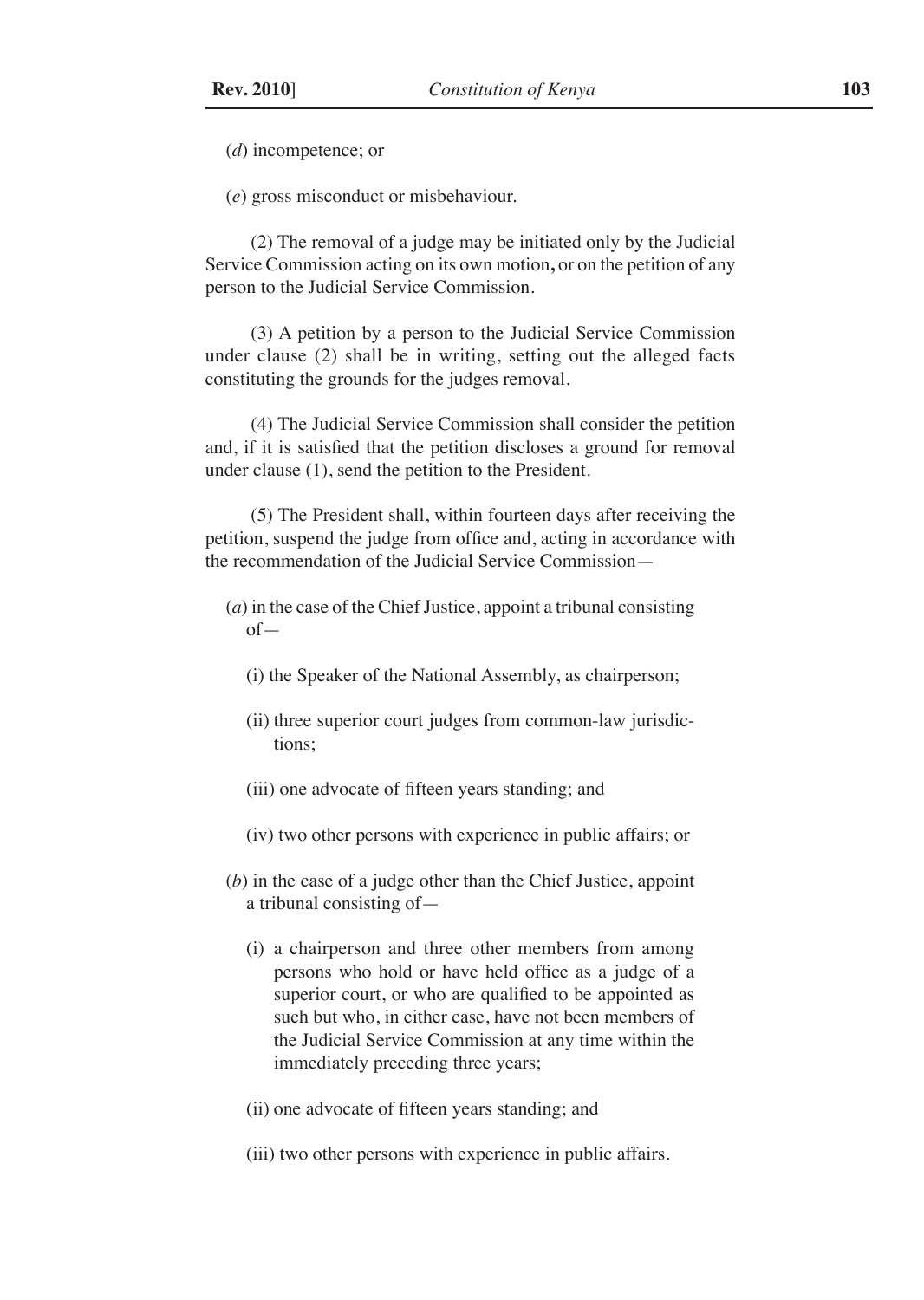(*d*) incompetence; or

(*e*) gross misconduct or misbehaviour.

(2) The removal of a judge may be initiated only by the Judicial Service Commission acting on its own motion**,** or on the petition of any person to the Judicial Service Commission.

(3) A petition by a person to the Judicial Service Commission under clause (2) shall be in writing, setting out the alleged facts constituting the grounds for the judges removal.

(4) The Judicial Service Commission shall consider the petition and, if it is satisfied that the petition discloses a ground for removal under clause (1), send the petition to the President.

(5) The President shall, within fourteen days after receiving the petition, suspend the judge from office and, acting in accordance with the recommendation of the Judicial Service Commission—

(*a*) in the case of the Chief Justice, appoint a tribunal consisting of—

(i) the Speaker of the National Assembly, as chairperson;

(ii) three superior court judges from common-law jurisdictions;

(iii) one advocate of fifteen years standing; and

(iv) two other persons with experience in public affairs; or

(*b*) in the case of a judge other than the Chief Justice, appoint a tribunal consisting of—

(i) a chairperson and three other members from among persons who hold or have held office as a judge of a superior court, or who are qualified to be appointed as such but who, in either case, have not been members of the Judicial Service Commission at any time within the immediately preceding three years;

(ii) one advocate of fifteen years standing; and

(iii) two other persons with experience in public affairs.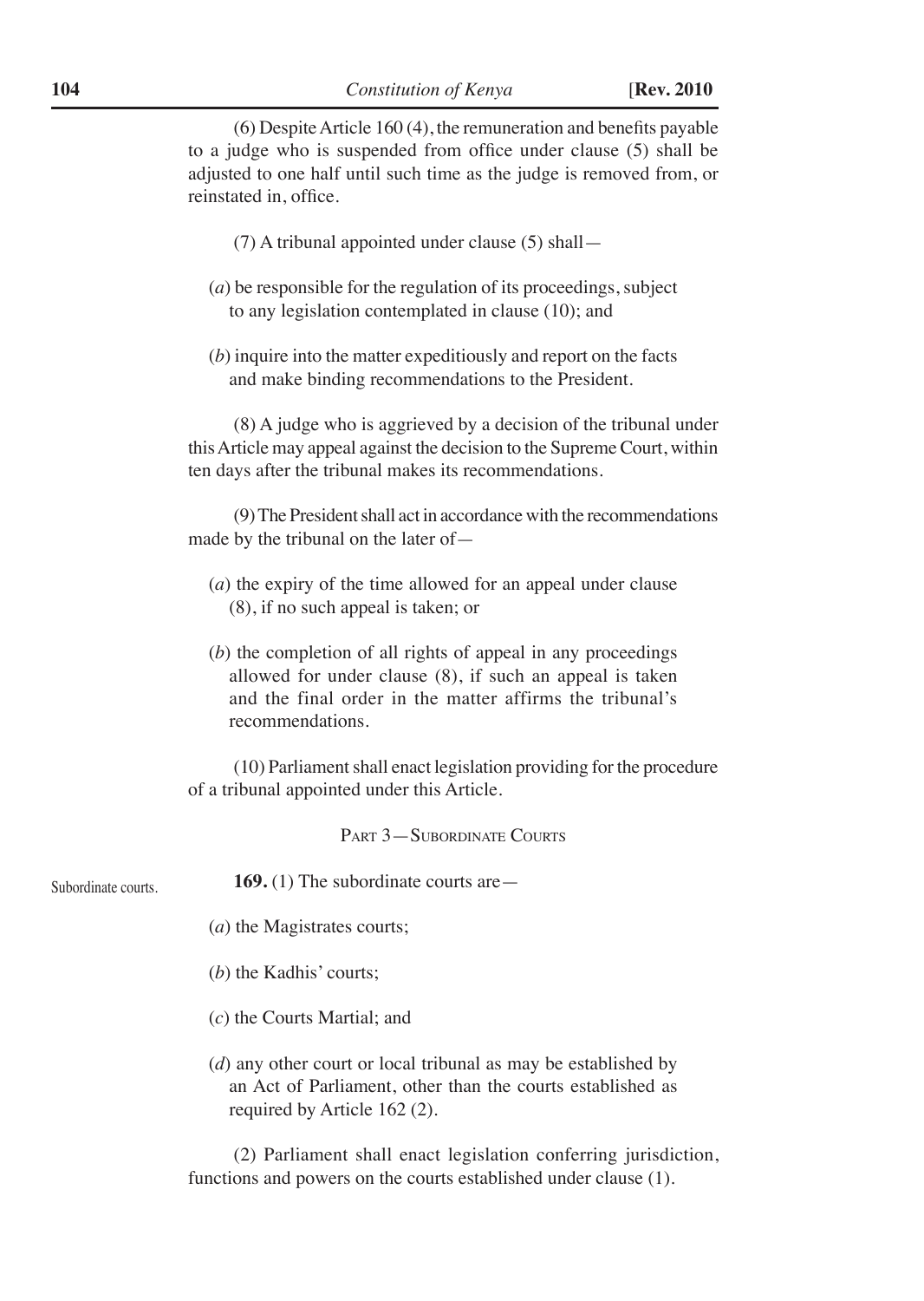(6) Despite Article 160 (4), the remuneration and benefits payable to a judge who is suspended from office under clause (5) shall be adjusted to one half until such time as the judge is removed from, or reinstated in, office.

(7) A tribunal appointed under clause (5) shall—

(*a*) be responsible for the regulation of its proceedings, subject to any legislation contemplated in clause (10); and

(*b*) inquire into the matter expeditiously and report on the facts and make binding recommendations to the President.

(8) A judge who is aggrieved by a decision of the tribunal under this Article may appeal against the decision to the Supreme Court, within ten days after the tribunal makes its recommendations.

(9) The President shall act in accordance with the recommendations made by the tribunal on the later of—

(*a*) the expiry of the time allowed for an appeal under clause (8), if no such appeal is taken; or

(*b*) the completion of all rights of appeal in any proceedings allowed for under clause (8), if such an appeal is taken and the final order in the matter affirms the tribunal's recommendations.

(10) Parliament shall enact legislation providing for the procedure of a tribunal appointed under this Article.

## PART 3—SUBORDINATE COURTS

Subordinate courts.

**169.** (1) The subordinate courts are—

(*a*) the Magistrates courts;

(*b*) the Kadhis' courts;

(*c*) the Courts Martial; and

(*d*) any other court or local tribunal as may be established by an Act of Parliament, other than the courts established as required by Article 162 (2).

(2) Parliament shall enact legislation conferring jurisdiction, functions and powers on the courts established under clause (1).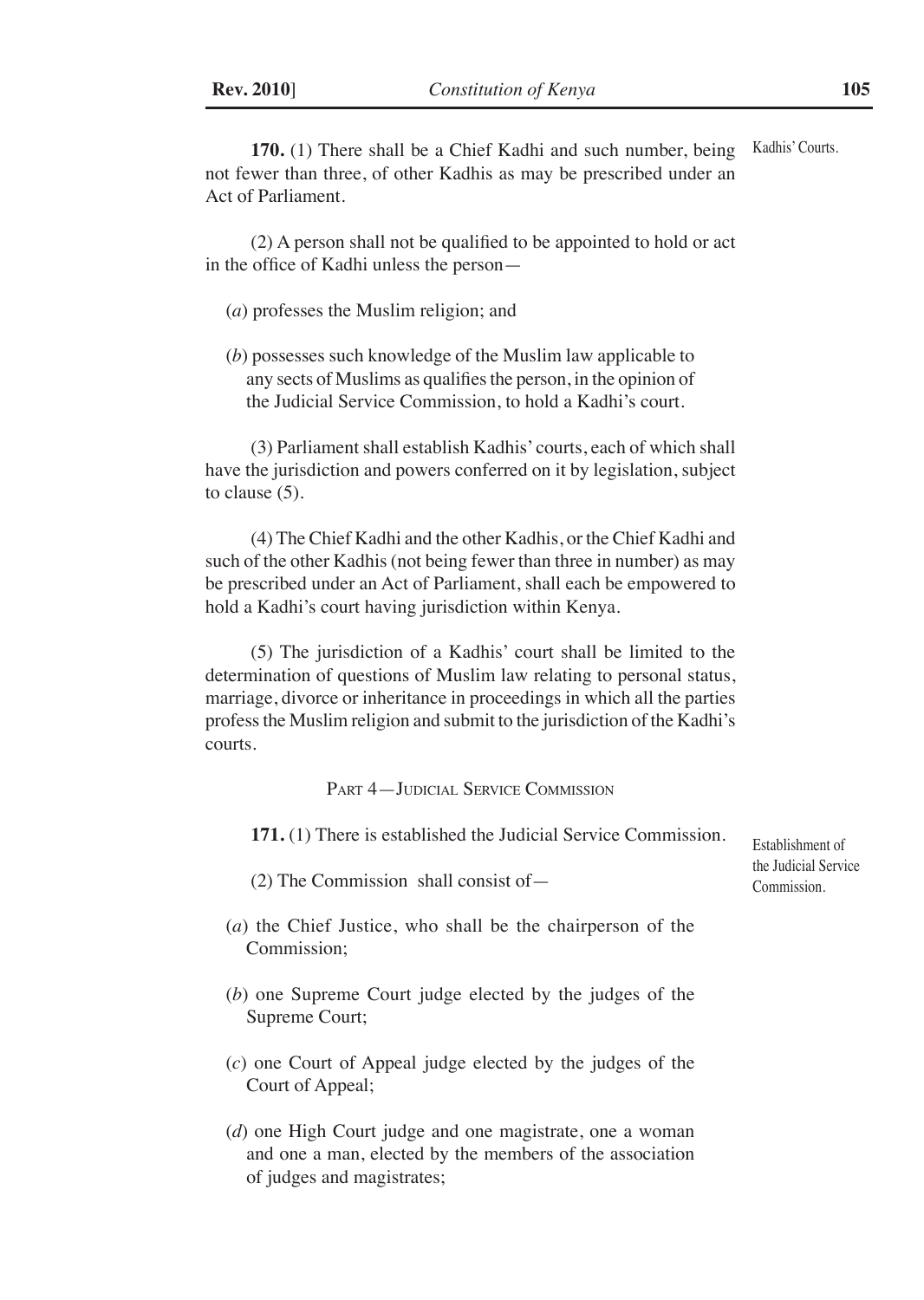Kadhis' Courts.

**170.** (1) There shall be a Chief Kadhi and such number, being not fewer than three, of other Kadhis as may be prescribed under an Act of Parliament.

(2) A person shall not be qualified to be appointed to hold or act in the office of Kadhi unless the person—

(*a*) professes the Muslim religion; and

(*b*) possesses such knowledge of the Muslim law applicable to any sects of Muslims as qualifies the person, in the opinion of the Judicial Service Commission, to hold a Kadhi's court.

(3) Parliament shall establish Kadhis' courts, each of which shall have the jurisdiction and powers conferred on it by legislation, subject to clause (5).

(4) The Chief Kadhi and the other Kadhis, or the Chief Kadhi and such of the other Kadhis (not being fewer than three in number) as may be prescribed under an Act of Parliament, shall each be empowered to hold a Kadhi's court having jurisdiction within Kenya.

(5) The jurisdiction of a Kadhis' court shall be limited to the determination of questions of Muslim law relating to personal status, marriage, divorce or inheritance in proceedings in which all the parties profess the Muslim religion and submit to the jurisdiction of the Kadhi's courts.

## Part 4—Judicial Service Commission

Establishment of the Judicial Service Commission.

**171.** (1) There is established the Judicial Service Commission.

(2) The Commission shall consist of—

(*a*) the Chief Justice, who shall be the chairperson of the Commission;

(*b*) one Supreme Court judge elected by the judges of the Supreme Court;

(*c*) one Court of Appeal judge elected by the judges of the Court of Appeal;

(*d*) one High Court judge and one magistrate, one a woman and one a man, elected by the members of the association of judges and magistrates;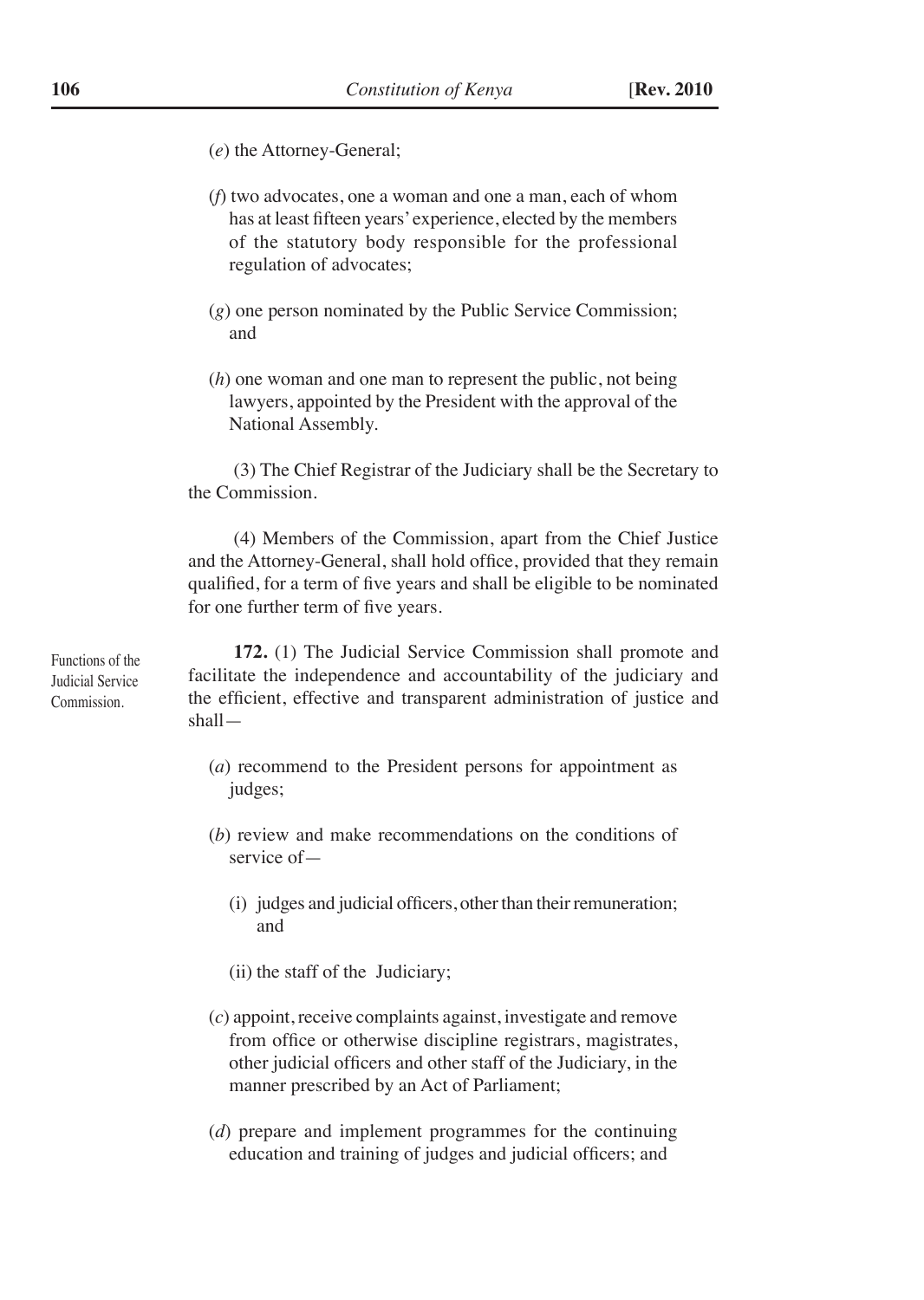(*e*) the Attorney-General;

(*f*) two advocates, one a woman and one a man, each of whom has at least fifteen years' experience, elected by the members of the statutory body responsible for the professional regulation of advocates;

(*g*) one person nominated by the Public Service Commission; and

(*h*) one woman and one man to represent the public, not being lawyers, appointed by the President with the approval of the National Assembly.

(3) The Chief Registrar of the Judiciary shall be the Secretary to the Commission.

(4) Members of the Commission, apart from the Chief Justice and the Attorney-General, shall hold office, provided that they remain qualified, for a term of five years and shall be eligible to be nominated for one further term of five years.

Functions of the Judicial Service Commission.

**172.** (1) The Judicial Service Commission shall promote and facilitate the independence and accountability of the judiciary and the efficient, effective and transparent administration of justice and shall—

(*a*) recommend to the President persons for appointment as judges;

(*b*) review and make recommendations on the conditions of service of—

(i) judges and judicial officers, other than their remuneration; and

(ii) the staff of the Judiciary;

(*c*) appoint, receive complaints against, investigate and remove from office or otherwise discipline registrars, magistrates, other judicial officers and other staff of the Judiciary, in the manner prescribed by an Act of Parliament;

(*d*) prepare and implement programmes for the continuing education and training of judges and judicial officers; and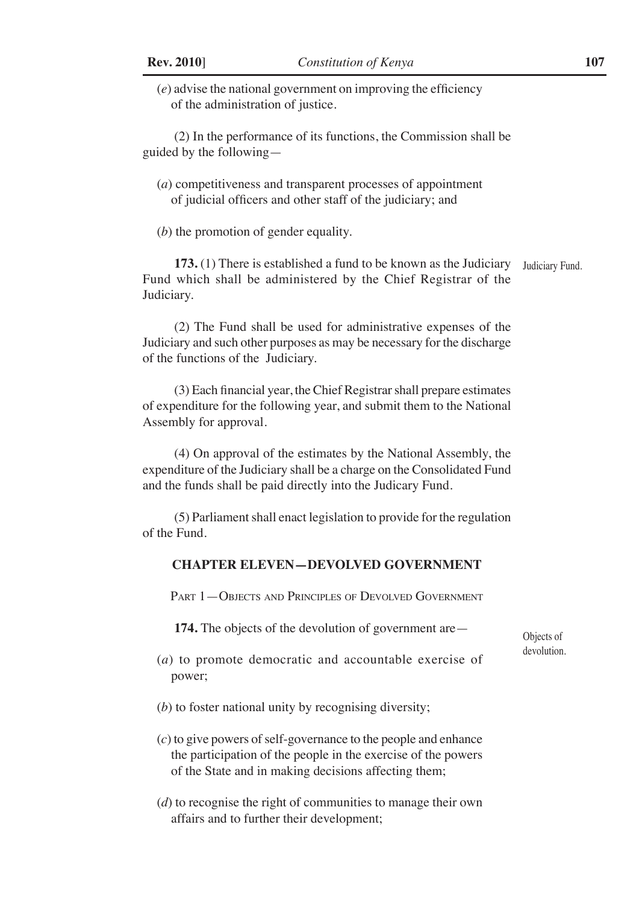(*e*) advise the national government on improving the efficiency of the administration of justice.

(2) In the performance of its functions, the Commission shall be guided by the following—

(*a*) competitiveness and transparent processes of appointment of judicial officers and other staff of the judiciary; and

(*b*) the promotion of gender equality.

Judiciary Fund.

**173.** (1) There is established a fund to be known as the Judiciary Fund which shall be administered by the Chief Registrar of the Judiciary.

(2) The Fund shall be used for administrative expenses of the Judiciary and such other purposes as may be necessary for the discharge of the functions of the Judiciary.

(3) Each financial year, the Chief Registrar shall prepare estimates of expenditure for the following year, and submit them to the National Assembly for approval.

(4) On approval of the estimates by the National Assembly, the expenditure of the Judiciary shall be a charge on the Consolidated Fund and the funds shall be paid directly into the Judicary Fund.

(5) Parliament shall enact legislation to provide for the regulation of the Fund.

## CHAPTER ELEVEN—DEVOLVED GOVERNMENT

### Part 1—Objects and Principles of Devolved Government

Objects of devolution.

**174.** The objects of the devolution of government are—

(*a*) to promote democratic and accountable exercise of power;

(*b*) to foster national unity by recognising diversity;

(*c*) to give powers of self-governance to the people and enhance the participation of the people in the exercise of the powers of the State and in making decisions affecting them;

(*d*) to recognise the right of communities to manage their own affairs and to further their development;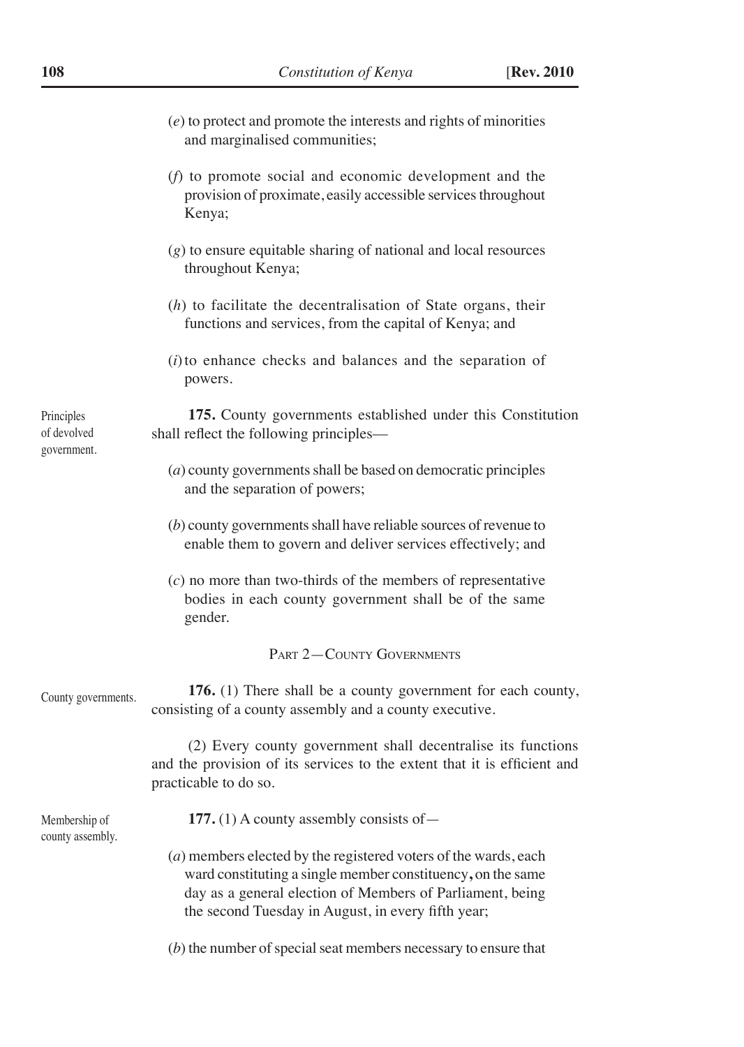(*e*) to protect and promote the interests and rights of minorities and marginalised communities;

(*f*) to promote social and economic development and the provision of proximate, easily accessible services throughout Kenya;

(*g*) to ensure equitable sharing of national and local resources throughout Kenya;

(*h*) to facilitate the decentralisation of State organs, their functions and services, from the capital of Kenya; and

(*i*) to enhance checks and balances and the separation of powers.

Principles of devolved government.

**175.** County governments established under this Constitution shall reflect the following principles—

(*a*) county governments shall be based on democratic principles and the separation of powers;

(*b*) county governments shall have reliable sources of revenue to enable them to govern and deliver services effectively; and

(*c*) no more than two-thirds of the members of representative bodies in each county government shall be of the same gender.

## PART 2—COUNTY GOVERNMENTS

County governments.

**176.** (1) There shall be a county government for each county, consisting of a county assembly and a county executive.

(2) Every county government shall decentralise its functions and the provision of its services to the extent that it is efficient and practicable to do so.

Membership of county assembly.

**177.** (1) A county assembly consists of—

(*a*) members elected by the registered voters of the wards, each ward constituting a single member constituency, on the same day as a general election of Members of Parliament, being the second Tuesday in August, in every fifth year;

(*b*) the number of special seat members necessary to ensure that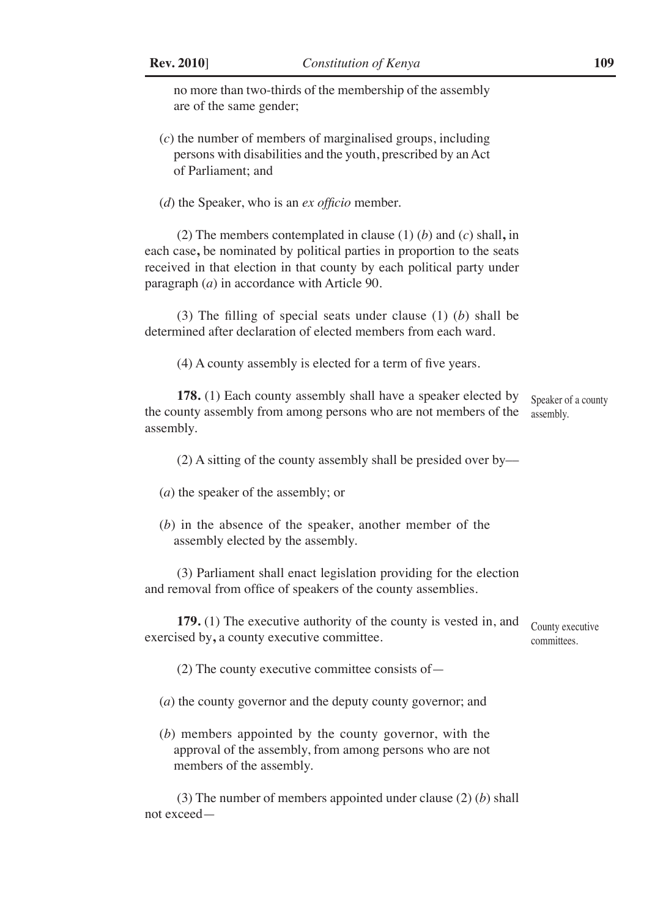no more than two-thirds of the membership of the assembly are of the same gender;

(*c*) the number of members of marginalised groups, including persons with disabilities and the youth, prescribed by an Act of Parliament; and

(*d*) the Speaker, who is an *ex officio* member.

(2) The members contemplated in clause (1) (*b*) and (*c*) shall**,** in each case**,** be nominated by political parties in proportion to the seats received in that election in that county by each political party under paragraph (*a*) in accordance with Article 90.

(3) The filling of special seats under clause (1) (*b*) shall be determined after declaration of elected members from each ward.

(4) A county assembly is elected for a term of five years.

Speaker of a county assembly.

**178.** (1) Each county assembly shall have a speaker elected by the county assembly from among persons who are not members of the assembly.

(2) A sitting of the county assembly shall be presided over by—

(*a*) the speaker of the assembly; or

(*b*) in the absence of the speaker, another member of the assembly elected by the assembly.

(3) Parliament shall enact legislation providing for the election and removal from office of speakers of the county assemblies.

County executive committees.

**179.** (1) The executive authority of the county is vested in, and exercised by**,** a county executive committee.

(2) The county executive committee consists of—

(*a*) the county governor and the deputy county governor; and

(*b*) members appointed by the county governor, with the approval of the assembly, from among persons who are not members of the assembly.

(3) The number of members appointed under clause (2) (*b*) shall not exceed—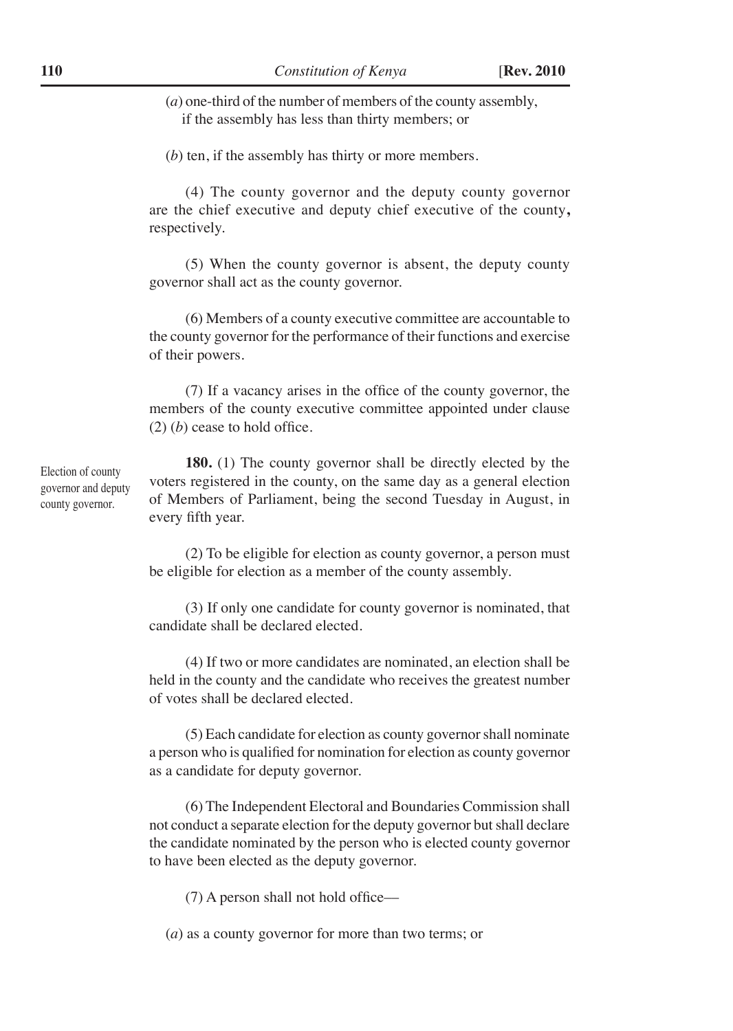(*a*) one-third of the number of members of the county assembly, if the assembly has less than thirty members; or

(*b*) ten, if the assembly has thirty or more members.

(4) The county governor and the deputy county governor are the chief executive and deputy chief executive of the county**,** respectively.

(5) When the county governor is absent, the deputy county governor shall act as the county governor.

(6) Members of a county executive committee are accountable to the county governor for the performance of their functions and exercise of their powers.

(7) If a vacancy arises in the office of the county governor, the members of the county executive committee appointed under clause (2) (*b*) cease to hold office.

Election of county governor and deputy county governor.

**180.** (1) The county governor shall be directly elected by the voters registered in the county, on the same day as a general election of Members of Parliament, being the second Tuesday in August, in every fifth year.

(2) To be eligible for election as county governor, a person must be eligible for election as a member of the county assembly.

(3) If only one candidate for county governor is nominated, that candidate shall be declared elected.

(4) If two or more candidates are nominated, an election shall be held in the county and the candidate who receives the greatest number of votes shall be declared elected.

(5) Each candidate for election as county governor shall nominate a person who is qualified for nomination for election as county governor as a candidate for deputy governor.

(6) The Independent Electoral and Boundaries Commission shall not conduct a separate election for the deputy governor but shall declare the candidate nominated by the person who is elected county governor to have been elected as the deputy governor.

(7) A person shall not hold office—

(*a*) as a county governor for more than two terms; or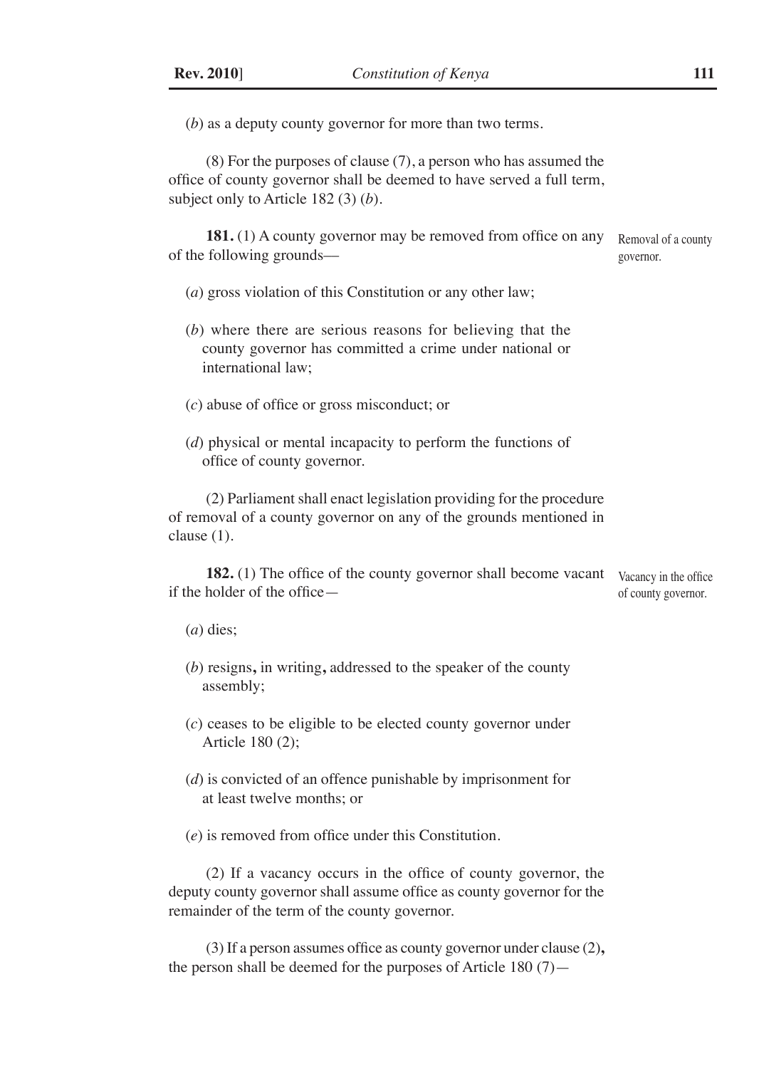(*b*) as a deputy county governor for more than two terms.

(8) For the purposes of clause (7), a person who has assumed the office of county governor shall be deemed to have served a full term, subject only to Article 182 (3) (*b*).

Removal of a county governor.

**181.** (1) A county governor may be removed from office on any of the following grounds—

(*a*) gross violation of this Constitution or any other law;

(*b*) where there are serious reasons for believing that the county governor has committed a crime under national or international law;

(*c*) abuse of office or gross misconduct; or

(*d*) physical or mental incapacity to perform the functions of office of county governor.

(2) Parliament shall enact legislation providing for the procedure of removal of a county governor on any of the grounds mentioned in clause (1).

Vacancy in the office of county governor.

**182.** (1) The office of the county governor shall become vacant if the holder of the office—

(*a*) dies;

(*b*) resigns**,** in writing**,** addressed to the speaker of the county assembly;

(*c*) ceases to be eligible to be elected county governor under Article 180 (2);

(*d*) is convicted of an offence punishable by imprisonment for at least twelve months; or

(*e*) is removed from office under this Constitution.

(2) If a vacancy occurs in the office of county governor, the deputy county governor shall assume office as county governor for the remainder of the term of the county governor.

(3) If a person assumes office as county governor under clause (2)**,** the person shall be deemed for the purposes of Article 180 (7)—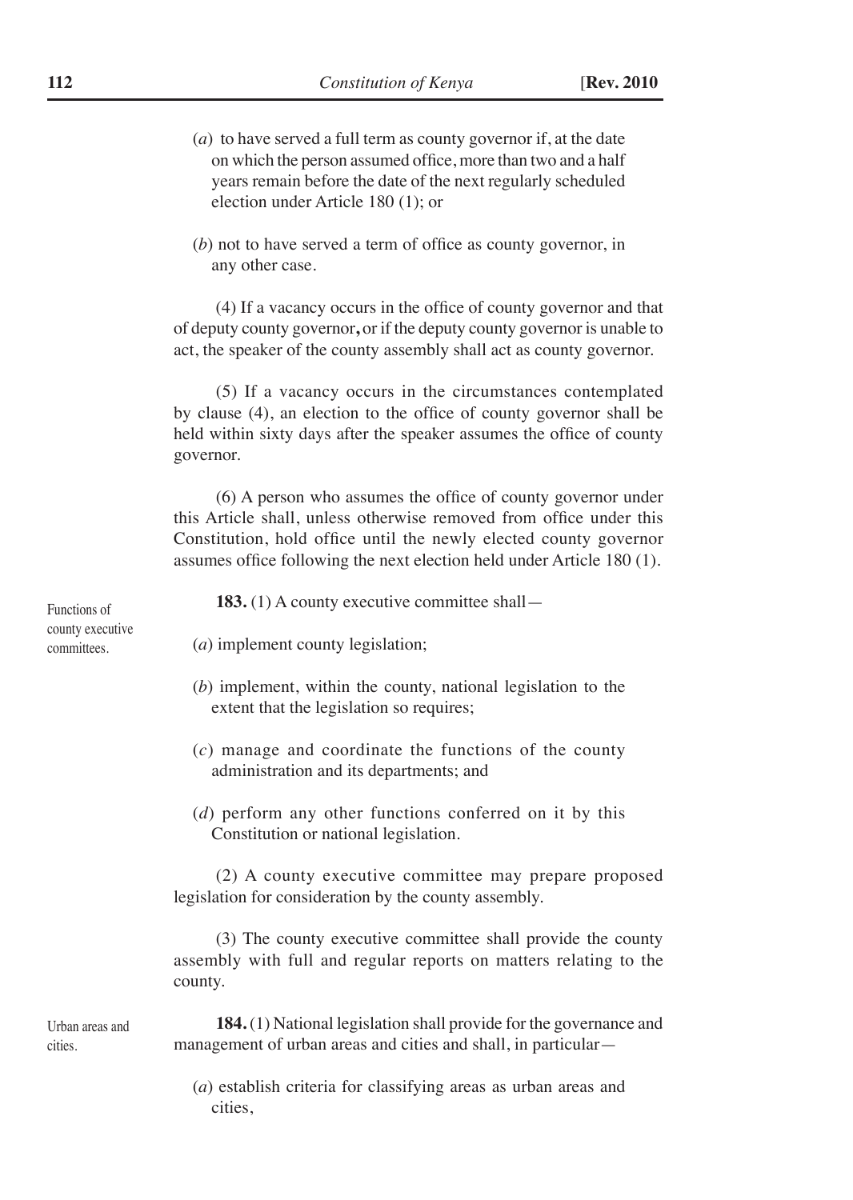(*a*) to have served a full term as county governor if, at the date on which the person assumed office, more than two and a half years remain before the date of the next regularly scheduled election under Article 180 (1); or

(*b*) not to have served a term of office as county governor, in any other case.

(4) If a vacancy occurs in the office of county governor and that of deputy county governor**,** or if the deputy county governor is unable to act, the speaker of the county assembly shall act as county governor.

(5) If a vacancy occurs in the circumstances contemplated by clause (4), an election to the office of county governor shall be held within sixty days after the speaker assumes the office of county governor.

(6) A person who assumes the office of county governor under this Article shall, unless otherwise removed from office under this Constitution, hold office until the newly elected county governor assumes office following the next election held under Article 180 (1).

Functions of county executive committees.

**183.** (1) A county executive committee shall—

(*a*) implement county legislation;

(*b*) implement, within the county, national legislation to the extent that the legislation so requires;

(*c*) manage and coordinate the functions of the county administration and its departments; and

(*d*) perform any other functions conferred on it by this Constitution or national legislation.

(2) A county executive committee may prepare proposed legislation for consideration by the county assembly.

(3) The county executive committee shall provide the county assembly with full and regular reports on matters relating to the county.

Urban areas and cities.

**184.** (1) National legislation shall provide for the governance and management of urban areas and cities and shall, in particular—

(*a*) establish criteria for classifying areas as urban areas and cities,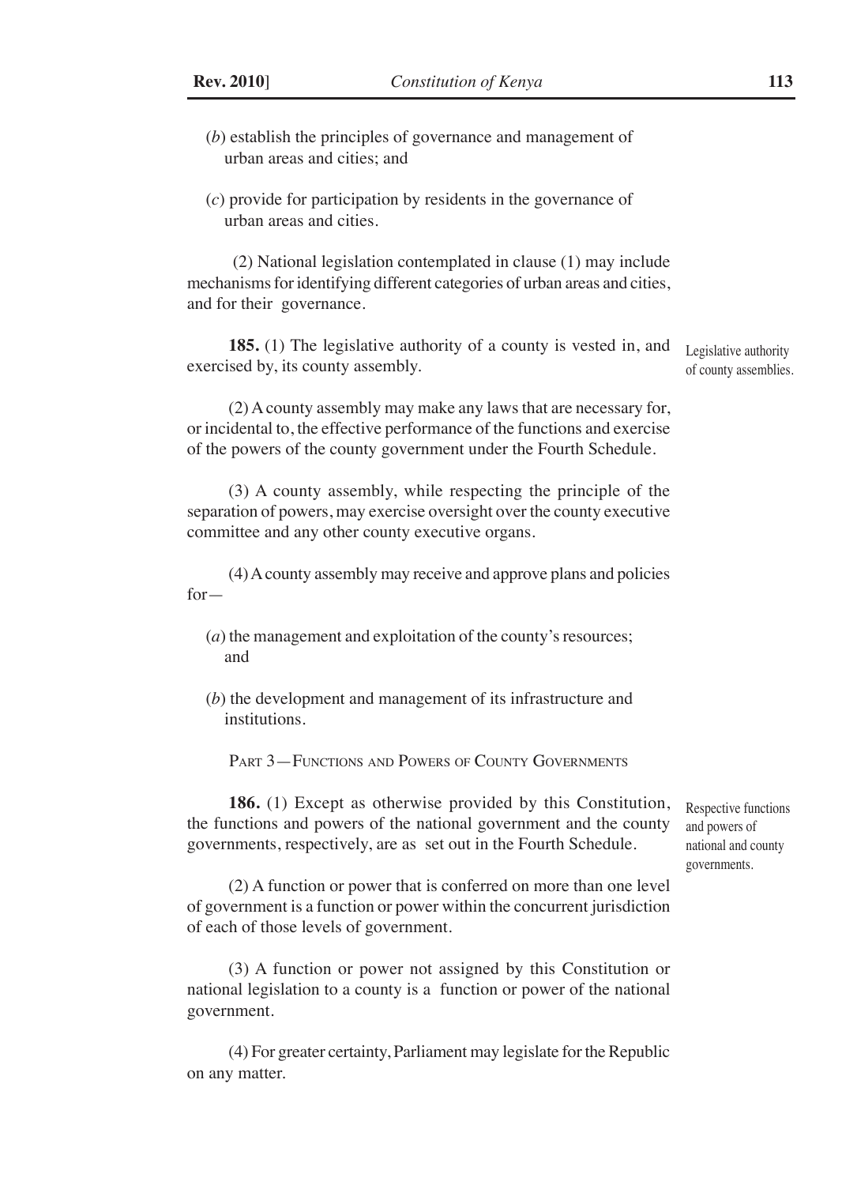(*b*) establish the principles of governance and management of urban areas and cities; and

(*c*) provide for participation by residents in the governance of urban areas and cities.

(2) National legislation contemplated in clause (1) may include mechanisms for identifying different categories of urban areas and cities, and for their governance.

**185.** (1) The legislative authority of a county is vested in, and exercised by, its county assembly.

Legislative authority of county assemblies.

(2) A county assembly may make any laws that are necessary for, or incidental to, the effective performance of the functions and exercise of the powers of the county government under the Fourth Schedule.

(3) A county assembly, while respecting the principle of the separation of powers, may exercise oversight over the county executive committee and any other county executive organs.

(4) A county assembly may receive and approve plans and policies for—

(*a*) the management and exploitation of the county's resources; and

(*b*) the development and management of its infrastructure and institutions.

## Part 3—Functions and Powers of County Governments

**186.** (1) Except as otherwise provided by this Constitution, the functions and powers of the national government and the county governments, respectively, are as set out in the Fourth Schedule.

Respective functions and powers of national and county governments.

(2) A function or power that is conferred on more than one level of government is a function or power within the concurrent jurisdiction of each of those levels of government.

(3) A function or power not assigned by this Constitution or national legislation to a county is a function or power of the national government.

(4) For greater certainty, Parliament may legislate for the Republic on any matter.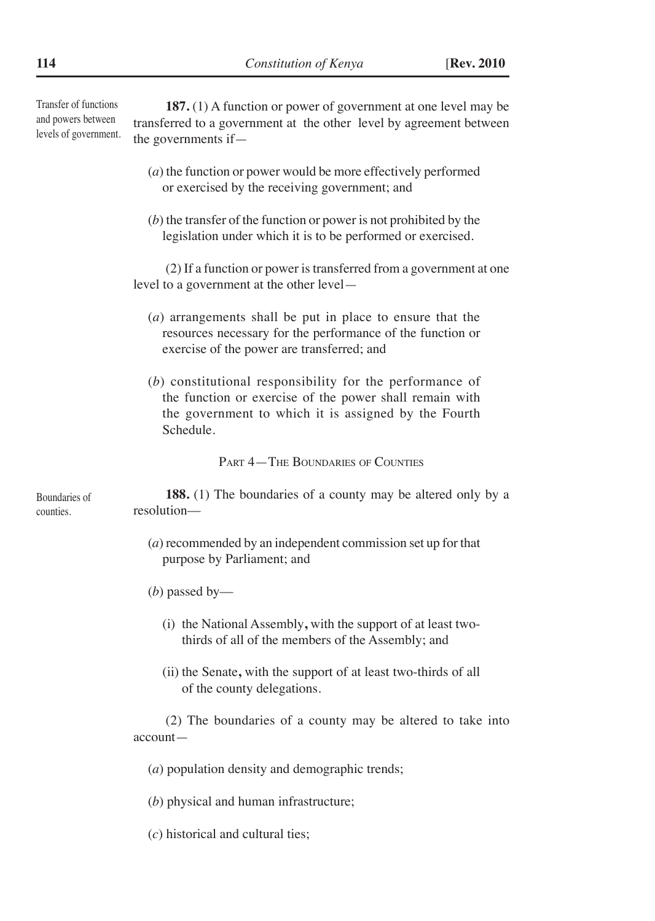Transfer of functions and powers between levels of government.

**187.** (1) A function or power of government at one level may be transferred to a government at the other level by agreement between the governments if—

(*a*) the function or power would be more effectively performed or exercised by the receiving government; and

(*b*) the transfer of the function or power is not prohibited by the legislation under which it is to be performed or exercised.

(2) If a function or power is transferred from a government at one level to a government at the other level—

(*a*) arrangements shall be put in place to ensure that the resources necessary for the performance of the function or exercise of the power are transferred; and

(*b*) constitutional responsibility for the performance of the function or exercise of the power shall remain with the government to which it is assigned by the Fourth Schedule.

## PART 4—THE BOUNDARIES OF COUNTIES

Boundaries of counties.

**188.** (1) The boundaries of a county may be altered only by a resolution—

(*a*) recommended by an independent commission set up for that purpose by Parliament; and

(*b*) passed by—

(i) the National Assembly**,** with the support of at least two-thirds of all of the members of the Assembly; and

(ii) the Senate**,** with the support of at least two-thirds of all of the county delegations.

(2) The boundaries of a county may be altered to take into account—

(*a*) population density and demographic trends;

(*b*) physical and human infrastructure;

(*c*) historical and cultural ties;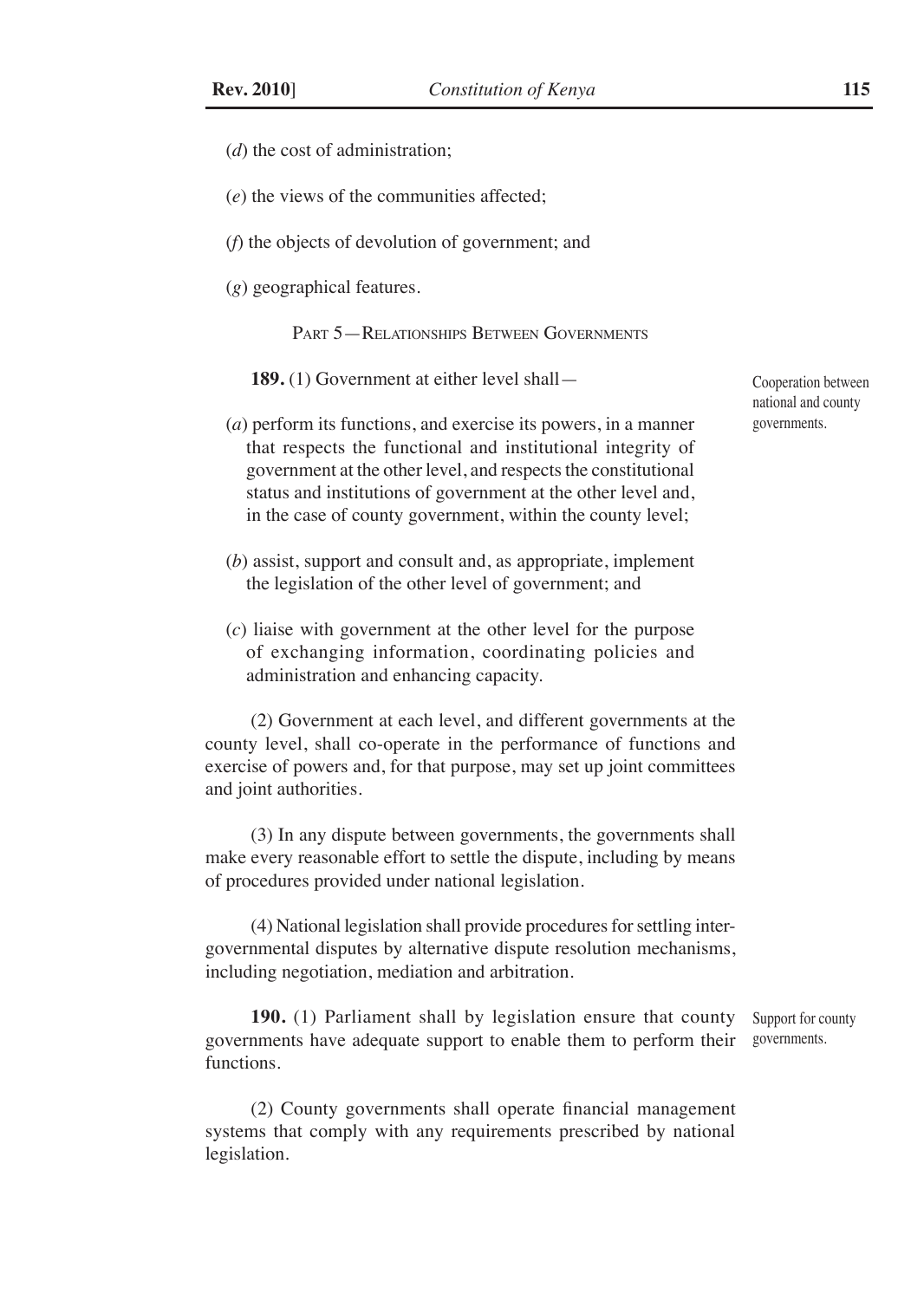(*d*) the cost of administration;

(*e*) the views of the communities affected;

(*f*) the objects of devolution of government; and

(*g*) geographical features.

### Part 5—Relationships Between Governments

**189.** (1) Government at either level shall—

*Cooperation between national and county governments.*

(*a*) perform its functions, and exercise its powers, in a manner that respects the functional and institutional integrity of government at the other level, and respects the constitutional status and institutions of government at the other level and, in the case of county government, within the county level;

(*b*) assist, support and consult and, as appropriate, implement the legislation of the other level of government; and

(*c*) liaise with government at the other level for the purpose of exchanging information, coordinating policies and administration and enhancing capacity.

(2) Government at each level, and different governments at the county level, shall co-operate in the performance of functions and exercise of powers and, for that purpose, may set up joint committees and joint authorities.

(3) In any dispute between governments, the governments shall make every reasonable effort to settle the dispute, including by means of procedures provided under national legislation.

(4) National legislation shall provide procedures for settling inter-governmental disputes by alternative dispute resolution mechanisms, including negotiation, mediation and arbitration.

**190.** (1) Parliament shall by legislation ensure that county governments have adequate support to enable them to perform their functions.

*Support for county governments.*

(2) County governments shall operate financial management systems that comply with any requirements prescribed by national legislation.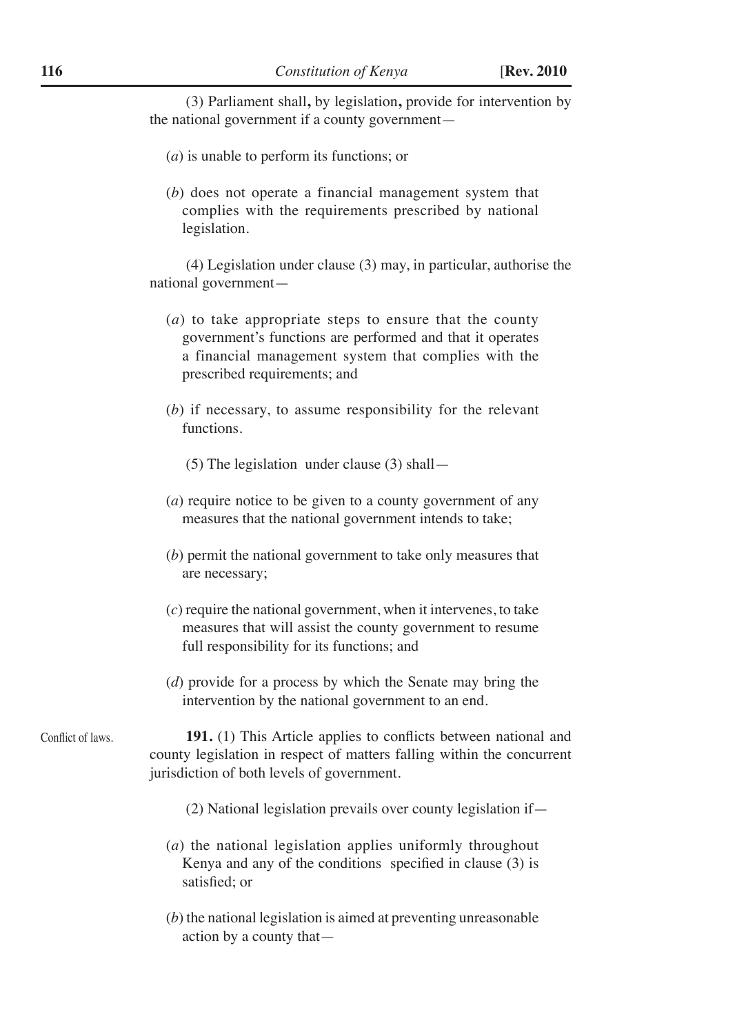(3) Parliament shall**,** by legislation**,** provide for intervention by the national government if a county government—

(*a*) is unable to perform its functions; or

(*b*) does not operate a financial management system that complies with the requirements prescribed by national legislation.

(4) Legislation under clause (3) may, in particular, authorise the national government—

(*a*) to take appropriate steps to ensure that the county government's functions are performed and that it operates a financial management system that complies with the prescribed requirements; and

(*b*) if necessary, to assume responsibility for the relevant functions.

(5) The legislation under clause (3) shall—

(*a*) require notice to be given to a county government of any measures that the national government intends to take;

(*b*) permit the national government to take only measures that are necessary;

(*c*) require the national government, when it intervenes, to take measures that will assist the county government to resume full responsibility for its functions; and

(*d*) provide for a process by which the Senate may bring the intervention by the national government to an end.

Conflict of laws.

**191.** (1) This Article applies to conflicts between national and county legislation in respect of matters falling within the concurrent jurisdiction of both levels of government.

(2) National legislation prevails over county legislation if—

(*a*) the national legislation applies uniformly throughout Kenya and any of the conditions specified in clause (3) is satisfied; or

(*b*) the national legislation is aimed at preventing unreasonable action by a county that—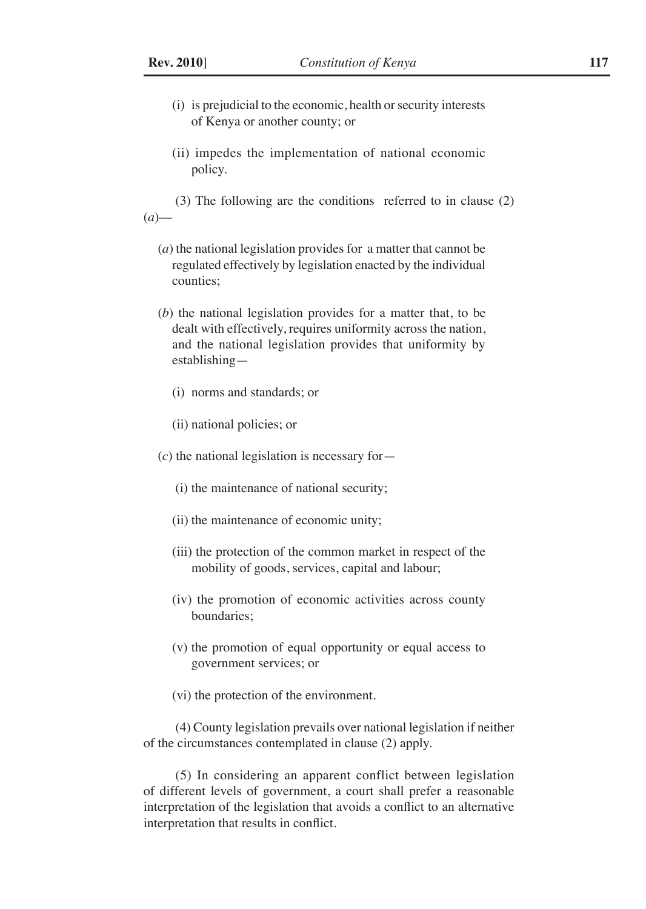(i) is prejudicial to the economic, health or security interests of Kenya or another county; or

(ii) impedes the implementation of national economic policy.

(3) The following are the conditions referred to in clause (2) (*a*)—

(*a*) the national legislation provides for a matter that cannot be regulated effectively by legislation enacted by the individual counties;

(*b*) the national legislation provides for a matter that, to be dealt with effectively, requires uniformity across the nation, and the national legislation provides that uniformity by establishing—

(i) norms and standards; or

(ii) national policies; or

(*c*) the national legislation is necessary for—

(i) the maintenance of national security;

(ii) the maintenance of economic unity;

(iii) the protection of the common market in respect of the mobility of goods, services, capital and labour;

(iv) the promotion of economic activities across county boundaries;

(v) the promotion of equal opportunity or equal access to government services; or

(vi) the protection of the environment.

(4) County legislation prevails over national legislation if neither of the circumstances contemplated in clause (2) apply.

(5) In considering an apparent conflict between legislation of different levels of government, a court shall prefer a reasonable interpretation of the legislation that avoids a conflict to an alternative interpretation that results in conflict.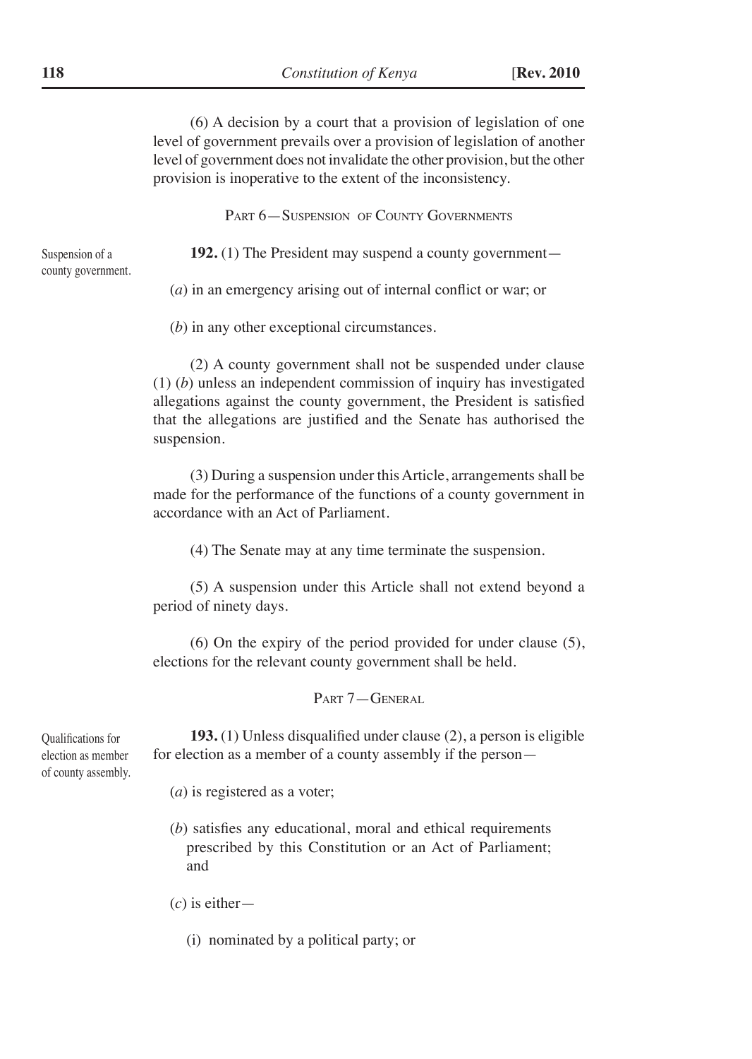(6) A decision by a court that a provision of legislation of one level of government prevails over a provision of legislation of another level of government does not invalidate the other provision, but the other provision is inoperative to the extent of the inconsistency.

## Part 6—Suspension of County Governments

Suspension of a county government.

**192.** (1) The President may suspend a county government—

(*a*) in an emergency arising out of internal conflict or war; or

(*b*) in any other exceptional circumstances.

(2) A county government shall not be suspended under clause (1) (*b*) unless an independent commission of inquiry has investigated allegations against the county government, the President is satisfied that the allegations are justified and the Senate has authorised the suspension.

(3) During a suspension under this Article, arrangements shall be made for the performance of the functions of a county government in accordance with an Act of Parliament.

(4) The Senate may at any time terminate the suspension.

(5) A suspension under this Article shall not extend beyond a period of ninety days.

(6) On the expiry of the period provided for under clause (5), elections for the relevant county government shall be held.

## Part 7—General

Qualifications for election as member of county assembly.

**193.** (1) Unless disqualified under clause (2), a person is eligible for election as a member of a county assembly if the person—

(*a*) is registered as a voter;

(*b*) satisfies any educational, moral and ethical requirements prescribed by this Constitution or an Act of Parliament; and

(*c*) is either—

(i) nominated by a political party; or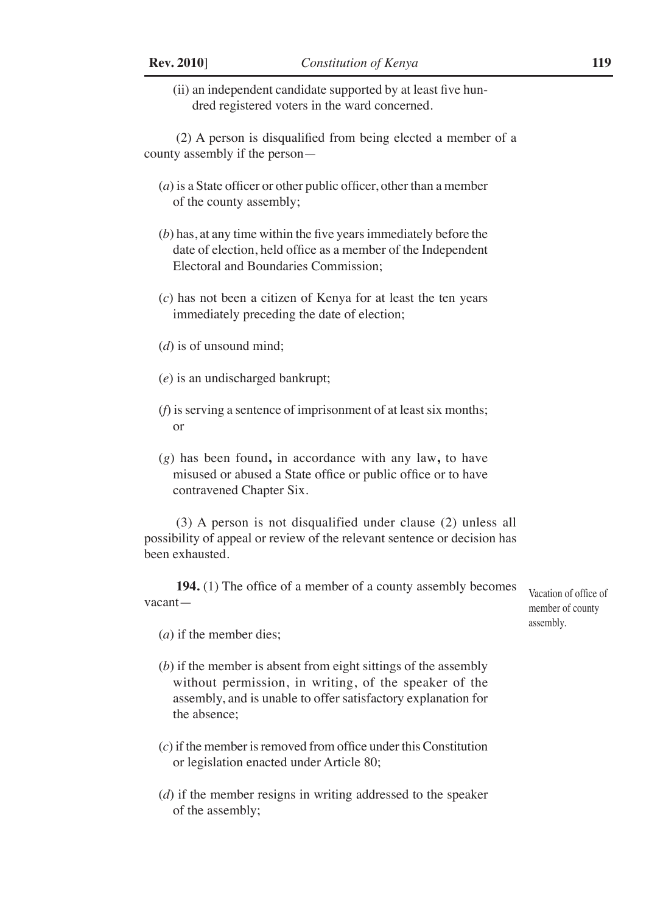(ii) an independent candidate supported by at least five hundred registered voters in the ward concerned.

(2) A person is disqualified from being elected a member of a county assembly if the person—

(*a*) is a State officer or other public officer, other than a member of the county assembly;

(*b*) has, at any time within the five years immediately before the date of election, held office as a member of the Independent Electoral and Boundaries Commission;

(*c*) has not been a citizen of Kenya for at least the ten years immediately preceding the date of election;

(*d*) is of unsound mind;

(*e*) is an undischarged bankrupt;

(*f*) is serving a sentence of imprisonment of at least six months; or

(*g*) has been found**,** in accordance with any law**,** to have misused or abused a State office or public office or to have contravened Chapter Six.

(3) A person is not disqualified under clause (2) unless all possibility of appeal or review of the relevant sentence or decision has been exhausted.

Vacation of office of member of county assembly.

**194.** (1) The office of a member of a county assembly becomes vacant—

(*a*) if the member dies;

(*b*) if the member is absent from eight sittings of the assembly without permission, in writing, of the speaker of the assembly, and is unable to offer satisfactory explanation for the absence;

(*c*) if the member is removed from office under this Constitution or legislation enacted under Article 80;

(*d*) if the member resigns in writing addressed to the speaker of the assembly;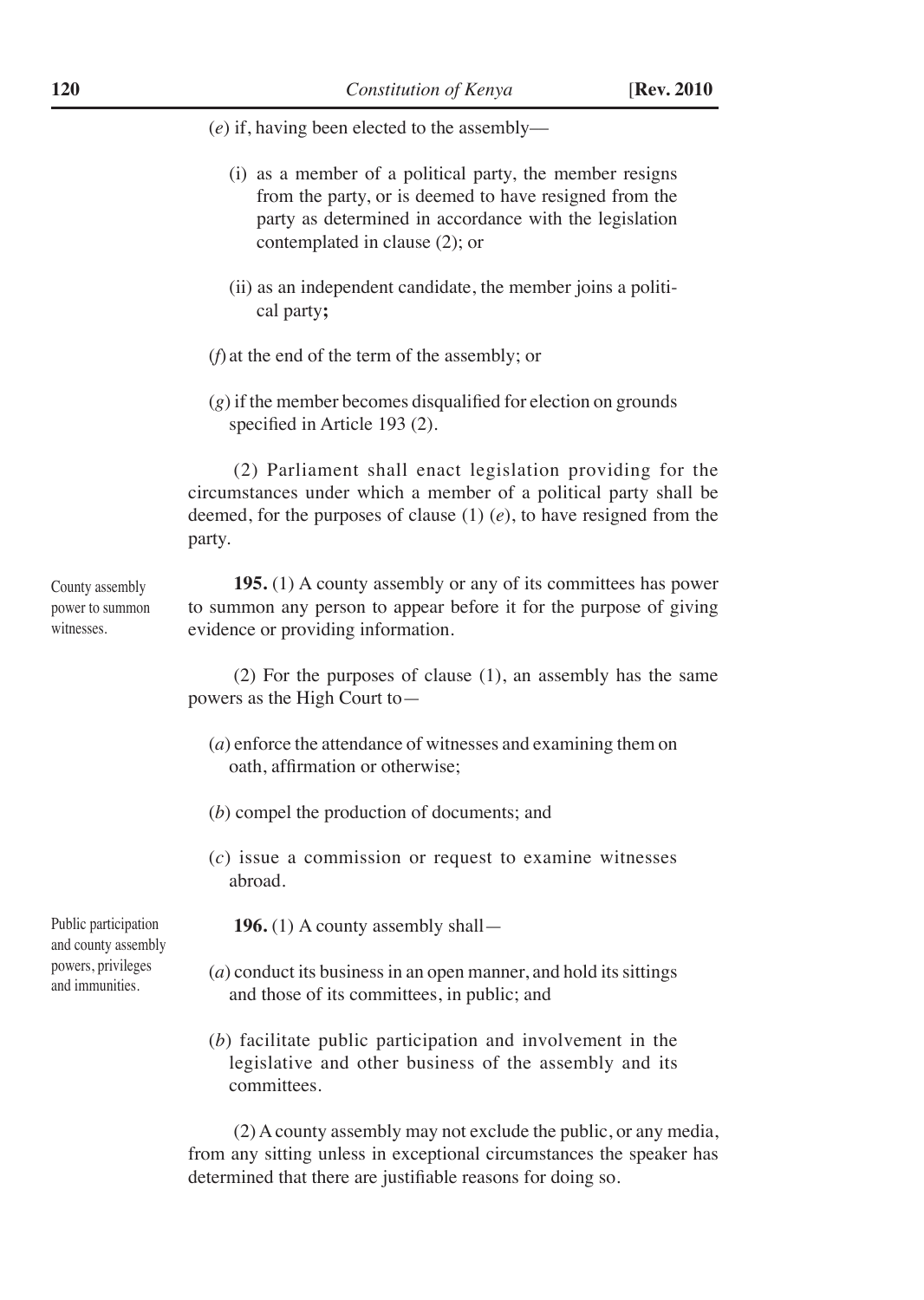(*e*) if, having been elected to the assembly—

(i) as a member of a political party, the member resigns from the party, or is deemed to have resigned from the party as determined in accordance with the legislation contemplated in clause (2); or

(ii) as an independent candidate, the member joins a political party**;**

(*f*) at the end of the term of the assembly; or

(*g*) if the member becomes disqualified for election on grounds specified in Article 193 (2).

(2) Parliament shall enact legislation providing for the circumstances under which a member of a political party shall be deemed, for the purposes of clause (1) (*e*), to have resigned from the party.

County assembly power to summon witnesses.

**195.** (1) A county assembly or any of its committees has power to summon any person to appear before it for the purpose of giving evidence or providing information.

(2) For the purposes of clause (1), an assembly has the same powers as the High Court to—

(*a*) enforce the attendance of witnesses and examining them on oath, affirmation or otherwise;

(*b*) compel the production of documents; and

(*c*) issue a commission or request to examine witnesses abroad.

Public participation and county assembly powers, privileges and immunities.

**196.** (1) A county assembly shall—

(*a*) conduct its business in an open manner, and hold its sittings and those of its committees, in public; and

(*b*) facilitate public participation and involvement in the legislative and other business of the assembly and its committees.

(2) A county assembly may not exclude the public, or any media, from any sitting unless in exceptional circumstances the speaker has determined that there are justifiable reasons for doing so.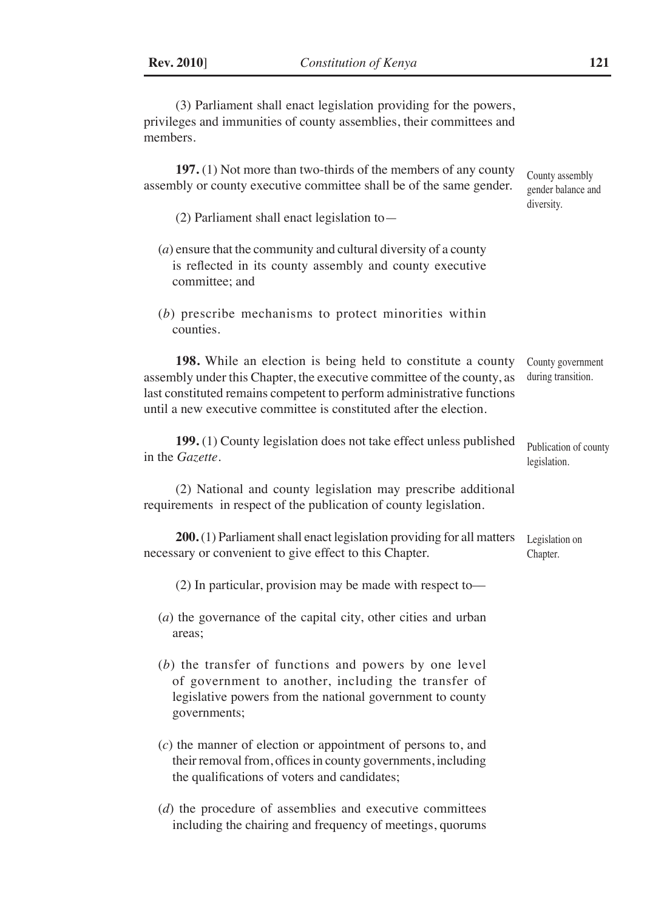(3) Parliament shall enact legislation providing for the powers, privileges and immunities of county assemblies, their committees and members.

County assembly gender balance and diversity.

**197.** (1) Not more than two-thirds of the members of any county assembly or county executive committee shall be of the same gender.

(2) Parliament shall enact legislation to—

(*a*) ensure that the community and cultural diversity of a county is reflected in its county assembly and county executive committee; and

(*b*) prescribe mechanisms to protect minorities within counties.

County government during transition.

**198.** While an election is being held to constitute a county assembly under this Chapter, the executive committee of the county, as last constituted remains competent to perform administrative functions until a new executive committee is constituted after the election.

Publication of county legislation.

**199.** (1) County legislation does not take effect unless published in the *Gazette*.

(2) National and county legislation may prescribe additional requirements in respect of the publication of county legislation.

Legislation on Chapter.

**200.** (1) Parliament shall enact legislation providing for all matters necessary or convenient to give effect to this Chapter.

(2) In particular, provision may be made with respect to—

(*a*) the governance of the capital city, other cities and urban areas;

(*b*) the transfer of functions and powers by one level of government to another, including the transfer of legislative powers from the national government to county governments;

(*c*) the manner of election or appointment of persons to, and their removal from, offices in county governments, including the qualifications of voters and candidates;

(*d*) the procedure of assemblies and executive committees including the chairing and frequency of meetings, quorums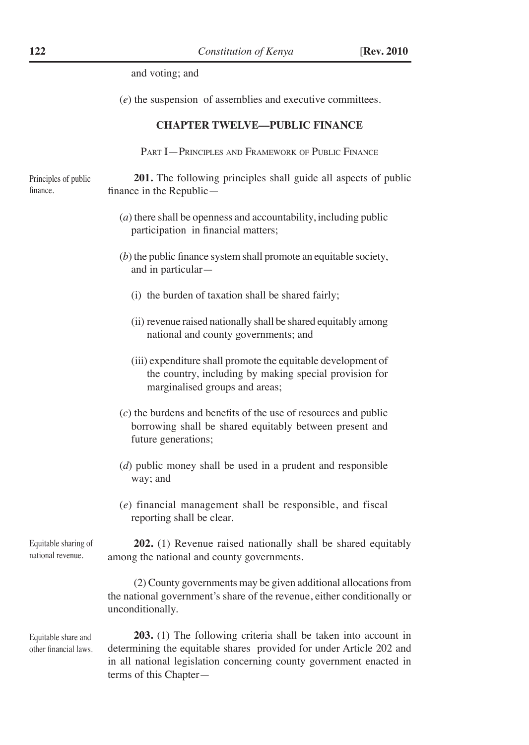and voting; and

(*e*) the suspension of assemblies and executive committees.

## CHAPTER TWELVE—PUBLIC FINANCE

### Part I—Principles and Framework of Public Finance

Principles of public finance.

**201.** The following principles shall guide all aspects of public finance in the Republic—

(*a*) there shall be openness and accountability, including public participation in financial matters;

(*b*) the public finance system shall promote an equitable society, and in particular—

(i) the burden of taxation shall be shared fairly;

(ii) revenue raised nationally shall be shared equitably among national and county governments; and

(iii) expenditure shall promote the equitable development of the country, including by making special provision for marginalised groups and areas;

(*c*) the burdens and benefits of the use of resources and public borrowing shall be shared equitably between present and future generations;

(*d*) public money shall be used in a prudent and responsible way; and

(*e*) financial management shall be responsible, and fiscal reporting shall be clear.

Equitable sharing of national revenue.

**202.** (1) Revenue raised nationally shall be shared equitably among the national and county governments.

(2) County governments may be given additional allocations from the national government's share of the revenue, either conditionally or unconditionally.

Equitable share and other financial laws.

**203.** (1) The following criteria shall be taken into account in determining the equitable shares provided for under Article 202 and in all national legislation concerning county government enacted in terms of this Chapter—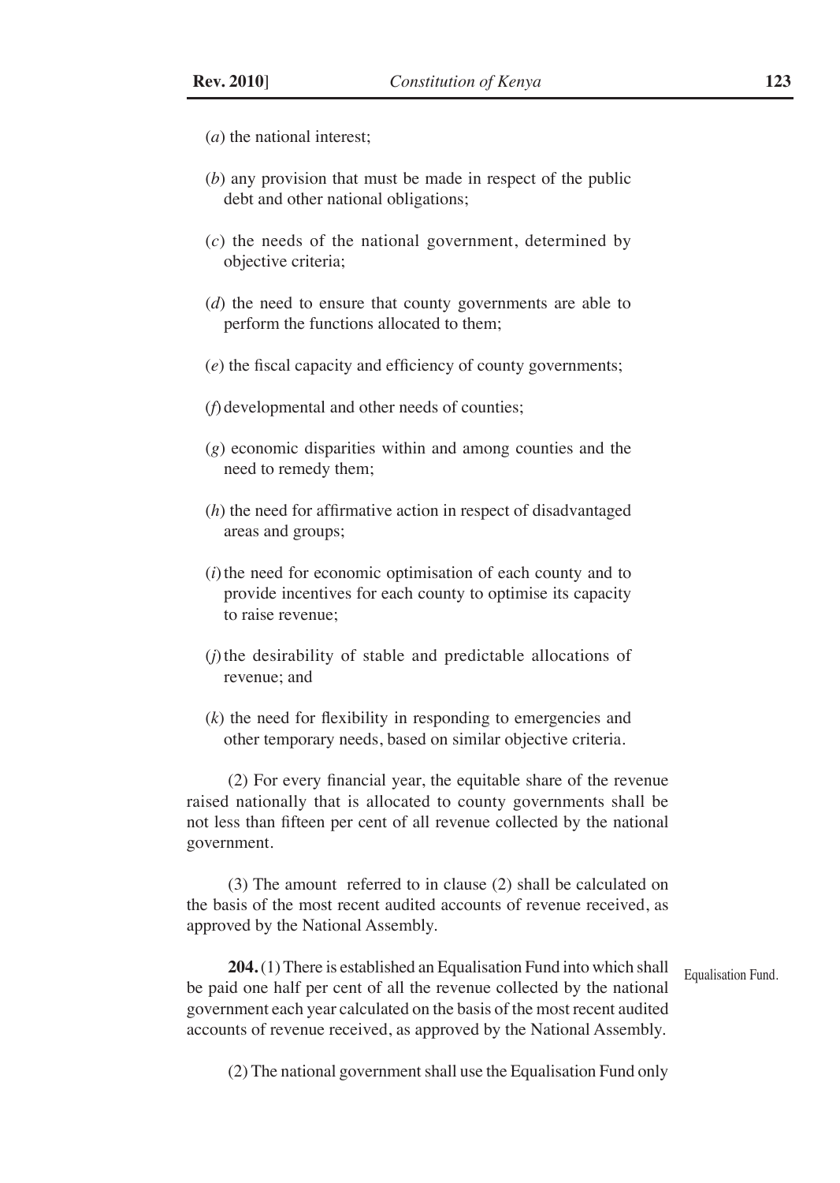(*a*) the national interest;

(*b*) any provision that must be made in respect of the public debt and other national obligations;

(*c*) the needs of the national government, determined by objective criteria;

(*d*) the need to ensure that county governments are able to perform the functions allocated to them;

(*e*) the fiscal capacity and efficiency of county governments;

(*f*) developmental and other needs of counties;

(*g*) economic disparities within and among counties and the need to remedy them;

(*h*) the need for affirmative action in respect of disadvantaged areas and groups;

(*i*) the need for economic optimisation of each county and to provide incentives for each county to optimise its capacity to raise revenue;

(*j*) the desirability of stable and predictable allocations of revenue; and

(*k*) the need for flexibility in responding to emergencies and other temporary needs, based on similar objective criteria.

(2) For every financial year, the equitable share of the revenue raised nationally that is allocated to county governments shall be not less than fifteen per cent of all revenue collected by the national government.

(3) The amount referred to in clause (2) shall be calculated on the basis of the most recent audited accounts of revenue received, as approved by the National Assembly.

Equalisation Fund.

**204.** (1) There is established an Equalisation Fund into which shall be paid one half per cent of all the revenue collected by the national government each year calculated on the basis of the most recent audited accounts of revenue received, as approved by the National Assembly.

(2) The national government shall use the Equalisation Fund only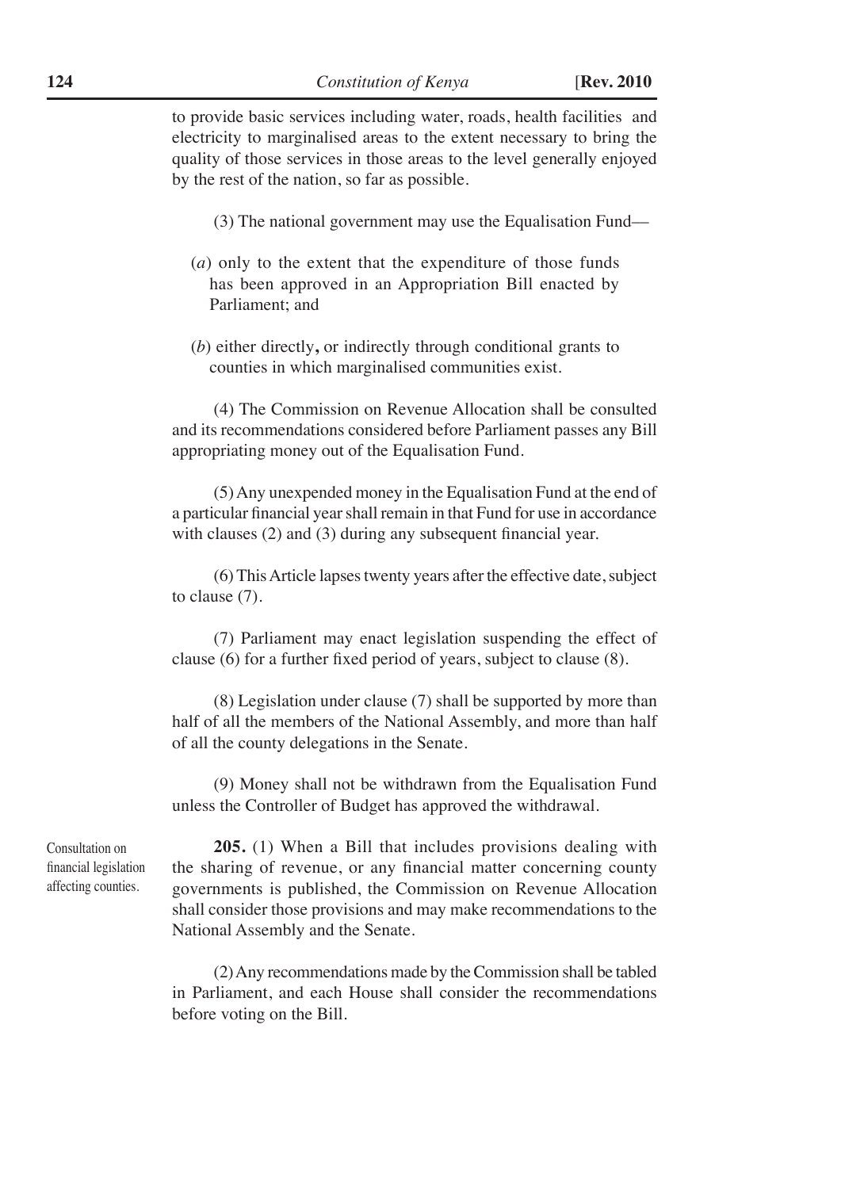to provide basic services including water, roads, health facilities and electricity to marginalised areas to the extent necessary to bring the quality of those services in those areas to the level generally enjoyed by the rest of the nation, so far as possible.

(3) The national government may use the Equalisation Fund—

(*a*) only to the extent that the expenditure of those funds has been approved in an Appropriation Bill enacted by Parliament; and

(*b*) either directly**,** or indirectly through conditional grants to counties in which marginalised communities exist.

(4) The Commission on Revenue Allocation shall be consulted and its recommendations considered before Parliament passes any Bill appropriating money out of the Equalisation Fund.

(5) Any unexpended money in the Equalisation Fund at the end of a particular financial year shall remain in that Fund for use in accordance with clauses (2) and (3) during any subsequent financial year.

(6) This Article lapses twenty years after the effective date, subject to clause (7).

(7) Parliament may enact legislation suspending the effect of clause (6) for a further fixed period of years, subject to clause (8).

(8) Legislation under clause (7) shall be supported by more than half of all the members of the National Assembly, and more than half of all the county delegations in the Senate.

(9) Money shall not be withdrawn from the Equalisation Fund unless the Controller of Budget has approved the withdrawal.

Consultation on financial legislation affecting counties.

**205.** (1) When a Bill that includes provisions dealing with the sharing of revenue, or any financial matter concerning county governments is published, the Commission on Revenue Allocation shall consider those provisions and may make recommendations to the National Assembly and the Senate.

(2) Any recommendations made by the Commission shall be tabled in Parliament, and each House shall consider the recommendations before voting on the Bill.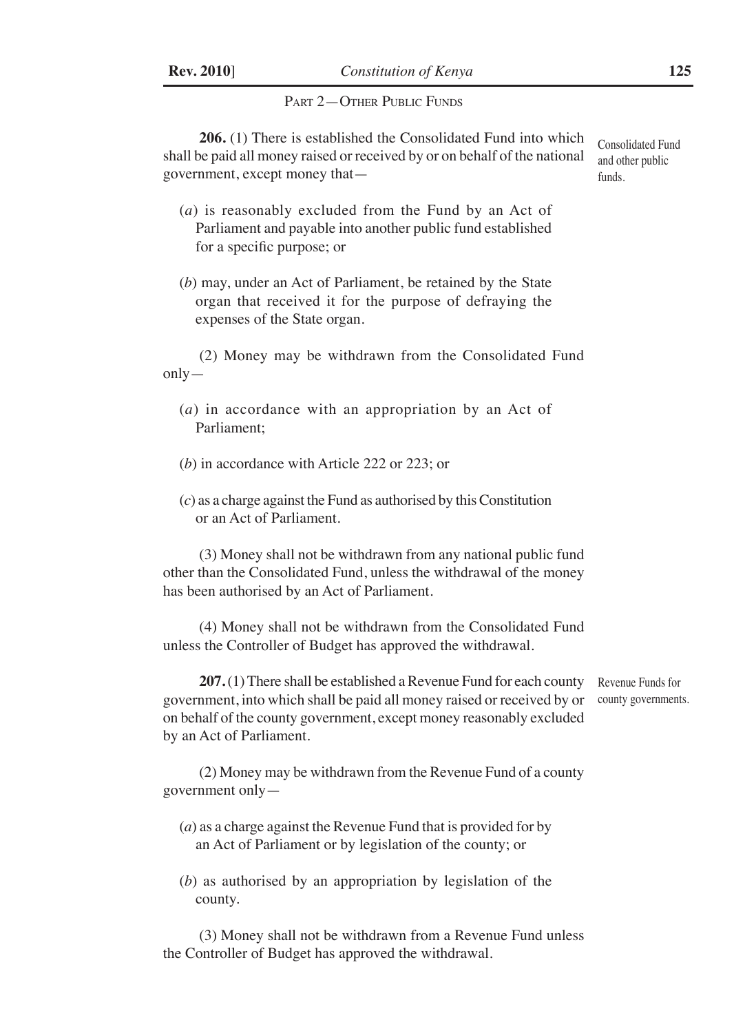## Part 2—Other Public Funds

*Consolidated Fund and other public funds.*

**206.** (1) There is established the Consolidated Fund into which shall be paid all money raised or received by or on behalf of the national government, except money that—

(*a*) is reasonably excluded from the Fund by an Act of Parliament and payable into another public fund established for a specific purpose; or

(*b*) may, under an Act of Parliament, be retained by the State organ that received it for the purpose of defraying the expenses of the State organ.

(2) Money may be withdrawn from the Consolidated Fund only—

(*a*) in accordance with an appropriation by an Act of Parliament;

(*b*) in accordance with Article 222 or 223; or

(*c*) as a charge against the Fund as authorised by this Constitution or an Act of Parliament.

(3) Money shall not be withdrawn from any national public fund other than the Consolidated Fund, unless the withdrawal of the money has been authorised by an Act of Parliament.

(4) Money shall not be withdrawn from the Consolidated Fund unless the Controller of Budget has approved the withdrawal.

*Revenue Funds for county governments.*

**207.** (1) There shall be established a Revenue Fund for each county government, into which shall be paid all money raised or received by or on behalf of the county government, except money reasonably excluded by an Act of Parliament.

(2) Money may be withdrawn from the Revenue Fund of a county government only—

(*a*) as a charge against the Revenue Fund that is provided for by an Act of Parliament or by legislation of the county; or

(*b*) as authorised by an appropriation by legislation of the county.

(3) Money shall not be withdrawn from a Revenue Fund unless the Controller of Budget has approved the withdrawal.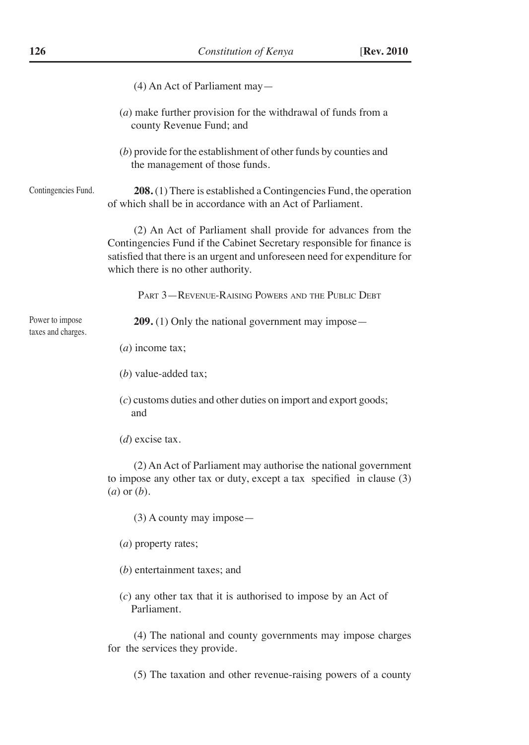(4) An Act of Parliament may—

(*a*) make further provision for the withdrawal of funds from a county Revenue Fund; and

(*b*) provide for the establishment of other funds by counties and the management of those funds.

Contingencies Fund.

**208.** (1) There is established a Contingencies Fund, the operation of which shall be in accordance with an Act of Parliament.

(2) An Act of Parliament shall provide for advances from the Contingencies Fund if the Cabinet Secretary responsible for finance is satisfied that there is an urgent and unforeseen need for expenditure for which there is no other authority.

## Part 3—Revenue-Raising Powers and the Public Debt

Power to impose taxes and charges.

**209.** (1) Only the national government may impose—

(*a*) income tax;

(*b*) value-added tax;

(*c*) customs duties and other duties on import and export goods; and

(*d*) excise tax.

(2) An Act of Parliament may authorise the national government to impose any other tax or duty, except a tax specified in clause (3) (*a*) or (*b*).

(3) A county may impose—

(*a*) property rates;

(*b*) entertainment taxes; and

(*c*) any other tax that it is authorised to impose by an Act of Parliament.

(4) The national and county governments may impose charges for the services they provide.

(5) The taxation and other revenue-raising powers of a county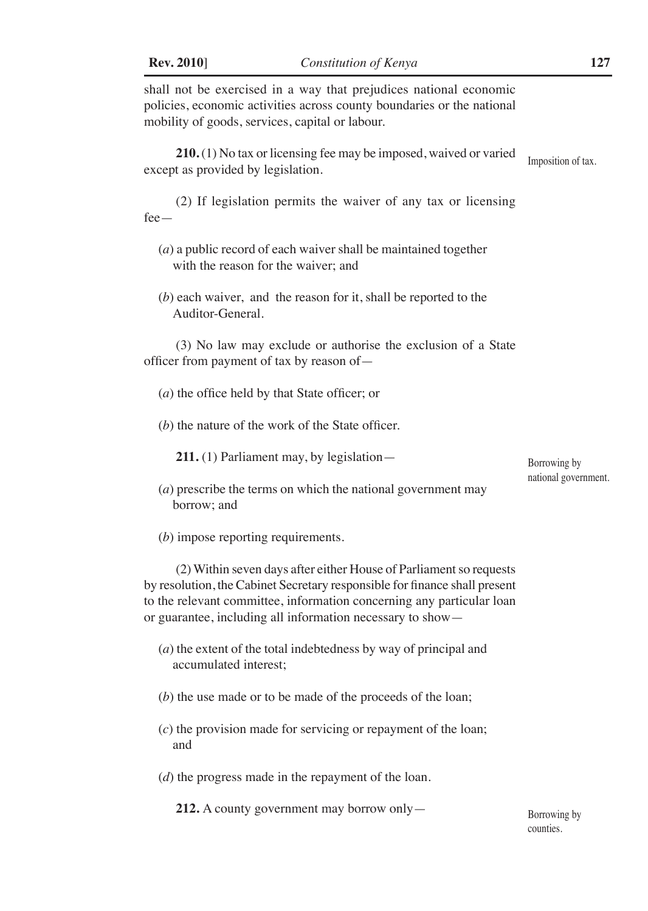shall not be exercised in a way that prejudices national economic policies, economic activities across county boundaries or the national mobility of goods, services, capital or labour.

**210.** (1) No tax or licensing fee may be imposed, waived or varied except as provided by legislation. Imposition of tax.

(2) If legislation permits the waiver of any tax or licensing fee—

(*a*) a public record of each waiver shall be maintained together with the reason for the waiver; and

(*b*) each waiver, and the reason for it, shall be reported to the Auditor-General.

(3) No law may exclude or authorise the exclusion of a State officer from payment of tax by reason of—

(*a*) the office held by that State officer; or

(*b*) the nature of the work of the State officer.

**211.** (1) Parliament may, by legislation— Borrowing by national government.

(*a*) prescribe the terms on which the national government may borrow; and

(*b*) impose reporting requirements.

(2) Within seven days after either House of Parliament so requests by resolution, the Cabinet Secretary responsible for finance shall present to the relevant committee, information concerning any particular loan or guarantee, including all information necessary to show—

(*a*) the extent of the total indebtedness by way of principal and accumulated interest;

(*b*) the use made or to be made of the proceeds of the loan;

(*c*) the provision made for servicing or repayment of the loan; and

(*d*) the progress made in the repayment of the loan.

**212.** A county government may borrow only— Borrowing by counties.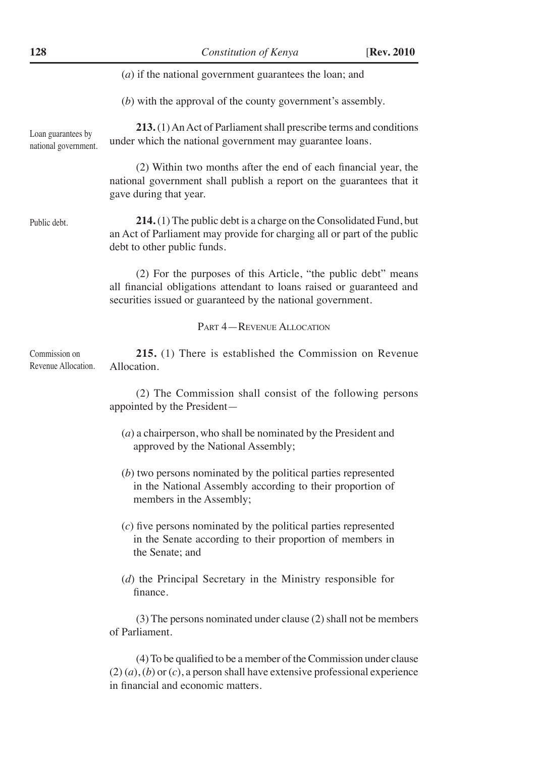(*a*) if the national government guarantees the loan; and

(*b*) with the approval of the county government's assembly.

Loan guarantees by national government.

**213.** (1) An Act of Parliament shall prescribe terms and conditions under which the national government may guarantee loans.

(2) Within two months after the end of each financial year, the national government shall publish a report on the guarantees that it gave during that year.

Public debt.

**214.** (1) The public debt is a charge on the Consolidated Fund, but an Act of Parliament may provide for charging all or part of the public debt to other public funds.

(2) For the purposes of this Article, "the public debt" means all financial obligations attendant to loans raised or guaranteed and securities issued or guaranteed by the national government.

## PART 4—REVENUE ALLOCATION

Commission on Revenue Allocation.

**215.** (1) There is established the Commission on Revenue Allocation.

(2) The Commission shall consist of the following persons appointed by the President—

(*a*) a chairperson, who shall be nominated by the President and approved by the National Assembly;

(*b*) two persons nominated by the political parties represented in the National Assembly according to their proportion of members in the Assembly;

(*c*) five persons nominated by the political parties represented in the Senate according to their proportion of members in the Senate; and

(*d*) the Principal Secretary in the Ministry responsible for finance.

(3) The persons nominated under clause (2) shall not be members of Parliament.

(4) To be qualified to be a member of the Commission under clause (2) (*a*), (*b*) or (*c*), a person shall have extensive professional experience in financial and economic matters.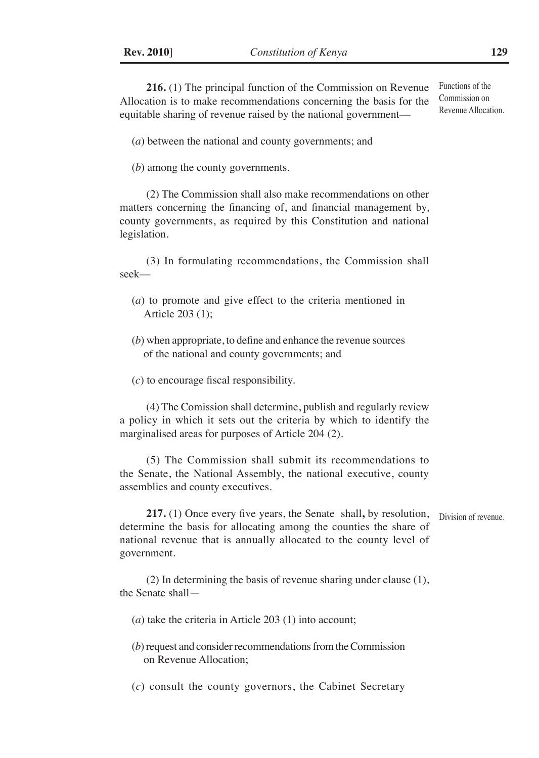**216.** (1) The principal function of the Commission on Revenue Allocation is to make recommendations concerning the basis for the equitable sharing of revenue raised by the national government—

Functions of the Commission on Revenue Allocation.

(*a*) between the national and county governments; and

(*b*) among the county governments.

(2) The Commission shall also make recommendations on other matters concerning the financing of, and financial management by, county governments, as required by this Constitution and national legislation.

(3) In formulating recommendations, the Commission shall seek—

(*a*) to promote and give effect to the criteria mentioned in Article 203 (1);

(*b*) when appropriate, to define and enhance the revenue sources of the national and county governments; and

(*c*) to encourage fiscal responsibility.

(4) The Comission shall determine, publish and regularly review a policy in which it sets out the criteria by which to identify the marginalised areas for purposes of Article 204 (2).

(5) The Commission shall submit its recommendations to the Senate, the National Assembly, the national executive, county assemblies and county executives.

**217.** (1) Once every five years, the Senate shall**,** by resolution, determine the basis for allocating among the counties the share of national revenue that is annually allocated to the county level of government.

Division of revenue.

(2) In determining the basis of revenue sharing under clause (1), the Senate shall—

(*a*) take the criteria in Article 203 (1) into account;

(*b*) request and consider recommendations from the Commission on Revenue Allocation;

(*c*) consult the county governors, the Cabinet Secretary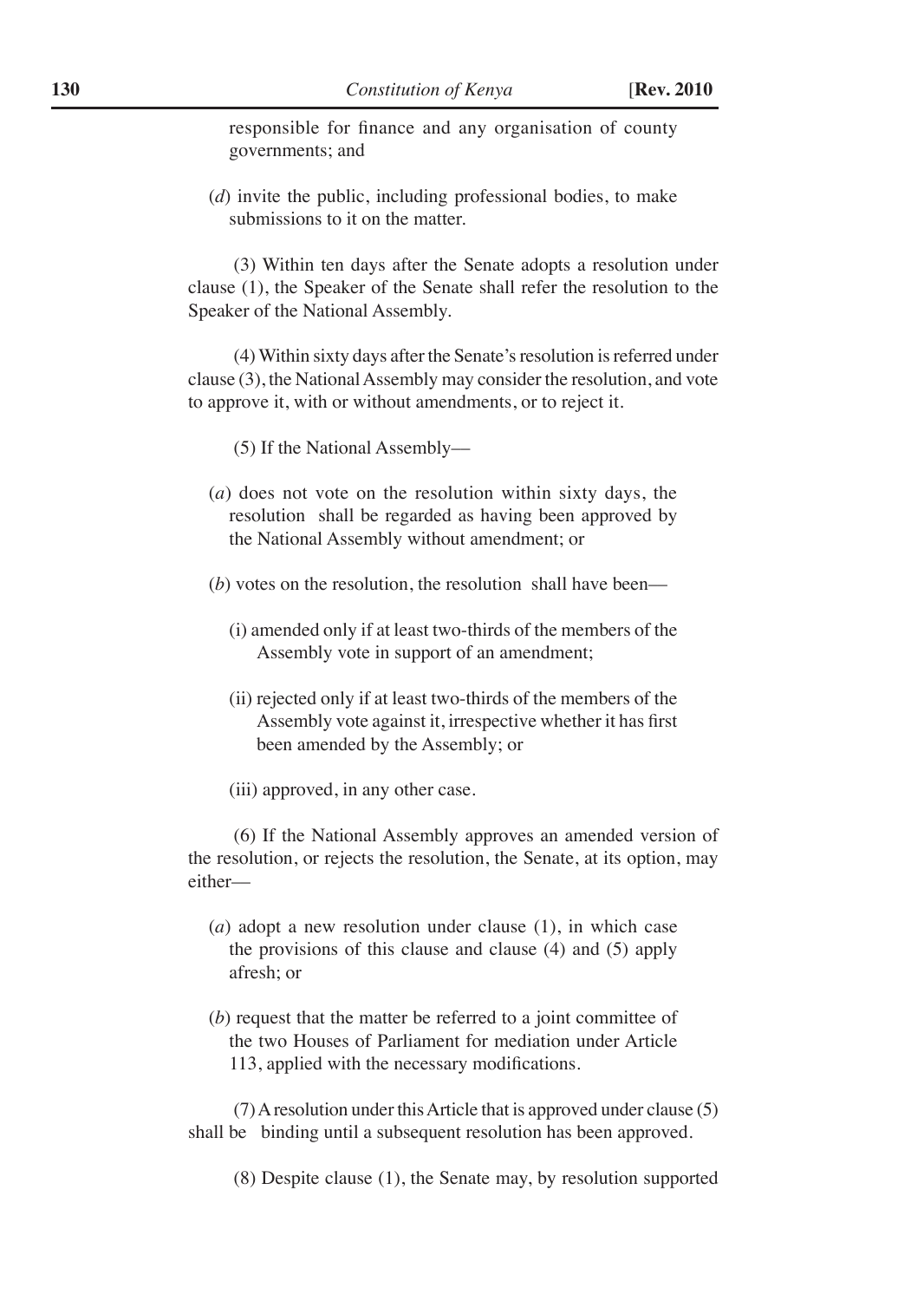responsible for finance and any organisation of county governments; and

(*d*) invite the public, including professional bodies, to make submissions to it on the matter.

(3) Within ten days after the Senate adopts a resolution under clause (1), the Speaker of the Senate shall refer the resolution to the Speaker of the National Assembly.

(4) Within sixty days after the Senate's resolution is referred under clause (3), the National Assembly may consider the resolution, and vote to approve it, with or without amendments, or to reject it.

(5) If the National Assembly—

(*a*) does not vote on the resolution within sixty days, the resolution shall be regarded as having been approved by the National Assembly without amendment; or

(*b*) votes on the resolution, the resolution shall have been—

(i) amended only if at least two-thirds of the members of the Assembly vote in support of an amendment;

(ii) rejected only if at least two-thirds of the members of the Assembly vote against it, irrespective whether it has first been amended by the Assembly; or

(iii) approved, in any other case.

(6) If the National Assembly approves an amended version of the resolution, or rejects the resolution, the Senate, at its option, may either—

(*a*) adopt a new resolution under clause (1), in which case the provisions of this clause and clause (4) and (5) apply afresh; or

(*b*) request that the matter be referred to a joint committee of the two Houses of Parliament for mediation under Article 113, applied with the necessary modifications.

(7) A resolution under this Article that is approved under clause (5) shall be binding until a subsequent resolution has been approved.

(8) Despite clause (1), the Senate may, by resolution supported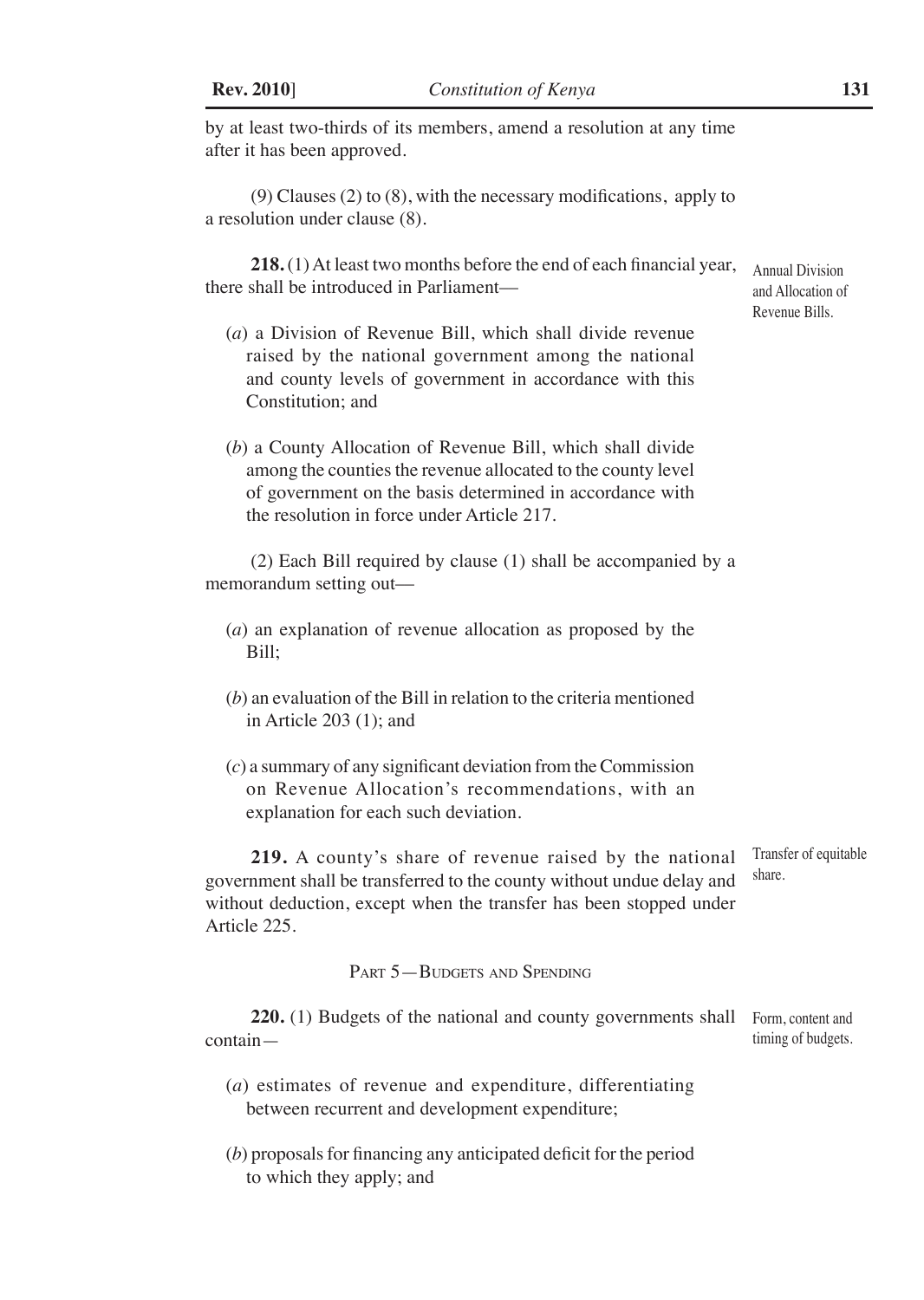by at least two-thirds of its members, amend a resolution at any time after it has been approved.

(9) Clauses (2) to (8), with the necessary modifications, apply to a resolution under clause (8).

Annual Division and Allocation of Revenue Bills.

**218.** (1) At least two months before the end of each financial year, there shall be introduced in Parliament—

(*a*) a Division of Revenue Bill, which shall divide revenue raised by the national government among the national and county levels of government in accordance with this Constitution; and

(*b*) a County Allocation of Revenue Bill, which shall divide among the counties the revenue allocated to the county level of government on the basis determined in accordance with the resolution in force under Article 217.

(2) Each Bill required by clause (1) shall be accompanied by a memorandum setting out—

(*a*) an explanation of revenue allocation as proposed by the Bill;

(*b*) an evaluation of the Bill in relation to the criteria mentioned in Article 203 (1); and

(*c*) a summary of any significant deviation from the Commission on Revenue Allocation's recommendations, with an explanation for each such deviation.

Transfer of equitable share.

**219.** A county's share of revenue raised by the national government shall be transferred to the county without undue delay and without deduction, except when the transfer has been stopped under Article 225.

## PART 5—BUDGETS AND SPENDING

Form, content and timing of budgets.

**220.** (1) Budgets of the national and county governments shall contain—

(*a*) estimates of revenue and expenditure, differentiating between recurrent and development expenditure;

(*b*) proposals for financing any anticipated deficit for the period to which they apply; and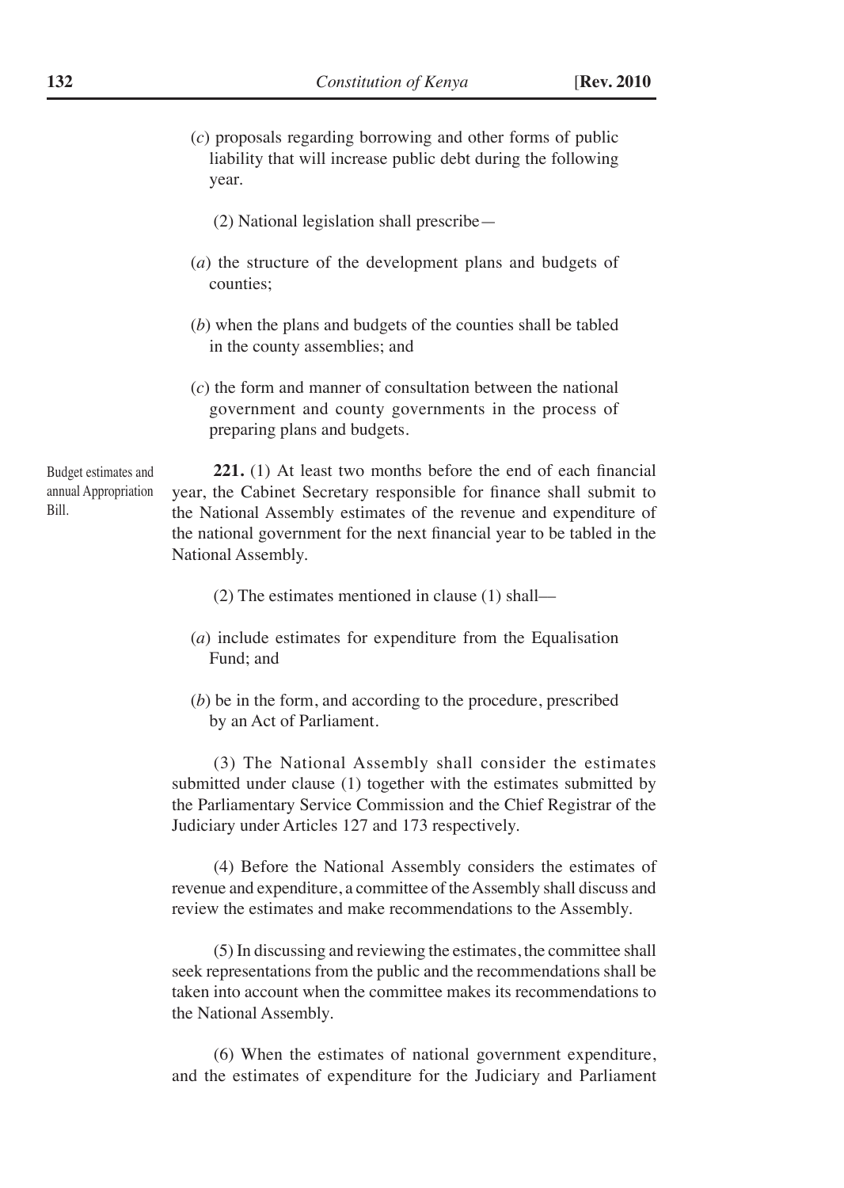(*c*) proposals regarding borrowing and other forms of public liability that will increase public debt during the following year.

(2) National legislation shall prescribe—

(*a*) the structure of the development plans and budgets of counties;

(*b*) when the plans and budgets of the counties shall be tabled in the county assemblies; and

(*c*) the form and manner of consultation between the national government and county governments in the process of preparing plans and budgets.

Budget estimates and annual Appropriation Bill.

**221.** (1) At least two months before the end of each financial year, the Cabinet Secretary responsible for finance shall submit to the National Assembly estimates of the revenue and expenditure of the national government for the next financial year to be tabled in the National Assembly.

(2) The estimates mentioned in clause (1) shall—

(*a*) include estimates for expenditure from the Equalisation Fund; and

(*b*) be in the form, and according to the procedure, prescribed by an Act of Parliament.

(3) The National Assembly shall consider the estimates submitted under clause (1) together with the estimates submitted by the Parliamentary Service Commission and the Chief Registrar of the Judiciary under Articles 127 and 173 respectively.

(4) Before the National Assembly considers the estimates of revenue and expenditure, a committee of the Assembly shall discuss and review the estimates and make recommendations to the Assembly.

(5) In discussing and reviewing the estimates, the committee shall seek representations from the public and the recommendations shall be taken into account when the committee makes its recommendations to the National Assembly.

(6) When the estimates of national government expenditure, and the estimates of expenditure for the Judiciary and Parliament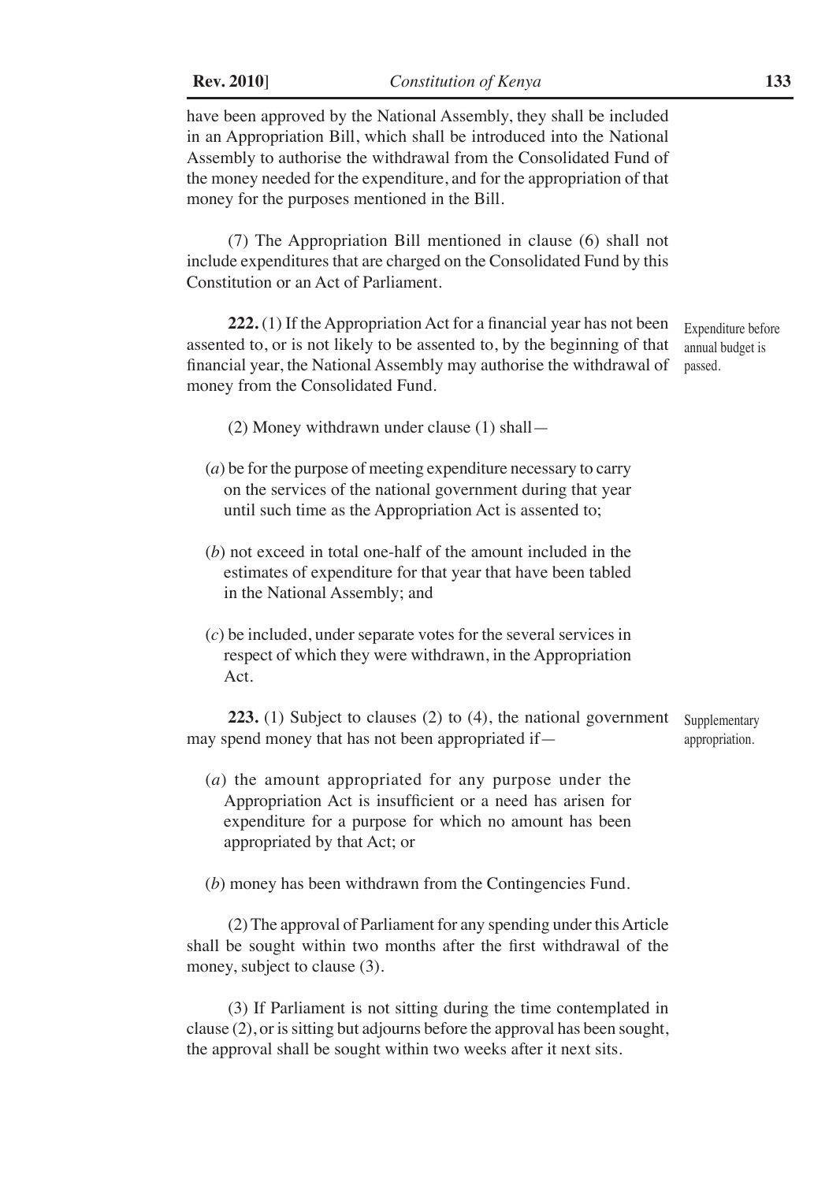have been approved by the National Assembly, they shall be included in an Appropriation Bill, which shall be introduced into the National Assembly to authorise the withdrawal from the Consolidated Fund of the money needed for the expenditure, and for the appropriation of that money for the purposes mentioned in the Bill.

(7) The Appropriation Bill mentioned in clause (6) shall not include expenditures that are charged on the Consolidated Fund by this Constitution or an Act of Parliament.

*Expenditure before annual budget is passed.*

**222.** (1) If the Appropriation Act for a financial year has not been assented to, or is not likely to be assented to, by the beginning of that financial year, the National Assembly may authorise the withdrawal of money from the Consolidated Fund.

(2) Money withdrawn under clause (1) shall—

(*a*) be for the purpose of meeting expenditure necessary to carry on the services of the national government during that year until such time as the Appropriation Act is assented to;

(*b*) not exceed in total one-half of the amount included in the estimates of expenditure for that year that have been tabled in the National Assembly; and

(*c*) be included, under separate votes for the several services in respect of which they were withdrawn, in the Appropriation Act.

*Supplementary appropriation.*

**223.** (1) Subject to clauses (2) to (4), the national government may spend money that has not been appropriated if—

(*a*) the amount appropriated for any purpose under the Appropriation Act is insufficient or a need has arisen for expenditure for a purpose for which no amount has been appropriated by that Act; or

(*b*) money has been withdrawn from the Contingencies Fund.

(2) The approval of Parliament for any spending under this Article shall be sought within two months after the first withdrawal of the money, subject to clause (3).

(3) If Parliament is not sitting during the time contemplated in clause (2), or is sitting but adjourns before the approval has been sought, the approval shall be sought within two weeks after it next sits.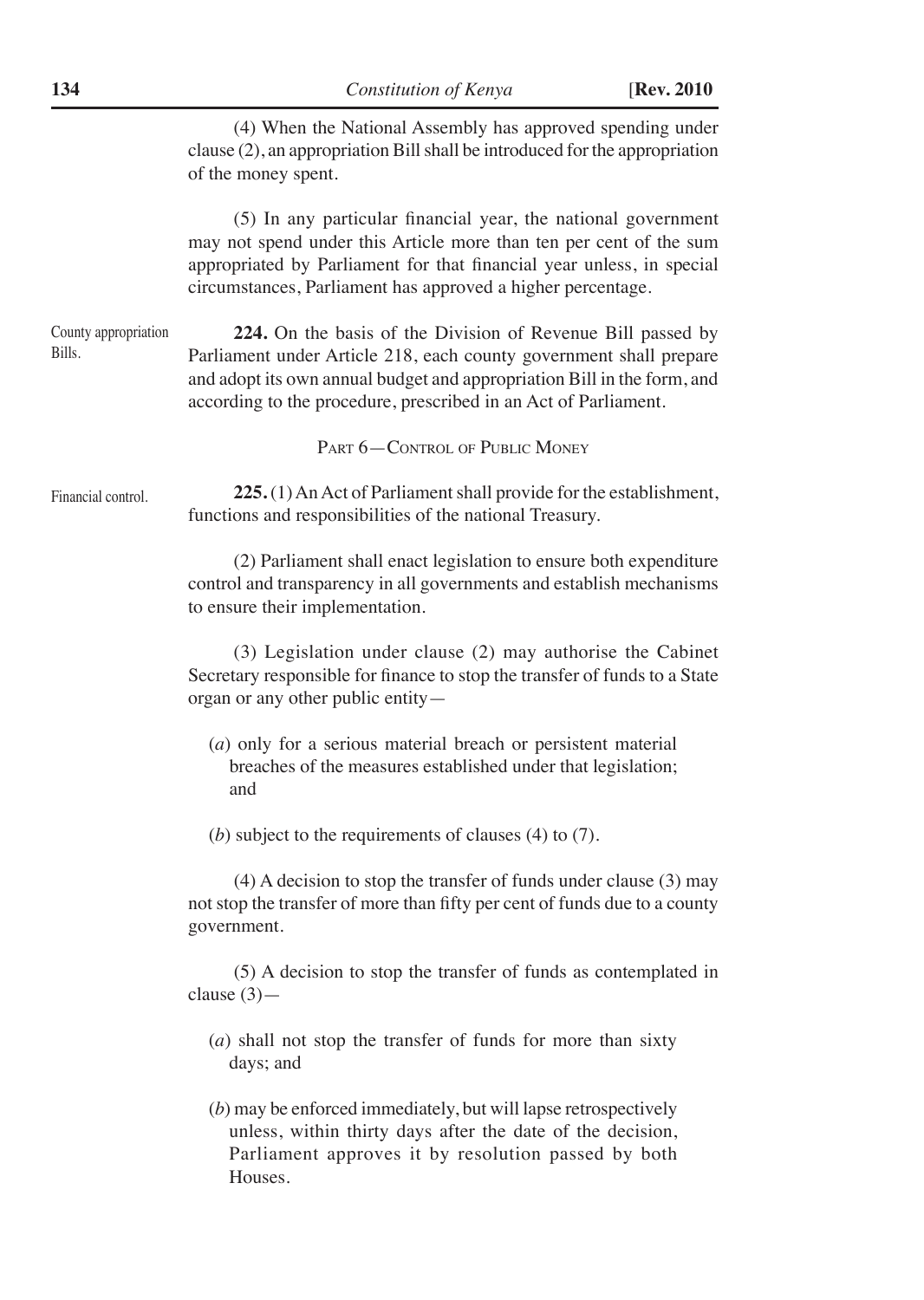(4) When the National Assembly has approved spending under clause (2), an appropriation Bill shall be introduced for the appropriation of the money spent.

(5) In any particular financial year, the national government may not spend under this Article more than ten per cent of the sum appropriated by Parliament for that financial year unless, in special circumstances, Parliament has approved a higher percentage.

County appropriation Bills.

**224.** On the basis of the Division of Revenue Bill passed by Parliament under Article 218, each county government shall prepare and adopt its own annual budget and appropriation Bill in the form, and according to the procedure, prescribed in an Act of Parliament.

## Part 6—Control of Public Money

Financial control.

**225.** (1) An Act of Parliament shall provide for the establishment, functions and responsibilities of the national Treasury.

(2) Parliament shall enact legislation to ensure both expenditure control and transparency in all governments and establish mechanisms to ensure their implementation.

(3) Legislation under clause (2) may authorise the Cabinet Secretary responsible for finance to stop the transfer of funds to a State organ or any other public entity—

(*a*) only for a serious material breach or persistent material breaches of the measures established under that legislation; and

(*b*) subject to the requirements of clauses (4) to (7).

(4) A decision to stop the transfer of funds under clause (3) may not stop the transfer of more than fifty per cent of funds due to a county government.

(5) A decision to stop the transfer of funds as contemplated in clause (3)—

(*a*) shall not stop the transfer of funds for more than sixty days; and

(*b*) may be enforced immediately, but will lapse retrospectively unless, within thirty days after the date of the decision, Parliament approves it by resolution passed by both Houses.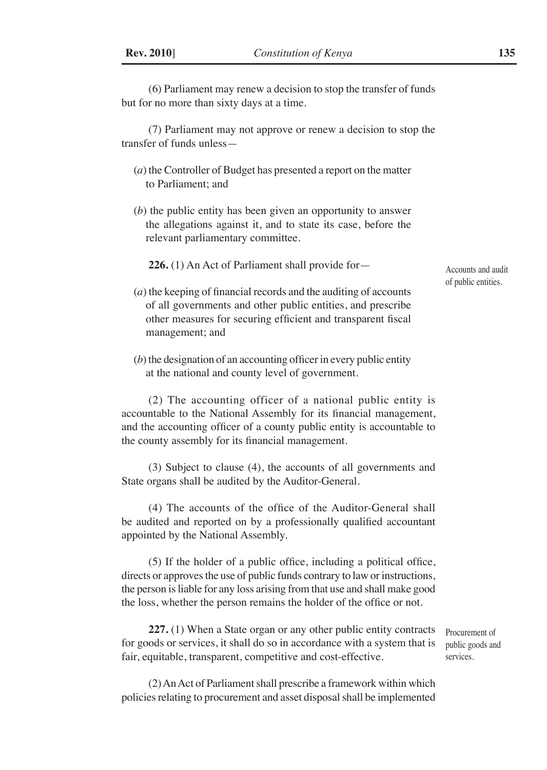(6) Parliament may renew a decision to stop the transfer of funds but for no more than sixty days at a time.

(7) Parliament may not approve or renew a decision to stop the transfer of funds unless—

(*a*) the Controller of Budget has presented a report on the matter to Parliament; and

(*b*) the public entity has been given an opportunity to answer the allegations against it, and to state its case, before the relevant parliamentary committee.

Accounts and audit of public entities.

**226.** (1) An Act of Parliament shall provide for—

(*a*) the keeping of financial records and the auditing of accounts of all governments and other public entities, and prescribe other measures for securing efficient and transparent fiscal management; and

(*b*) the designation of an accounting officer in every public entity at the national and county level of government.

(2) The accounting officer of a national public entity is accountable to the National Assembly for its financial management, and the accounting officer of a county public entity is accountable to the county assembly for its financial management.

(3) Subject to clause (4), the accounts of all governments and State organs shall be audited by the Auditor-General.

(4) The accounts of the office of the Auditor-General shall be audited and reported on by a professionally qualified accountant appointed by the National Assembly.

(5) If the holder of a public office, including a political office, directs or approves the use of public funds contrary to law or instructions, the person is liable for any loss arising from that use and shall make good the loss, whether the person remains the holder of the office or not.

Procurement of public goods and services.

**227.** (1) When a State organ or any other public entity contracts for goods or services, it shall do so in accordance with a system that is fair, equitable, transparent, competitive and cost-effective.

(2) An Act of Parliament shall prescribe a framework within which policies relating to procurement and asset disposal shall be implemented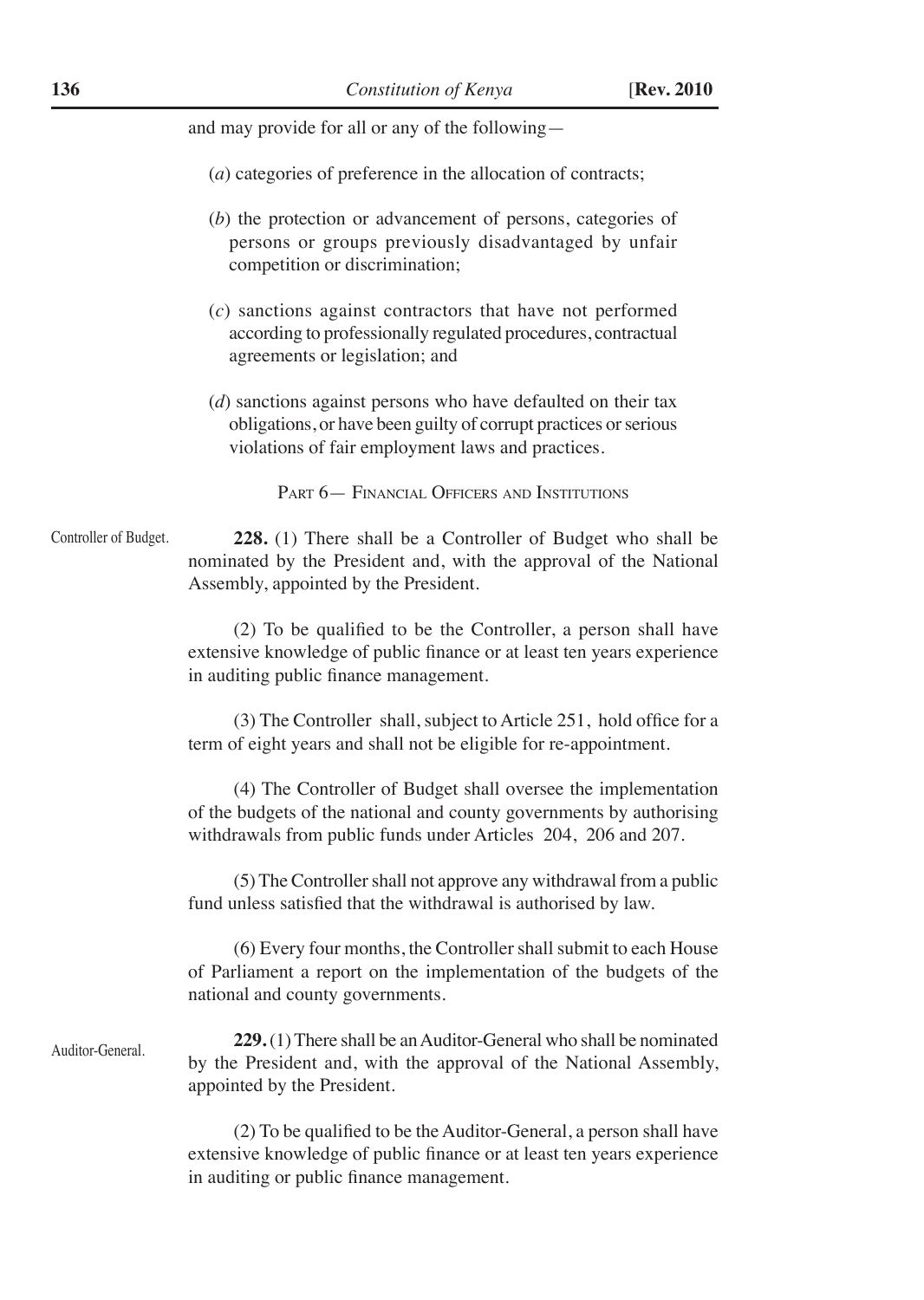and may provide for all or any of the following—

(*a*) categories of preference in the allocation of contracts;

(*b*) the protection or advancement of persons, categories of persons or groups previously disadvantaged by unfair competition or discrimination;

(*c*) sanctions against contractors that have not performed according to professionally regulated procedures, contractual agreements or legislation; and

(*d*) sanctions against persons who have defaulted on their tax obligations, or have been guilty of corrupt practices or serious violations of fair employment laws and practices.

## PART 6— FINANCIAL OFFICERS AND INSTITUTIONS

Controller of Budget.

**228.** (1) There shall be a Controller of Budget who shall be nominated by the President and, with the approval of the National Assembly, appointed by the President.

(2) To be qualified to be the Controller, a person shall have extensive knowledge of public finance or at least ten years experience in auditing public finance management.

(3) The Controller shall, subject to Article 251, hold office for a term of eight years and shall not be eligible for re-appointment.

(4) The Controller of Budget shall oversee the implementation of the budgets of the national and county governments by authorising withdrawals from public funds under Articles 204, 206 and 207.

(5) The Controller shall not approve any withdrawal from a public fund unless satisfied that the withdrawal is authorised by law.

(6) Every four months, the Controller shall submit to each House of Parliament a report on the implementation of the budgets of the national and county governments.

Auditor-General.

**229.** (1) There shall be an Auditor-General who shall be nominated by the President and, with the approval of the National Assembly, appointed by the President.

(2) To be qualified to be the Auditor-General, a person shall have extensive knowledge of public finance or at least ten years experience in auditing or public finance management.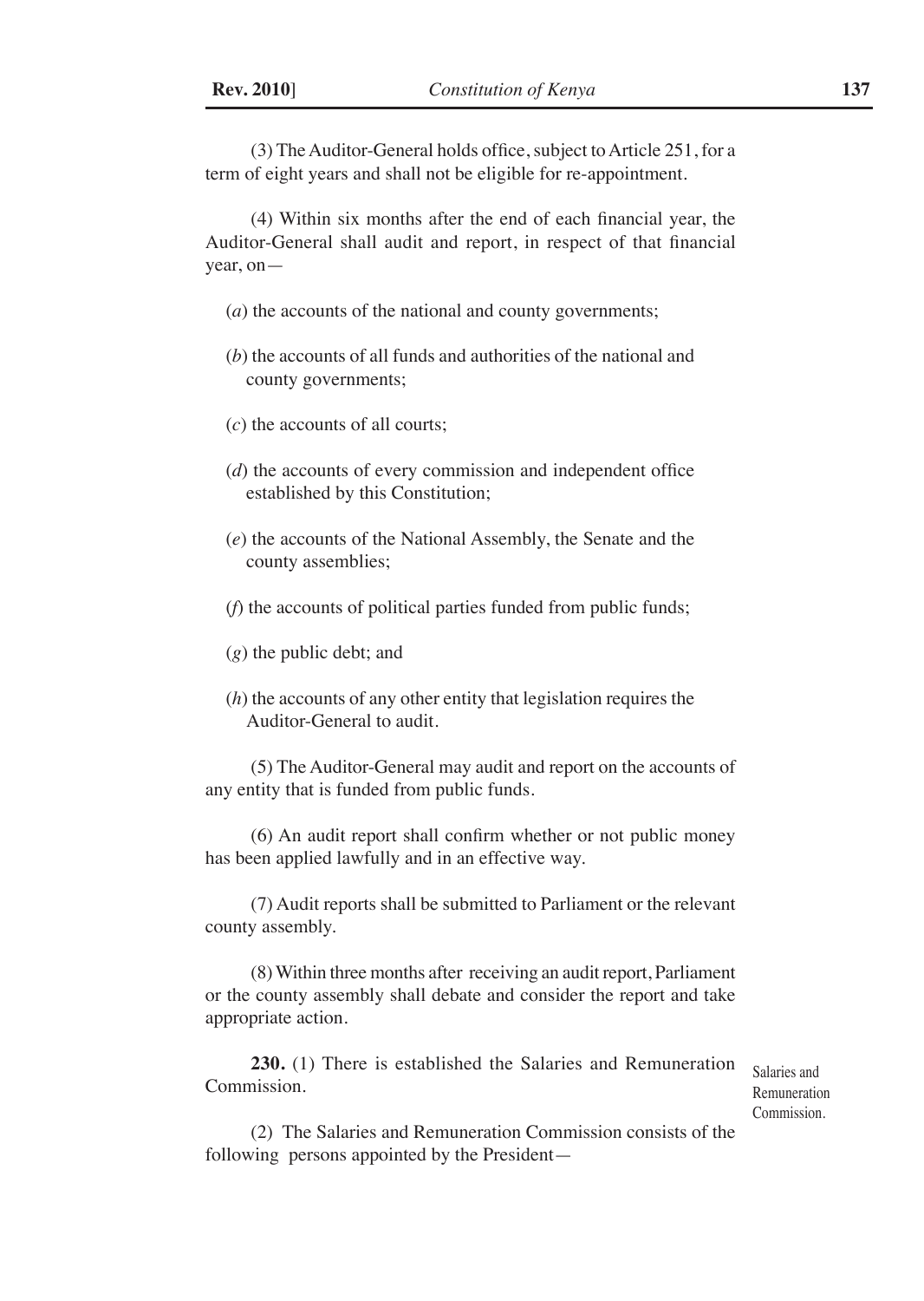(3) The Auditor-General holds office, subject to Article 251, for a term of eight years and shall not be eligible for re-appointment.

(4) Within six months after the end of each financial year, the Auditor-General shall audit and report, in respect of that financial year, on—

(*a*) the accounts of the national and county governments;

(*b*) the accounts of all funds and authorities of the national and county governments;

(*c*) the accounts of all courts;

(*d*) the accounts of every commission and independent office established by this Constitution;

(*e*) the accounts of the National Assembly, the Senate and the county assemblies;

(*f*) the accounts of political parties funded from public funds;

(*g*) the public debt; and

(*h*) the accounts of any other entity that legislation requires the Auditor-General to audit.

(5) The Auditor-General may audit and report on the accounts of any entity that is funded from public funds.

(6) An audit report shall confirm whether or not public money has been applied lawfully and in an effective way.

(7) Audit reports shall be submitted to Parliament or the relevant county assembly.

(8) Within three months after receiving an audit report, Parliament or the county assembly shall debate and consider the report and take appropriate action.

Salaries and Remuneration Commission.

**230.** (1) There is established the Salaries and Remuneration Commission.

(2) The Salaries and Remuneration Commission consists of the following persons appointed by the President—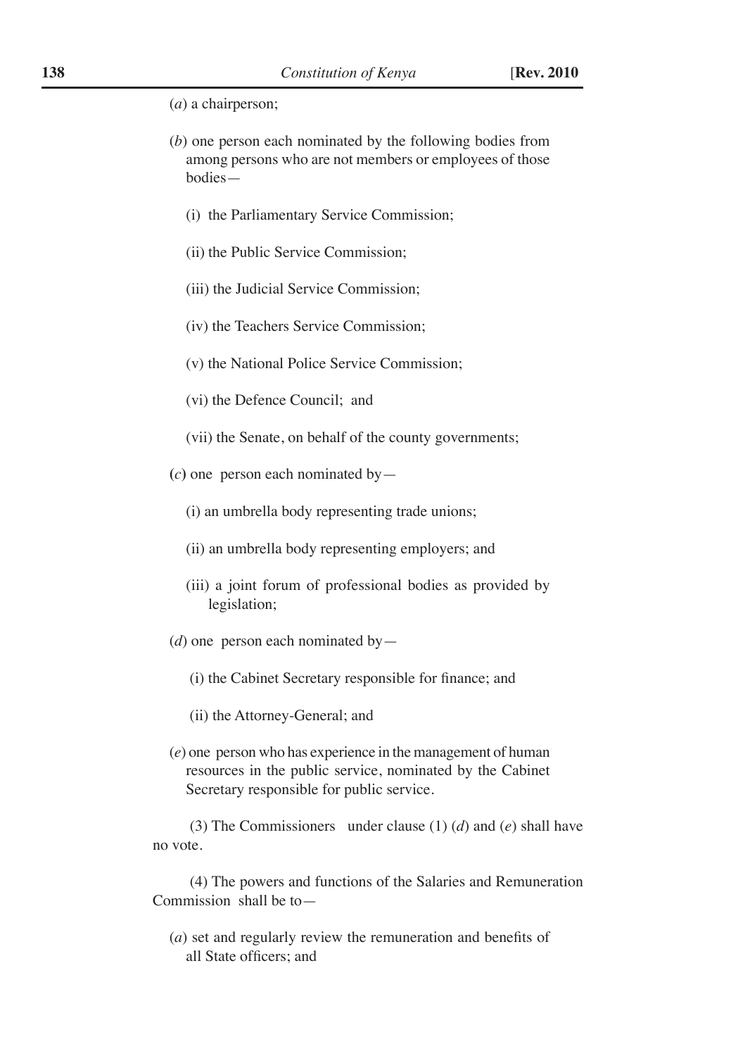(*a*) a chairperson;

(*b*) one person each nominated by the following bodies from among persons who are not members or employees of those bodies—

(i) the Parliamentary Service Commission;

(ii) the Public Service Commission;

(iii) the Judicial Service Commission;

(iv) the Teachers Service Commission;

(v) the National Police Service Commission;

(vi) the Defence Council; and

(vii) the Senate, on behalf of the county governments;

(*c*) one person each nominated by—

(i) an umbrella body representing trade unions;

(ii) an umbrella body representing employers; and

(iii) a joint forum of professional bodies as provided by legislation;

(*d*) one person each nominated by—

(i) the Cabinet Secretary responsible for finance; and

(ii) the Attorney-General; and

(*e*) one person who has experience in the management of human resources in the public service, nominated by the Cabinet Secretary responsible for public service.

(3) The Commissioners under clause (1) (*d*) and (*e*) shall have no vote.

(4) The powers and functions of the Salaries and Remuneration Commission shall be to—

(*a*) set and regularly review the remuneration and benefits of all State officers; and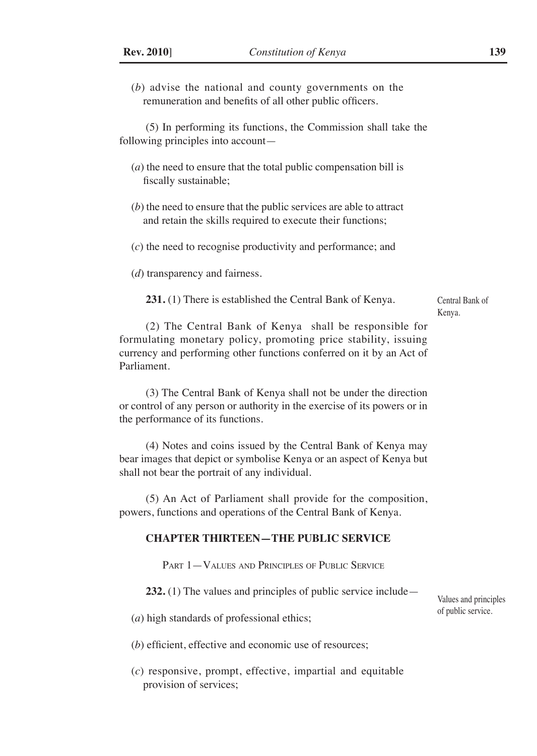(*b*) advise the national and county governments on the remuneration and benefits of all other public officers.

(5) In performing its functions, the Commission shall take the following principles into account—

(*a*) the need to ensure that the total public compensation bill is fiscally sustainable;

(*b*) the need to ensure that the public services are able to attract and retain the skills required to execute their functions;

(*c*) the need to recognise productivity and performance; and

(*d*) transparency and fairness.

Central Bank of Kenya.

**231.** (1) There is established the Central Bank of Kenya.

(2) The Central Bank of Kenya shall be responsible for formulating monetary policy, promoting price stability, issuing currency and performing other functions conferred on it by an Act of Parliament.

(3) The Central Bank of Kenya shall not be under the direction or control of any person or authority in the exercise of its powers or in the performance of its functions.

(4) Notes and coins issued by the Central Bank of Kenya may bear images that depict or symbolise Kenya or an aspect of Kenya but shall not bear the portrait of any individual.

(5) An Act of Parliament shall provide for the composition, powers, functions and operations of the Central Bank of Kenya.

## CHAPTER THIRTEEN—THE PUBLIC SERVICE

### PART 1—VALUES AND PRINCIPLES OF PUBLIC SERVICE

Values and principles of public service.

**232.** (1) The values and principles of public service include—

(*a*) high standards of professional ethics;

(*b*) efficient, effective and economic use of resources;

(*c*) responsive, prompt, effective, impartial and equitable provision of services;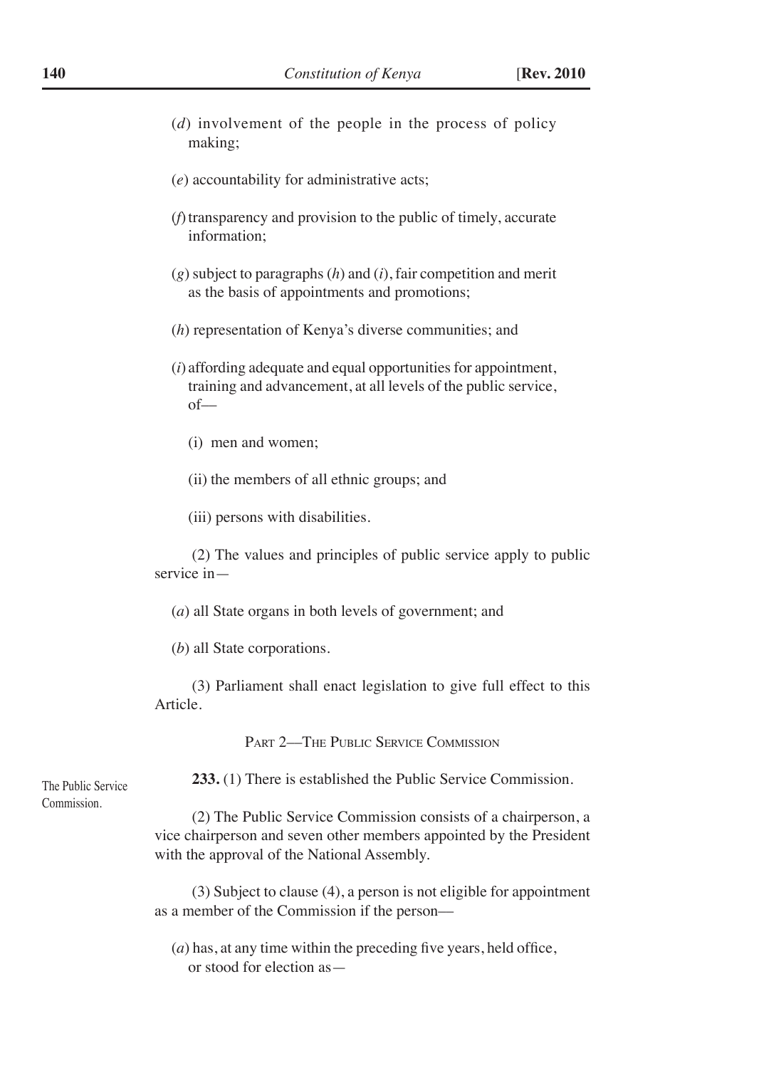(*d*) involvement of the people in the process of policy making;

(*e*) accountability for administrative acts;

(*f*) transparency and provision to the public of timely, accurate information;

(*g*) subject to paragraphs (*h*) and (*i*), fair competition and merit as the basis of appointments and promotions;

(*h*) representation of Kenya's diverse communities; and

(*i*) affording adequate and equal opportunities for appointment, training and advancement, at all levels of the public service, of—

(i) men and women;

(ii) the members of all ethnic groups; and

(iii) persons with disabilities.

(2) The values and principles of public service apply to public service in—

(*a*) all State organs in both levels of government; and

(*b*) all State corporations.

(3) Parliament shall enact legislation to give full effect to this Article.

## Part 2—The Public Service Commission

The Public Service Commission.

**233.** (1) There is established the Public Service Commission.

(2) The Public Service Commission consists of a chairperson, a vice chairperson and seven other members appointed by the President with the approval of the National Assembly.

(3) Subject to clause (4), a person is not eligible for appointment as a member of the Commission if the person—

(*a*) has, at any time within the preceding five years, held office, or stood for election as—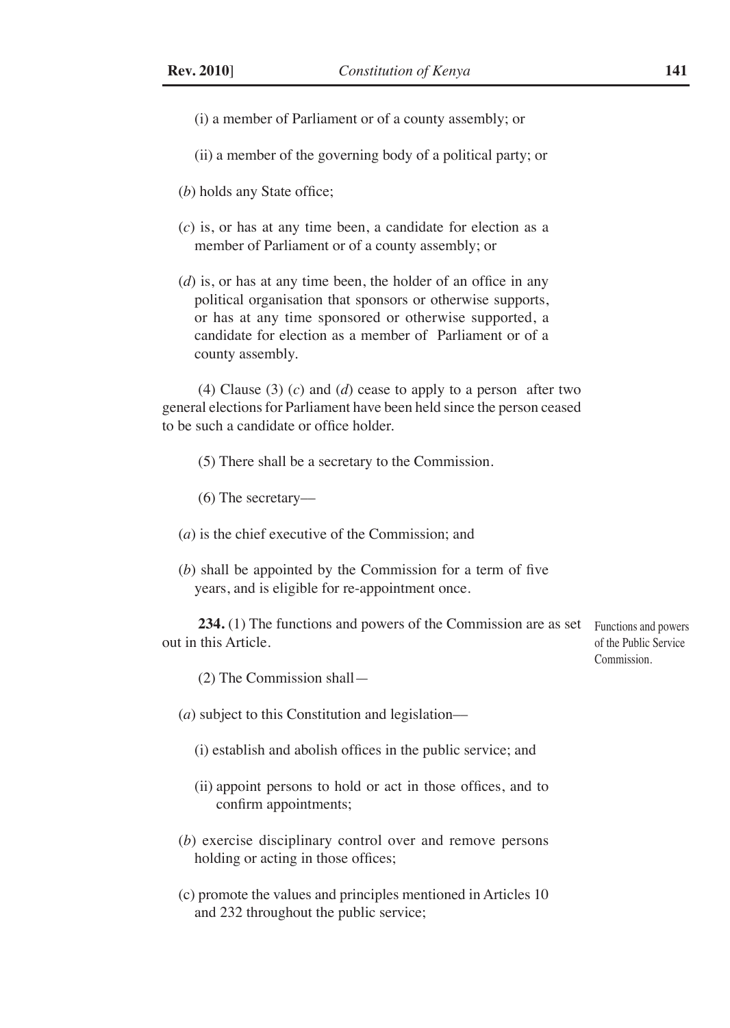(i) a member of Parliament or of a county assembly; or

(ii) a member of the governing body of a political party; or

(*b*) holds any State office;

(*c*) is, or has at any time been, a candidate for election as a member of Parliament or of a county assembly; or

(*d*) is, or has at any time been, the holder of an office in any political organisation that sponsors or otherwise supports, or has at any time sponsored or otherwise supported, a candidate for election as a member of Parliament or of a county assembly.

(4) Clause (3) (*c*) and (*d*) cease to apply to a person after two general elections for Parliament have been held since the person ceased to be such a candidate or office holder.

(5) There shall be a secretary to the Commission.

(6) The secretary—

(*a*) is the chief executive of the Commission; and

(*b*) shall be appointed by the Commission for a term of five years, and is eligible for re-appointment once.

Functions and powers of the Public Service Commission.

**234.** (1) The functions and powers of the Commission are as set out in this Article.

(2) The Commission shall—

(*a*) subject to this Constitution and legislation—

(i) establish and abolish offices in the public service; and

(ii) appoint persons to hold or act in those offices, and to confirm appointments;

(*b*) exercise disciplinary control over and remove persons holding or acting in those offices;

(c) promote the values and principles mentioned in Articles 10 and 232 throughout the public service;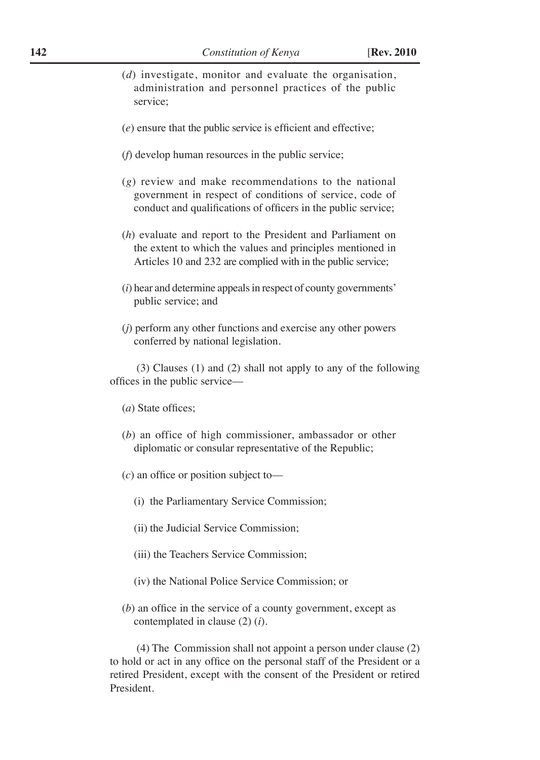(*d*) investigate, monitor and evaluate the organisation, administration and personnel practices of the public service;

(*e*) ensure that the public service is efficient and effective;

(*f*) develop human resources in the public service;

(*g*) review and make recommendations to the national government in respect of conditions of service, code of conduct and qualifications of officers in the public service;

(*h*) evaluate and report to the President and Parliament on the extent to which the values and principles mentioned in Articles 10 and 232 are complied with in the public service;

(*i*) hear and determine appeals in respect of county governments' public service; and

(*j*) perform any other functions and exercise any other powers conferred by national legislation.

(3) Clauses (1) and (2) shall not apply to any of the following offices in the public service—

(*a*) State offices;

(*b*) an office of high commissioner, ambassador or other diplomatic or consular representative of the Republic;

(*c*) an office or position subject to—

(i) the Parliamentary Service Commission;

(ii) the Judicial Service Commission;

(iii) the Teachers Service Commission;

(iv) the National Police Service Commission; or

(*b*) an office in the service of a county government, except as contemplated in clause (2) (*i*).

(4) The Commission shall not appoint a person under clause (2) to hold or act in any office on the personal staff of the President or a retired President, except with the consent of the President or retired President.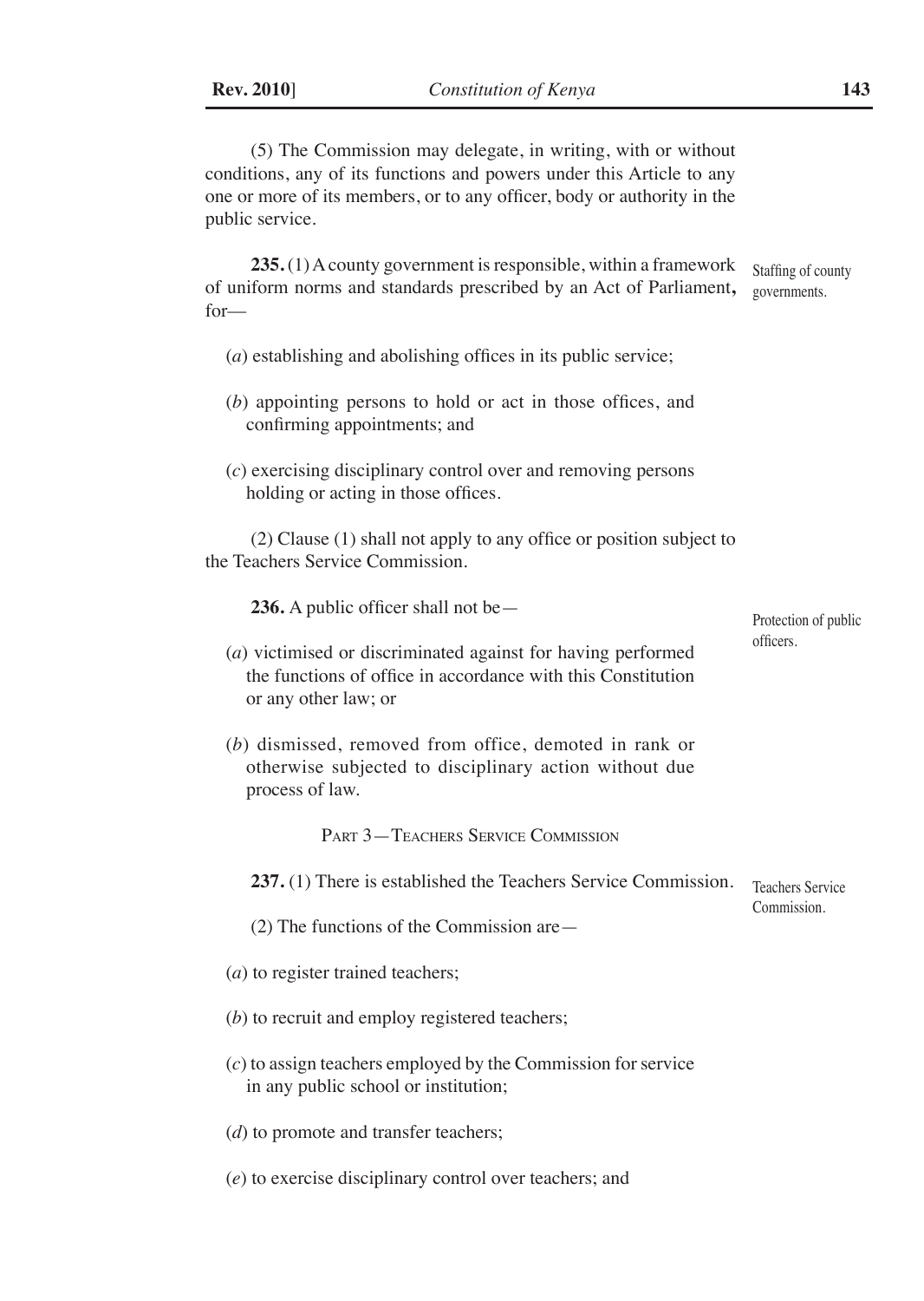(5) The Commission may delegate, in writing, with or without conditions, any of its functions and powers under this Article to any one or more of its members, or to any officer, body or authority in the public service.

Staffing of county governments.

**235.** (1) A county government is responsible, within a framework of uniform norms and standards prescribed by an Act of Parliament**,** for—

(*a*) establishing and abolishing offices in its public service;

(*b*) appointing persons to hold or act in those offices, and confirming appointments; and

(*c*) exercising disciplinary control over and removing persons holding or acting in those offices.

(2) Clause (1) shall not apply to any office or position subject to the Teachers Service Commission.

Protection of public officers.

**236.** A public officer shall not be—

(*a*) victimised or discriminated against for having performed the functions of office in accordance with this Constitution or any other law; or

(*b*) dismissed, removed from office, demoted in rank or otherwise subjected to disciplinary action without due process of law.

## Part 3—Teachers Service Commission

Teachers Service Commission.

**237.** (1) There is established the Teachers Service Commission.

(2) The functions of the Commission are—

(*a*) to register trained teachers;

(*b*) to recruit and employ registered teachers;

(*c*) to assign teachers employed by the Commission for service in any public school or institution;

(*d*) to promote and transfer teachers;

(*e*) to exercise disciplinary control over teachers; and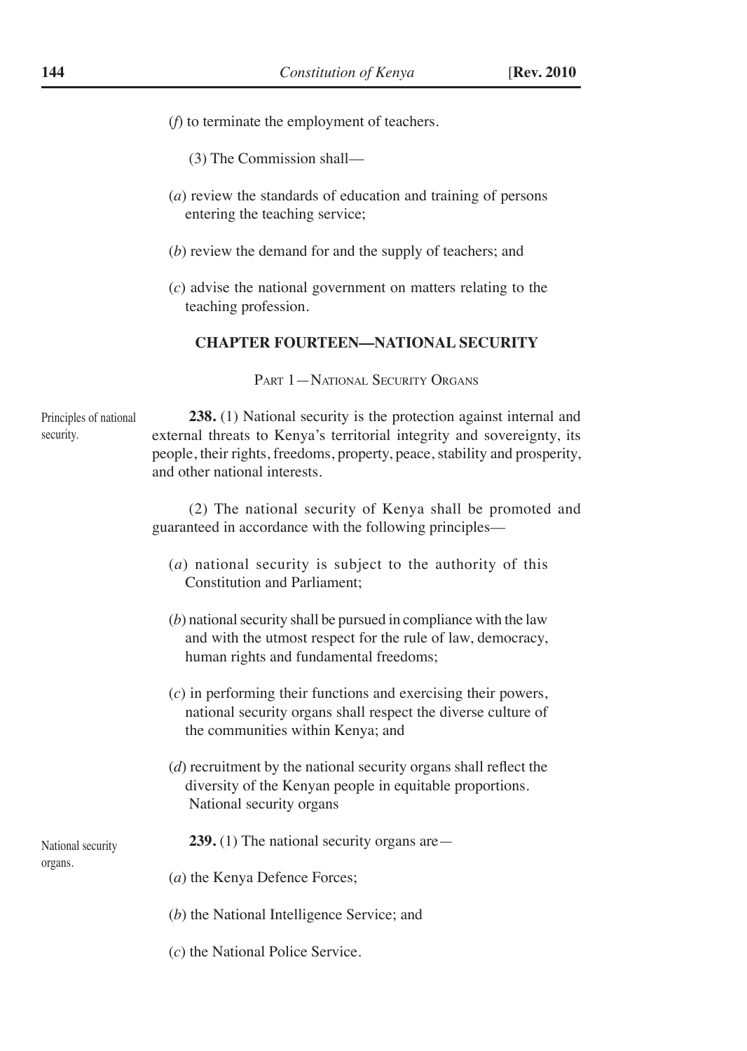(*f*) to terminate the employment of teachers.

(3) The Commission shall—

(*a*) review the standards of education and training of persons entering the teaching service;

(*b*) review the demand for and the supply of teachers; and

(*c*) advise the national government on matters relating to the teaching profession.

## CHAPTER FOURTEEN—NATIONAL SECURITY

### Part 1—National Security Organs

Principles of national security.

**238.** (1) National security is the protection against internal and external threats to Kenya's territorial integrity and sovereignty, its people, their rights, freedoms, property, peace, stability and prosperity, and other national interests.

(2) The national security of Kenya shall be promoted and guaranteed in accordance with the following principles—

(*a*) national security is subject to the authority of this Constitution and Parliament;

(*b*) national security shall be pursued in compliance with the law and with the utmost respect for the rule of law, democracy, human rights and fundamental freedoms;

(*c*) in performing their functions and exercising their powers, national security organs shall respect the diverse culture of the communities within Kenya; and

(*d*) recruitment by the national security organs shall reflect the diversity of the Kenyan people in equitable proportions.
National security organs

National security organs.

**239.** (1) The national security organs are—

(*a*) the Kenya Defence Forces;

(*b*) the National Intelligence Service; and

(*c*) the National Police Service.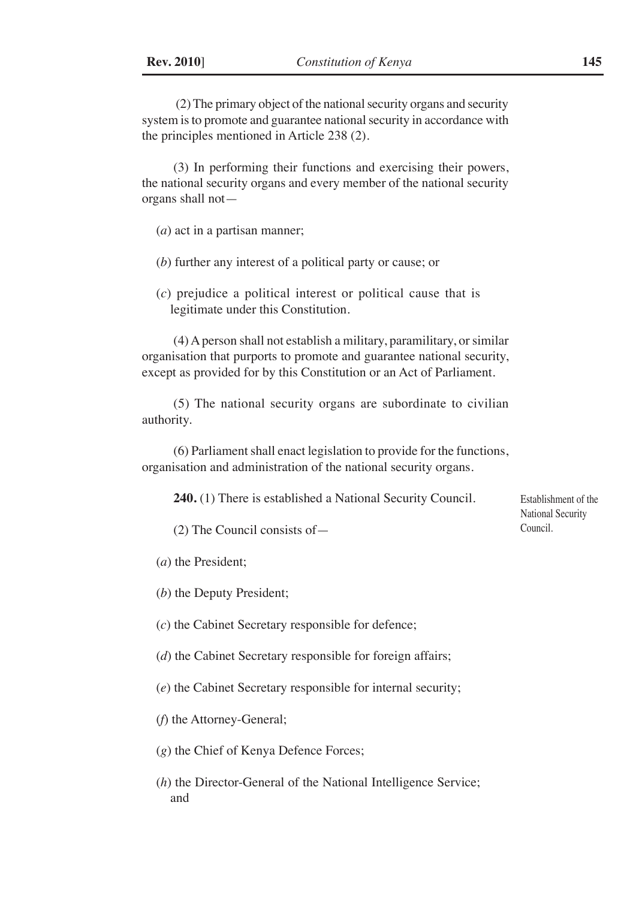(2) The primary object of the national security organs and security system is to promote and guarantee national security in accordance with the principles mentioned in Article 238 (2).

(3) In performing their functions and exercising their powers, the national security organs and every member of the national security organs shall not—

(*a*) act in a partisan manner;

(*b*) further any interest of a political party or cause; or

(*c*) prejudice a political interest or political cause that is legitimate under this Constitution.

(4) A person shall not establish a military, paramilitary, or similar organisation that purports to promote and guarantee national security, except as provided for by this Constitution or an Act of Parliament.

(5) The national security organs are subordinate to civilian authority.

(6) Parliament shall enact legislation to provide for the functions, organisation and administration of the national security organs.

Establishment of the National Security Council.

**240.** (1) There is established a National Security Council.

(2) The Council consists of—

(*a*) the President;

(*b*) the Deputy President;

(*c*) the Cabinet Secretary responsible for defence;

(*d*) the Cabinet Secretary responsible for foreign affairs;

(*e*) the Cabinet Secretary responsible for internal security;

(*f*) the Attorney-General;

(*g*) the Chief of Kenya Defence Forces;

(*h*) the Director-General of the National Intelligence Service; and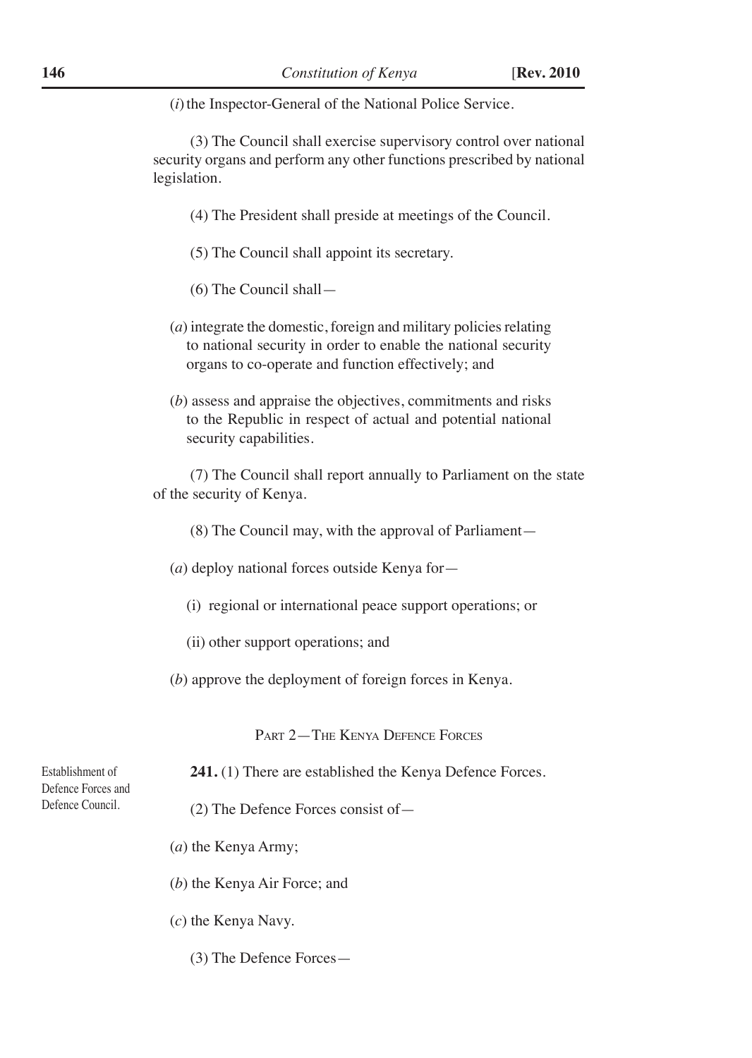(*i*) the Inspector-General of the National Police Service.

(3) The Council shall exercise supervisory control over national security organs and perform any other functions prescribed by national legislation.

(4) The President shall preside at meetings of the Council.

(5) The Council shall appoint its secretary.

(6) The Council shall—

(*a*) integrate the domestic, foreign and military policies relating to national security in order to enable the national security organs to co-operate and function effectively; and

(*b*) assess and appraise the objectives, commitments and risks to the Republic in respect of actual and potential national security capabilities.

(7) The Council shall report annually to Parliament on the state of the security of Kenya.

(8) The Council may, with the approval of Parliament—

(*a*) deploy national forces outside Kenya for—

(i) regional or international peace support operations; or

(ii) other support operations; and

(*b*) approve the deployment of foreign forces in Kenya.

## Part 2—The Kenya Defence Forces

Establishment of Defence Forces and Defence Council.

**241.** (1) There are established the Kenya Defence Forces.

(2) The Defence Forces consist of—

(*a*) the Kenya Army;

(*b*) the Kenya Air Force; and

(*c*) the Kenya Navy.

(3) The Defence Forces—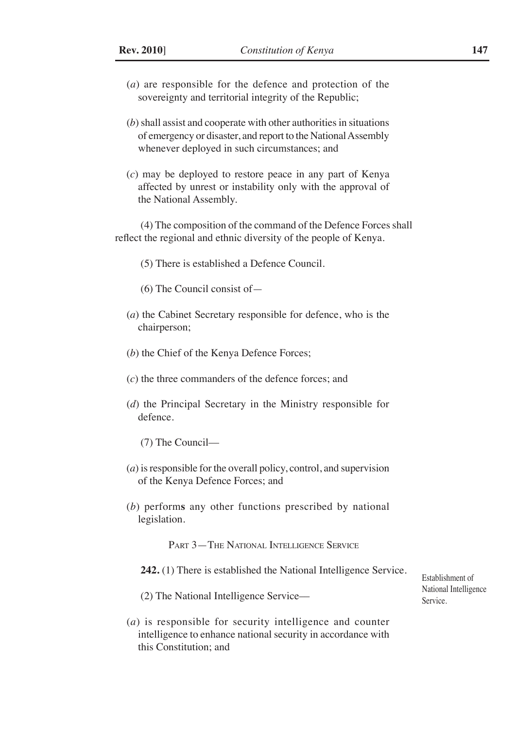(*a*) are responsible for the defence and protection of the sovereignty and territorial integrity of the Republic;

(*b*) shall assist and cooperate with other authorities in situations of emergency or disaster, and report to the National Assembly whenever deployed in such circumstances; and

(*c*) may be deployed to restore peace in any part of Kenya affected by unrest or instability only with the approval of the National Assembly.

(4) The composition of the command of the Defence Forces shall reflect the regional and ethnic diversity of the people of Kenya.

(5) There is established a Defence Council.

(6) The Council consist of—

(*a*) the Cabinet Secretary responsible for defence, who is the chairperson;

(*b*) the Chief of the Kenya Defence Forces;

(*c*) the three commanders of the defence forces; and

(*d*) the Principal Secretary in the Ministry responsible for defence.

(7) The Council—

(*a*) is responsible for the overall policy, control, and supervision of the Kenya Defence Forces; and

(*b*) perform**s** any other functions prescribed by national legislation.

## Part 3—The National Intelligence Service

Establishment of National Intelligence Service.

**242.** (1) There is established the National Intelligence Service.

(2) The National Intelligence Service—

(*a*) is responsible for security intelligence and counter intelligence to enhance national security in accordance with this Constitution; and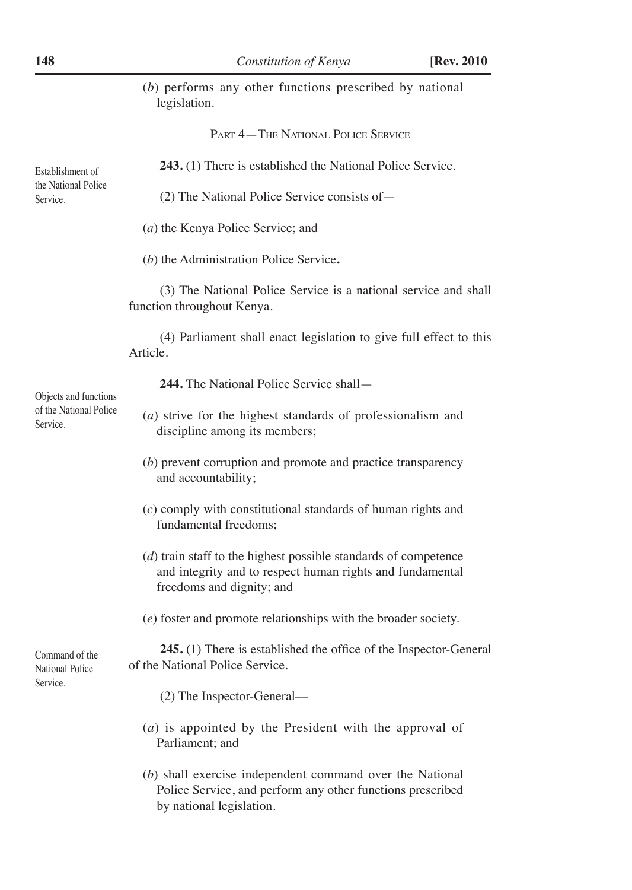(*b*) performs any other functions prescribed by national legislation.

## Part 4—The National Police Service

Establishment of the National Police Service.

**243.** (1) There is established the National Police Service.

(2) The National Police Service consists of—

(*a*) the Kenya Police Service; and

(*b*) the Administration Police Service**.**

(3) The National Police Service is a national service and shall function throughout Kenya.

(4) Parliament shall enact legislation to give full effect to this Article.

Objects and functions of the National Police Service.

**244.** The National Police Service shall—

(*a*) strive for the highest standards of professionalism and discipline among its members;

(*b*) prevent corruption and promote and practice transparency and accountability;

(*c*) comply with constitutional standards of human rights and fundamental freedoms;

(*d*) train staff to the highest possible standards of competence and integrity and to respect human rights and fundamental freedoms and dignity; and

(*e*) foster and promote relationships with the broader society.

Command of the National Police Service.

**245.** (1) There is established the office of the Inspector-General of the National Police Service.

(2) The Inspector-General—

(*a*) is appointed by the President with the approval of Parliament; and

(*b*) shall exercise independent command over the National Police Service, and perform any other functions prescribed by national legislation.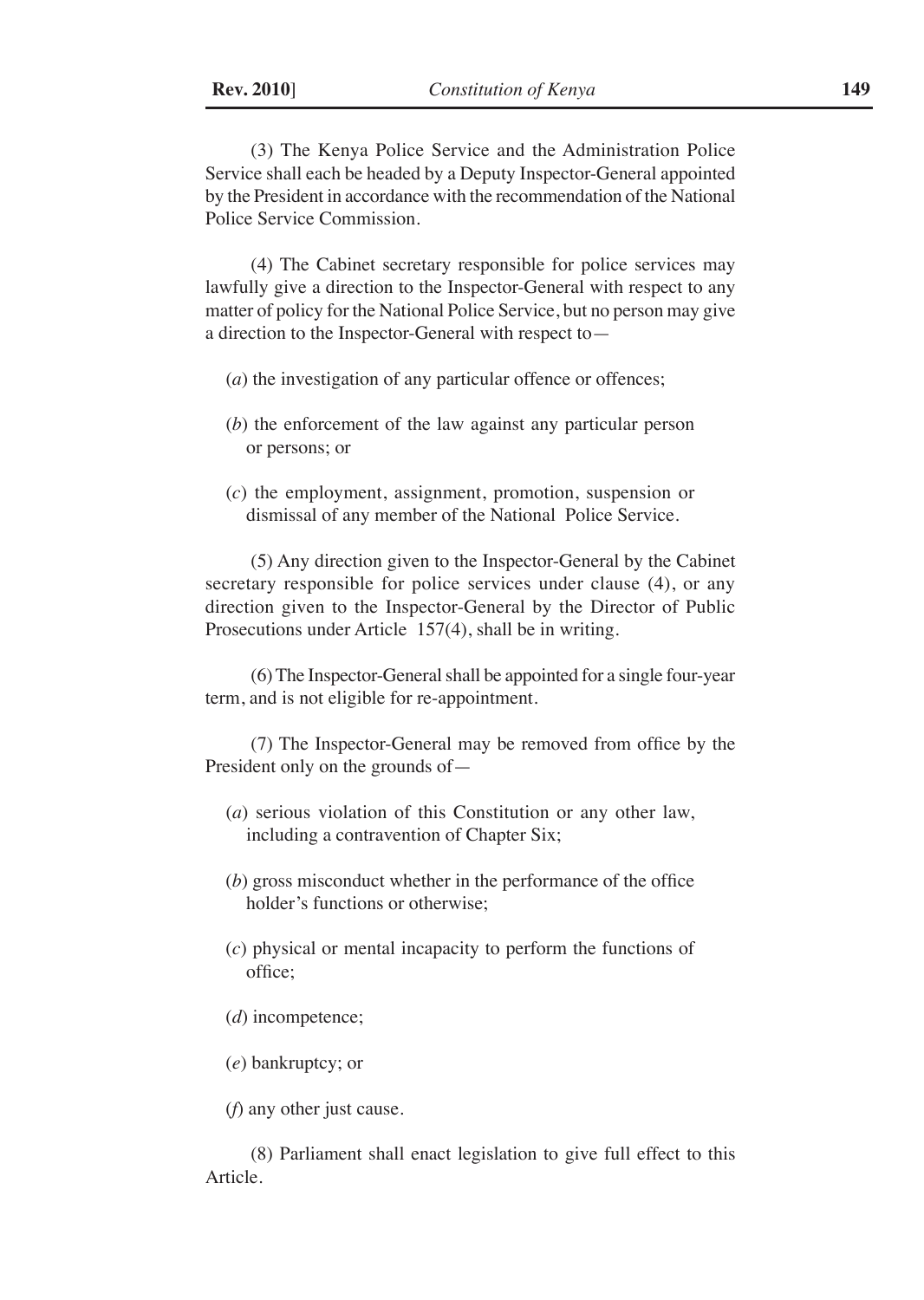(3) The Kenya Police Service and the Administration Police Service shall each be headed by a Deputy Inspector-General appointed by the President in accordance with the recommendation of the National Police Service Commission.

(4) The Cabinet secretary responsible for police services may lawfully give a direction to the Inspector-General with respect to any matter of policy for the National Police Service, but no person may give a direction to the Inspector-General with respect to—

(*a*) the investigation of any particular offence or offences;

(*b*) the enforcement of the law against any particular person or persons; or

(*c*) the employment, assignment, promotion, suspension or dismissal of any member of the National Police Service.

(5) Any direction given to the Inspector-General by the Cabinet secretary responsible for police services under clause (4), or any direction given to the Inspector-General by the Director of Public Prosecutions under Article 157(4), shall be in writing.

(6) The Inspector-General shall be appointed for a single four-year term, and is not eligible for re-appointment.

(7) The Inspector-General may be removed from office by the President only on the grounds of—

(*a*) serious violation of this Constitution or any other law, including a contravention of Chapter Six;

(*b*) gross misconduct whether in the performance of the office holder's functions or otherwise;

(*c*) physical or mental incapacity to perform the functions of office;

(*d*) incompetence;

(*e*) bankruptcy; or

(*f*) any other just cause.

(8) Parliament shall enact legislation to give full effect to this Article.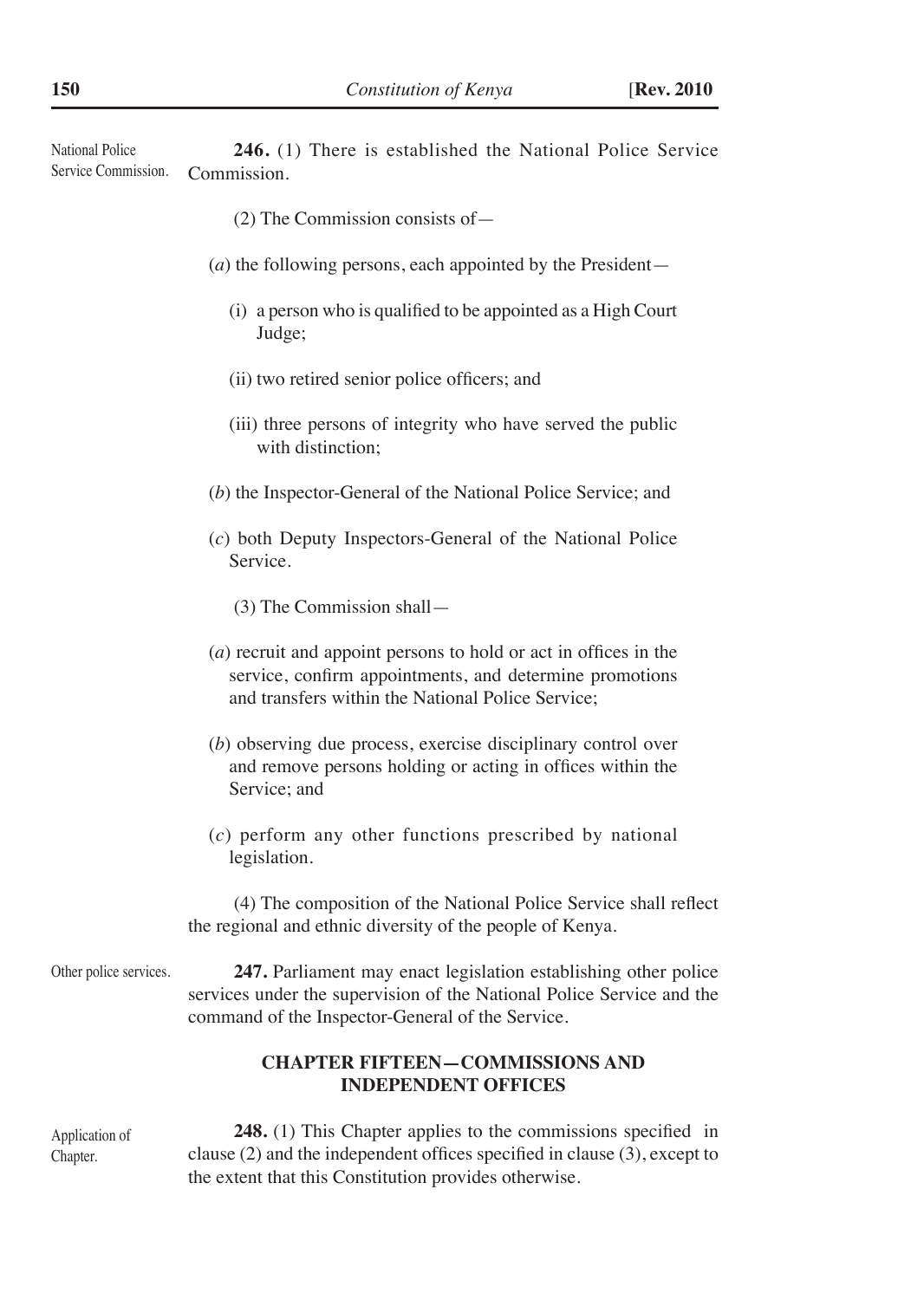National Police Service Commission.

**246.** (1) There is established the National Police Service Commission.

(2) The Commission consists of—

(*a*) the following persons, each appointed by the President—

(i) a person who is qualified to be appointed as a High Court Judge;

(ii) two retired senior police officers; and

(iii) three persons of integrity who have served the public with distinction;

(*b*) the Inspector-General of the National Police Service; and

(*c*) both Deputy Inspectors-General of the National Police Service.

(3) The Commission shall—

(*a*) recruit and appoint persons to hold or act in offices in the service, confirm appointments, and determine promotions and transfers within the National Police Service;

(*b*) observing due process, exercise disciplinary control over and remove persons holding or acting in offices within the Service; and

(*c*) perform any other functions prescribed by national legislation.

(4) The composition of the National Police Service shall reflect the regional and ethnic diversity of the people of Kenya.

Other police services.

**247.** Parliament may enact legislation establishing other police services under the supervision of the National Police Service and the command of the Inspector-General of the Service.

## CHAPTER FIFTEEN—COMMISSIONS AND INDEPENDENT OFFICES

Application of Chapter.

**248.** (1) This Chapter applies to the commissions specified in clause (2) and the independent offices specified in clause (3), except to the extent that this Constitution provides otherwise.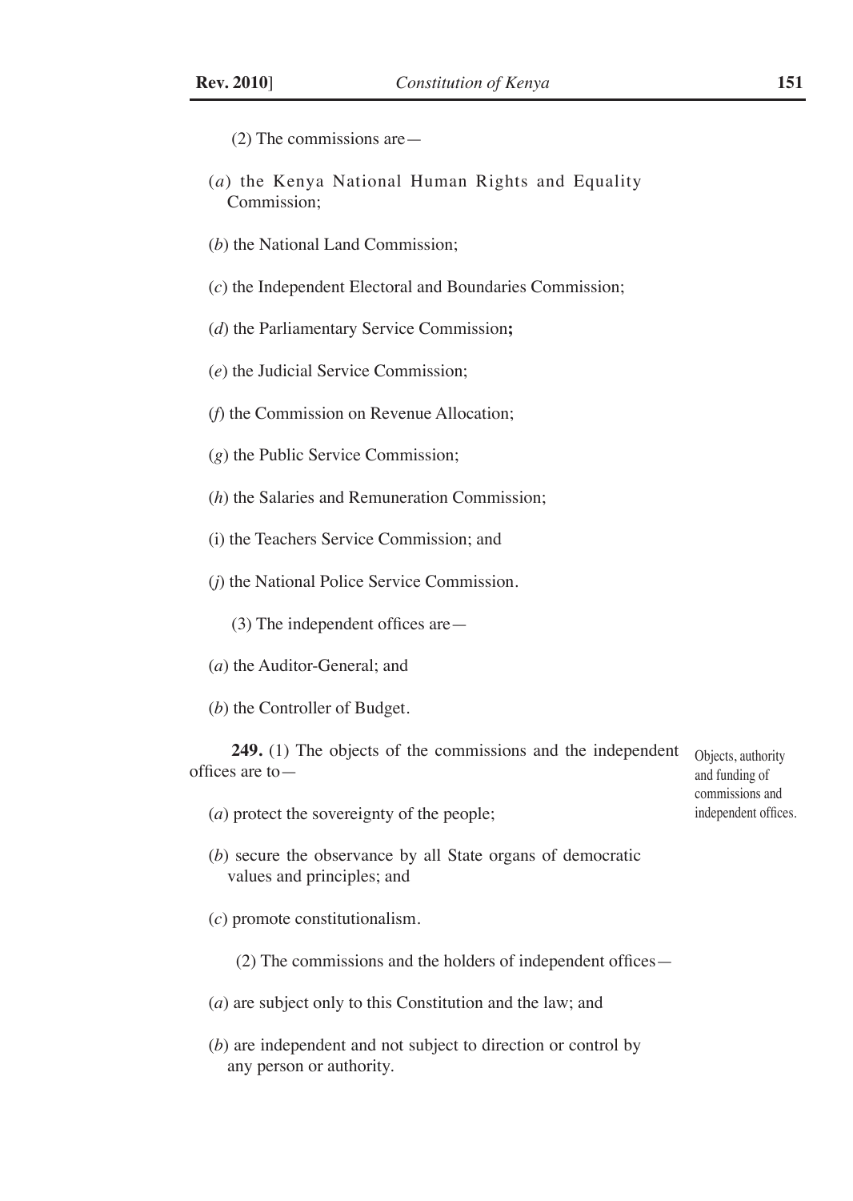(2) The commissions are—

(*a*) the Kenya National Human Rights and Equality Commission;

(*b*) the National Land Commission;

(*c*) the Independent Electoral and Boundaries Commission;

(*d*) the Parliamentary Service Commission**;**

(*e*) the Judicial Service Commission;

(*f*) the Commission on Revenue Allocation;

(*g*) the Public Service Commission;

(*h*) the Salaries and Remuneration Commission;

(i) the Teachers Service Commission; and

(*j*) the National Police Service Commission.

(3) The independent offices are—

(*a*) the Auditor-General; and

(*b*) the Controller of Budget.

Objects, authority and funding of commissions and independent offices.

**249.** (1) The objects of the commissions and the independent offices are to—

(*a*) protect the sovereignty of the people;

(*b*) secure the observance by all State organs of democratic values and principles; and

(*c*) promote constitutionalism.

(2) The commissions and the holders of independent offices—

(*a*) are subject only to this Constitution and the law; and

(*b*) are independent and not subject to direction or control by any person or authority.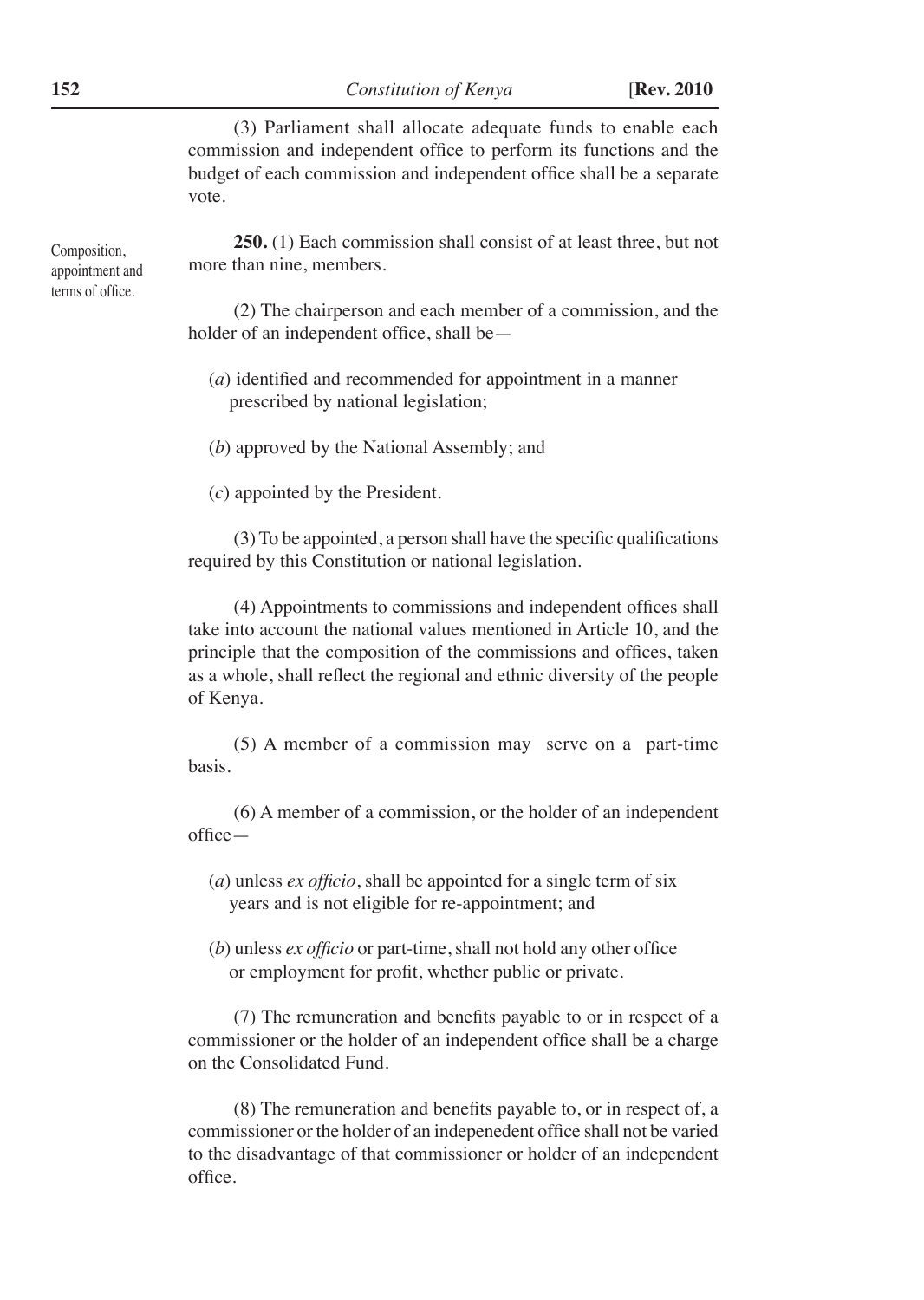(3) Parliament shall allocate adequate funds to enable each commission and independent office to perform its functions and the budget of each commission and independent office shall be a separate vote.

Composition, appointment and terms of office.

**250.** (1) Each commission shall consist of at least three, but not more than nine, members.

(2) The chairperson and each member of a commission, and the holder of an independent office, shall be—

(*a*) identified and recommended for appointment in a manner prescribed by national legislation;

(*b*) approved by the National Assembly; and

(*c*) appointed by the President.

(3) To be appointed, a person shall have the specific qualifications required by this Constitution or national legislation.

(4) Appointments to commissions and independent offices shall take into account the national values mentioned in Article 10, and the principle that the composition of the commissions and offices, taken as a whole, shall reflect the regional and ethnic diversity of the people of Kenya.

(5) A member of a commission may serve on a part-time basis.

(6) A member of a commission, or the holder of an independent office—

(*a*) unless *ex officio*, shall be appointed for a single term of six years and is not eligible for re-appointment; and

(*b*) unless *ex officio* or part-time, shall not hold any other office or employment for profit, whether public or private.

(7) The remuneration and benefits payable to or in respect of a commissioner or the holder of an independent office shall be a charge on the Consolidated Fund.

(8) The remuneration and benefits payable to, or in respect of, a commissioner or the holder of an indepenedent office shall not be varied to the disadvantage of that commissioner or holder of an independent office.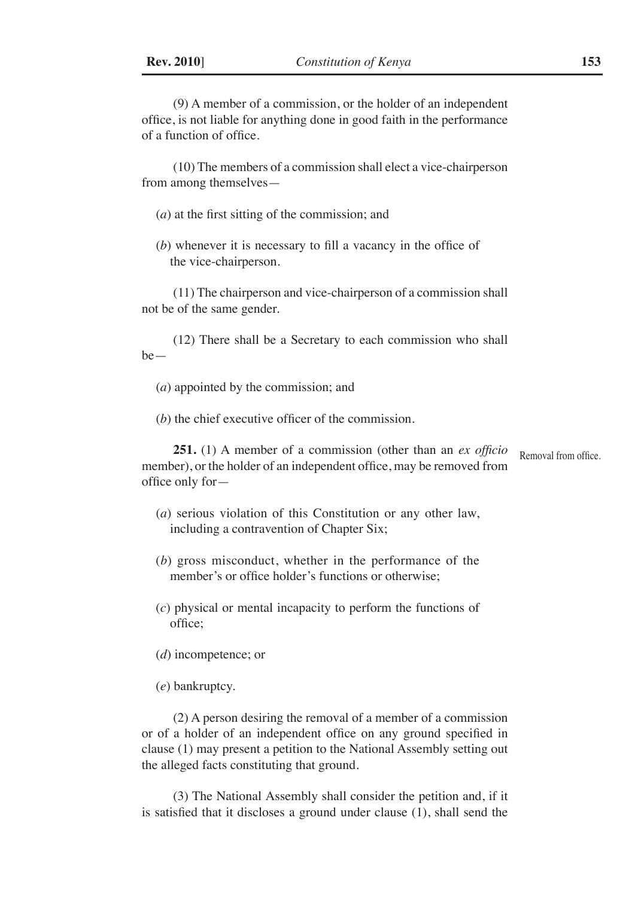(9) A member of a commission, or the holder of an independent office, is not liable for anything done in good faith in the performance of a function of office.

(10) The members of a commission shall elect a vice-chairperson from among themselves—

(*a*) at the first sitting of the commission; and

(*b*) whenever it is necessary to fill a vacancy in the office of the vice-chairperson.

(11) The chairperson and vice-chairperson of a commission shall not be of the same gender.

(12) There shall be a Secretary to each commission who shall be—

(*a*) appointed by the commission; and

(*b*) the chief executive officer of the commission.

Removal from office.

**251.** (1) A member of a commission (other than an *ex officio* member), or the holder of an independent office, may be removed from office only for—

(*a*) serious violation of this Constitution or any other law, including a contravention of Chapter Six;

(*b*) gross misconduct, whether in the performance of the member's or office holder's functions or otherwise;

(*c*) physical or mental incapacity to perform the functions of office;

(*d*) incompetence; or

(*e*) bankruptcy.

(2) A person desiring the removal of a member of a commission or of a holder of an independent office on any ground specified in clause (1) may present a petition to the National Assembly setting out the alleged facts constituting that ground.

(3) The National Assembly shall consider the petition and, if it is satisfied that it discloses a ground under clause (1), shall send the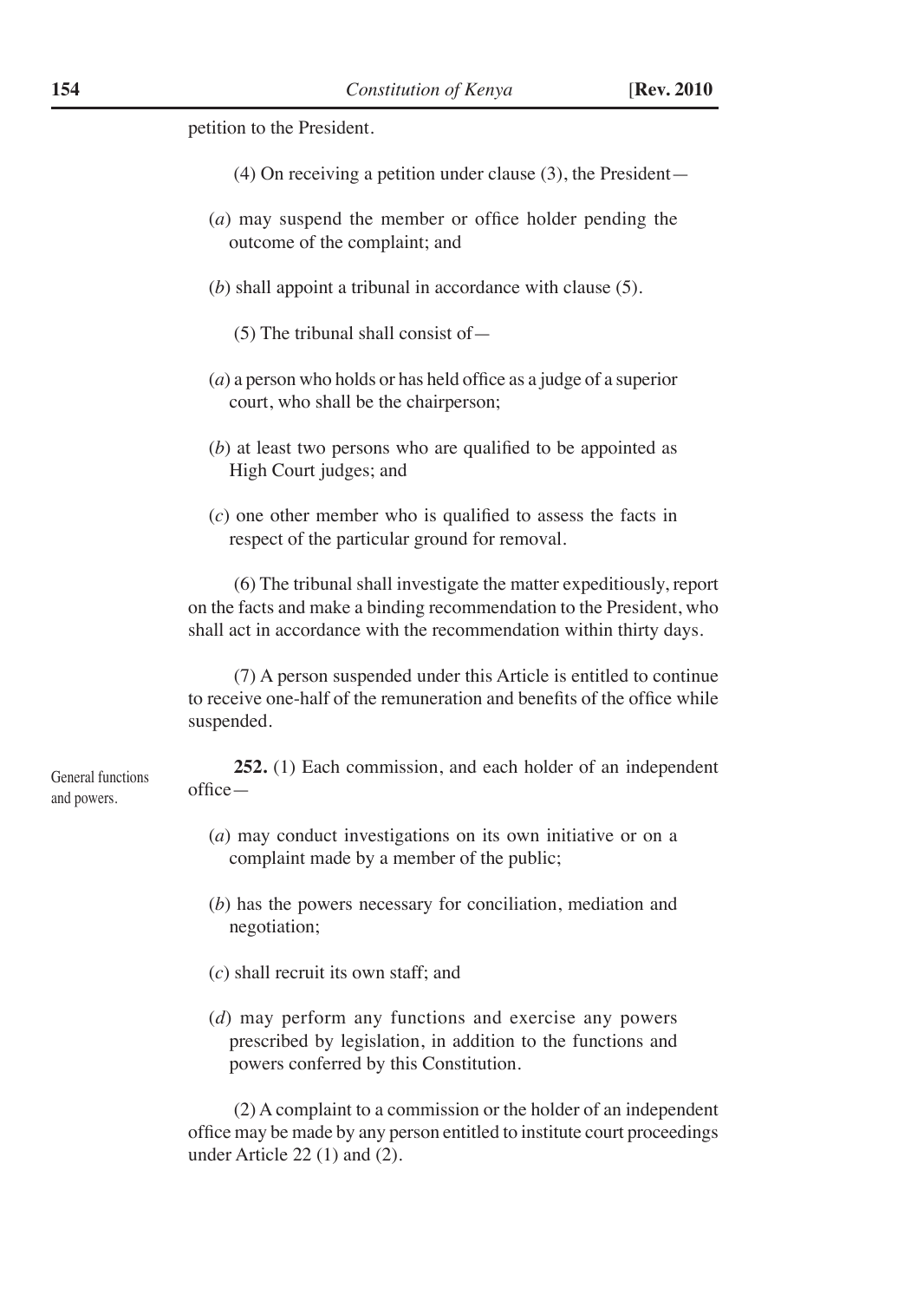petition to the President.

(4) On receiving a petition under clause (3), the President—

(*a*) may suspend the member or office holder pending the outcome of the complaint; and

(*b*) shall appoint a tribunal in accordance with clause (5).

(5) The tribunal shall consist of—

(*a*) a person who holds or has held office as a judge of a superior court, who shall be the chairperson;

(*b*) at least two persons who are qualified to be appointed as High Court judges; and

(*c*) one other member who is qualified to assess the facts in respect of the particular ground for removal.

(6) The tribunal shall investigate the matter expeditiously, report on the facts and make a binding recommendation to the President, who shall act in accordance with the recommendation within thirty days.

(7) A person suspended under this Article is entitled to continue to receive one-half of the remuneration and benefits of the office while suspended.

General functions and powers.

**252.** (1) Each commission, and each holder of an independent office—

(*a*) may conduct investigations on its own initiative or on a complaint made by a member of the public;

(*b*) has the powers necessary for conciliation, mediation and negotiation;

(*c*) shall recruit its own staff; and

(*d*) may perform any functions and exercise any powers prescribed by legislation, in addition to the functions and powers conferred by this Constitution.

(2) A complaint to a commission or the holder of an independent office may be made by any person entitled to institute court proceedings under Article 22 (1) and (2).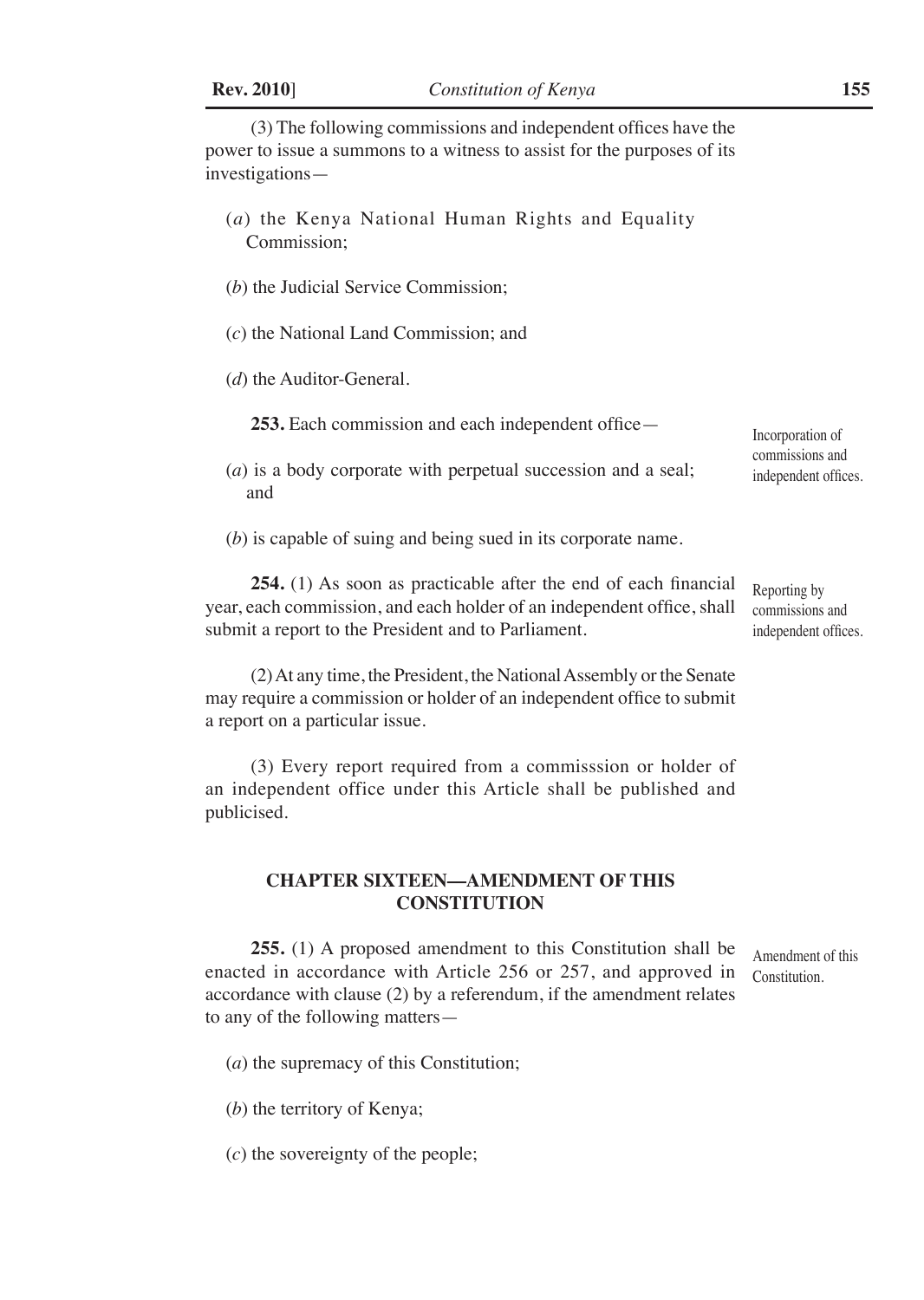(3) The following commissions and independent offices have the power to issue a summons to a witness to assist for the purposes of its investigations—

(*a*) the Kenya National Human Rights and Equality Commission;

(*b*) the Judicial Service Commission;

(*c*) the National Land Commission; and

(*d*) the Auditor-General.

Incorporation of commissions and independent offices.

**253.** Each commission and each independent office—

(*a*) is a body corporate with perpetual succession and a seal; and

(*b*) is capable of suing and being sued in its corporate name.

Reporting by commissions and independent offices.

**254.** (1) As soon as practicable after the end of each financial year, each commission, and each holder of an independent office, shall submit a report to the President and to Parliament.

(2) At any time, the President, the National Assembly or the Senate may require a commission or holder of an independent office to submit a report on a particular issue.

(3) Every report required from a commisssion or holder of an independent office under this Article shall be published and publicised.

## CHAPTER SIXTEEN—AMENDMENT OF THIS CONSTITUTION

Amendment of this Constitution.

**255.** (1) A proposed amendment to this Constitution shall be enacted in accordance with Article 256 or 257, and approved in accordance with clause (2) by a referendum, if the amendment relates to any of the following matters—

(*a*) the supremacy of this Constitution;

(*b*) the territory of Kenya;

(*c*) the sovereignty of the people;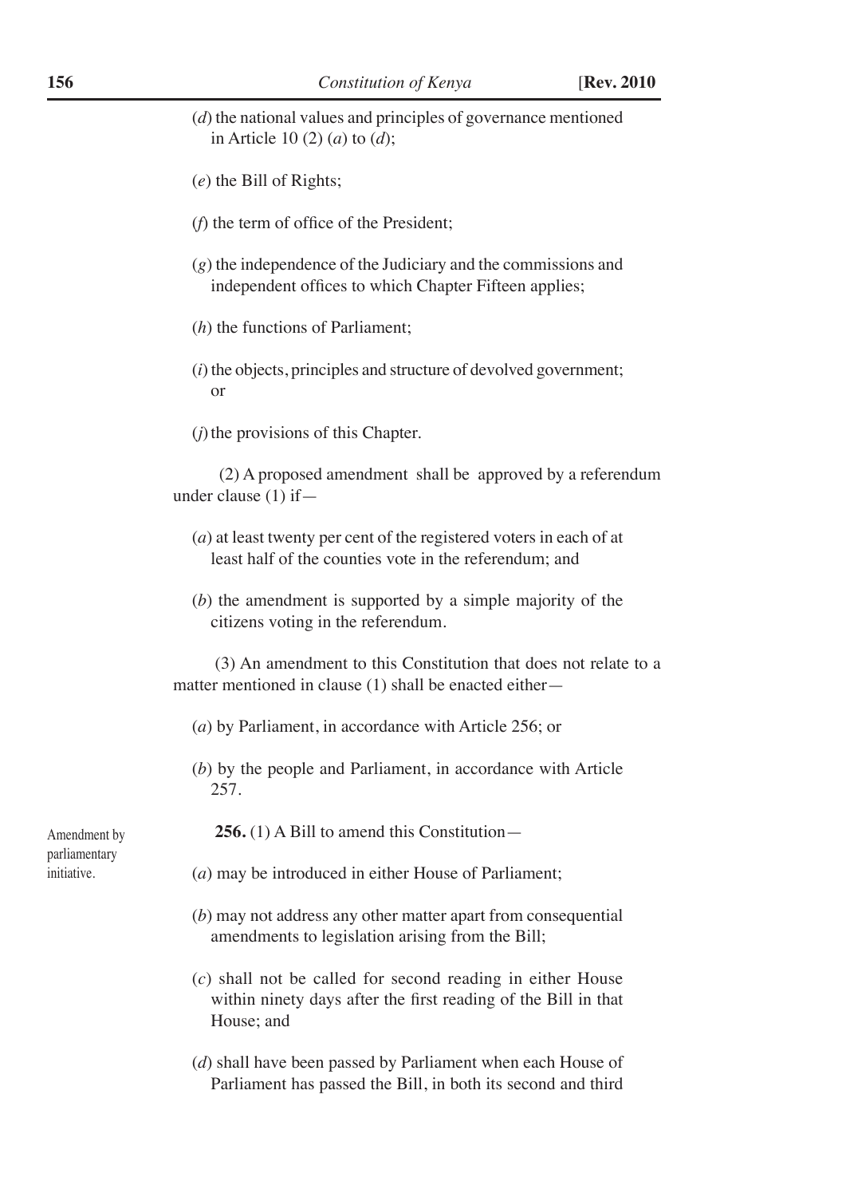(*d*) the national values and principles of governance mentioned in Article 10 (2) (*a*) to (*d*);

(*e*) the Bill of Rights;

(*f*) the term of office of the President;

(*g*) the independence of the Judiciary and the commissions and independent offices to which Chapter Fifteen applies;

(*h*) the functions of Parliament;

(*i*) the objects, principles and structure of devolved government; or

(*j*) the provisions of this Chapter.

(2) A proposed amendment shall be approved by a referendum under clause (1) if—

(*a*) at least twenty per cent of the registered voters in each of at least half of the counties vote in the referendum; and

(*b*) the amendment is supported by a simple majority of the citizens voting in the referendum.

(3) An amendment to this Constitution that does not relate to a matter mentioned in clause (1) shall be enacted either—

(*a*) by Parliament, in accordance with Article 256; or

(*b*) by the people and Parliament, in accordance with Article 257.

Amendment by parliamentary initiative.

**256.** (1) A Bill to amend this Constitution—

(*a*) may be introduced in either House of Parliament;

(*b*) may not address any other matter apart from consequential amendments to legislation arising from the Bill;

(*c*) shall not be called for second reading in either House within ninety days after the first reading of the Bill in that House; and

(*d*) shall have been passed by Parliament when each House of Parliament has passed the Bill, in both its second and third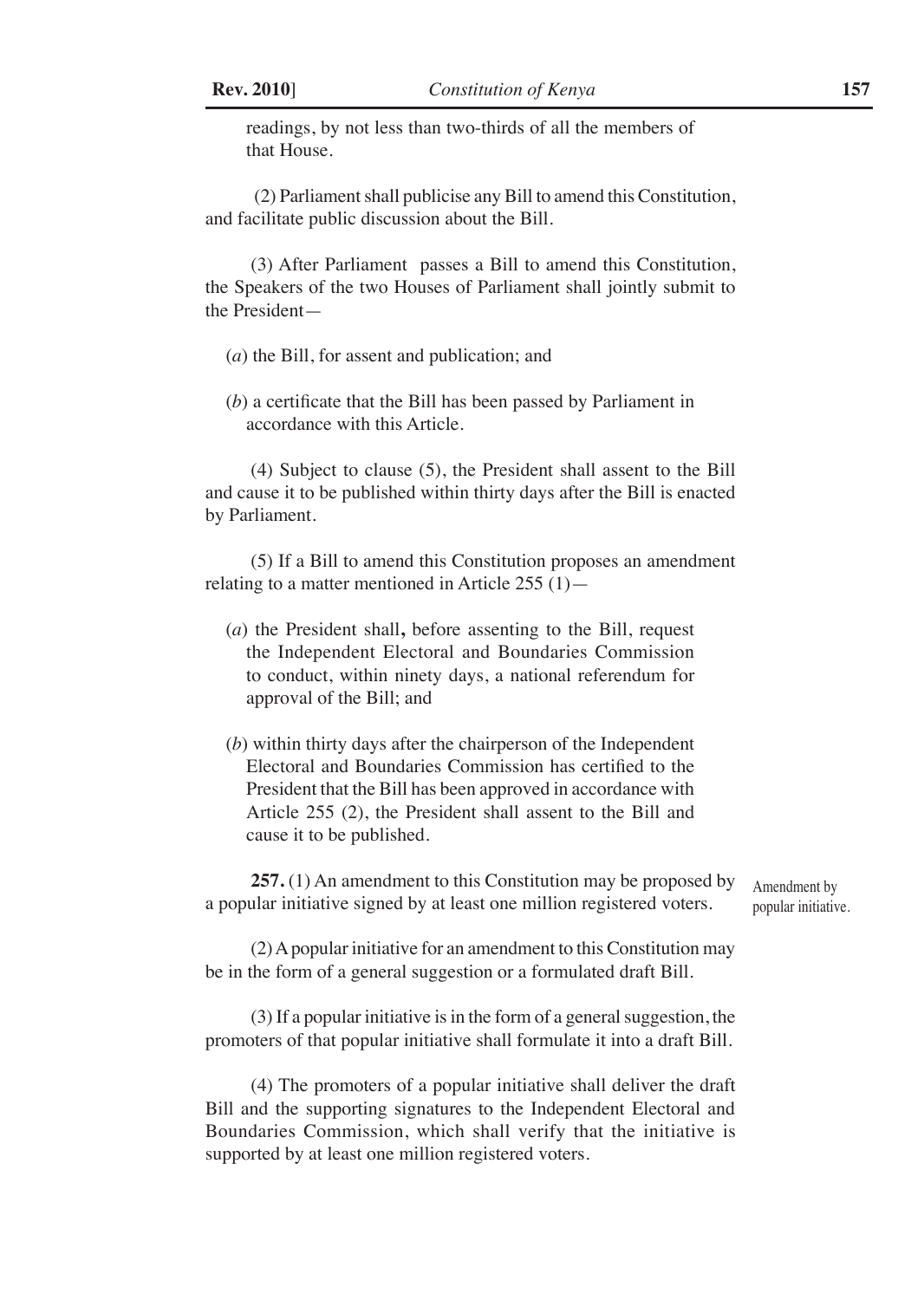readings, by not less than two-thirds of all the members of that House.

(2) Parliament shall publicise any Bill to amend this Constitution, and facilitate public discussion about the Bill.

(3) After Parliament passes a Bill to amend this Constitution, the Speakers of the two Houses of Parliament shall jointly submit to the President—

(*a*) the Bill, for assent and publication; and

(*b*) a certificate that the Bill has been passed by Parliament in accordance with this Article.

(4) Subject to clause (5), the President shall assent to the Bill and cause it to be published within thirty days after the Bill is enacted by Parliament.

(5) If a Bill to amend this Constitution proposes an amendment relating to a matter mentioned in Article 255 (1)—

(*a*) the President shall**,** before assenting to the Bill, request the Independent Electoral and Boundaries Commission to conduct, within ninety days, a national referendum for approval of the Bill; and

(*b*) within thirty days after the chairperson of the Independent Electoral and Boundaries Commission has certified to the President that the Bill has been approved in accordance with Article 255 (2), the President shall assent to the Bill and cause it to be published.

Amendment by popular initiative.

**257.** (1) An amendment to this Constitution may be proposed by a popular initiative signed by at least one million registered voters.

(2) A popular initiative for an amendment to this Constitution may be in the form of a general suggestion or a formulated draft Bill.

(3) If a popular initiative is in the form of a general suggestion, the promoters of that popular initiative shall formulate it into a draft Bill.

(4) The promoters of a popular initiative shall deliver the draft Bill and the supporting signatures to the Independent Electoral and Boundaries Commission, which shall verify that the initiative is supported by at least one million registered voters.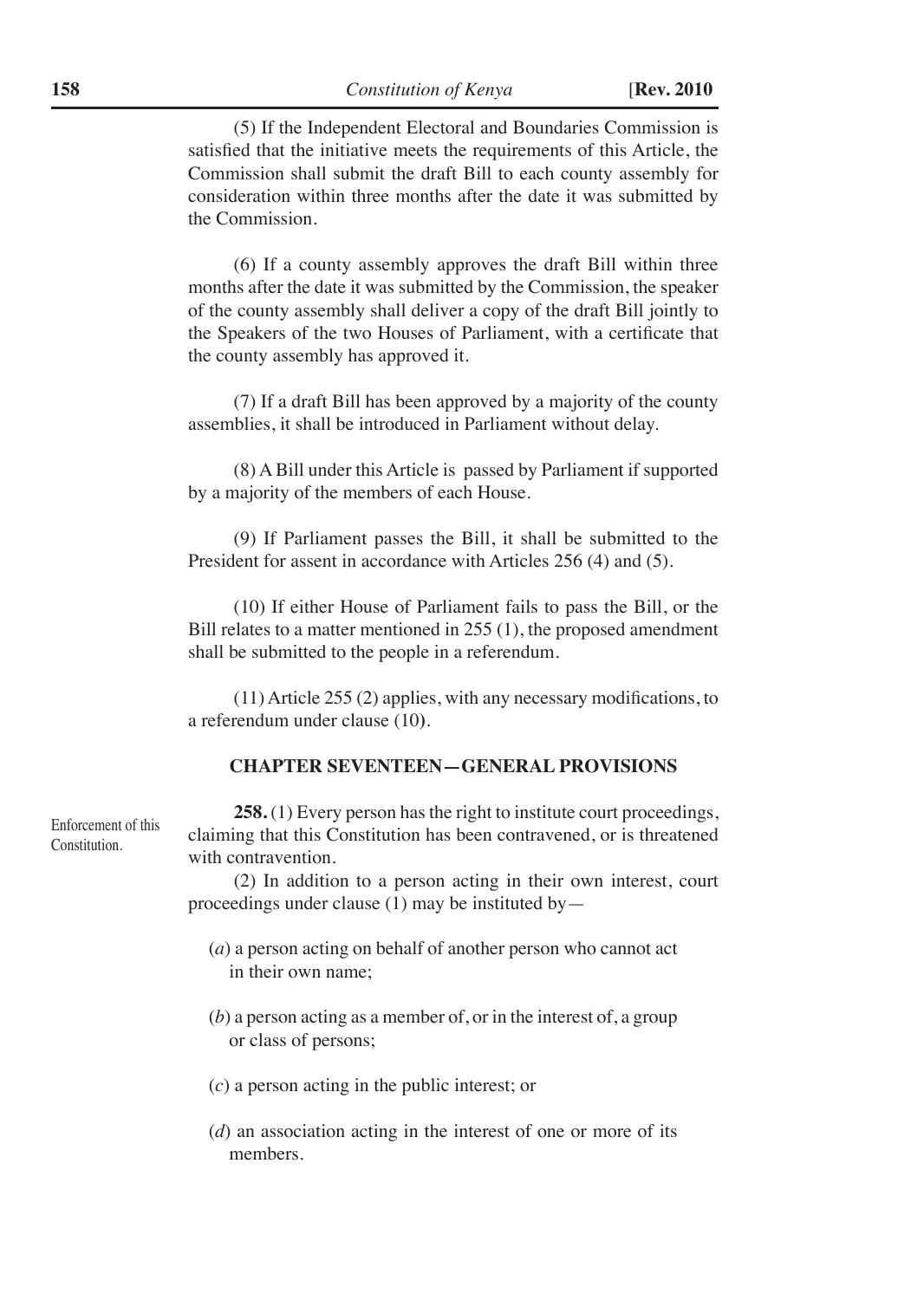(5) If the Independent Electoral and Boundaries Commission is satisfied that the initiative meets the requirements of this Article, the Commission shall submit the draft Bill to each county assembly for consideration within three months after the date it was submitted by the Commission.

(6) If a county assembly approves the draft Bill within three months after the date it was submitted by the Commission, the speaker of the county assembly shall deliver a copy of the draft Bill jointly to the Speakers of the two Houses of Parliament, with a certificate that the county assembly has approved it.

(7) If a draft Bill has been approved by a majority of the county assemblies, it shall be introduced in Parliament without delay.

(8) A Bill under this Article is passed by Parliament if supported by a majority of the members of each House.

(9) If Parliament passes the Bill, it shall be submitted to the President for assent in accordance with Articles 256 (4) and (5).

(10) If either House of Parliament fails to pass the Bill, or the Bill relates to a matter mentioned in 255 (1), the proposed amendment shall be submitted to the people in a referendum.

(11) Article 255 (2) applies, with any necessary modifications, to a referendum under clause (10).

## CHAPTER SEVENTEEN—GENERAL PROVISIONS

Enforcement of this Constitution.

**258.** (1) Every person has the right to institute court proceedings, claiming that this Constitution has been contravened, or is threatened with contravention.

(2) In addition to a person acting in their own interest, court proceedings under clause (1) may be instituted by—

(*a*) a person acting on behalf of another person who cannot act in their own name;

(*b*) a person acting as a member of, or in the interest of, a group or class of persons;

(*c*) a person acting in the public interest; or

(*d*) an association acting in the interest of one or more of its members.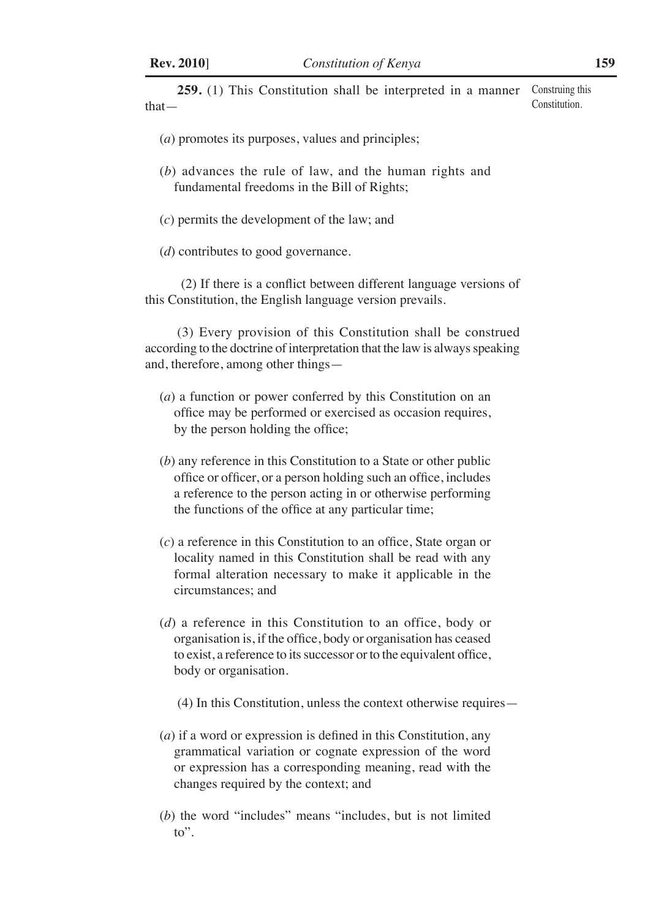**259.** (1) This Constitution shall be interpreted in a manner that—

Construing this Constitution.

(*a*) promotes its purposes, values and principles;

(*b*) advances the rule of law, and the human rights and fundamental freedoms in the Bill of Rights;

(*c*) permits the development of the law; and

(*d*) contributes to good governance.

(2) If there is a conflict between different language versions of this Constitution, the English language version prevails.

(3) Every provision of this Constitution shall be construed according to the doctrine of interpretation that the law is always speaking and, therefore, among other things—

(*a*) a function or power conferred by this Constitution on an office may be performed or exercised as occasion requires, by the person holding the office;

(*b*) any reference in this Constitution to a State or other public office or officer, or a person holding such an office, includes a reference to the person acting in or otherwise performing the functions of the office at any particular time;

(*c*) a reference in this Constitution to an office, State organ or locality named in this Constitution shall be read with any formal alteration necessary to make it applicable in the circumstances; and

(*d*) a reference in this Constitution to an office, body or organisation is, if the office, body or organisation has ceased to exist, a reference to its successor or to the equivalent office, body or organisation.

(4) In this Constitution, unless the context otherwise requires—

(*a*) if a word or expression is defined in this Constitution, any grammatical variation or cognate expression of the word or expression has a corresponding meaning, read with the changes required by the context; and

(*b*) the word "includes" means "includes, but is not limited to".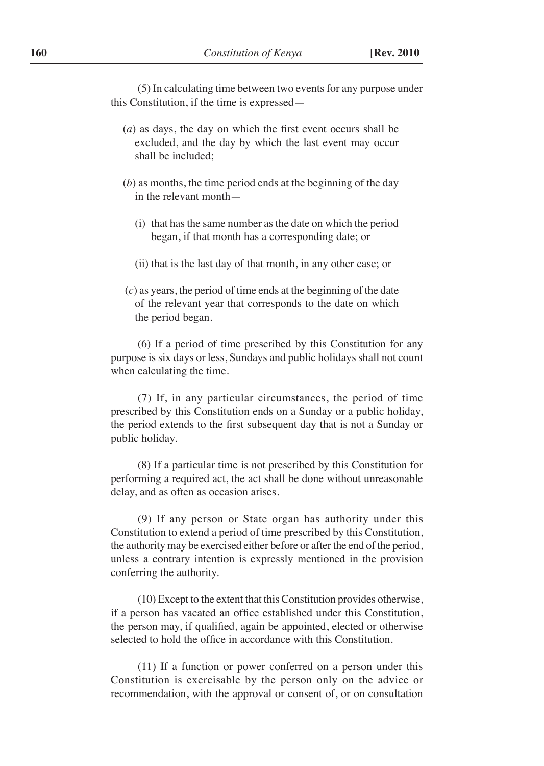(5) In calculating time between two events for any purpose under this Constitution, if the time is expressed—

(*a*) as days, the day on which the first event occurs shall be excluded, and the day by which the last event may occur shall be included;

(*b*) as months, the time period ends at the beginning of the day in the relevant month—

(i) that has the same number as the date on which the period began, if that month has a corresponding date; or

(ii) that is the last day of that month, in any other case; or

(*c*) as years, the period of time ends at the beginning of the date of the relevant year that corresponds to the date on which the period began.

(6) If a period of time prescribed by this Constitution for any purpose is six days or less, Sundays and public holidays shall not count when calculating the time.

(7) If, in any particular circumstances, the period of time prescribed by this Constitution ends on a Sunday or a public holiday, the period extends to the first subsequent day that is not a Sunday or public holiday.

(8) If a particular time is not prescribed by this Constitution for performing a required act, the act shall be done without unreasonable delay, and as often as occasion arises.

(9) If any person or State organ has authority under this Constitution to extend a period of time prescribed by this Constitution, the authority may be exercised either before or after the end of the period, unless a contrary intention is expressly mentioned in the provision conferring the authority.

(10) Except to the extent that this Constitution provides otherwise, if a person has vacated an office established under this Constitution, the person may, if qualified, again be appointed, elected or otherwise selected to hold the office in accordance with this Constitution.

(11) If a function or power conferred on a person under this Constitution is exercisable by the person only on the advice or recommendation, with the approval or consent of, or on consultation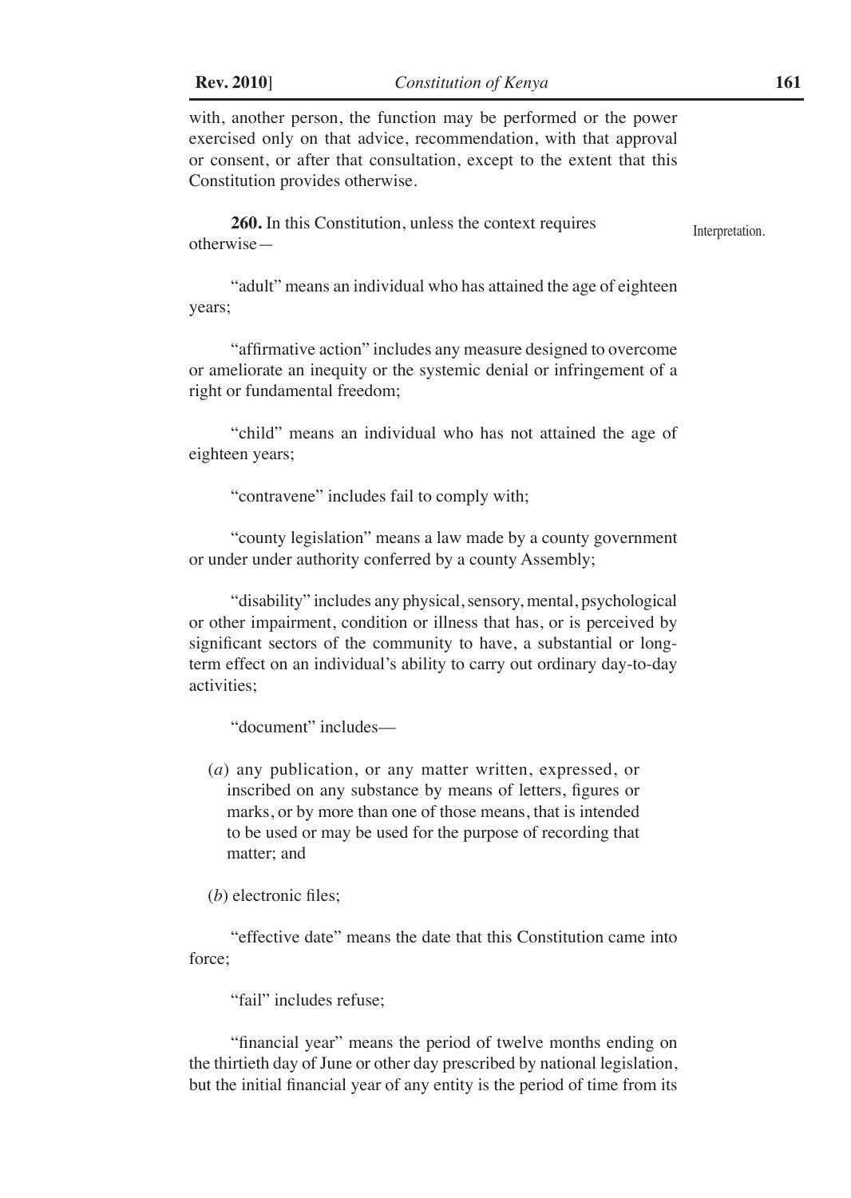with, another person, the function may be performed or the power exercised only on that advice, recommendation, with that approval or consent, or after that consultation, except to the extent that this Constitution provides otherwise.

**260.** In this Constitution, unless the context requires otherwise—

Interpretation.

"adult" means an individual who has attained the age of eighteen years;

"affirmative action" includes any measure designed to overcome or ameliorate an inequity or the systemic denial or infringement of a right or fundamental freedom;

"child" means an individual who has not attained the age of eighteen years;

"contravene" includes fail to comply with;

"county legislation" means a law made by a county government or under under authority conferred by a county Assembly;

"disability" includes any physical, sensory, mental, psychological or other impairment, condition or illness that has, or is perceived by significant sectors of the community to have, a substantial or long-term effect on an individual's ability to carry out ordinary day-to-day activities;

"document" includes—

(*a*) any publication, or any matter written, expressed, or inscribed on any substance by means of letters, figures or marks, or by more than one of those means, that is intended to be used or may be used for the purpose of recording that matter; and

(*b*) electronic files;

"effective date" means the date that this Constitution came into force;

"fail" includes refuse;

"financial year" means the period of twelve months ending on the thirtieth day of June or other day prescribed by national legislation, but the initial financial year of any entity is the period of time from its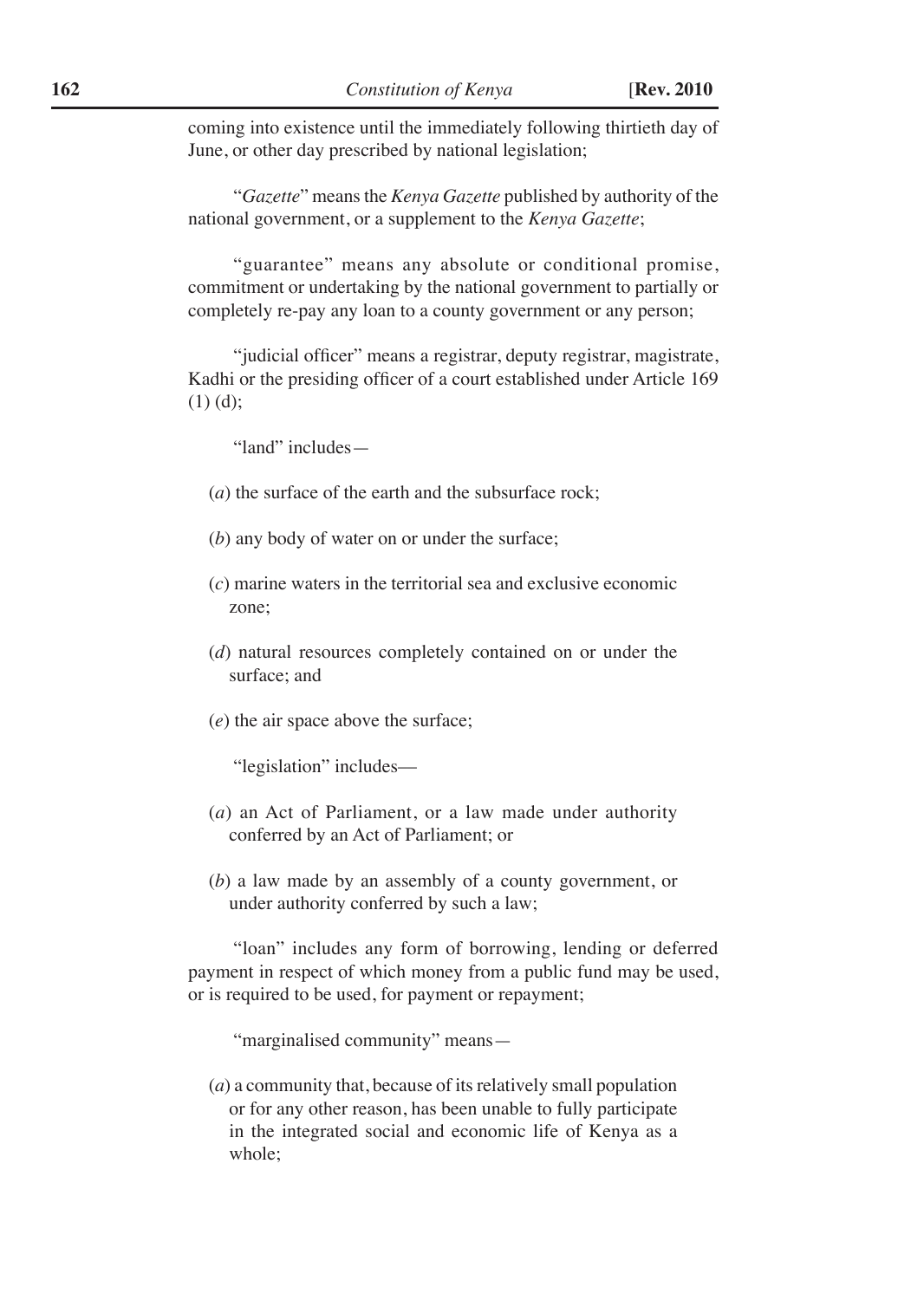coming into existence until the immediately following thirtieth day of June, or other day prescribed by national legislation;

"*Gazette*" means the *Kenya Gazette* published by authority of the national government, or a supplement to the *Kenya Gazette*;

"guarantee" means any absolute or conditional promise, commitment or undertaking by the national government to partially or completely re-pay any loan to a county government or any person;

"judicial officer" means a registrar, deputy registrar, magistrate, Kadhi or the presiding officer of a court established under Article 169 (1) (d);

"land" includes—

(*a*) the surface of the earth and the subsurface rock;

(*b*) any body of water on or under the surface;

(*c*) marine waters in the territorial sea and exclusive economic zone;

(*d*) natural resources completely contained on or under the surface; and

(*e*) the air space above the surface;

"legislation" includes—

(*a*) an Act of Parliament, or a law made under authority conferred by an Act of Parliament; or

(*b*) a law made by an assembly of a county government, or under authority conferred by such a law;

"loan" includes any form of borrowing, lending or deferred payment in respect of which money from a public fund may be used, or is required to be used, for payment or repayment;

"marginalised community" means—

(*a*) a community that, because of its relatively small population or for any other reason, has been unable to fully participate in the integrated social and economic life of Kenya as a whole;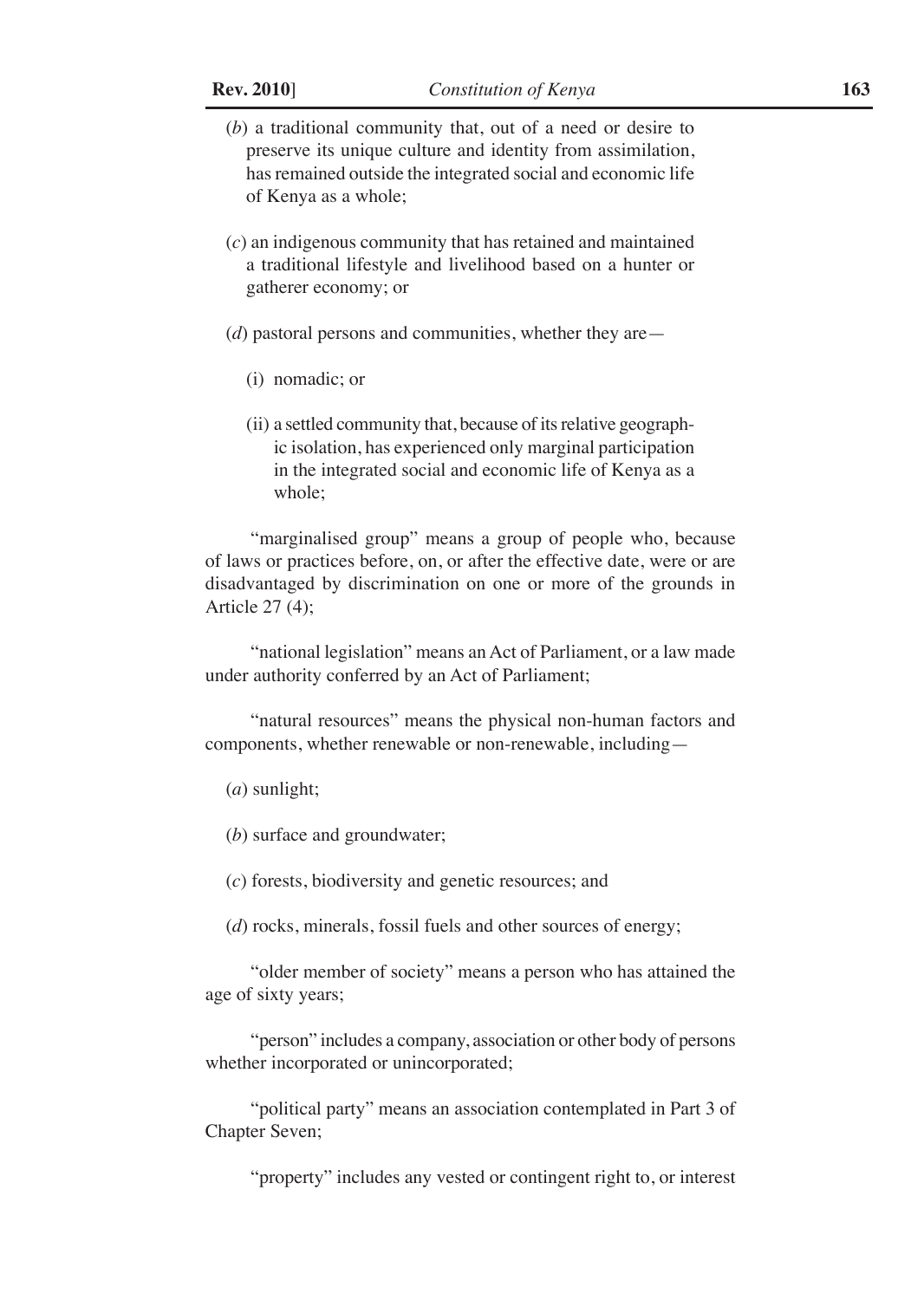(*b*) a traditional community that, out of a need or desire to preserve its unique culture and identity from assimilation, has remained outside the integrated social and economic life of Kenya as a whole;

(*c*) an indigenous community that has retained and maintained a traditional lifestyle and livelihood based on a hunter or gatherer economy; or

(*d*) pastoral persons and communities, whether they are—

(i) nomadic; or

(ii) a settled community that, because of its relative geographic isolation, has experienced only marginal participation in the integrated social and economic life of Kenya as a whole;

"marginalised group" means a group of people who, because of laws or practices before, on, or after the effective date, were or are disadvantaged by discrimination on one or more of the grounds in Article 27 (4);

"national legislation" means an Act of Parliament, or a law made under authority conferred by an Act of Parliament;

"natural resources" means the physical non-human factors and components, whether renewable or non-renewable, including—

(*a*) sunlight;

(*b*) surface and groundwater;

(*c*) forests, biodiversity and genetic resources; and

(*d*) rocks, minerals, fossil fuels and other sources of energy;

"older member of society" means a person who has attained the age of sixty years;

"person" includes a company, association or other body of persons whether incorporated or unincorporated;

"political party" means an association contemplated in Part 3 of Chapter Seven;

"property" includes any vested or contingent right to, or interest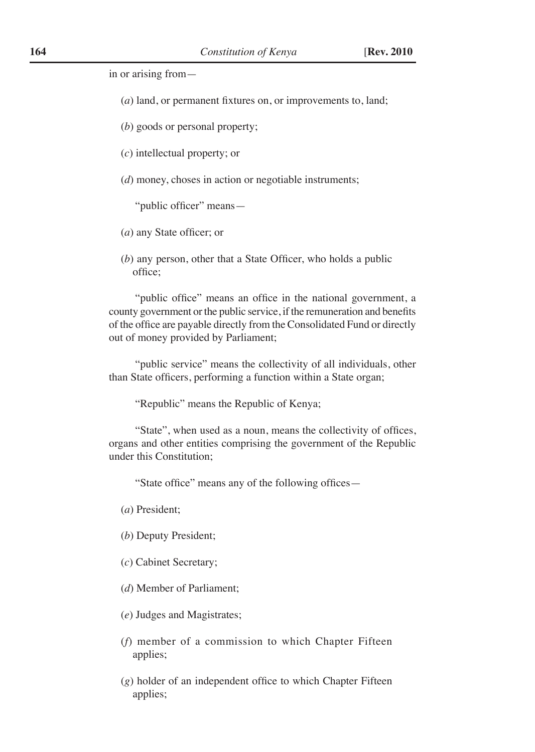in or arising from—

(*a*) land, or permanent fixtures on, or improvements to, land;

(*b*) goods or personal property;

(*c*) intellectual property; or

(*d*) money, choses in action or negotiable instruments;

"public officer" means—

(*a*) any State officer; or

(*b*) any person, other that a State Officer, who holds a public office;

"public office" means an office in the national government, a county government or the public service, if the remuneration and benefits of the office are payable directly from the Consolidated Fund or directly out of money provided by Parliament;

"public service" means the collectivity of all individuals, other than State officers, performing a function within a State organ;

"Republic" means the Republic of Kenya;

"State", when used as a noun, means the collectivity of offices, organs and other entities comprising the government of the Republic under this Constitution;

"State office" means any of the following offices—

(*a*) President;

(*b*) Deputy President;

(*c*) Cabinet Secretary;

(*d*) Member of Parliament;

(*e*) Judges and Magistrates;

(*f*) member of a commission to which Chapter Fifteen applies;

(*g*) holder of an independent office to which Chapter Fifteen applies;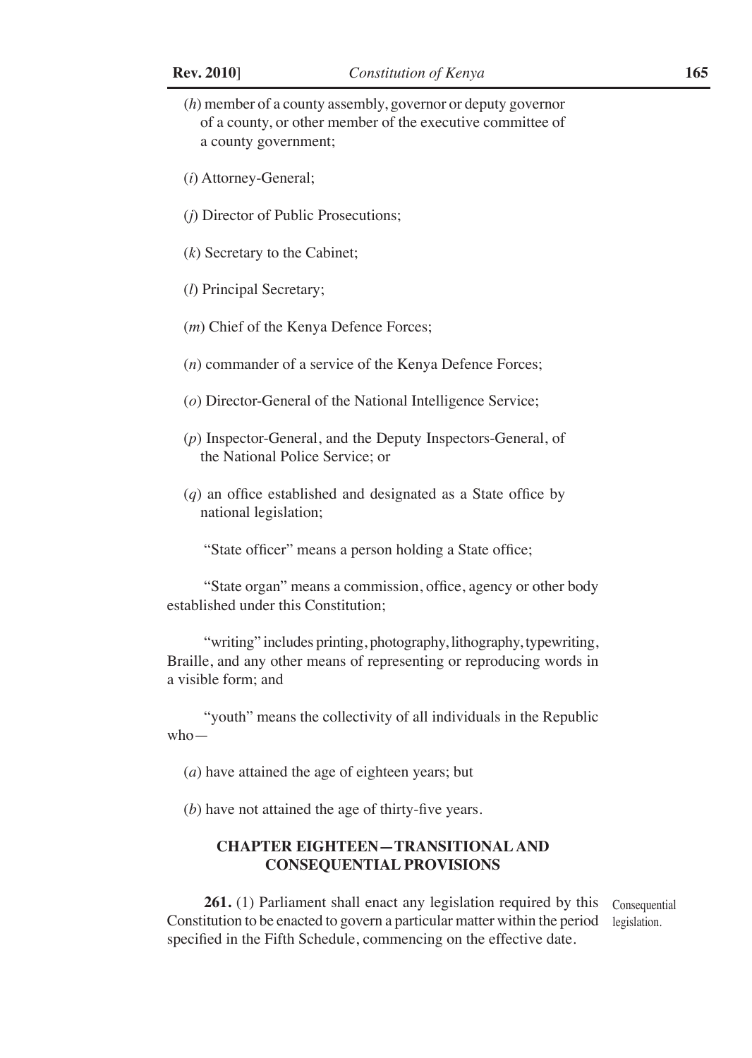(*h*) member of a county assembly, governor or deputy governor of a county, or other member of the executive committee of a county government;

(*i*) Attorney-General;

(*j*) Director of Public Prosecutions;

(*k*) Secretary to the Cabinet;

(*l*) Principal Secretary;

(*m*) Chief of the Kenya Defence Forces;

(*n*) commander of a service of the Kenya Defence Forces;

(*o*) Director-General of the National Intelligence Service;

(*p*) Inspector-General, and the Deputy Inspectors-General, of the National Police Service; or

(*q*) an office established and designated as a State office by national legislation;

"State officer" means a person holding a State office;

"State organ" means a commission, office, agency or other body established under this Constitution;

"writing" includes printing, photography, lithography, typewriting, Braille, and any other means of representing or reproducing words in a visible form; and

"youth" means the collectivity of all individuals in the Republic who—

(*a*) have attained the age of eighteen years; but

(*b*) have not attained the age of thirty-five years.

## CHAPTER EIGHTEEN—TRANSITIONAL AND CONSEQUENTIAL PROVISIONS

Consequential legislation.

**261.** (1) Parliament shall enact any legislation required by this Constitution to be enacted to govern a particular matter within the period specified in the Fifth Schedule, commencing on the effective date.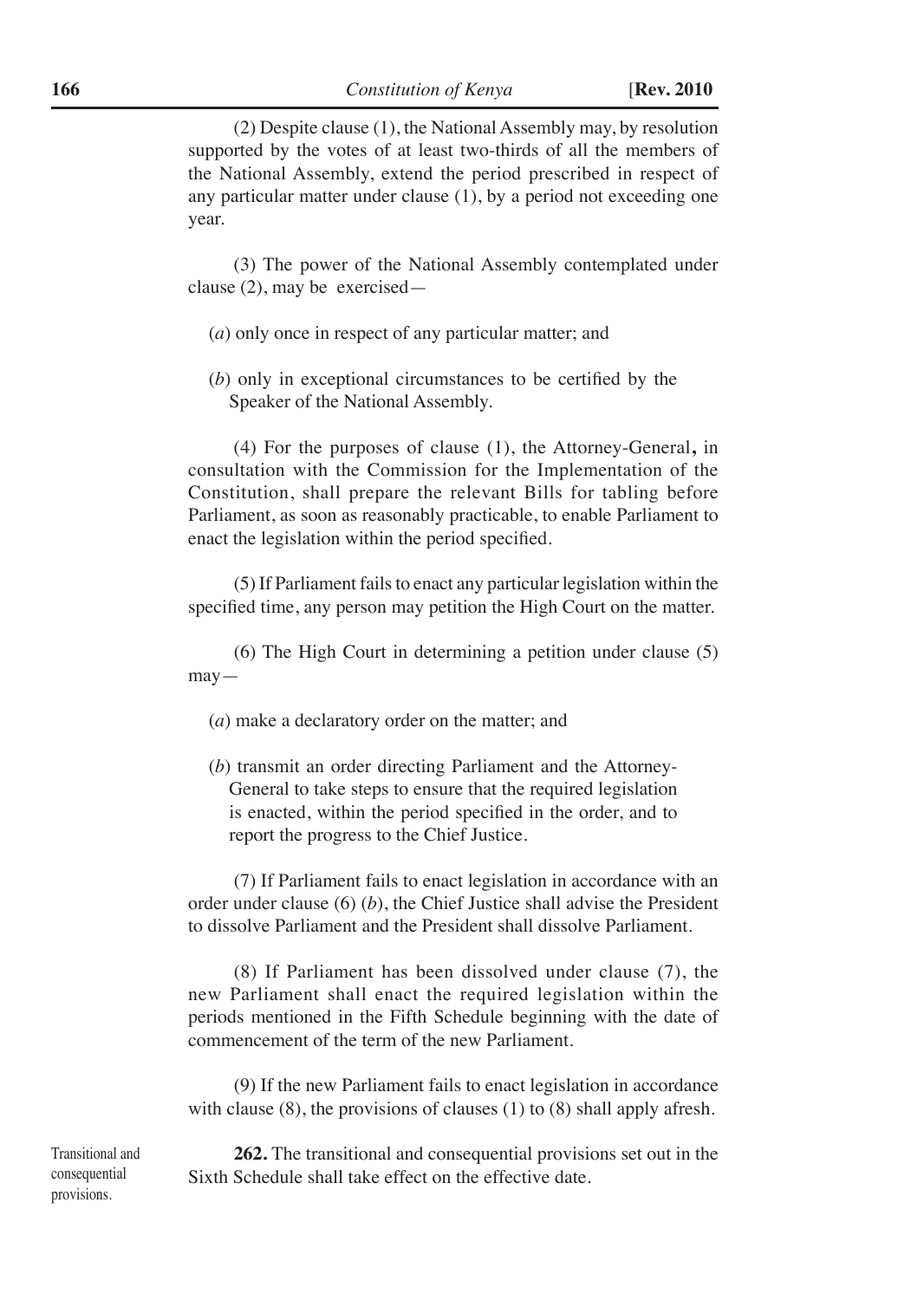(2) Despite clause (1), the National Assembly may, by resolution supported by the votes of at least two-thirds of all the members of the National Assembly, extend the period prescribed in respect of any particular matter under clause (1), by a period not exceeding one year.

(3) The power of the National Assembly contemplated under clause (2), may be exercised—

(*a*) only once in respect of any particular matter; and

(*b*) only in exceptional circumstances to be certified by the Speaker of the National Assembly.

(4) For the purposes of clause (1), the Attorney-General**,** in consultation with the Commission for the Implementation of the Constitution, shall prepare the relevant Bills for tabling before Parliament, as soon as reasonably practicable, to enable Parliament to enact the legislation within the period specified.

(5) If Parliament fails to enact any particular legislation within the specified time, any person may petition the High Court on the matter.

(6) The High Court in determining a petition under clause (5) may—

(*a*) make a declaratory order on the matter; and

(*b*) transmit an order directing Parliament and the Attorney-General to take steps to ensure that the required legislation is enacted, within the period specified in the order, and to report the progress to the Chief Justice.

(7) If Parliament fails to enact legislation in accordance with an order under clause (6) (*b*), the Chief Justice shall advise the President to dissolve Parliament and the President shall dissolve Parliament.

(8) If Parliament has been dissolved under clause (7), the new Parliament shall enact the required legislation within the periods mentioned in the Fifth Schedule beginning with the date of commencement of the term of the new Parliament.

(9) If the new Parliament fails to enact legislation in accordance with clause (8), the provisions of clauses (1) to (8) shall apply afresh.

Transitional and consequential provisions.

**262.** The transitional and consequential provisions set out in the Sixth Schedule shall take effect on the effective date.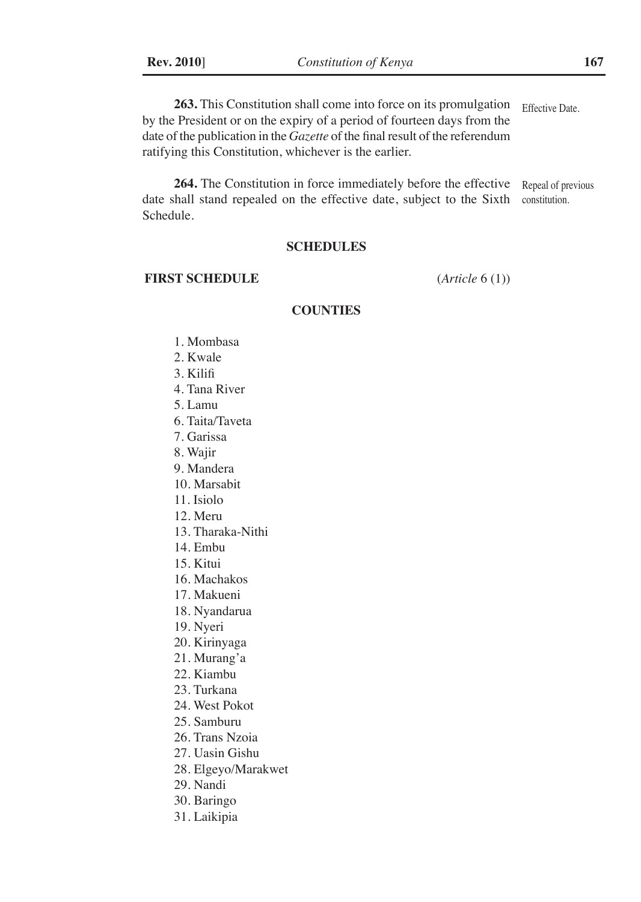**263.** This Constitution shall come into force on its promulgation by the President or on the expiry of a period of fourteen days from the date of the publication in the *Gazette* of the final result of the referendum ratifying this Constitution, whichever is the earlier.

Effective Date.

**264.** The Constitution in force immediately before the effective date shall stand repealed on the effective date, subject to the Sixth Schedule.

Repeal of previous constitution.

## SCHEDULES

### FIRST SCHEDULE (*Article* 6 (1))

### COUNTIES

1. Mombasa
2. Kwale
3. Kilifi
4. Tana River
5. Lamu
6. Taita/Taveta
7. Garissa
8. Wajir
9. Mandera
10. Marsabit
11. Isiolo
12. Meru
13. Tharaka-Nithi
14. Embu
15. Kitui
16. Machakos
17. Makueni
18. Nyandarua
19. Nyeri
20. Kirinyaga
21. Murang'a
22. Kiambu
23. Turkana
24. West Pokot
25. Samburu
26. Trans Nzoia
27. Uasin Gishu
28. Elgeyo/Marakwet
29. Nandi
30. Baringo
31. Laikipia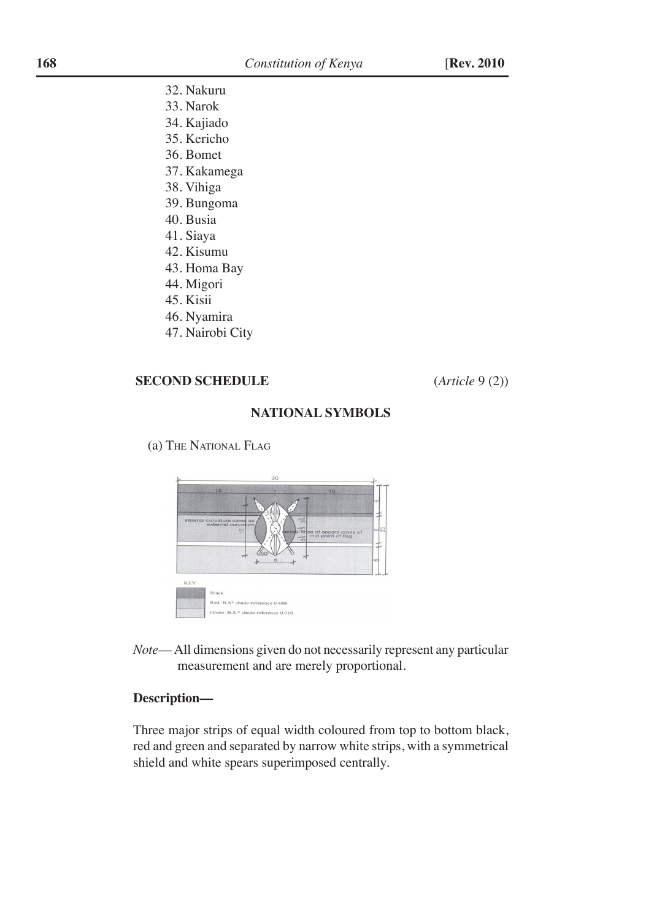32. Nakuru
33. Narok
34. Kajiado
35. Kericho
36. Bomet
37. Kakamega
38. Vihiga
39. Bungoma
40. Busia
41. Siaya
42. Kisumu
43. Homa Bay
44. Migori
45. Kisii
46. Nyamira
47. Nairobi City

## SECOND SCHEDULE (*Article* 9 (2))

### NATIONAL SYMBOLS

(a) THE NATIONAL FLAG

*Note*— All dimensions given do not necessarily represent any particular measurement and are merely proportional.

**Description—**

Three major strips of equal width coloured from top to bottom black, red and green and separated by narrow white strips, with a symmetrical shield and white spears superimposed centrally.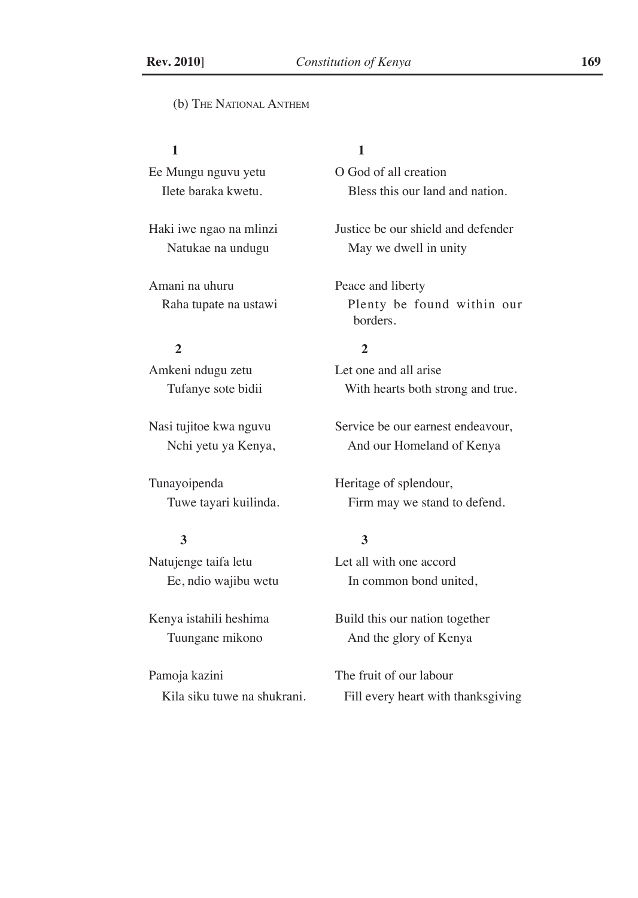(b) THE NATIONAL ANTHEM

| **1** | **1** |
| --- | --- |
| Ee Mungu nguvu yetu | O God of all creation |
| Ilete baraka kwetu. | Bless this our land and nation. |
| Haki iwe ngao na mlinzi | Justice be our shield and defender |
| Natukae na undugu | May we dwell in unity |
| Amani na uhuru | Peace and liberty |
| Raha tupate na ustawi | Plenty be found within our borders. |
| **2** | **2** |
| Amkeni ndugu zetu | Let one and all arise |
| Tufanye sote bidii | With hearts both strong and true. |
| Nasi tujitoe kwa nguvu | Service be our earnest endeavour, |
| Nchi yetu ya Kenya, | And our Homeland of Kenya |
| Tunayoipenda | Heritage of splendour, |
| Tuwe tayari kuilinda. | Firm may we stand to defend. |
| **3** | **3** |
| Natujenge taifa letu | Let all with one accord |
| Ee, ndio wajibu wetu | In common bond united, |
| Kenya istahili heshima | Build this our nation together |
| Tuungane mikono | And the glory of Kenya |
| Pamoja kazini | The fruit of our labour |
| Kila siku tuwe na shukrani. | Fill every heart with thanksgiving |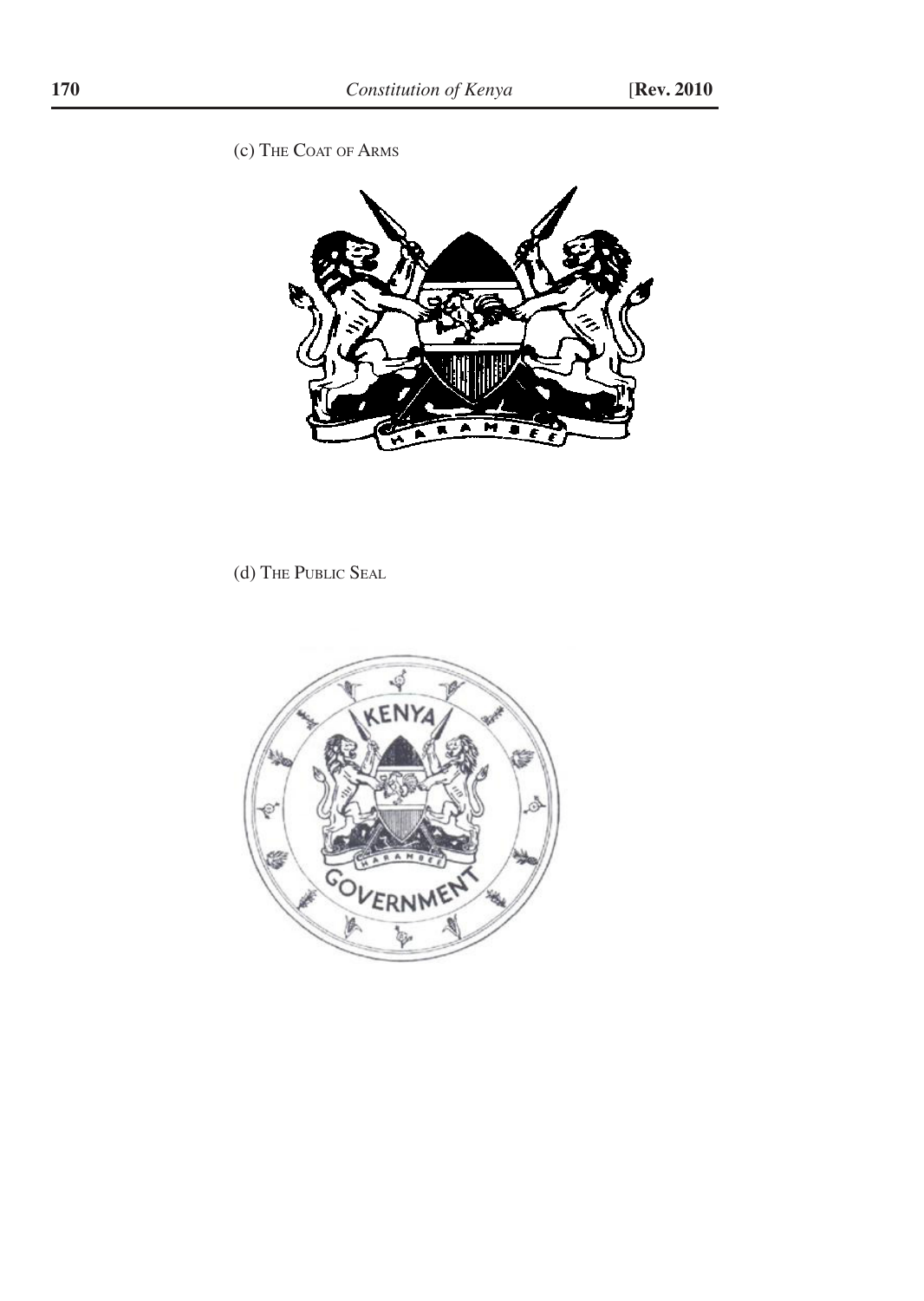(c) THE COAT OF ARMS

(d) THE PUBLIC SEAL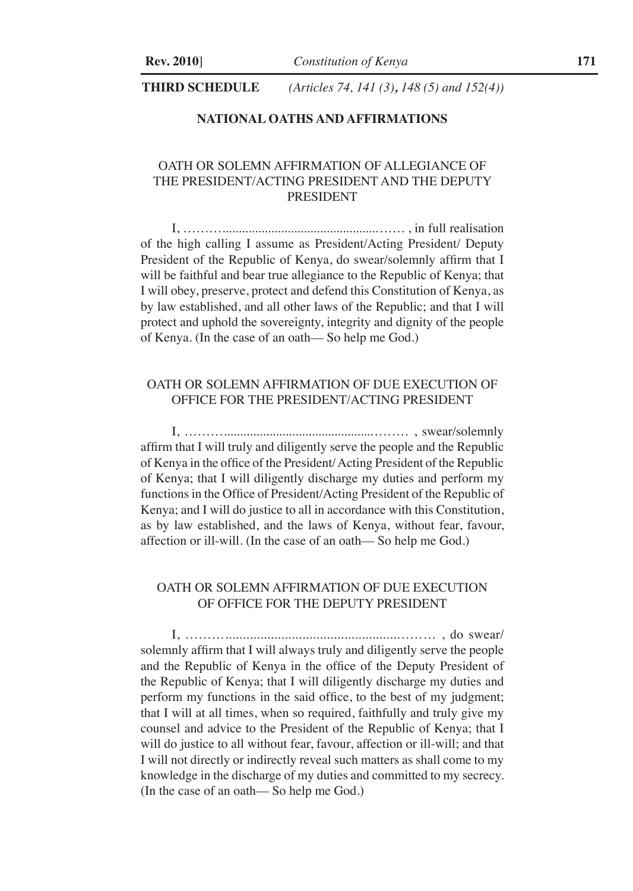**THIRD SCHEDULE** *(Articles 74, 141 (3), 148 (5) and 152(4))*

## NATIONAL OATHS AND AFFIRMATIONS

### OATH OR SOLEMN AFFIRMATION OF ALLEGIANCE OF THE PRESIDENT/ACTING PRESIDENT AND THE DEPUTY PRESIDENT

I, ……….................................................…… , in full realisation of the high calling I assume as President/Acting President/ Deputy President of the Republic of Kenya, do swear/solemnly affirm that I will be faithful and bear true allegiance to the Republic of Kenya; that I will obey, preserve, protect and defend this Constitution of Kenya, as by law established, and all other laws of the Republic; and that I will protect and uphold the sovereignty, integrity and dignity of the people of Kenya. (In the case of an oath— So help me God.)

### OATH OR SOLEMN AFFIRMATION OF DUE EXECUTION OF OFFICE FOR THE PRESIDENT/ACTING PRESIDENT

I, ……….............................................……… , swear/solemnly affirm that I will truly and diligently serve the people and the Republic of Kenya in the office of the President/ Acting President of the Republic of Kenya; that I will diligently discharge my duties and perform my functions in the Office of President/Acting President of the Republic of Kenya; and I will do justice to all in accordance with this Constitution, as by law established, and the laws of Kenya, without fear, favour, affection or ill-will. (In the case of an oath— So help me God.)

### OATH OR SOLEMN AFFIRMATION OF DUE EXECUTION OF OFFICE FOR THE DEPUTY PRESIDENT

I, ……….........................................................……… , do swear/ solemnly affirm that I will always truly and diligently serve the people and the Republic of Kenya in the office of the Deputy President of the Republic of Kenya; that I will diligently discharge my duties and perform my functions in the said office, to the best of my judgment; that I will at all times, when so required, faithfully and truly give my counsel and advice to the President of the Republic of Kenya; that I will do justice to all without fear, favour, affection or ill-will; and that I will not directly or indirectly reveal such matters as shall come to my knowledge in the discharge of my duties and committed to my secrecy. (In the case of an oath— So help me God.)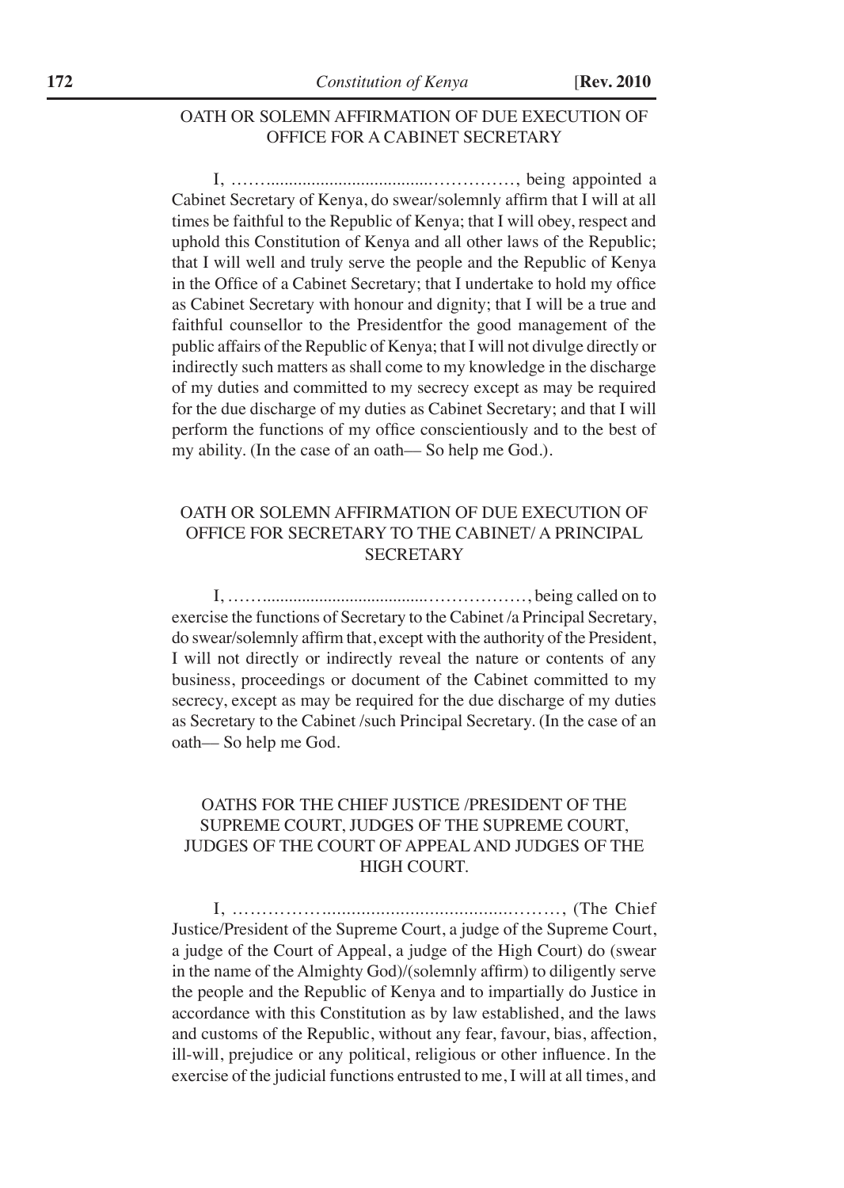## OATH OR SOLEMN AFFIRMATION OF DUE EXECUTION OF OFFICE FOR A CABINET SECRETARY

I, ……....................................……………, being appointed a Cabinet Secretary of Kenya, do swear/solemnly affirm that I will at all times be faithful to the Republic of Kenya; that I will obey, respect and uphold this Constitution of Kenya and all other laws of the Republic; that I will well and truly serve the people and the Republic of Kenya in the Office of a Cabinet Secretary; that I undertake to hold my office as Cabinet Secretary with honour and dignity; that I will be a true and faithful counsellor to the Presidentfor the good management of the public affairs of the Republic of Kenya; that I will not divulge directly or indirectly such matters as shall come to my knowledge in the discharge of my duties and committed to my secrecy except as may be required for the due discharge of my duties as Cabinet Secretary; and that I will perform the functions of my office conscientiously and to the best of my ability. (In the case of an oath— So help me God.).

## OATH OR SOLEMN AFFIRMATION OF DUE EXECUTION OF OFFICE FOR SECRETARY TO THE CABINET/ A PRINCIPAL SECRETARY

I, ……....................................………………, being called on to exercise the functions of Secretary to the Cabinet /a Principal Secretary, do swear/solemnly affirm that, except with the authority of the President, I will not directly or indirectly reveal the nature or contents of any business, proceedings or document of the Cabinet committed to my secrecy, except as may be required for the due discharge of my duties as Secretary to the Cabinet /such Principal Secretary. (In the case of an oath— So help me God.

## OATHS FOR THE CHIEF JUSTICE /PRESIDENT OF THE SUPREME COURT, JUDGES OF THE SUPREME COURT, JUDGES OF THE COURT OF APPEAL AND JUDGES OF THE HIGH COURT.

I, ……………...............................................………, (The Chief Justice/President of the Supreme Court, a judge of the Supreme Court, a judge of the Court of Appeal, a judge of the High Court) do (swear in the name of the Almighty God)/(solemnly affirm) to diligently serve the people and the Republic of Kenya and to impartially do Justice in accordance with this Constitution as by law established, and the laws and customs of the Republic, without any fear, favour, bias, affection, ill-will, prejudice or any political, religious or other influence. In the exercise of the judicial functions entrusted to me, I will at all times, and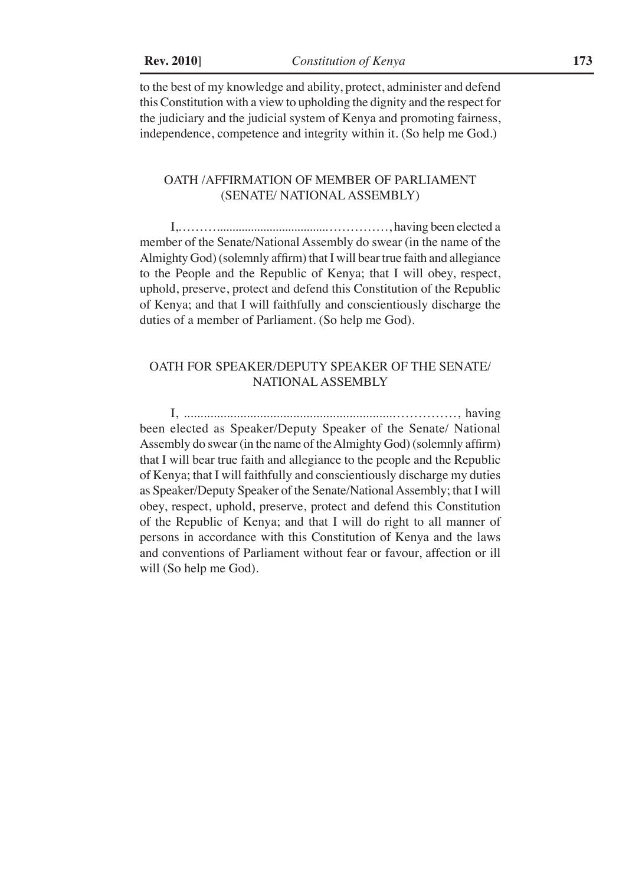to the best of my knowledge and ability, protect, administer and defend this Constitution with a view to upholding the dignity and the respect for the judiciary and the judicial system of Kenya and promoting fairness, independence, competence and integrity within it. (So help me God.)

## OATH /AFFIRMATION OF MEMBER OF PARLIAMENT (SENATE/ NATIONAL ASSEMBLY)

I,……….....................................……………, having been elected a member of the Senate/National Assembly do swear (in the name of the Almighty God) (solemnly affirm) that I will bear true faith and allegiance to the People and the Republic of Kenya; that I will obey, respect, uphold, preserve, protect and defend this Constitution of the Republic of Kenya; and that I will faithfully and conscientiously discharge the duties of a member of Parliament. (So help me God).

## OATH FOR SPEAKER/DEPUTY SPEAKER OF THE SENATE/ NATIONAL ASSEMBLY

I, ...............................................................……………, having been elected as Speaker/Deputy Speaker of the Senate/ National Assembly do swear (in the name of the Almighty God) (solemnly affirm) that I will bear true faith and allegiance to the people and the Republic of Kenya; that I will faithfully and conscientiously discharge my duties as Speaker/Deputy Speaker of the Senate/National Assembly; that I will obey, respect, uphold, preserve, protect and defend this Constitution of the Republic of Kenya; and that I will do right to all manner of persons in accordance with this Constitution of Kenya and the laws and conventions of Parliament without fear or favour, affection or ill will (So help me God).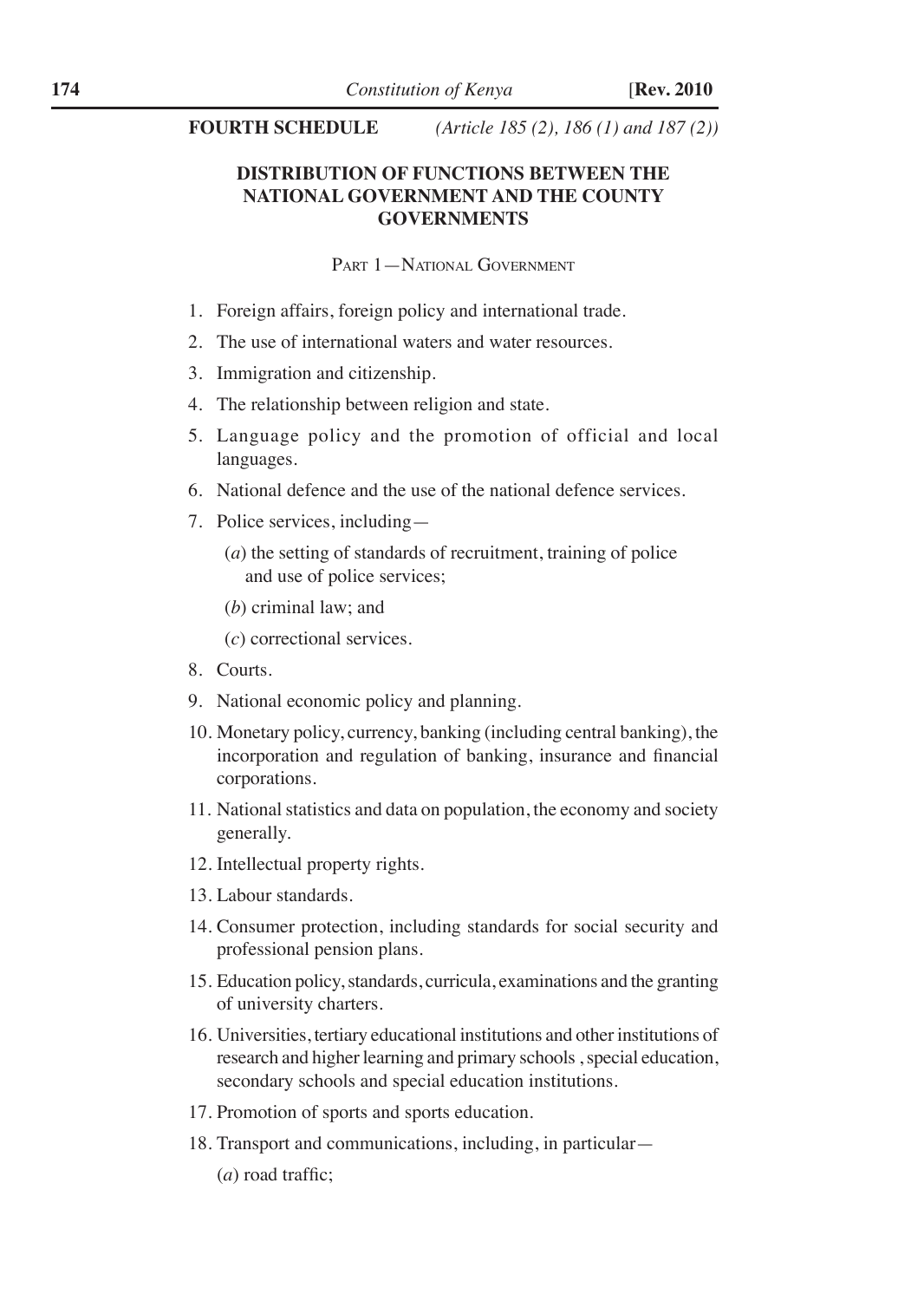**FOURTH SCHEDULE** *(Article 185 (2), 186 (1) and 187 (2))*

## DISTRIBUTION OF FUNCTIONS BETWEEN THE NATIONAL GOVERNMENT AND THE COUNTY GOVERNMENTS

### PART 1—NATIONAL GOVERNMENT

1. Foreign affairs, foreign policy and international trade.
2. The use of international waters and water resources.
3. Immigration and citizenship.
4. The relationship between religion and state.
5. Language policy and the promotion of official and local languages.
6. National defence and the use of the national defence services.
7. Police services, including—

   (*a*) the setting of standards of recruitment, training of police and use of police services;

   (*b*) criminal law; and

   (*c*) correctional services.
8. Courts.
9. National economic policy and planning.
10. Monetary policy, currency, banking (including central banking), the incorporation and regulation of banking, insurance and financial corporations.
11. National statistics and data on population, the economy and society generally.
12. Intellectual property rights.
13. Labour standards.
14. Consumer protection, including standards for social security and professional pension plans.
15. Education policy, standards, curricula, examinations and the granting of university charters.
16. Universities, tertiary educational institutions and other institutions of research and higher learning and primary schools , special education, secondary schools and special education institutions.
17. Promotion of sports and sports education.
18. Transport and communications, including, in particular—

   (*a*) road traffic;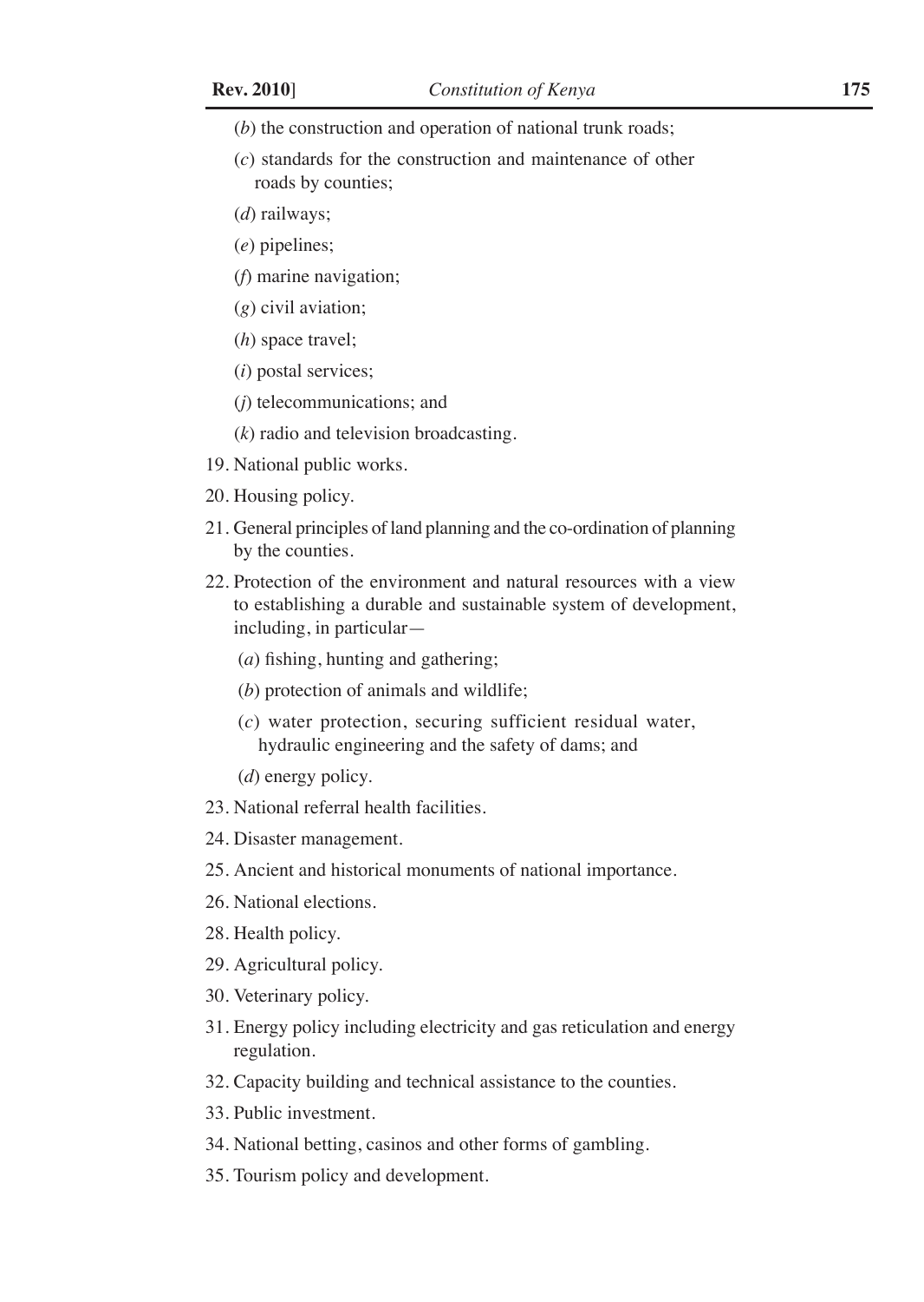(*b*) the construction and operation of national trunk roads;

(*c*) standards for the construction and maintenance of other roads by counties;

(*d*) railways;

(*e*) pipelines;

(*f*) marine navigation;

(*g*) civil aviation;

(*h*) space travel;

(*i*) postal services;

(*j*) telecommunications; and

(*k*) radio and television broadcasting.

19. National public works.

20. Housing policy.

21. General principles of land planning and the co-ordination of planning by the counties.

22. Protection of the environment and natural resources with a view to establishing a durable and sustainable system of development, including, in particular—

(*a*) fishing, hunting and gathering;

(*b*) protection of animals and wildlife;

(*c*) water protection, securing sufficient residual water, hydraulic engineering and the safety of dams; and

(*d*) energy policy.

23. National referral health facilities.

24. Disaster management.

25. Ancient and historical monuments of national importance.

26. National elections.

28. Health policy.

29. Agricultural policy.

30. Veterinary policy.

31. Energy policy including electricity and gas reticulation and energy regulation.

32. Capacity building and technical assistance to the counties.

33. Public investment.

34. National betting, casinos and other forms of gambling.

35. Tourism policy and development.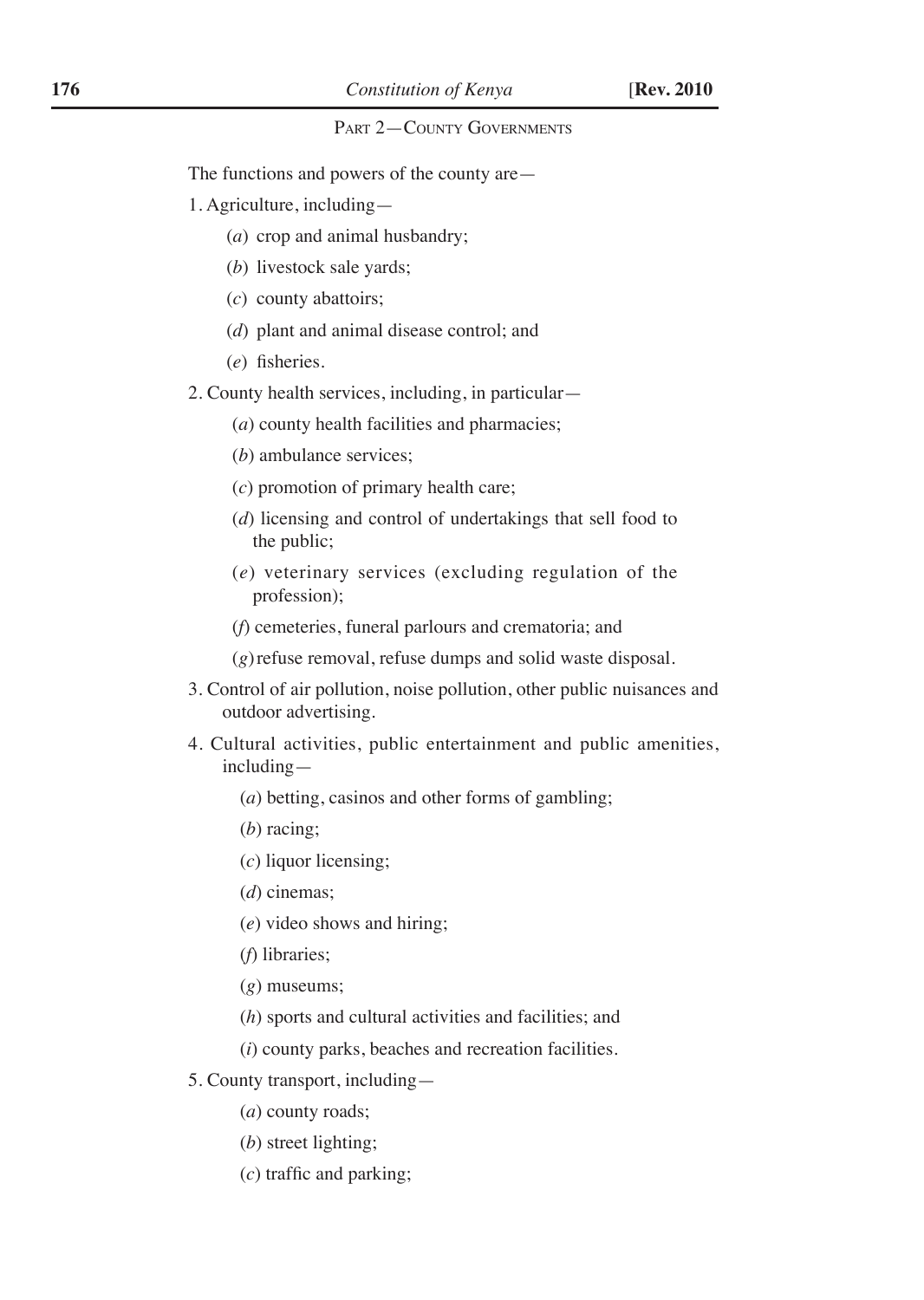PART 2—COUNTY GOVERNMENTS

The functions and powers of the county are—

1. Agriculture, including—
   - (*a*) crop and animal husbandry;
   - (*b*) livestock sale yards;
   - (*c*) county abattoirs;
   - (*d*) plant and animal disease control; and
   - (*e*) fisheries.
2. County health services, including, in particular—
   - (*a*) county health facilities and pharmacies;
   - (*b*) ambulance services;
   - (*c*) promotion of primary health care;
   - (*d*) licensing and control of undertakings that sell food to the public;
   - (*e*) veterinary services (excluding regulation of the profession);
   - (*f*) cemeteries, funeral parlours and crematoria; and
   - (*g*) refuse removal, refuse dumps and solid waste disposal.
3. Control of air pollution, noise pollution, other public nuisances and outdoor advertising.
4. Cultural activities, public entertainment and public amenities, including—
   - (*a*) betting, casinos and other forms of gambling;
   - (*b*) racing;
   - (*c*) liquor licensing;
   - (*d*) cinemas;
   - (*e*) video shows and hiring;
   - (*f*) libraries;
   - (*g*) museums;
   - (*h*) sports and cultural activities and facilities; and
   - (*i*) county parks, beaches and recreation facilities.
5. County transport, including—
   - (*a*) county roads;
   - (*b*) street lighting;
   - (*c*) traffic and parking;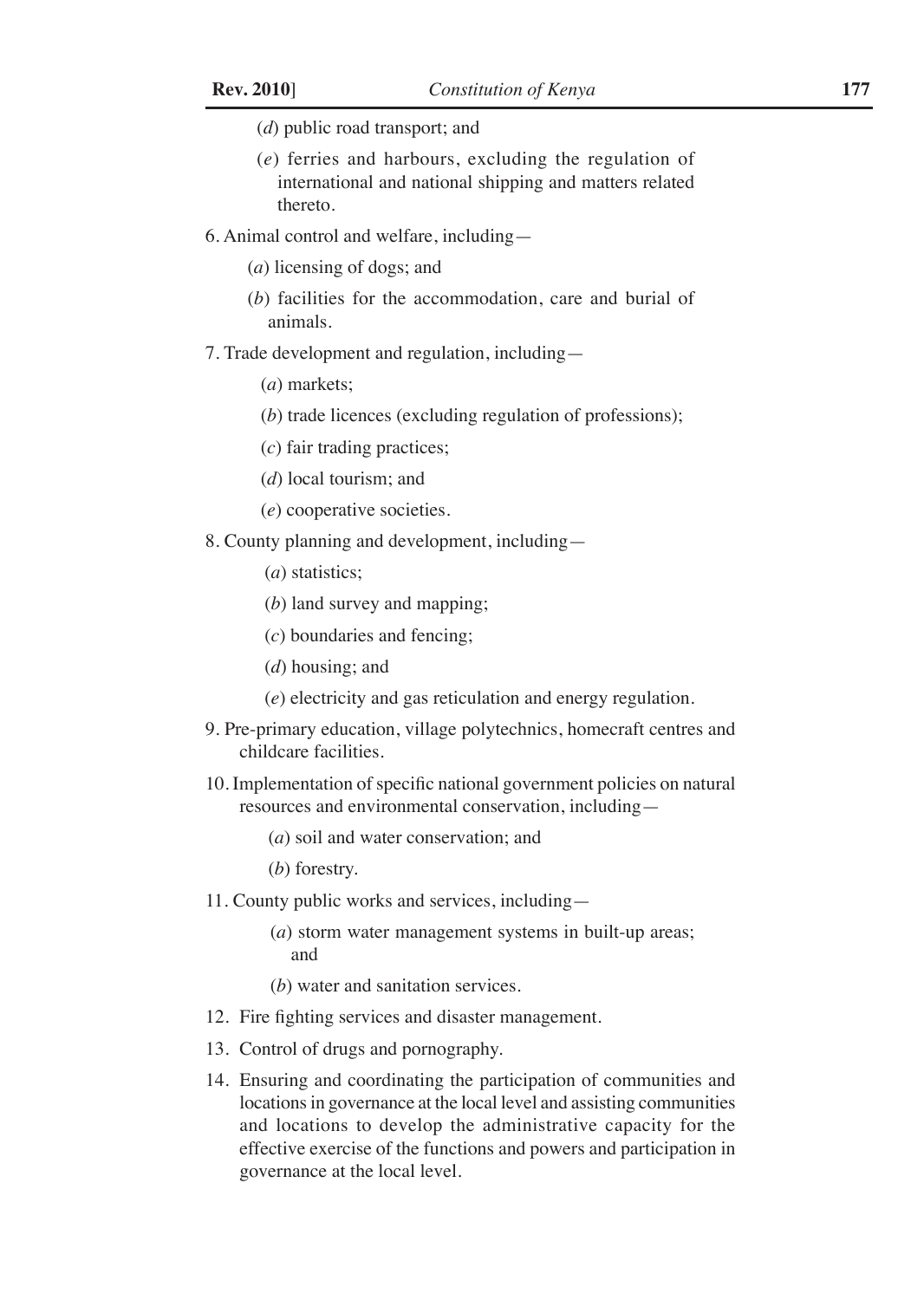(*d*) public road transport; and

(*e*) ferries and harbours, excluding the regulation of international and national shipping and matters related thereto.

6. Animal control and welfare, including—

   (*a*) licensing of dogs; and

   (*b*) facilities for the accommodation, care and burial of animals.

7. Trade development and regulation, including—

   (*a*) markets;

   (*b*) trade licences (excluding regulation of professions);

   (*c*) fair trading practices;

   (*d*) local tourism; and

   (*e*) cooperative societies.

8. County planning and development, including—

   (*a*) statistics;

   (*b*) land survey and mapping;

   (*c*) boundaries and fencing;

   (*d*) housing; and

   (*e*) electricity and gas reticulation and energy regulation.

9. Pre-primary education, village polytechnics, homecraft centres and childcare facilities.

10. Implementation of specific national government policies on natural resources and environmental conservation, including—

    (*a*) soil and water conservation; and

    (*b*) forestry.

11. County public works and services, including—

    (*a*) storm water management systems in built-up areas; and

    (*b*) water and sanitation services.

12. Fire fighting services and disaster management.

13. Control of drugs and pornography.

14. Ensuring and coordinating the participation of communities and locations in governance at the local level and assisting communities and locations to develop the administrative capacity for the effective exercise of the functions and powers and participation in governance at the local level.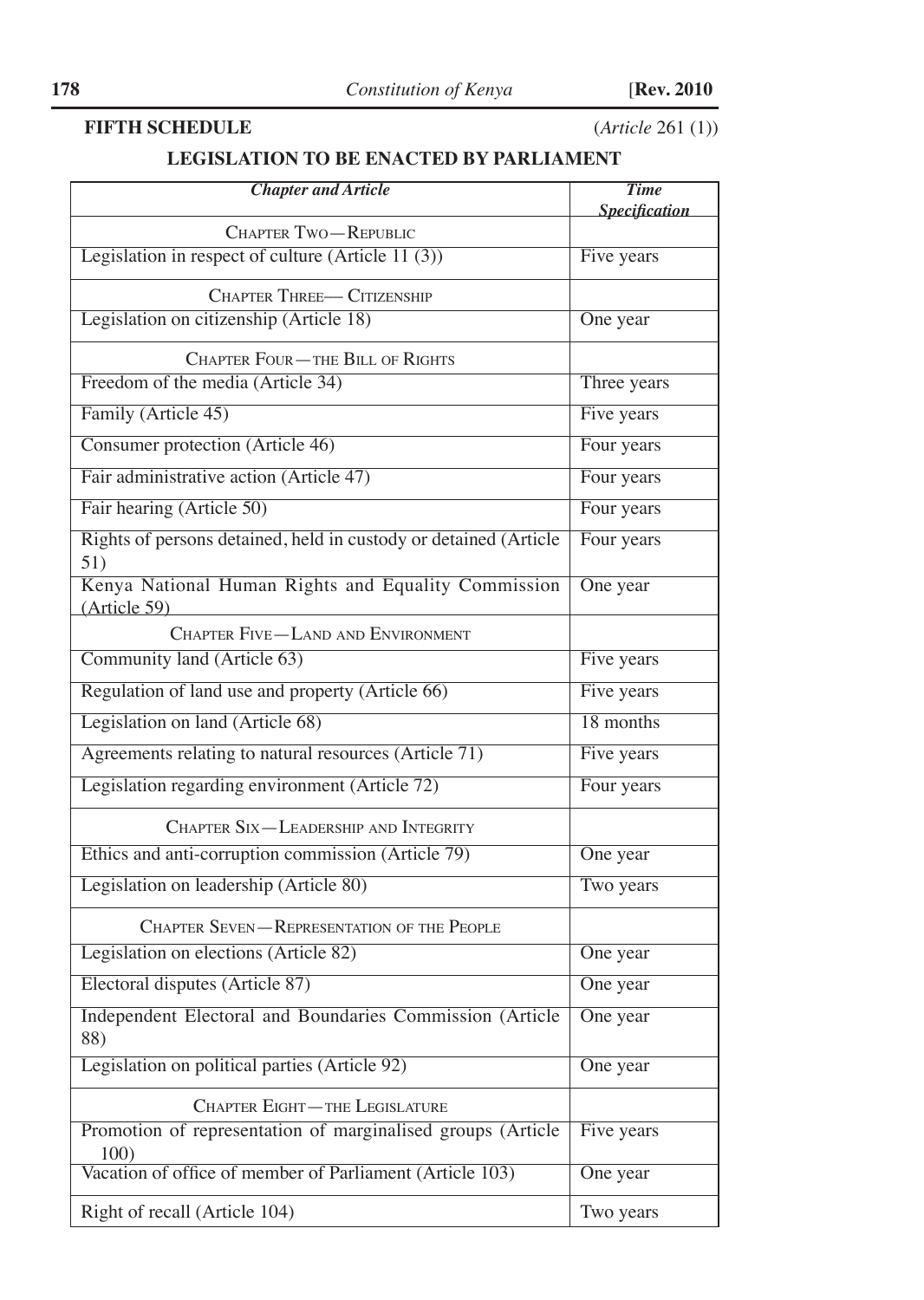**FIFTH SCHEDULE** (*Article* 261 (1))

## LEGISLATION TO BE ENACTED BY PARLIAMENT

| *Chapter and Article* | *Time Specification* |
|---|---|
| CHAPTER TWO—REPUBLIC | |
| Legislation in respect of culture (Article 11 (3)) | Five years |
| CHAPTER THREE— CITIZENSHIP | |
| Legislation on citizenship (Article 18) | One year |
| CHAPTER FOUR—THE BILL OF RIGHTS | |
| Freedom of the media (Article 34) | Three years |
| Family (Article 45) | Five years |
| Consumer protection (Article 46) | Four years |
| Fair administrative action (Article 47) | Four years |
| Fair hearing (Article 50) | Four years |
| Rights of persons detained, held in custody or detained (Article 51) | Four years |
| Kenya National Human Rights and Equality Commission (Article 59) | One year |
| CHAPTER FIVE—LAND AND ENVIRONMENT | |
| Community land (Article 63) | Five years |
| Regulation of land use and property (Article 66) | Five years |
| Legislation on land (Article 68) | 18 months |
| Agreements relating to natural resources (Article 71) | Five years |
| Legislation regarding environment (Article 72) | Four years |
| CHAPTER SIX—LEADERSHIP AND INTEGRITY | |
| Ethics and anti-corruption commission (Article 79) | One year |
| Legislation on leadership (Article 80) | Two years |
| CHAPTER SEVEN—REPRESENTATION OF THE PEOPLE | |
| Legislation on elections (Article 82) | One year |
| Electoral disputes (Article 87) | One year |
| Independent Electoral and Boundaries Commission (Article 88) | One year |
| Legislation on political parties (Article 92) | One year |
| CHAPTER EIGHT—THE LEGISLATURE | |
| Promotion of representation of marginalised groups (Article 100) | Five years |
| Vacation of office of member of Parliament (Article 103) | One year |
| Right of recall (Article 104) | Two years |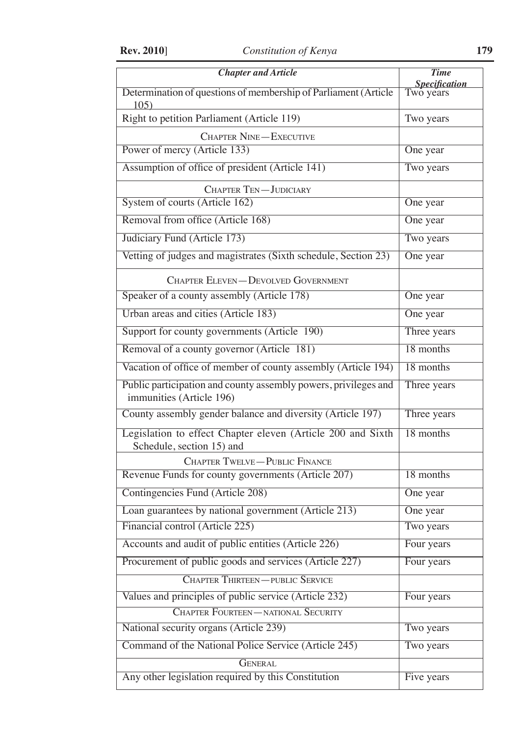| *Chapter and Article* | *Time Specification* |
|---|---|
| Determination of questions of membership of Parliament (Article 105) | Two years |
| Right to petition Parliament (Article 119) | Two years |
| CHAPTER NINE—EXECUTIVE | |
| Power of mercy (Article 133) | One year |
| Assumption of office of president (Article 141) | Two years |
| CHAPTER TEN—JUDICIARY | |
| System of courts (Article 162) | One year |
| Removal from office (Article 168) | One year |
| Judiciary Fund (Article 173) | Two years |
| Vetting of judges and magistrates (Sixth schedule, Section 23) | One year |
| CHAPTER ELEVEN—DEVOLVED GOVERNMENT | |
| Speaker of a county assembly (Article 178) | One year |
| Urban areas and cities (Article 183) | One year |
| Support for county governments (Article 190) | Three years |
| Removal of a county governor (Article 181) | 18 months |
| Vacation of office of member of county assembly (Article 194) | 18 months |
| Public participation and county assembly powers, privileges and immunities (Article 196) | Three years |
| County assembly gender balance and diversity (Article 197) | Three years |
| Legislation to effect Chapter eleven (Article 200 and Sixth Schedule, section 15) and | 18 months |
| CHAPTER TWELVE—PUBLIC FINANCE | |
| Revenue Funds for county governments (Article 207) | 18 months |
| Contingencies Fund (Article 208) | One year |
| Loan guarantees by national government (Article 213) | One year |
| Financial control (Article 225) | Two years |
| Accounts and audit of public entities (Article 226) | Four years |
| Procurement of public goods and services (Article 227) | Four years |
| CHAPTER THIRTEEN—PUBLIC SERVICE | |
| Values and principles of public service (Article 232) | Four years |
| CHAPTER FOURTEEN—NATIONAL SECURITY | |
| National security organs (Article 239) | Two years |
| Command of the National Police Service (Article 245) | Two years |
| GENERAL | |
| Any other legislation required by this Constitution | Five years |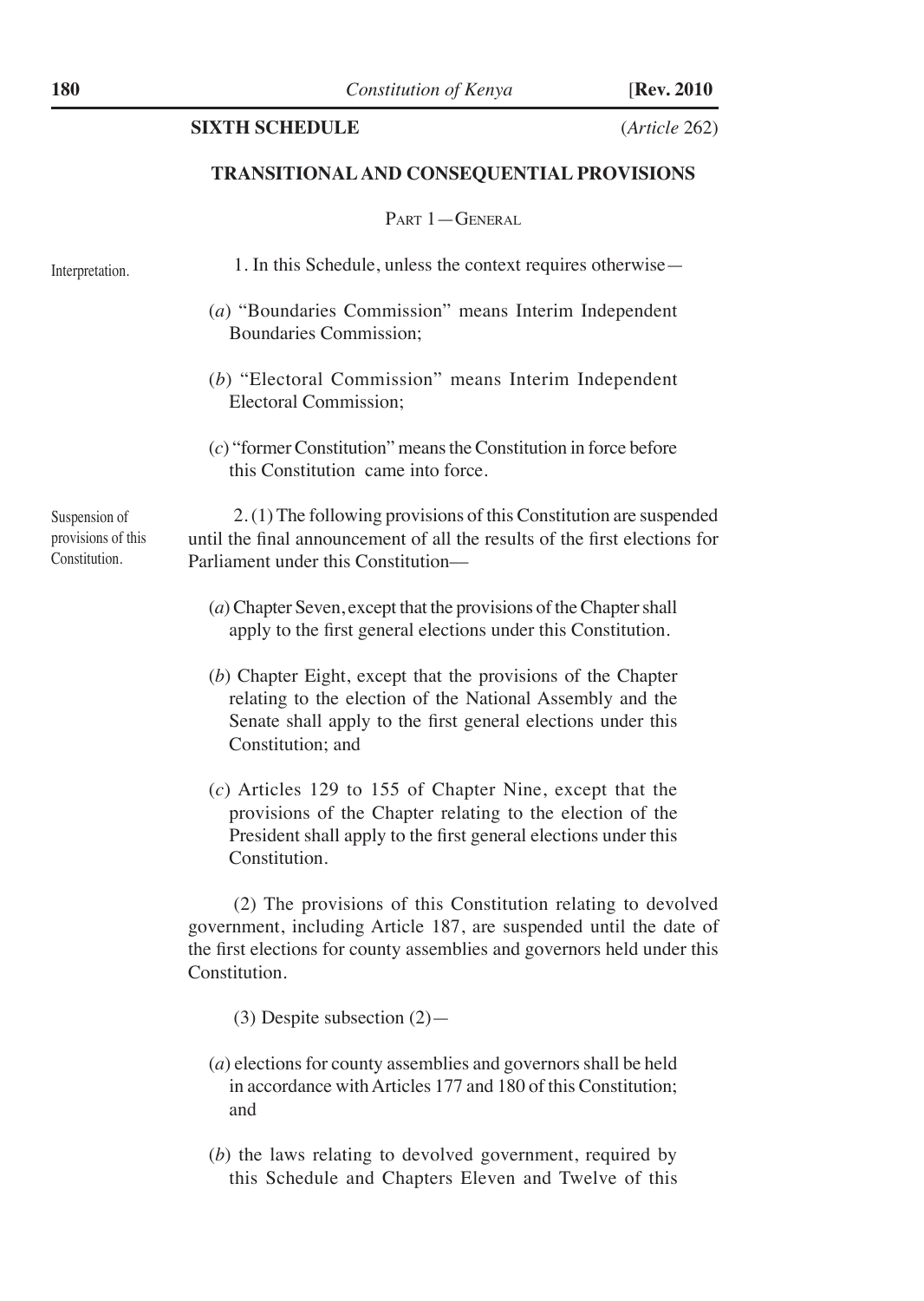## SIXTH SCHEDULE

(*Article* 262)

## TRANSITIONAL AND CONSEQUENTIAL PROVISIONS

### PART 1—GENERAL

Interpretation.

1. In this Schedule, unless the context requires otherwise—

(*a*) "Boundaries Commission" means Interim Independent Boundaries Commission;

(*b*) "Electoral Commission" means Interim Independent Electoral Commission;

(*c*) "former Constitution" means the Constitution in force before this Constitution came into force.

Suspension of provisions of this Constitution.

2. (1) The following provisions of this Constitution are suspended until the final announcement of all the results of the first elections for Parliament under this Constitution—

(*a*) Chapter Seven, except that the provisions of the Chapter shall apply to the first general elections under this Constitution.

(*b*) Chapter Eight, except that the provisions of the Chapter relating to the election of the National Assembly and the Senate shall apply to the first general elections under this Constitution; and

(*c*) Articles 129 to 155 of Chapter Nine, except that the provisions of the Chapter relating to the election of the President shall apply to the first general elections under this Constitution.

(2) The provisions of this Constitution relating to devolved government, including Article 187, are suspended until the date of the first elections for county assemblies and governors held under this Constitution.

(3) Despite subsection (2)—

(*a*) elections for county assemblies and governors shall be held in accordance with Articles 177 and 180 of this Constitution; and

(*b*) the laws relating to devolved government, required by this Schedule and Chapters Eleven and Twelve of this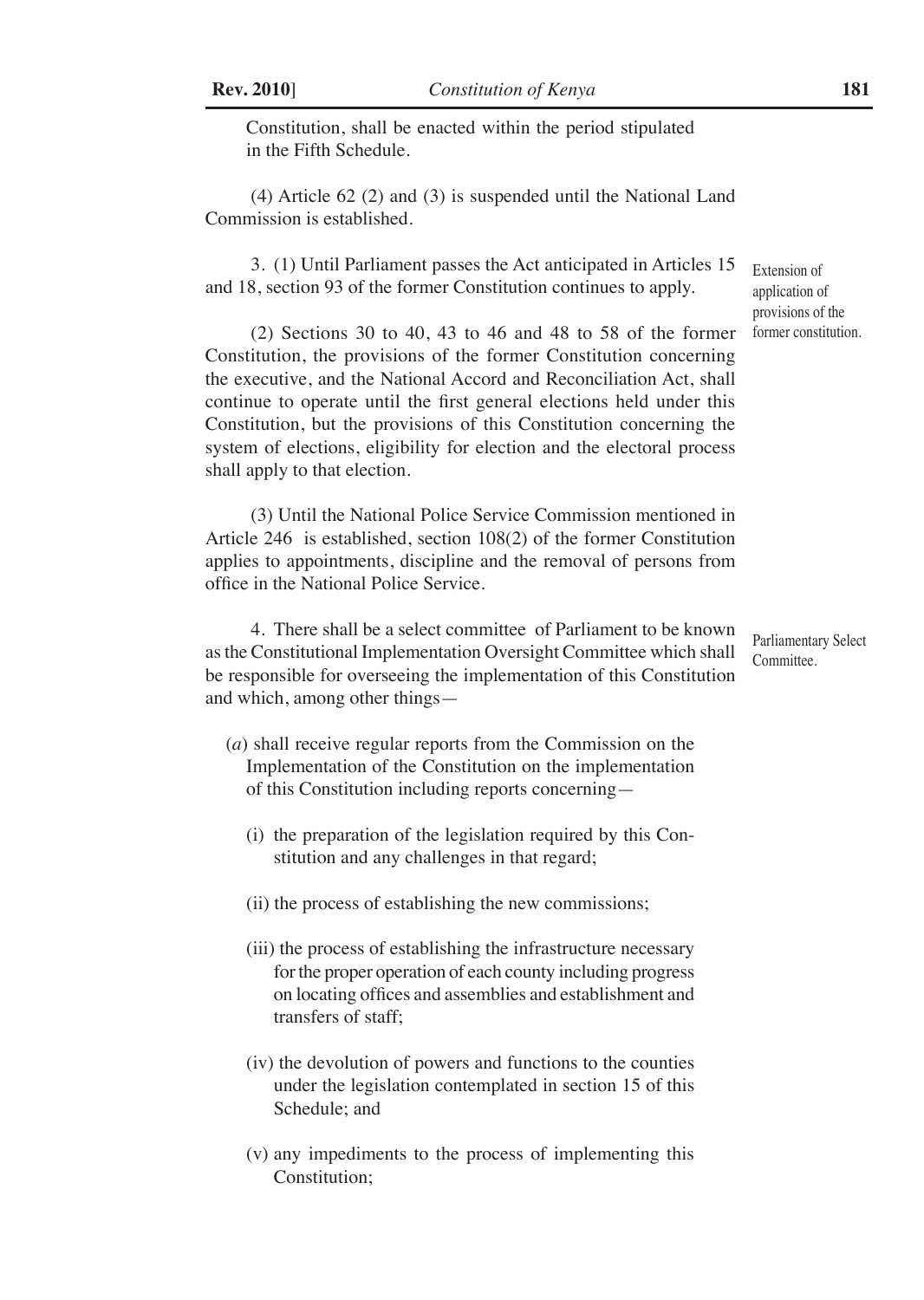Constitution, shall be enacted within the period stipulated in the Fifth Schedule.

(4) Article 62 (2) and (3) is suspended until the National Land Commission is established.

Extension of application of provisions of the former constitution.

3. (1) Until Parliament passes the Act anticipated in Articles 15 and 18, section 93 of the former Constitution continues to apply.

(2) Sections 30 to 40, 43 to 46 and 48 to 58 of the former Constitution, the provisions of the former Constitution concerning the executive, and the National Accord and Reconciliation Act, shall continue to operate until the first general elections held under this Constitution, but the provisions of this Constitution concerning the system of elections, eligibility for election and the electoral process shall apply to that election.

(3) Until the National Police Service Commission mentioned in Article 246 is established, section 108(2) of the former Constitution applies to appointments, discipline and the removal of persons from office in the National Police Service.

Parliamentary Select Committee.

4. There shall be a select committee of Parliament to be known as the Constitutional Implementation Oversight Committee which shall be responsible for overseeing the implementation of this Constitution and which, among other things—

(*a*) shall receive regular reports from the Commission on the Implementation of the Constitution on the implementation of this Constitution including reports concerning—

(i) the preparation of the legislation required by this Constitution and any challenges in that regard;

(ii) the process of establishing the new commissions;

(iii) the process of establishing the infrastructure necessary for the proper operation of each county including progress on locating offices and assemblies and establishment and transfers of staff;

(iv) the devolution of powers and functions to the counties under the legislation contemplated in section 15 of this Schedule; and

(v) any impediments to the process of implementing this Constitution;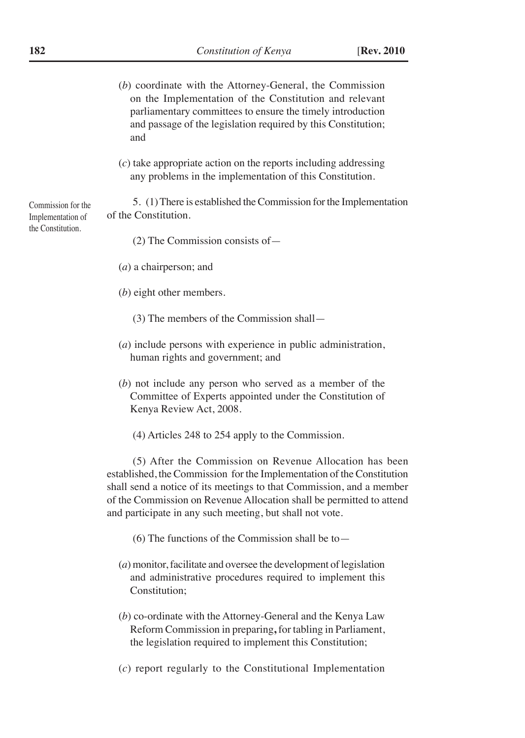(*b*) coordinate with the Attorney-General, the Commission on the Implementation of the Constitution and relevant parliamentary committees to ensure the timely introduction and passage of the legislation required by this Constitution; and

(*c*) take appropriate action on the reports including addressing any problems in the implementation of this Constitution.

Commission for the Implementation of the Constitution.

5. (1) There is established the Commission for the Implementation of the Constitution.

(2) The Commission consists of—

(*a*) a chairperson; and

(*b*) eight other members.

(3) The members of the Commission shall—

(*a*) include persons with experience in public administration, human rights and government; and

(*b*) not include any person who served as a member of the Committee of Experts appointed under the Constitution of Kenya Review Act, 2008.

(4) Articles 248 to 254 apply to the Commission.

(5) After the Commission on Revenue Allocation has been established, the Commission for the Implementation of the Constitution shall send a notice of its meetings to that Commission, and a member of the Commission on Revenue Allocation shall be permitted to attend and participate in any such meeting, but shall not vote.

(6) The functions of the Commission shall be to—

(*a*) monitor, facilitate and oversee the development of legislation and administrative procedures required to implement this Constitution;

(*b*) co-ordinate with the Attorney-General and the Kenya Law Reform Commission in preparing**,** for tabling in Parliament, the legislation required to implement this Constitution;

(*c*) report regularly to the Constitutional Implementation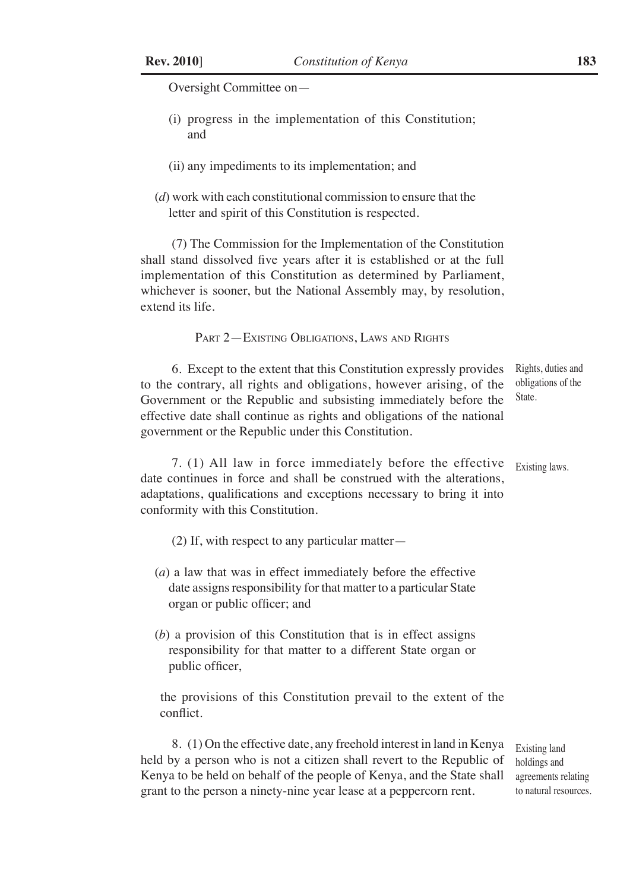Oversight Committee on—

(i) progress in the implementation of this Constitution; and

(ii) any impediments to its implementation; and

(*d*) work with each constitutional commission to ensure that the letter and spirit of this Constitution is respected.

(7) The Commission for the Implementation of the Constitution shall stand dissolved five years after it is established or at the full implementation of this Constitution as determined by Parliament, whichever is sooner, but the National Assembly may, by resolution, extend its life.

## Part 2—Existing Obligations, Laws and Rights

*Rights, duties and obligations of the State.*

6. Except to the extent that this Constitution expressly provides to the contrary, all rights and obligations, however arising, of the Government or the Republic and subsisting immediately before the effective date shall continue as rights and obligations of the national government or the Republic under this Constitution.

*Existing laws.*

7. (1) All law in force immediately before the effective date continues in force and shall be construed with the alterations, adaptations, qualifications and exceptions necessary to bring it into conformity with this Constitution.

(2) If, with respect to any particular matter—

(*a*) a law that was in effect immediately before the effective date assigns responsibility for that matter to a particular State organ or public officer; and

(*b*) a provision of this Constitution that is in effect assigns responsibility for that matter to a different State organ or public officer,

the provisions of this Constitution prevail to the extent of the conflict.

*Existing land holdings and agreements relating to natural resources.*

8. (1) On the effective date, any freehold interest in land in Kenya held by a person who is not a citizen shall revert to the Republic of Kenya to be held on behalf of the people of Kenya, and the State shall grant to the person a ninety-nine year lease at a peppercorn rent.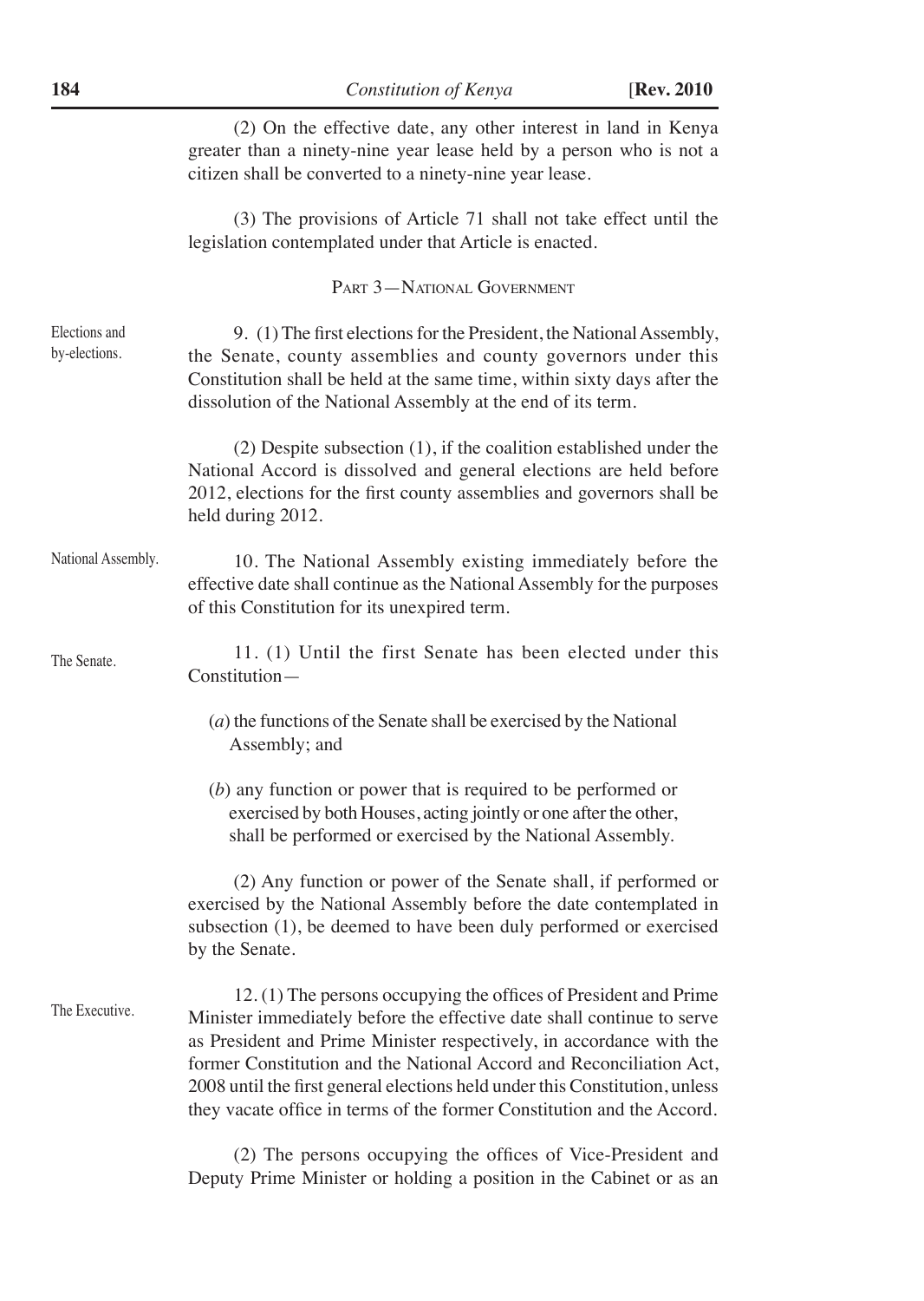(2) On the effective date, any other interest in land in Kenya greater than a ninety-nine year lease held by a person who is not a citizen shall be converted to a ninety-nine year lease.

(3) The provisions of Article 71 shall not take effect until the legislation contemplated under that Article is enacted.

## Part 3—National Government

Elections and by-elections.

9. (1) The first elections for the President, the National Assembly, the Senate, county assemblies and county governors under this Constitution shall be held at the same time, within sixty days after the dissolution of the National Assembly at the end of its term.

(2) Despite subsection (1), if the coalition established under the National Accord is dissolved and general elections are held before 2012, elections for the first county assemblies and governors shall be held during 2012.

National Assembly.

10. The National Assembly existing immediately before the effective date shall continue as the National Assembly for the purposes of this Constitution for its unexpired term.

The Senate.

11. (1) Until the first Senate has been elected under this Constitution—

(*a*) the functions of the Senate shall be exercised by the National Assembly; and

(*b*) any function or power that is required to be performed or exercised by both Houses, acting jointly or one after the other, shall be performed or exercised by the National Assembly.

(2) Any function or power of the Senate shall, if performed or exercised by the National Assembly before the date contemplated in subsection (1), be deemed to have been duly performed or exercised by the Senate.

The Executive.

12. (1) The persons occupying the offices of President and Prime Minister immediately before the effective date shall continue to serve as President and Prime Minister respectively, in accordance with the former Constitution and the National Accord and Reconciliation Act, 2008 until the first general elections held under this Constitution, unless they vacate office in terms of the former Constitution and the Accord.

(2) The persons occupying the offices of Vice-President and Deputy Prime Minister or holding a position in the Cabinet or as an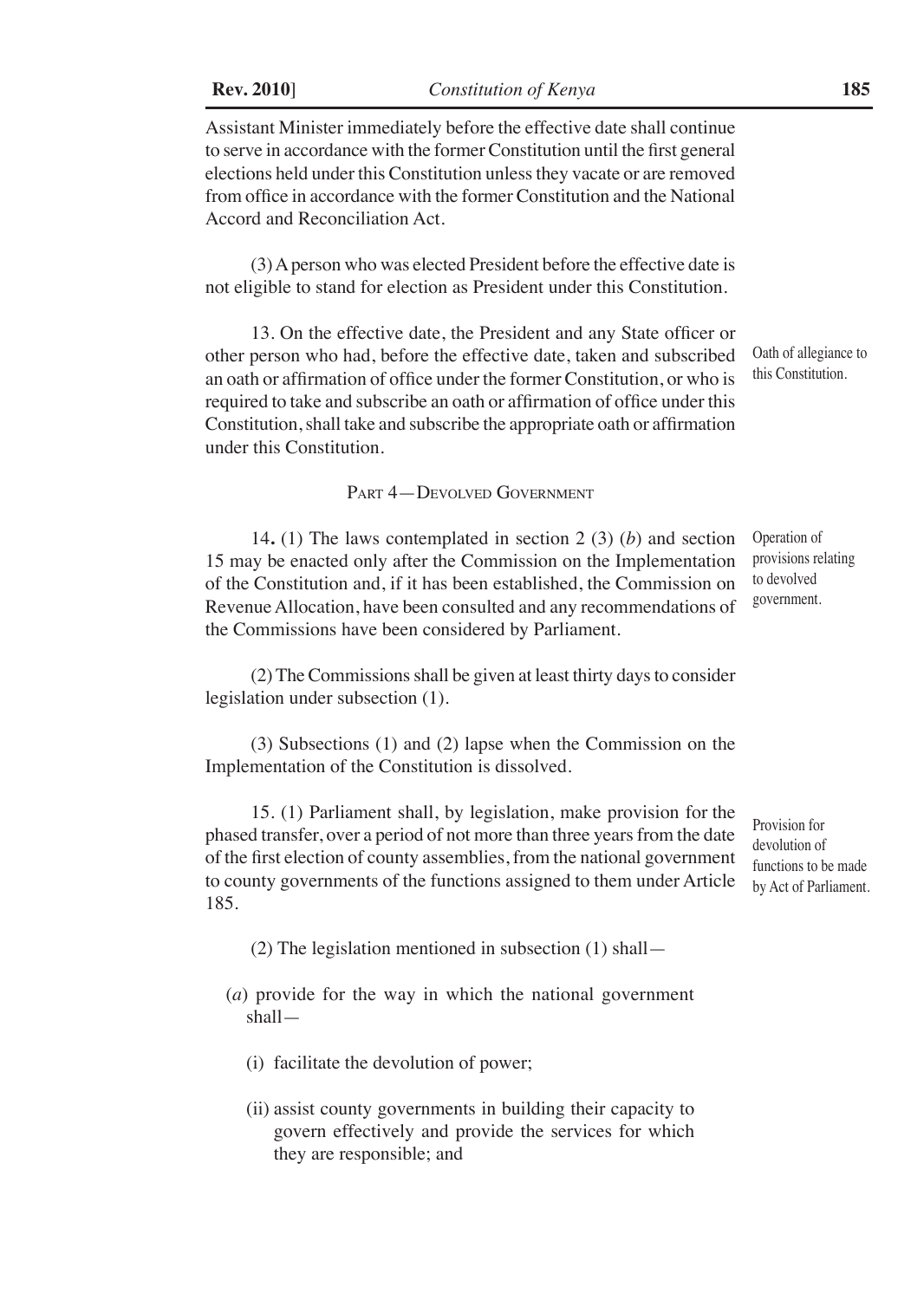Assistant Minister immediately before the effective date shall continue to serve in accordance with the former Constitution until the first general elections held under this Constitution unless they vacate or are removed from office in accordance with the former Constitution and the National Accord and Reconciliation Act.

(3) A person who was elected President before the effective date is not eligible to stand for election as President under this Constitution.

Oath of allegiance to this Constitution.

13. On the effective date, the President and any State officer or other person who had, before the effective date, taken and subscribed an oath or affirmation of office under the former Constitution, or who is required to take and subscribe an oath or affirmation of office under this Constitution, shall take and subscribe the appropriate oath or affirmation under this Constitution.

## Part 4—Devolved Government

Operation of provisions relating to devolved government.

14. (1) The laws contemplated in section 2 (3) (*b*) and section 15 may be enacted only after the Commission on the Implementation of the Constitution and, if it has been established, the Commission on Revenue Allocation, have been consulted and any recommendations of the Commissions have been considered by Parliament.

(2) The Commissions shall be given at least thirty days to consider legislation under subsection (1).

(3) Subsections (1) and (2) lapse when the Commission on the Implementation of the Constitution is dissolved.

Provision for devolution of functions to be made by Act of Parliament.

15. (1) Parliament shall, by legislation, make provision for the phased transfer, over a period of not more than three years from the date of the first election of county assemblies, from the national government to county governments of the functions assigned to them under Article 185.

(2) The legislation mentioned in subsection (1) shall—

(*a*) provide for the way in which the national government shall—

(i) facilitate the devolution of power;

(ii) assist county governments in building their capacity to govern effectively and provide the services for which they are responsible; and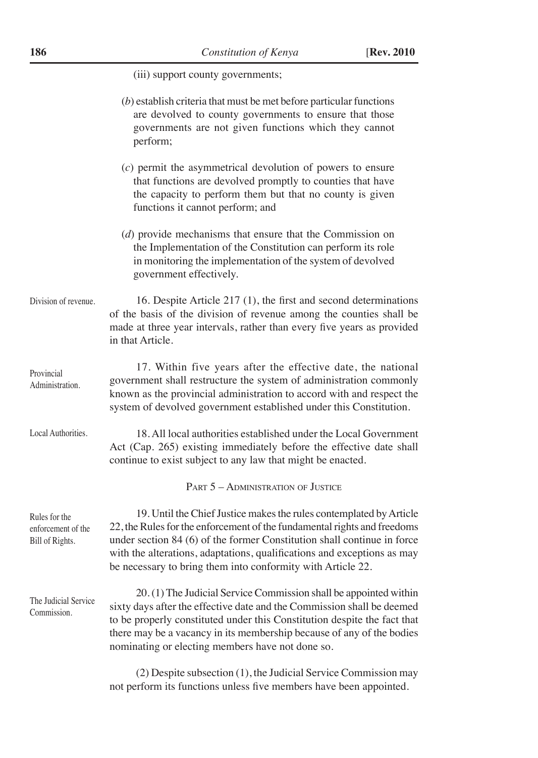(iii) support county governments;

(*b*) establish criteria that must be met before particular functions are devolved to county governments to ensure that those governments are not given functions which they cannot perform;

(*c*) permit the asymmetrical devolution of powers to ensure that functions are devolved promptly to counties that have the capacity to perform them but that no county is given functions it cannot perform; and

(*d*) provide mechanisms that ensure that the Commission on the Implementation of the Constitution can perform its role in monitoring the implementation of the system of devolved government effectively.

Division of revenue.

16. Despite Article 217 (1), the first and second determinations of the basis of the division of revenue among the counties shall be made at three year intervals, rather than every five years as provided in that Article.

Provincial Administration.

17. Within five years after the effective date, the national government shall restructure the system of administration commonly known as the provincial administration to accord with and respect the system of devolved government established under this Constitution.

Local Authorities.

18. All local authorities established under the Local Government Act (Cap. 265) existing immediately before the effective date shall continue to exist subject to any law that might be enacted.

## Part 5 – Administration of Justice

Rules for the enforcement of the Bill of Rights.

19. Until the Chief Justice makes the rules contemplated by Article 22, the Rules for the enforcement of the fundamental rights and freedoms under section 84 (6) of the former Constitution shall continue in force with the alterations, adaptations, qualifications and exceptions as may be necessary to bring them into conformity with Article 22.

The Judicial Service Commission.

20. (1) The Judicial Service Commission shall be appointed within sixty days after the effective date and the Commission shall be deemed to be properly constituted under this Constitution despite the fact that there may be a vacancy in its membership because of any of the bodies nominating or electing members have not done so.

(2) Despite subsection (1), the Judicial Service Commission may not perform its functions unless five members have been appointed.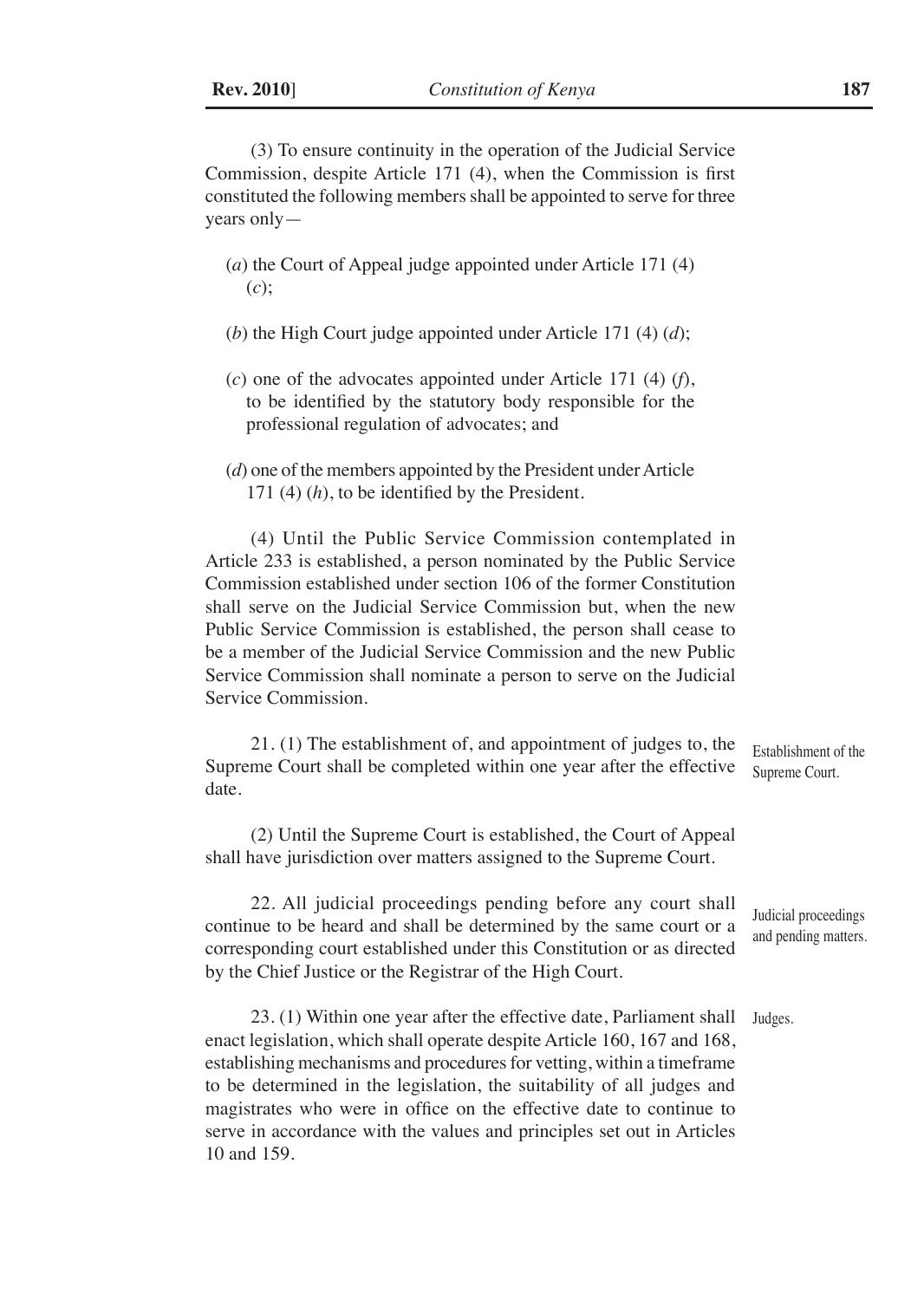(3) To ensure continuity in the operation of the Judicial Service Commission, despite Article 171 (4), when the Commission is first constituted the following members shall be appointed to serve for three years only—

(*a*) the Court of Appeal judge appointed under Article 171 (4) (*c*);

(*b*) the High Court judge appointed under Article 171 (4) (*d*);

(*c*) one of the advocates appointed under Article 171 (4) (*f*), to be identified by the statutory body responsible for the professional regulation of advocates; and

(*d*) one of the members appointed by the President under Article 171 (4) (*h*), to be identified by the President.

(4) Until the Public Service Commission contemplated in Article 233 is established, a person nominated by the Public Service Commission established under section 106 of the former Constitution shall serve on the Judicial Service Commission but, when the new Public Service Commission is established, the person shall cease to be a member of the Judicial Service Commission and the new Public Service Commission shall nominate a person to serve on the Judicial Service Commission.

*Establishment of the Supreme Court.*

21. (1) The establishment of, and appointment of judges to, the Supreme Court shall be completed within one year after the effective date.

(2) Until the Supreme Court is established, the Court of Appeal shall have jurisdiction over matters assigned to the Supreme Court.

*Judicial proceedings and pending matters.*

22. All judicial proceedings pending before any court shall continue to be heard and shall be determined by the same court or a corresponding court established under this Constitution or as directed by the Chief Justice or the Registrar of the High Court.

*Judges.*

23. (1) Within one year after the effective date, Parliament shall enact legislation, which shall operate despite Article 160, 167 and 168, establishing mechanisms and procedures for vetting, within a timeframe to be determined in the legislation, the suitability of all judges and magistrates who were in office on the effective date to continue to serve in accordance with the values and principles set out in Articles 10 and 159.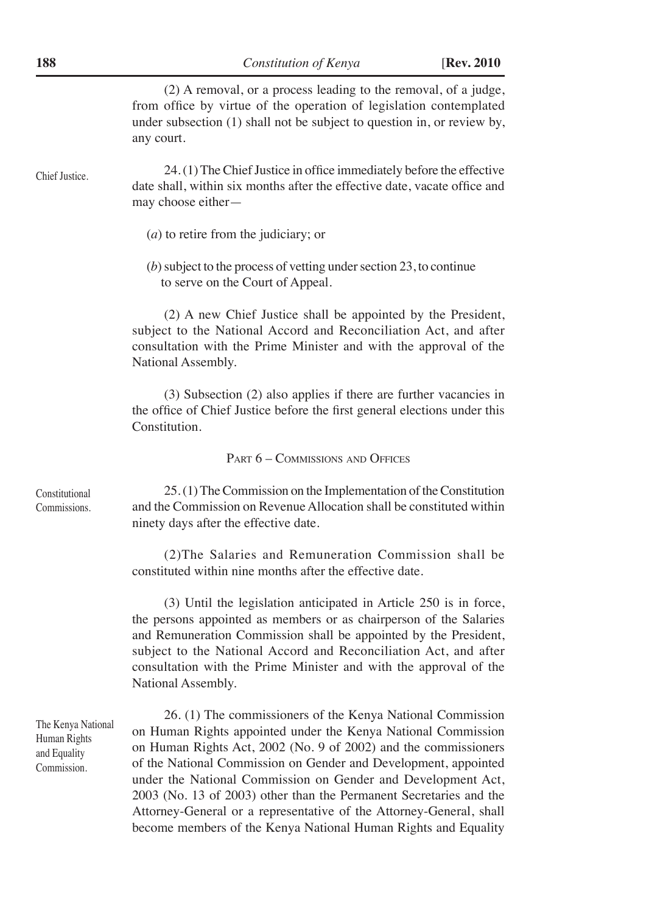(2) A removal, or a process leading to the removal, of a judge, from office by virtue of the operation of legislation contemplated under subsection (1) shall not be subject to question in, or review by, any court.

Chief Justice.

24. (1) The Chief Justice in office immediately before the effective date shall, within six months after the effective date, vacate office and may choose either—

(*a*) to retire from the judiciary; or

(*b*) subject to the process of vetting under section 23, to continue to serve on the Court of Appeal.

(2) A new Chief Justice shall be appointed by the President, subject to the National Accord and Reconciliation Act, and after consultation with the Prime Minister and with the approval of the National Assembly.

(3) Subsection (2) also applies if there are further vacancies in the office of Chief Justice before the first general elections under this Constitution.

## Part 6 – Commissions and Offices

Constitutional Commissions.

25. (1) The Commission on the Implementation of the Constitution and the Commission on Revenue Allocation shall be constituted within ninety days after the effective date.

(2)The Salaries and Remuneration Commission shall be constituted within nine months after the effective date.

(3) Until the legislation anticipated in Article 250 is in force, the persons appointed as members or as chairperson of the Salaries and Remuneration Commission shall be appointed by the President, subject to the National Accord and Reconciliation Act, and after consultation with the Prime Minister and with the approval of the National Assembly.

The Kenya National Human Rights and Equality Commission.

26. (1) The commissioners of the Kenya National Commission on Human Rights appointed under the Kenya National Commission on Human Rights Act, 2002 (No. 9 of 2002) and the commissioners of the National Commission on Gender and Development, appointed under the National Commission on Gender and Development Act, 2003 (No. 13 of 2003) other than the Permanent Secretaries and the Attorney-General or a representative of the Attorney-General, shall become members of the Kenya National Human Rights and Equality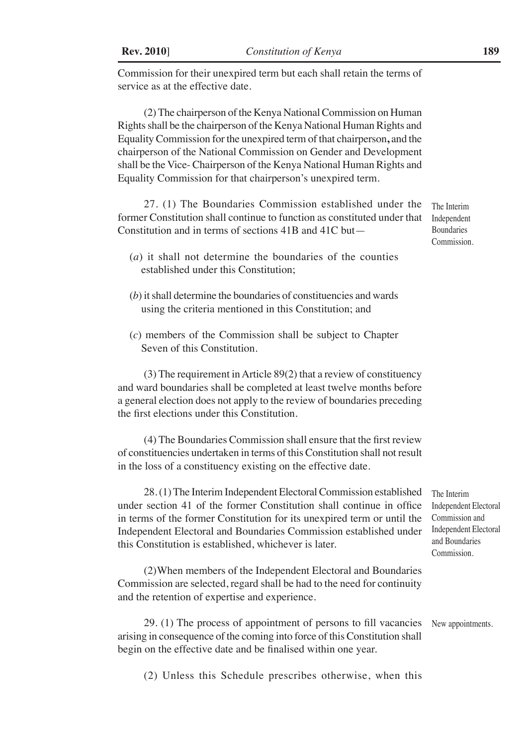Commission for their unexpired term but each shall retain the terms of service as at the effective date.

(2) The chairperson of the Kenya National Commission on Human Rights shall be the chairperson of the Kenya National Human Rights and Equality Commission for the unexpired term of that chairperson, and the chairperson of the National Commission on Gender and Development shall be the Vice- Chairperson of the Kenya National Human Rights and Equality Commission for that chairperson's unexpired term.

The Interim Independent Boundaries Commission.

27. (1) The Boundaries Commission established under the former Constitution shall continue to function as constituted under that Constitution and in terms of sections 41B and 41C but—

(*a*) it shall not determine the boundaries of the counties established under this Constitution;

(*b*) it shall determine the boundaries of constituencies and wards using the criteria mentioned in this Constitution; and

(*c*) members of the Commission shall be subject to Chapter Seven of this Constitution.

(3) The requirement in Article 89(2) that a review of constituency and ward boundaries shall be completed at least twelve months before a general election does not apply to the review of boundaries preceding the first elections under this Constitution.

(4) The Boundaries Commission shall ensure that the first review of constituencies undertaken in terms of this Constitution shall not result in the loss of a constituency existing on the effective date.

The Interim Independent Electoral Commission and Independent Electoral and Boundaries Commission.

28. (1) The Interim Independent Electoral Commission established under section 41 of the former Constitution shall continue in office in terms of the former Constitution for its unexpired term or until the Independent Electoral and Boundaries Commission established under this Constitution is established, whichever is later.

(2) When members of the Independent Electoral and Boundaries Commission are selected, regard shall be had to the need for continuity and the retention of expertise and experience.

New appointments.

29. (1) The process of appointment of persons to fill vacancies arising in consequence of the coming into force of this Constitution shall begin on the effective date and be finalised within one year.

(2) Unless this Schedule prescribes otherwise, when this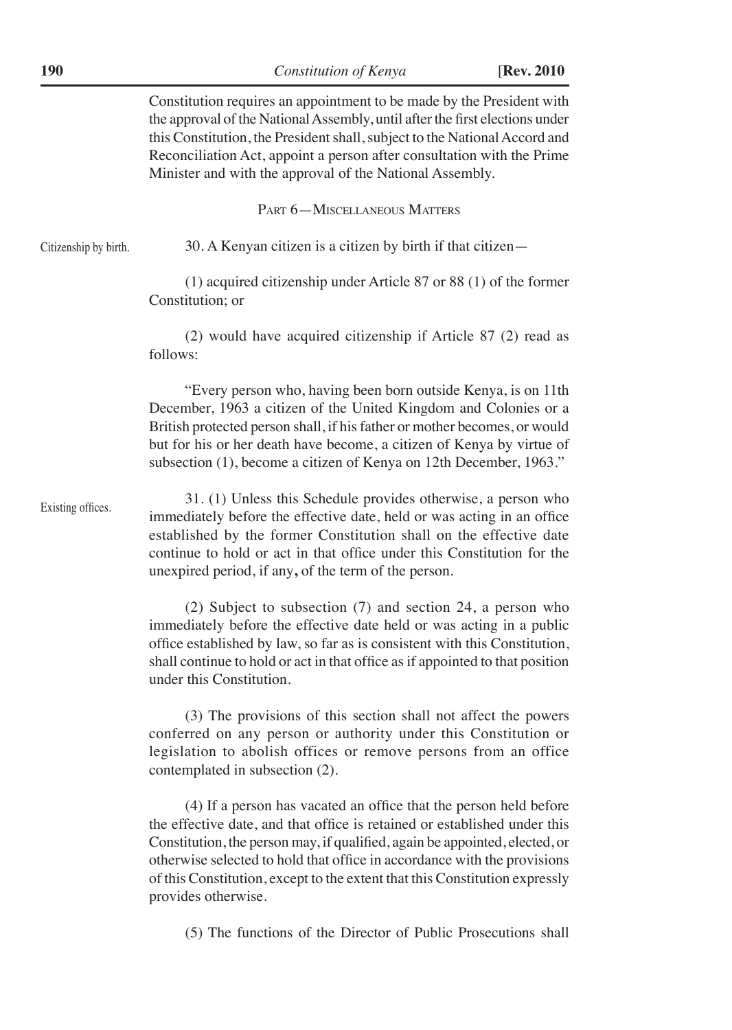Constitution requires an appointment to be made by the President with the approval of the National Assembly, until after the first elections under this Constitution, the President shall, subject to the National Accord and Reconciliation Act, appoint a person after consultation with the Prime Minister and with the approval of the National Assembly.

## Part 6—Miscellaneous Matters

Citizenship by birth.

30. A Kenyan citizen is a citizen by birth if that citizen—

(1) acquired citizenship under Article 87 or 88 (1) of the former Constitution; or

(2) would have acquired citizenship if Article 87 (2) read as follows:

"Every person who, having been born outside Kenya, is on 11th December, 1963 a citizen of the United Kingdom and Colonies or a British protected person shall, if his father or mother becomes, or would but for his or her death have become, a citizen of Kenya by virtue of subsection (1), become a citizen of Kenya on 12th December, 1963."

Existing offices.

31. (1) Unless this Schedule provides otherwise, a person who immediately before the effective date, held or was acting in an office established by the former Constitution shall on the effective date continue to hold or act in that office under this Constitution for the unexpired period, if any**,** of the term of the person.

(2) Subject to subsection (7) and section 24, a person who immediately before the effective date held or was acting in a public office established by law, so far as is consistent with this Constitution, shall continue to hold or act in that office as if appointed to that position under this Constitution.

(3) The provisions of this section shall not affect the powers conferred on any person or authority under this Constitution or legislation to abolish offices or remove persons from an office contemplated in subsection (2).

(4) If a person has vacated an office that the person held before the effective date, and that office is retained or established under this Constitution, the person may, if qualified, again be appointed, elected, or otherwise selected to hold that office in accordance with the provisions of this Constitution, except to the extent that this Constitution expressly provides otherwise.

(5) The functions of the Director of Public Prosecutions shall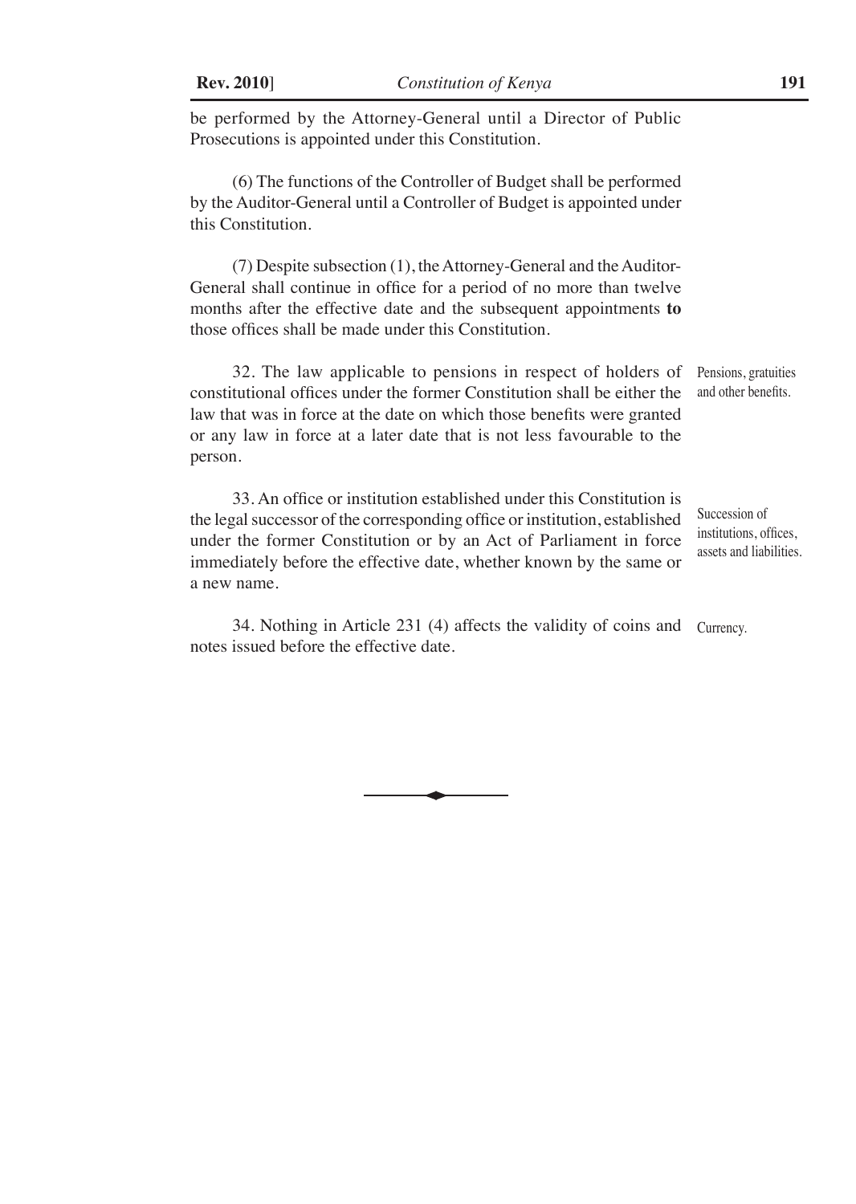be performed by the Attorney-General until a Director of Public Prosecutions is appointed under this Constitution.

(6) The functions of the Controller of Budget shall be performed by the Auditor-General until a Controller of Budget is appointed under this Constitution.

(7) Despite subsection (1), the Attorney-General and the Auditor-General shall continue in office for a period of no more than twelve months after the effective date and the subsequent appointments **to** those offices shall be made under this Constitution.

Pensions, gratuities and other benefits.

32. The law applicable to pensions in respect of holders of constitutional offices under the former Constitution shall be either the law that was in force at the date on which those benefits were granted or any law in force at a later date that is not less favourable to the person.

Succession of institutions, offices, assets and liabilities.

33. An office or institution established under this Constitution is the legal successor of the corresponding office or institution, established under the former Constitution or by an Act of Parliament in force immediately before the effective date, whether known by the same or a new name.

Currency.

34. Nothing in Article 231 (4) affects the validity of coins and notes issued before the effective date.